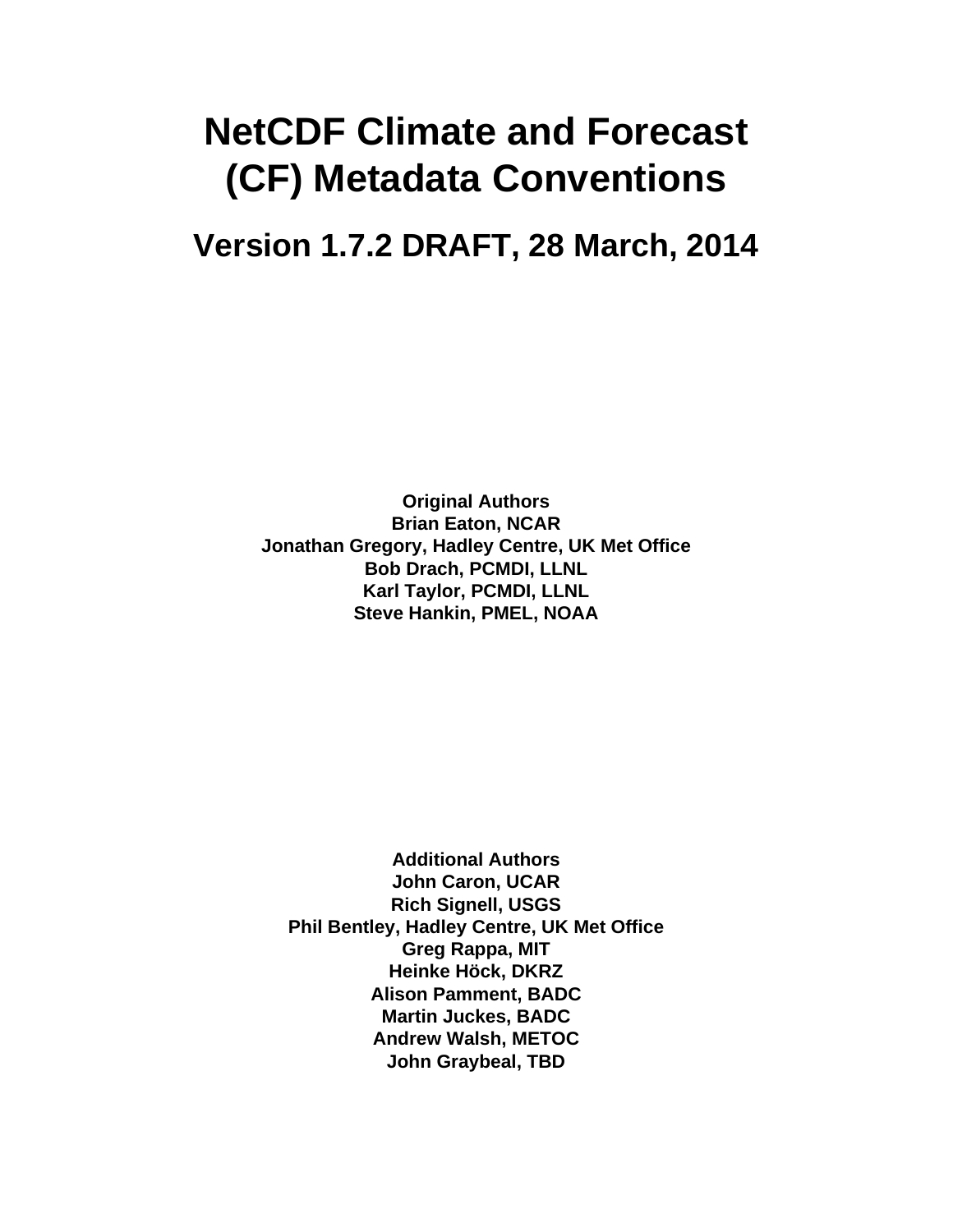# NetCDF Climate and Forecast (CF) Metadata Conventions

## Version 1.7.2 DRAFT, 28 March, 2014

**Original Authors**
**Brian Eaton, NCAR**
**Jonathan Gregory, Hadley Centre, UK Met Office**
**Bob Drach, PCMDI, LLNL**
**Karl Taylor, PCMDI, LLNL**
**Steve Hankin, PMEL, NOAA**

**Additional Authors**
**John Caron, UCAR**
**Rich Signell, USGS**
**Phil Bentley, Hadley Centre, UK Met Office**
**Greg Rappa, MIT**
**Heinke Höck, DKRZ**
**Alison Pamment, BADC**
**Martin Juckes, BADC**
**Andrew Walsh, METOC**
**John Graybeal, TBD**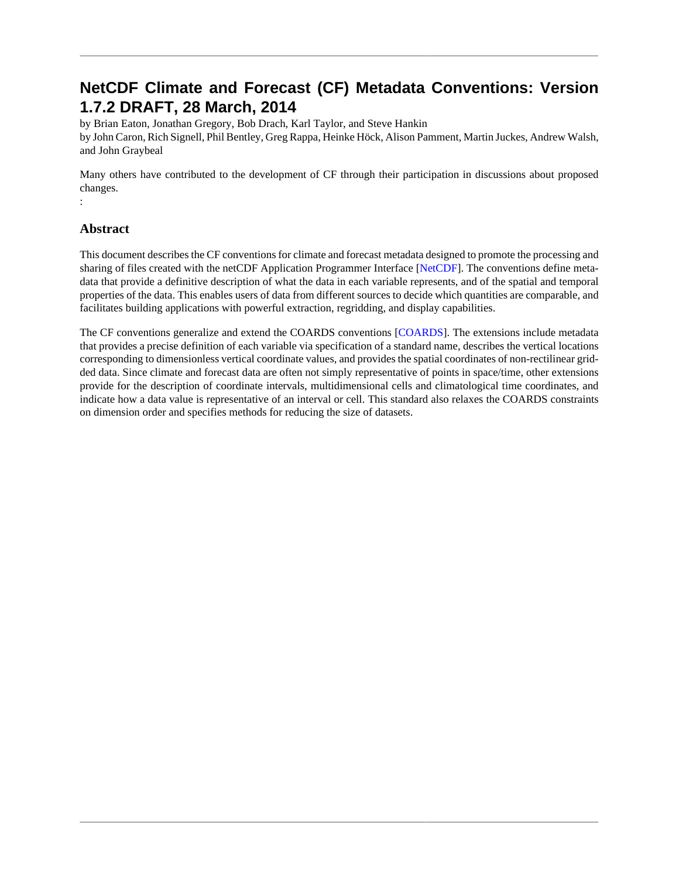# NetCDF Climate and Forecast (CF) Metadata Conventions: Version 1.7.2 DRAFT, 28 March, 2014

by Brian Eaton, Jonathan Gregory, Bob Drach, Karl Taylor, and Steve Hankin

by John Caron, Rich Signell, Phil Bentley, Greg Rappa, Heinke Höck, Alison Pamment, Martin Juckes, Andrew Walsh, and John Graybeal

Many others have contributed to the development of CF through their participation in discussions about proposed changes.

:

## Abstract

This document describes the CF conventions for climate and forecast metadata designed to promote the processing and sharing of files created with the netCDF Application Programmer Interface [NetCDF]. The conventions define metadata that provide a definitive description of what the data in each variable represents, and of the spatial and temporal properties of the data. This enables users of data from different sources to decide which quantities are comparable, and facilitates building applications with powerful extraction, regridding, and display capabilities.

The CF conventions generalize and extend the COARDS conventions [COARDS]. The extensions include metadata that provides a precise definition of each variable via specification of a standard name, describes the vertical locations corresponding to dimensionless vertical coordinate values, and provides the spatial coordinates of non-rectilinear gridded data. Since climate and forecast data are often not simply representative of points in space/time, other extensions provide for the description of coordinate intervals, multidimensional cells and climatological time coordinates, and indicate how a data value is representative of an interval or cell. This standard also relaxes the COARDS constraints on dimension order and specifies methods for reducing the size of datasets.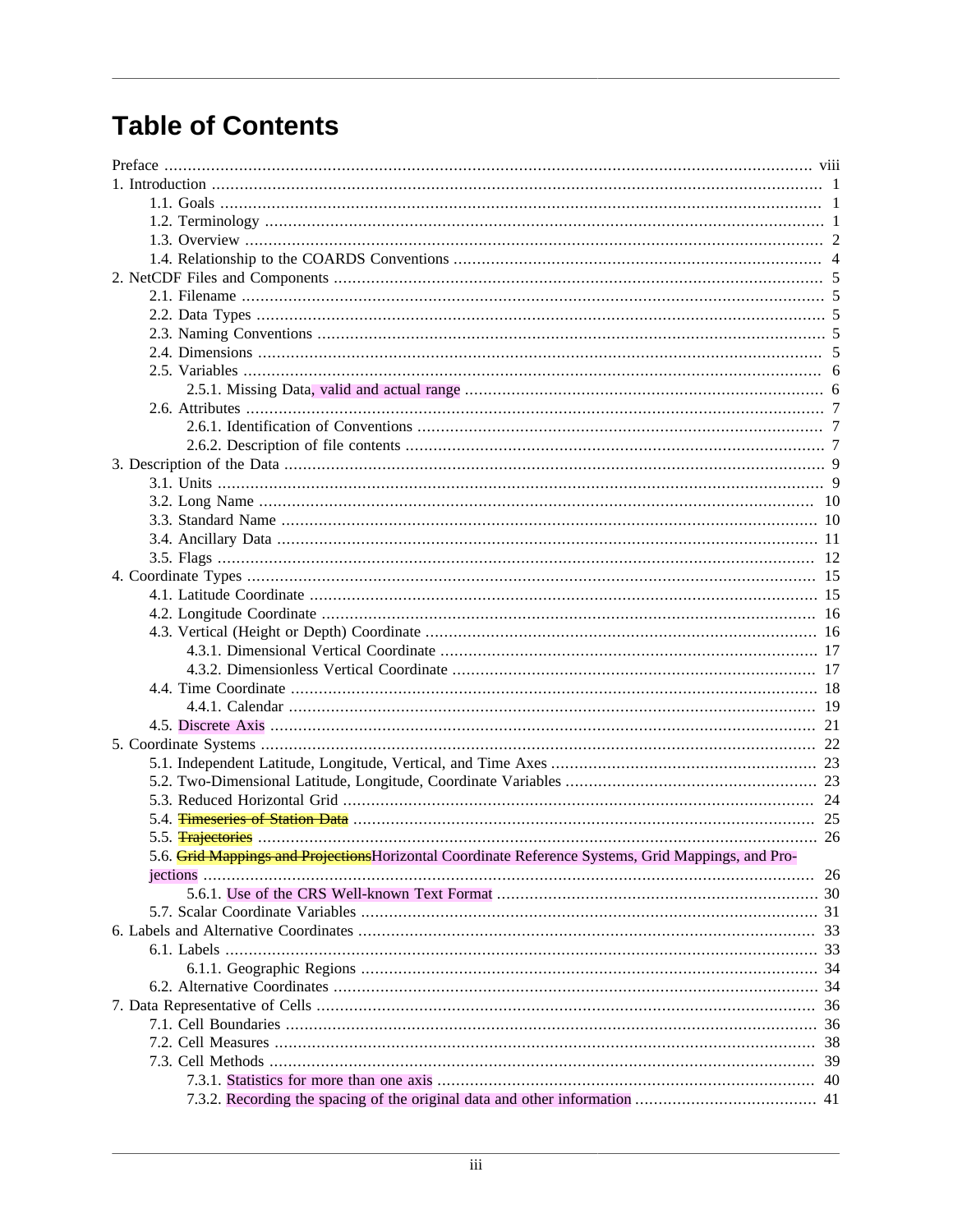# Table of Contents

- Preface ... viii
- 1. Introduction ... 1
  - 1.1. Goals ... 1
  - 1.2. Terminology ... 1
  - 1.3. Overview ... 2
  - 1.4. Relationship to the COARDS Conventions ... 4
- 2. NetCDF Files and Components ... 5
  - 2.1. Filename ... 5
  - 2.2. Data Types ... 5
  - 2.3. Naming Conventions ... 5
  - 2.4. Dimensions ... 5
  - 2.5. Variables ... 6
    - 2.5.1. Missing Data, valid and actual range ... 6
  - 2.6. Attributes ... 7
    - 2.6.1. Identification of Conventions ... 7
    - 2.6.2. Description of file contents ... 7
- 3. Description of the Data ... 9
  - 3.1. Units ... 9
  - 3.2. Long Name ... 10
  - 3.3. Standard Name ... 10
  - 3.4. Ancillary Data ... 11
  - 3.5. Flags ... 12
- 4. Coordinate Types ... 15
  - 4.1. Latitude Coordinate ... 15
  - 4.2. Longitude Coordinate ... 16
  - 4.3. Vertical (Height or Depth) Coordinate ... 16
    - 4.3.1. Dimensional Vertical Coordinate ... 17
    - 4.3.2. Dimensionless Vertical Coordinate ... 17
  - 4.4. Time Coordinate ... 18
    - 4.4.1. Calendar ... 19
  - 4.5. Discrete Axis ... 21
- 5. Coordinate Systems ... 22
  - 5.1. Independent Latitude, Longitude, Vertical, and Time Axes ... 23
  - 5.2. Two-Dimensional Latitude, Longitude, Coordinate Variables ... 23
  - 5.3. Reduced Horizontal Grid ... 24
  - 5.4. ~~Timeseries of Station Data~~ ... 25
  - 5.5. ~~Trajectories~~ ... 26
  - 5.6. ~~Grid Mappings and Projections~~Horizontal Coordinate Reference Systems, Grid Mappings, and Projections ... 26
    - 5.6.1. Use of the CRS Well-known Text Format ... 30
  - 5.7. Scalar Coordinate Variables ... 31
- 6. Labels and Alternative Coordinates ... 33
  - 6.1. Labels ... 33
    - 6.1.1. Geographic Regions ... 34
  - 6.2. Alternative Coordinates ... 34
- 7. Data Representative of Cells ... 36
  - 7.1. Cell Boundaries ... 36
  - 7.2. Cell Measures ... 38
  - 7.3. Cell Methods ... 39
    - 7.3.1. Statistics for more than one axis ... 40
    - 7.3.2. Recording the spacing of the original data and other information ... 41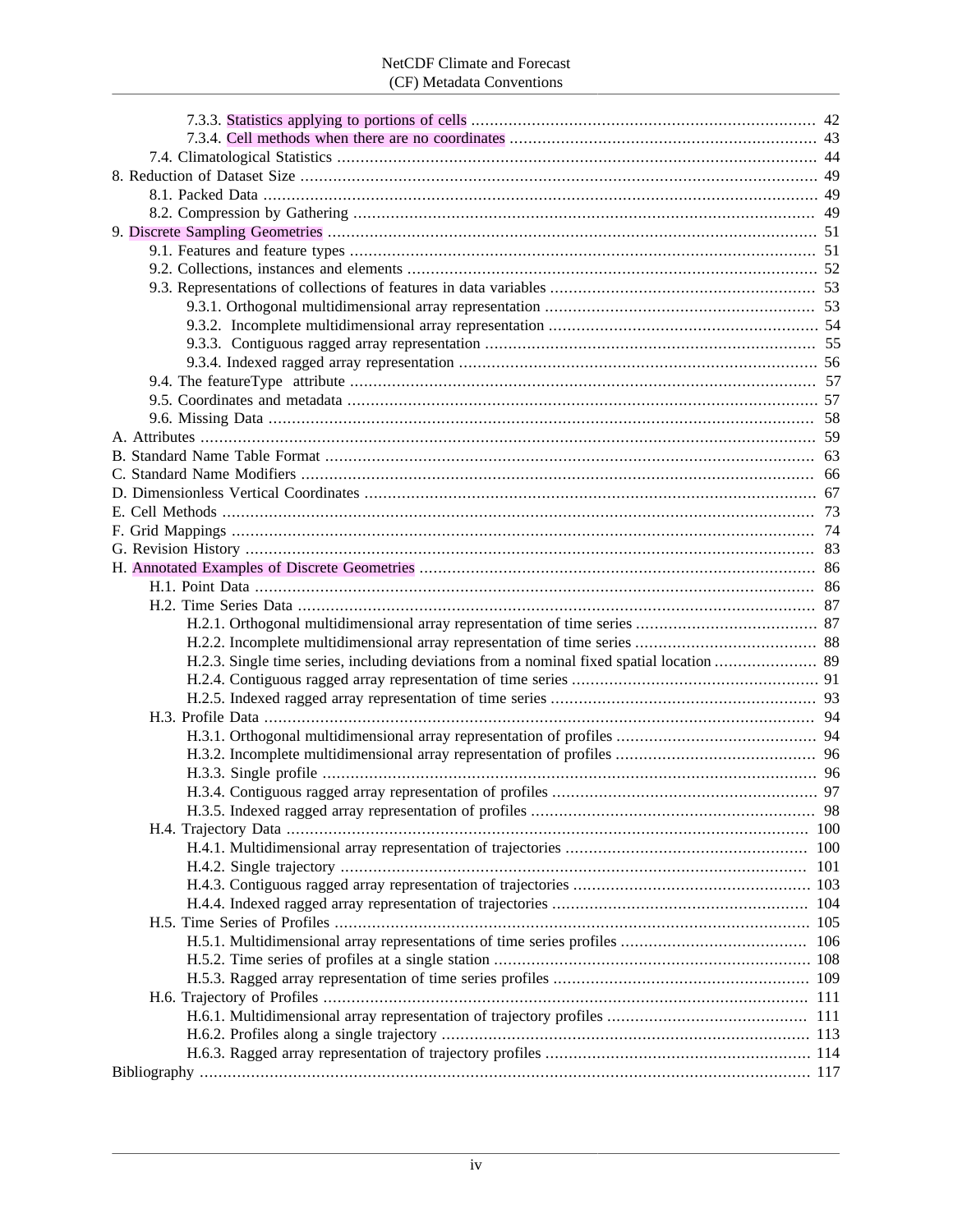- 7.3.3. Statistics applying to portions of cells ..... 42
- 7.3.4. Cell methods when there are no coordinates ..... 43
- 7.4. Climatological Statistics ..... 44
- 8. Reduction of Dataset Size ..... 49
  - 8.1. Packed Data ..... 49
  - 8.2. Compression by Gathering ..... 49
- 9. Discrete Sampling Geometries ..... 51
  - 9.1. Features and feature types ..... 51
  - 9.2. Collections, instances and elements ..... 52
  - 9.3. Representations of collections of features in data variables ..... 53
    - 9.3.1. Orthogonal multidimensional array representation ..... 53
    - 9.3.2. Incomplete multidimensional array representation ..... 54
    - 9.3.3. Contiguous ragged array representation ..... 55
    - 9.3.4. Indexed ragged array representation ..... 56
  - 9.4. The featureType attribute ..... 57
  - 9.5. Coordinates and metadata ..... 57
  - 9.6. Missing Data ..... 58
- A. Attributes ..... 59
- B. Standard Name Table Format ..... 63
- C. Standard Name Modifiers ..... 66
- D. Dimensionless Vertical Coordinates ..... 67
- E. Cell Methods ..... 73
- F. Grid Mappings ..... 74
- G. Revision History ..... 83
- H. Annotated Examples of Discrete Geometries ..... 86
  - H.1. Point Data ..... 86
  - H.2. Time Series Data ..... 87
    - H.2.1. Orthogonal multidimensional array representation of time series ..... 87
    - H.2.2. Incomplete multidimensional array representation of time series ..... 88
    - H.2.3. Single time series, including deviations from a nominal fixed spatial location ..... 89
    - H.2.4. Contiguous ragged array representation of time series ..... 91
    - H.2.5. Indexed ragged array representation of time series ..... 93
  - H.3. Profile Data ..... 94
    - H.3.1. Orthogonal multidimensional array representation of profiles ..... 94
    - H.3.2. Incomplete multidimensional array representation of profiles ..... 96
    - H.3.3. Single profile ..... 96
    - H.3.4. Contiguous ragged array representation of profiles ..... 97
    - H.3.5. Indexed ragged array representation of profiles ..... 98
  - H.4. Trajectory Data ..... 100
    - H.4.1. Multidimensional array representation of trajectories ..... 100
    - H.4.2. Single trajectory ..... 101
    - H.4.3. Contiguous ragged array representation of trajectories ..... 103
    - H.4.4. Indexed ragged array representation of trajectories ..... 104
  - H.5. Time Series of Profiles ..... 105
    - H.5.1. Multidimensional array representations of time series profiles ..... 106
    - H.5.2. Time series of profiles at a single station ..... 108
    - H.5.3. Ragged array representation of time series profiles ..... 109
  - H.6. Trajectory of Profiles ..... 111
    - H.6.1. Multidimensional array representation of trajectory profiles ..... 111
    - H.6.2. Profiles along a single trajectory ..... 113
    - H.6.3. Ragged array representation of trajectory profiles ..... 114
- Bibliography ..... 117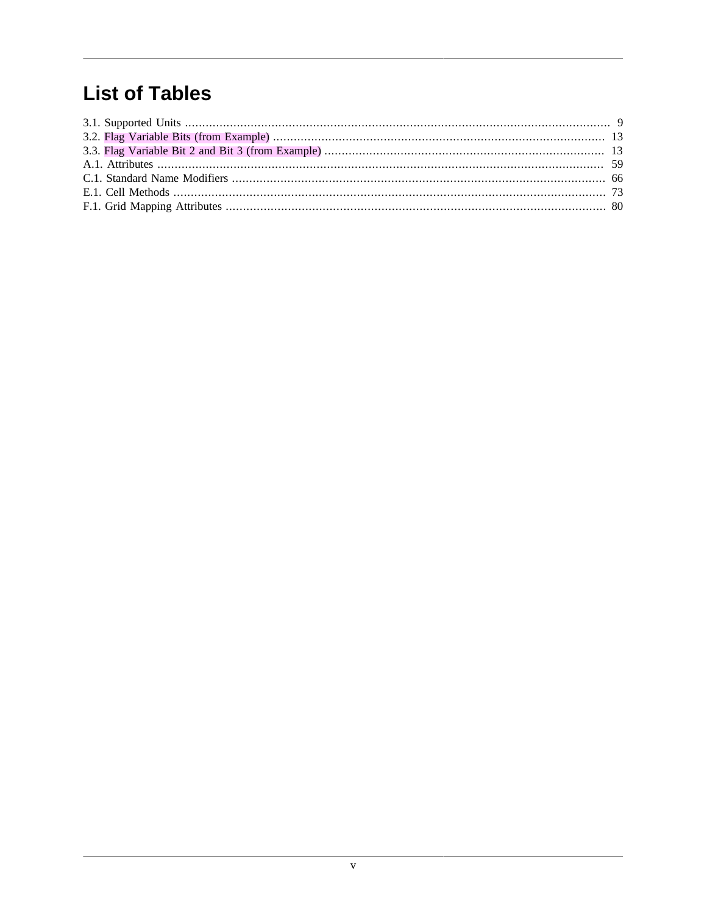# List of Tables

3.1. Supported Units ..................................................................................................................... 9
3.2. Flag Variable Bits (from Example) ............................................................................................ 13
3.3. Flag Variable Bit 2 and Bit 3 (from Example) ............................................................................. 13
A.1. Attributes ............................................................................................................................ 59
C.1. Standard Name Modifiers ....................................................................................................... 66
E.1. Cell Methods ........................................................................................................................ 73
F.1. Grid Mapping Attributes ......................................................................................................... 80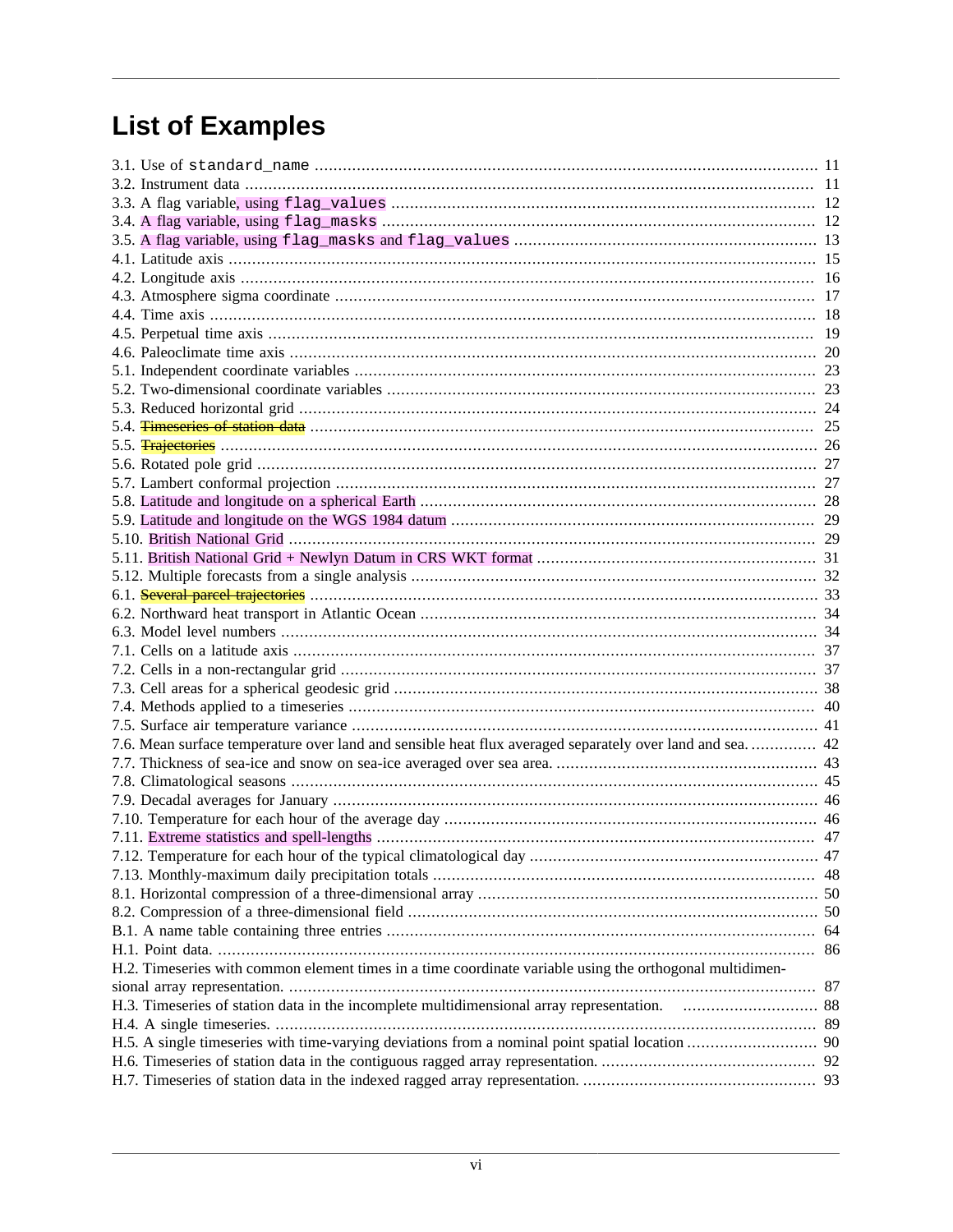# List of Examples

3.1. Use of `standard_name` ..... 11
3.2. Instrument data ..... 11
3.3. A flag variable, using `flag_values` ..... 12
3.4. A flag variable, using `flag_masks` ..... 12
3.5. A flag variable, using `flag_masks` and `flag_values` ..... 13
4.1. Latitude axis ..... 15
4.2. Longitude axis ..... 16
4.3. Atmosphere sigma coordinate ..... 17
4.4. Time axis ..... 18
4.5. Perpetual time axis ..... 19
4.6. Paleoclimate time axis ..... 20
5.1. Independent coordinate variables ..... 23
5.2. Two-dimensional coordinate variables ..... 23
5.3. Reduced horizontal grid ..... 24
5.4. ~~Timeseries of station data~~ ..... 25
5.5. ~~Trajectories~~ ..... 26
5.6. Rotated pole grid ..... 27
5.7. Lambert conformal projection ..... 27
5.8. Latitude and longitude on a spherical Earth ..... 28
5.9. Latitude and longitude on the WGS 1984 datum ..... 29
5.10. British National Grid ..... 29
5.11. British National Grid + Newlyn Datum in CRS WKT format ..... 31
5.12. Multiple forecasts from a single analysis ..... 32
6.1. ~~Several parcel trajectories~~ ..... 33
6.2. Northward heat transport in Atlantic Ocean ..... 34
6.3. Model level numbers ..... 34
7.1. Cells on a latitude axis ..... 37
7.2. Cells in a non-rectangular grid ..... 37
7.3. Cell areas for a spherical geodesic grid ..... 38
7.4. Methods applied to a timeseries ..... 40
7.5. Surface air temperature variance ..... 41
7.6. Mean surface temperature over land and sensible heat flux averaged separately over land and sea. ..... 42
7.7. Thickness of sea-ice and snow on sea-ice averaged over sea area. ..... 43
7.8. Climatological seasons ..... 45
7.9. Decadal averages for January ..... 46
7.10. Temperature for each hour of the average day ..... 46
7.11. Extreme statistics and spell-lengths ..... 47
7.12. Temperature for each hour of the typical climatological day ..... 47
7.13. Monthly-maximum daily precipitation totals ..... 48
8.1. Horizontal compression of a three-dimensional array ..... 50
8.2. Compression of a three-dimensional field ..... 50
B.1. A name table containing three entries ..... 64
H.1. Point data. ..... 86
H.2. Timeseries with common element times in a time coordinate variable using the orthogonal multidimensional array representation. ..... 87
H.3. Timeseries of station data in the incomplete multidimensional array representation. ..... 88
H.4. A single timeseries. ..... 89
H.5. A single timeseries with time-varying deviations from a nominal point spatial location ..... 90
H.6. Timeseries of station data in the contiguous ragged array representation. ..... 92
H.7. Timeseries of station data in the indexed ragged array representation. ..... 93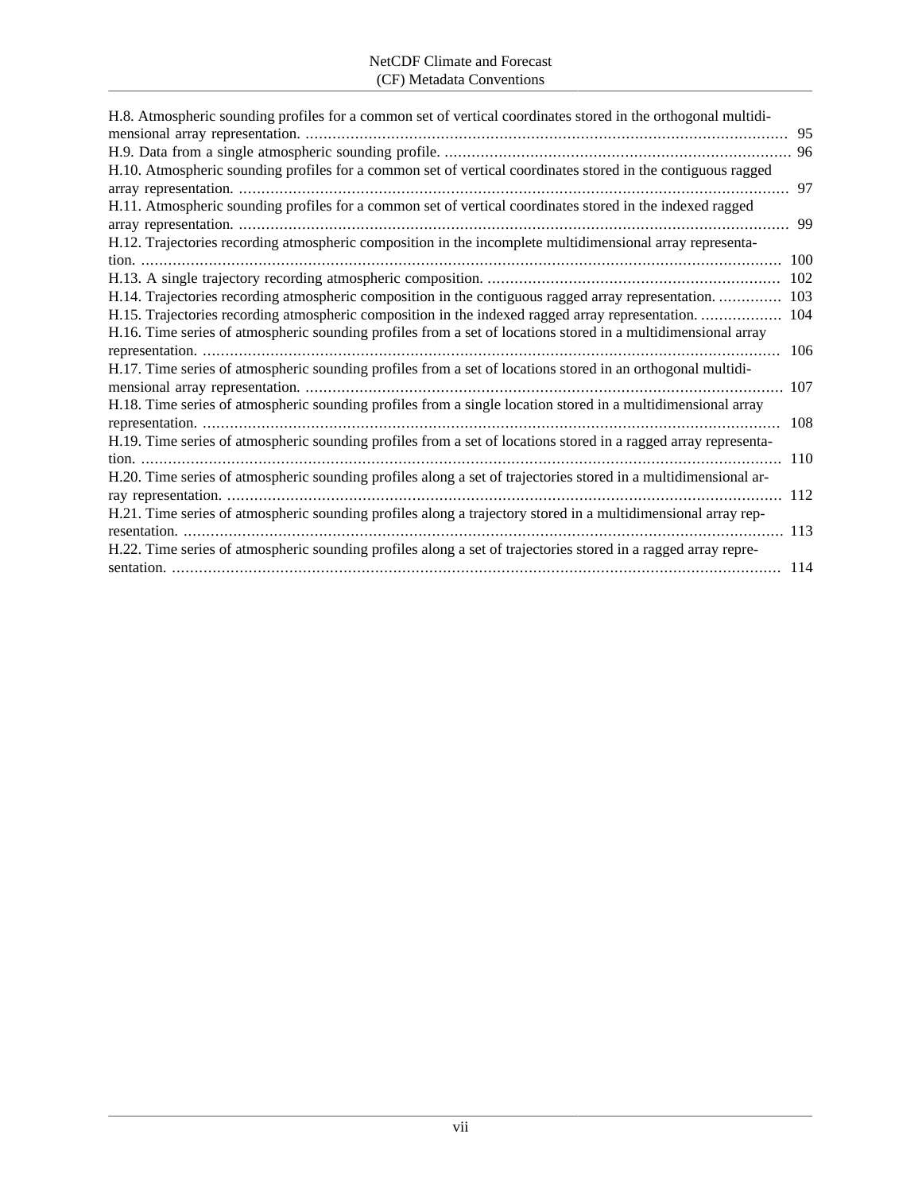H.8. Atmospheric sounding profiles for a common set of vertical coordinates stored in the orthogonal multidimensional array representation. .......... 95
H.9. Data from a single atmospheric sounding profile. .......... 96
H.10. Atmospheric sounding profiles for a common set of vertical coordinates stored in the contiguous ragged array representation. .......... 97
H.11. Atmospheric sounding profiles for a common set of vertical coordinates stored in the indexed ragged array representation. .......... 99
H.12. Trajectories recording atmospheric composition in the incomplete multidimensional array representation. .......... 100
H.13. A single trajectory recording atmospheric composition. .......... 102
H.14. Trajectories recording atmospheric composition in the contiguous ragged array representation. .......... 103
H.15. Trajectories recording atmospheric composition in the indexed ragged array representation. .......... 104
H.16. Time series of atmospheric sounding profiles from a set of locations stored in a multidimensional array representation. .......... 106
H.17. Time series of atmospheric sounding profiles from a set of locations stored in an orthogonal multidimensional array representation. .......... 107
H.18. Time series of atmospheric sounding profiles from a single location stored in a multidimensional array representation. .......... 108
H.19. Time series of atmospheric sounding profiles from a set of locations stored in a ragged array representation. .......... 110
H.20. Time series of atmospheric sounding profiles along a set of trajectories stored in a multidimensional array representation. .......... 112
H.21. Time series of atmospheric sounding profiles along a trajectory stored in a multidimensional array representation. .......... 113
H.22. Time series of atmospheric sounding profiles along a set of trajectories stored in a ragged array representation. .......... 114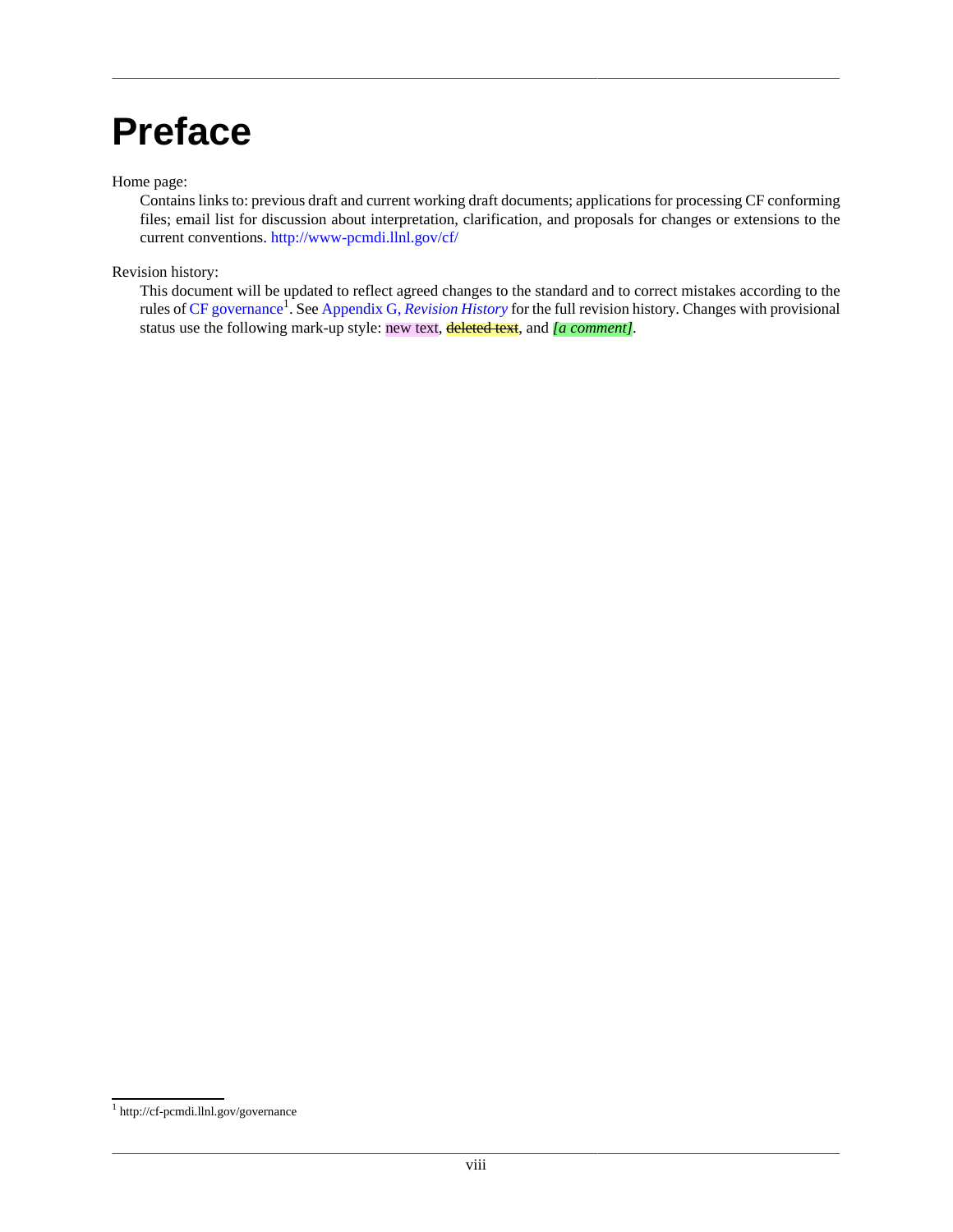# Preface

Home page:

Contains links to: previous draft and current working draft documents; applications for processing CF conforming files; email list for discussion about interpretation, clarification, and proposals for changes or extensions to the current conventions. http://www-pcmdi.llnl.gov/cf/

Revision history:

This document will be updated to reflect agreed changes to the standard and to correct mistakes according to the rules of CF governance[1]. See Appendix G, *Revision History* for the full revision history. Changes with provisional status use the following mark-up style: new text, ~~deleted text~~, and ***[a comment]***.

[1] http://cf-pcmdi.llnl.gov/governance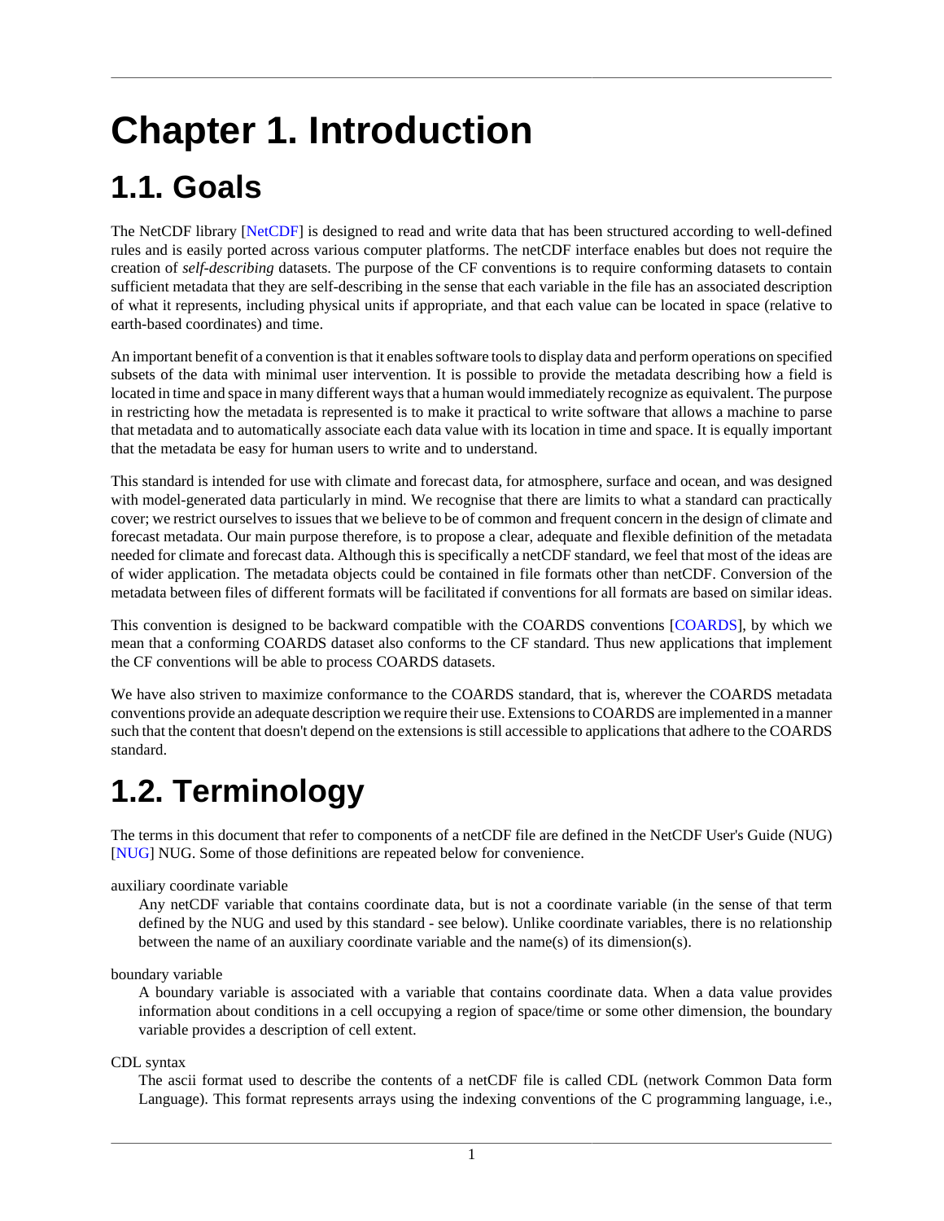# Chapter 1. Introduction

## 1.1. Goals

The NetCDF library [NetCDF] is designed to read and write data that has been structured according to well-defined rules and is easily ported across various computer platforms. The netCDF interface enables but does not require the creation of *self-describing* datasets. The purpose of the CF conventions is to require conforming datasets to contain sufficient metadata that they are self-describing in the sense that each variable in the file has an associated description of what it represents, including physical units if appropriate, and that each value can be located in space (relative to earth-based coordinates) and time.

An important benefit of a convention is that it enables software tools to display data and perform operations on specified subsets of the data with minimal user intervention. It is possible to provide the metadata describing how a field is located in time and space in many different ways that a human would immediately recognize as equivalent. The purpose in restricting how the metadata is represented is to make it practical to write software that allows a machine to parse that metadata and to automatically associate each data value with its location in time and space. It is equally important that the metadata be easy for human users to write and to understand.

This standard is intended for use with climate and forecast data, for atmosphere, surface and ocean, and was designed with model-generated data particularly in mind. We recognise that there are limits to what a standard can practically cover; we restrict ourselves to issues that we believe to be of common and frequent concern in the design of climate and forecast metadata. Our main purpose therefore, is to propose a clear, adequate and flexible definition of the metadata needed for climate and forecast data. Although this is specifically a netCDF standard, we feel that most of the ideas are of wider application. The metadata objects could be contained in file formats other than netCDF. Conversion of the metadata between files of different formats will be facilitated if conventions for all formats are based on similar ideas.

This convention is designed to be backward compatible with the COARDS conventions [COARDS], by which we mean that a conforming COARDS dataset also conforms to the CF standard. Thus new applications that implement the CF conventions will be able to process COARDS datasets.

We have also striven to maximize conformance to the COARDS standard, that is, wherever the COARDS metadata conventions provide an adequate description we require their use. Extensions to COARDS are implemented in a manner such that the content that doesn't depend on the extensions is still accessible to applications that adhere to the COARDS standard.

## 1.2. Terminology

The terms in this document that refer to components of a netCDF file are defined in the NetCDF User's Guide (NUG) [NUG] NUG. Some of those definitions are repeated below for convenience.

auxiliary coordinate variable
: Any netCDF variable that contains coordinate data, but is not a coordinate variable (in the sense of that term defined by the NUG and used by this standard - see below). Unlike coordinate variables, there is no relationship between the name of an auxiliary coordinate variable and the name(s) of its dimension(s).

boundary variable
: A boundary variable is associated with a variable that contains coordinate data. When a data value provides information about conditions in a cell occupying a region of space/time or some other dimension, the boundary variable provides a description of cell extent.

CDL syntax
: The ascii format used to describe the contents of a netCDF file is called CDL (network Common Data form Language). This format represents arrays using the indexing conventions of the C programming language, i.e.,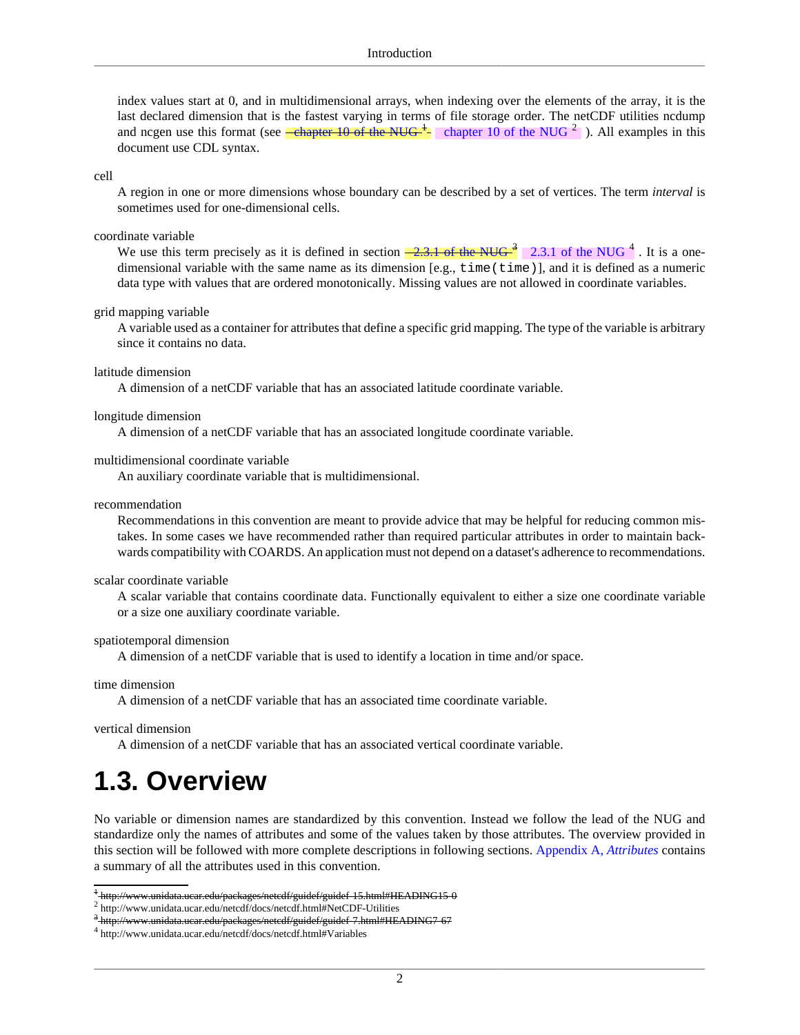index values start at 0, and in multidimensional arrays, when indexing over the elements of the array, it is the last declared dimension that is the fastest varying in terms of file storage order. The netCDF utilities ncdump and ncgen use this format (see ~~chapter 10 of the NUG~~ [1] chapter 10 of the NUG [2] ). All examples in this document use CDL syntax.

cell

A region in one or more dimensions whose boundary can be described by a set of vertices. The term *interval* is sometimes used for one-dimensional cells.

coordinate variable

We use this term precisely as it is defined in section ~~2.3.1 of the NUG~~ [3] 2.3.1 of the NUG [4] . It is a one-dimensional variable with the same name as its dimension [e.g., `time(time)`], and it is defined as a numeric data type with values that are ordered monotonically. Missing values are not allowed in coordinate variables.

grid mapping variable

A variable used as a container for attributes that define a specific grid mapping. The type of the variable is arbitrary since it contains no data.

latitude dimension

A dimension of a netCDF variable that has an associated latitude coordinate variable.

longitude dimension

A dimension of a netCDF variable that has an associated longitude coordinate variable.

multidimensional coordinate variable

An auxiliary coordinate variable that is multidimensional.

recommendation

Recommendations in this convention are meant to provide advice that may be helpful for reducing common mistakes. In some cases we have recommended rather than required particular attributes in order to maintain backwards compatibility with COARDS. An application must not depend on a dataset's adherence to recommendations.

scalar coordinate variable

A scalar variable that contains coordinate data. Functionally equivalent to either a size one coordinate variable or a size one auxiliary coordinate variable.

spatiotemporal dimension

A dimension of a netCDF variable that is used to identify a location in time and/or space.

time dimension

A dimension of a netCDF variable that has an associated time coordinate variable.

vertical dimension

A dimension of a netCDF variable that has an associated vertical coordinate variable.

# 1.3. Overview

No variable or dimension names are standardized by this convention. Instead we follow the lead of the NUG and standardize only the names of attributes and some of the values taken by those attributes. The overview provided in this section will be followed with more complete descriptions in following sections. Appendix A, *Attributes* contains a summary of all the attributes used in this convention.

---

[1] ~~http://www.unidata.ucar.edu/packages/netcdf/guidef/guidef-15.html#HEADING15-0~~

[2] http://www.unidata.ucar.edu/netcdf/docs/netcdf.html#NetCDF-Utilities

[3] ~~http://www.unidata.ucar.edu/packages/netcdf/guidef/guidef-7.html#HEADING7-67~~

[4] http://www.unidata.ucar.edu/netcdf/docs/netcdf.html#Variables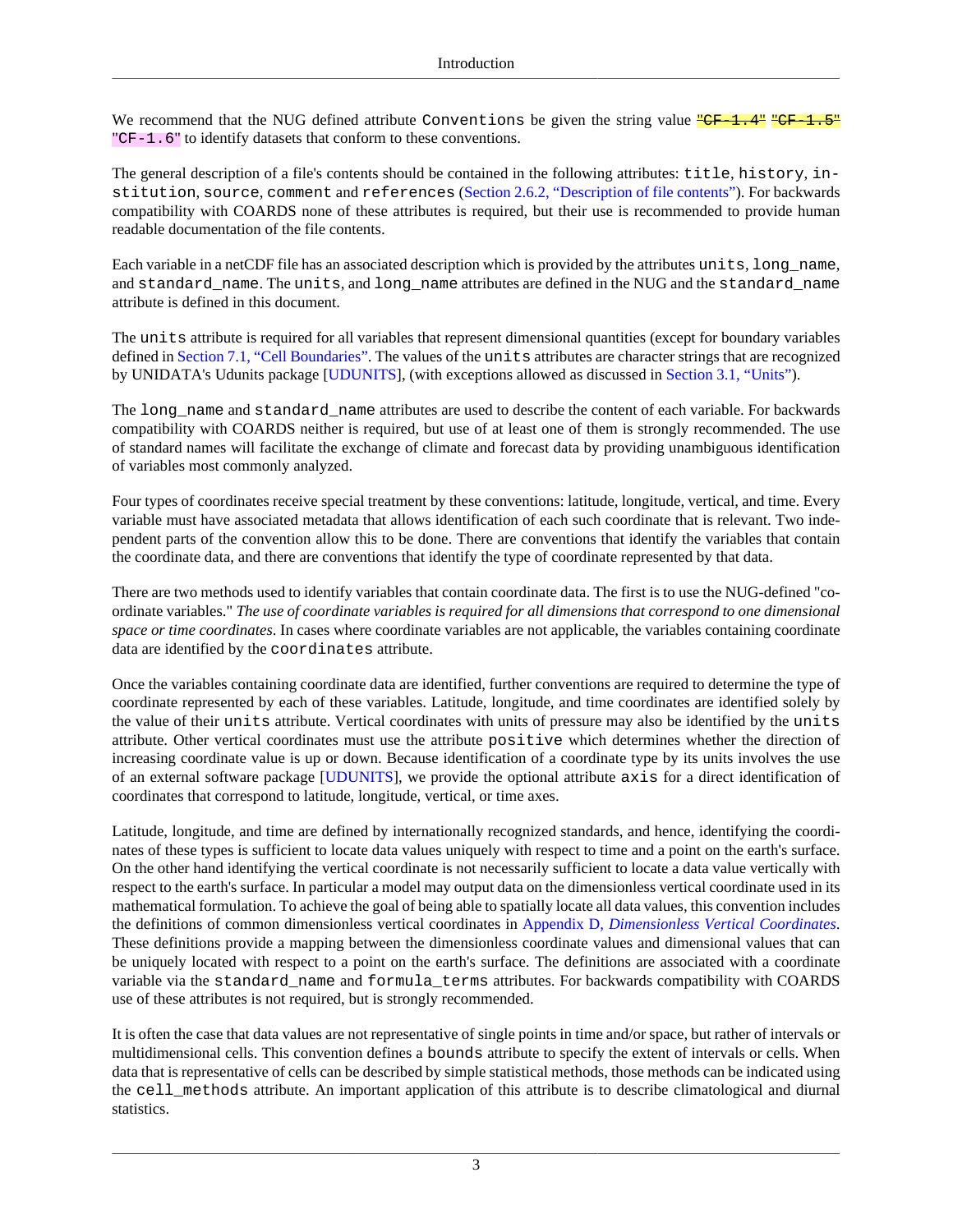We recommend that the NUG defined attribute `Conventions` be given the string value ~~"CF-1.4"~~ ~~"CF-1.5"~~ "CF-1.6" to identify datasets that conform to these conventions.

The general description of a file's contents should be contained in the following attributes: `title`, `history`, `institution`, `source`, `comment` and `references` (Section 2.6.2, "Description of file contents"). For backwards compatibility with COARDS none of these attributes is required, but their use is recommended to provide human readable documentation of the file contents.

Each variable in a netCDF file has an associated description which is provided by the attributes `units`, `long_name`, and `standard_name`. The `units`, and `long_name` attributes are defined in the NUG and the `standard_name` attribute is defined in this document.

The `units` attribute is required for all variables that represent dimensional quantities (except for boundary variables defined in Section 7.1, "Cell Boundaries". The values of the `units` attributes are character strings that are recognized by UNIDATA's Udunits package [UDUNITS], (with exceptions allowed as discussed in Section 3.1, "Units").

The `long_name` and `standard_name` attributes are used to describe the content of each variable. For backwards compatibility with COARDS neither is required, but use of at least one of them is strongly recommended. The use of standard names will facilitate the exchange of climate and forecast data by providing unambiguous identification of variables most commonly analyzed.

Four types of coordinates receive special treatment by these conventions: latitude, longitude, vertical, and time. Every variable must have associated metadata that allows identification of each such coordinate that is relevant. Two independent parts of the convention allow this to be done. There are conventions that identify the variables that contain the coordinate data, and there are conventions that identify the type of coordinate represented by that data.

There are two methods used to identify variables that contain coordinate data. The first is to use the NUG-defined "coordinate variables." *The use of coordinate variables is required for all dimensions that correspond to one dimensional space or time coordinates*. In cases where coordinate variables are not applicable, the variables containing coordinate data are identified by the `coordinates` attribute.

Once the variables containing coordinate data are identified, further conventions are required to determine the type of coordinate represented by each of these variables. Latitude, longitude, and time coordinates are identified solely by the value of their `units` attribute. Vertical coordinates with units of pressure may also be identified by the `units` attribute. Other vertical coordinates must use the attribute `positive` which determines whether the direction of increasing coordinate value is up or down. Because identification of a coordinate type by its units involves the use of an external software package [UDUNITS], we provide the optional attribute `axis` for a direct identification of coordinates that correspond to latitude, longitude, vertical, or time axes.

Latitude, longitude, and time are defined by internationally recognized standards, and hence, identifying the coordinates of these types is sufficient to locate data values uniquely with respect to time and a point on the earth's surface. On the other hand identifying the vertical coordinate is not necessarily sufficient to locate a data value vertically with respect to the earth's surface. In particular a model may output data on the dimensionless vertical coordinate used in its mathematical formulation. To achieve the goal of being able to spatially locate all data values, this convention includes the definitions of common dimensionless vertical coordinates in Appendix D, *Dimensionless Vertical Coordinates*. These definitions provide a mapping between the dimensionless coordinate values and dimensional values that can be uniquely located with respect to a point on the earth's surface. The definitions are associated with a coordinate variable via the `standard_name` and `formula_terms` attributes. For backwards compatibility with COARDS use of these attributes is not required, but is strongly recommended.

It is often the case that data values are not representative of single points in time and/or space, but rather of intervals or multidimensional cells. This convention defines a `bounds` attribute to specify the extent of intervals or cells. When data that is representative of cells can be described by simple statistical methods, those methods can be indicated using the `cell_methods` attribute. An important application of this attribute is to describe climatological and diurnal statistics.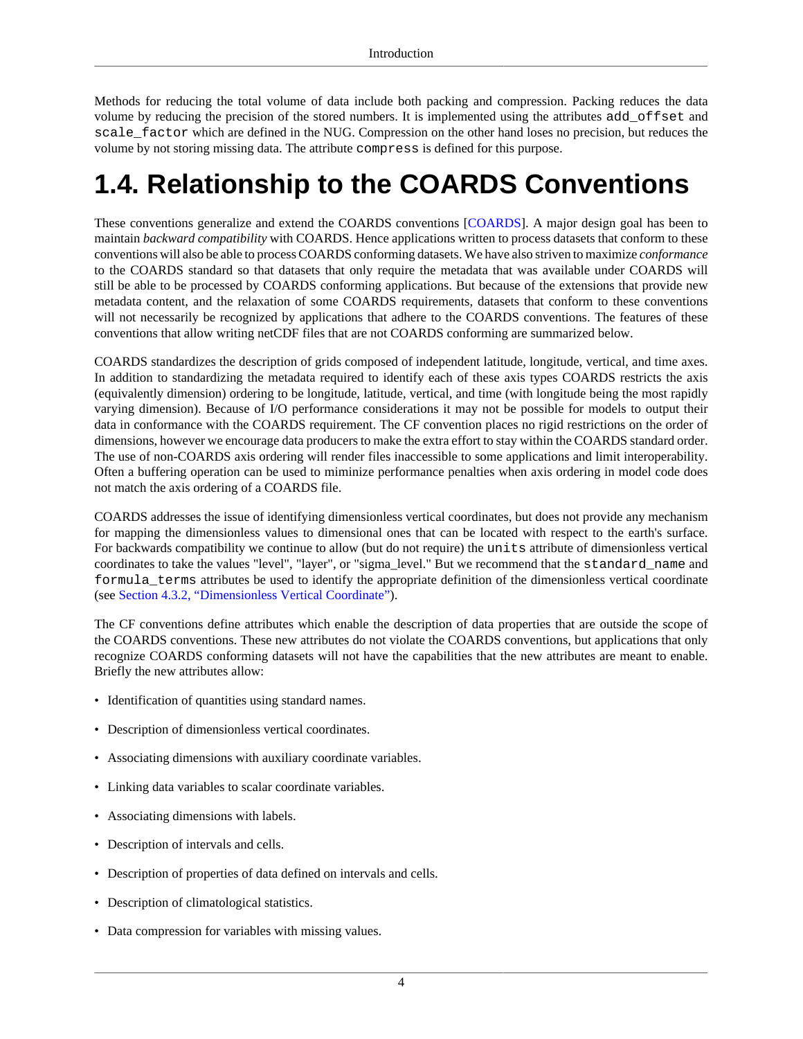Methods for reducing the total volume of data include both packing and compression. Packing reduces the data volume by reducing the precision of the stored numbers. It is implemented using the attributes `add_offset` and `scale_factor` which are defined in the NUG. Compression on the other hand loses no precision, but reduces the volume by not storing missing data. The attribute `compress` is defined for this purpose.

# 1.4. Relationship to the COARDS Conventions

These conventions generalize and extend the COARDS conventions [COARDS]. A major design goal has been to maintain *backward compatibility* with COARDS. Hence applications written to process datasets that conform to these conventions will also be able to process COARDS conforming datasets. We have also striven to maximize *conformance* to the COARDS standard so that datasets that only require the metadata that was available under COARDS will still be able to be processed by COARDS conforming applications. But because of the extensions that provide new metadata content, and the relaxation of some COARDS requirements, datasets that conform to these conventions will not necessarily be recognized by applications that adhere to the COARDS conventions. The features of these conventions that allow writing netCDF files that are not COARDS conforming are summarized below.

COARDS standardizes the description of grids composed of independent latitude, longitude, vertical, and time axes. In addition to standardizing the metadata required to identify each of these axis types COARDS restricts the axis (equivalently dimension) ordering to be longitude, latitude, vertical, and time (with longitude being the most rapidly varying dimension). Because of I/O performance considerations it may not be possible for models to output their data in conformance with the COARDS requirement. The CF convention places no rigid restrictions on the order of dimensions, however we encourage data producers to make the extra effort to stay within the COARDS standard order. The use of non-COARDS axis ordering will render files inaccessible to some applications and limit interoperability. Often a buffering operation can be used to miminize performance penalties when axis ordering in model code does not match the axis ordering of a COARDS file.

COARDS addresses the issue of identifying dimensionless vertical coordinates, but does not provide any mechanism for mapping the dimensionless values to dimensional ones that can be located with respect to the earth's surface. For backwards compatibility we continue to allow (but do not require) the `units` attribute of dimensionless vertical coordinates to take the values "level", "layer", or "sigma_level." But we recommend that the `standard_name` and `formula_terms` attributes be used to identify the appropriate definition of the dimensionless vertical coordinate (see Section 4.3.2, "Dimensionless Vertical Coordinate").

The CF conventions define attributes which enable the description of data properties that are outside the scope of the COARDS conventions. These new attributes do not violate the COARDS conventions, but applications that only recognize COARDS conforming datasets will not have the capabilities that the new attributes are meant to enable. Briefly the new attributes allow:

- Identification of quantities using standard names.
- Description of dimensionless vertical coordinates.
- Associating dimensions with auxiliary coordinate variables.
- Linking data variables to scalar coordinate variables.
- Associating dimensions with labels.
- Description of intervals and cells.
- Description of properties of data defined on intervals and cells.
- Description of climatological statistics.
- Data compression for variables with missing values.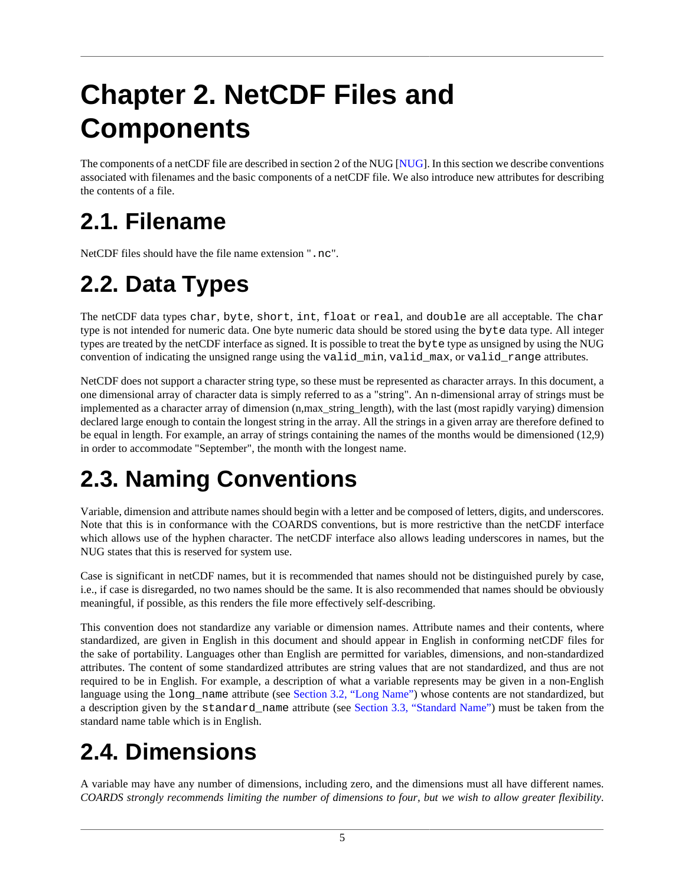# Chapter 2. NetCDF Files and Components

The components of a netCDF file are described in section 2 of the NUG [NUG]. In this section we describe conventions associated with filenames and the basic components of a netCDF file. We also introduce new attributes for describing the contents of a file.

## 2.1. Filename

NetCDF files should have the file name extension "`.nc`".

## 2.2. Data Types

The netCDF data types `char`, `byte`, `short`, `int`, `float` or `real`, and `double` are all acceptable. The `char` type is not intended for numeric data. One byte numeric data should be stored using the `byte` data type. All integer types are treated by the netCDF interface as signed. It is possible to treat the `byte` type as unsigned by using the NUG convention of indicating the unsigned range using the `valid_min`, `valid_max`, or `valid_range` attributes.

NetCDF does not support a character string type, so these must be represented as character arrays. In this document, a one dimensional array of character data is simply referred to as a "string". An n-dimensional array of strings must be implemented as a character array of dimension (n,max_string_length), with the last (most rapidly varying) dimension declared large enough to contain the longest string in the array. All the strings in a given array are therefore defined to be equal in length. For example, an array of strings containing the names of the months would be dimensioned (12,9) in order to accommodate "September", the month with the longest name.

## 2.3. Naming Conventions

Variable, dimension and attribute names should begin with a letter and be composed of letters, digits, and underscores. Note that this is in conformance with the COARDS conventions, but is more restrictive than the netCDF interface which allows use of the hyphen character. The netCDF interface also allows leading underscores in names, but the NUG states that this is reserved for system use.

Case is significant in netCDF names, but it is recommended that names should not be distinguished purely by case, i.e., if case is disregarded, no two names should be the same. It is also recommended that names should be obviously meaningful, if possible, as this renders the file more effectively self-describing.

This convention does not standardize any variable or dimension names. Attribute names and their contents, where standardized, are given in English in this document and should appear in English in conforming netCDF files for the sake of portability. Languages other than English are permitted for variables, dimensions, and non-standardized attributes. The content of some standardized attributes are string values that are not standardized, and thus are not required to be in English. For example, a description of what a variable represents may be given in a non-English language using the `long_name` attribute (see Section 3.2, "Long Name") whose contents are not standardized, but a description given by the `standard_name` attribute (see Section 3.3, "Standard Name") must be taken from the standard name table which is in English.

## 2.4. Dimensions

A variable may have any number of dimensions, including zero, and the dimensions must all have different names. *COARDS strongly recommends limiting the number of dimensions to four, but we wish to allow greater flexibility.*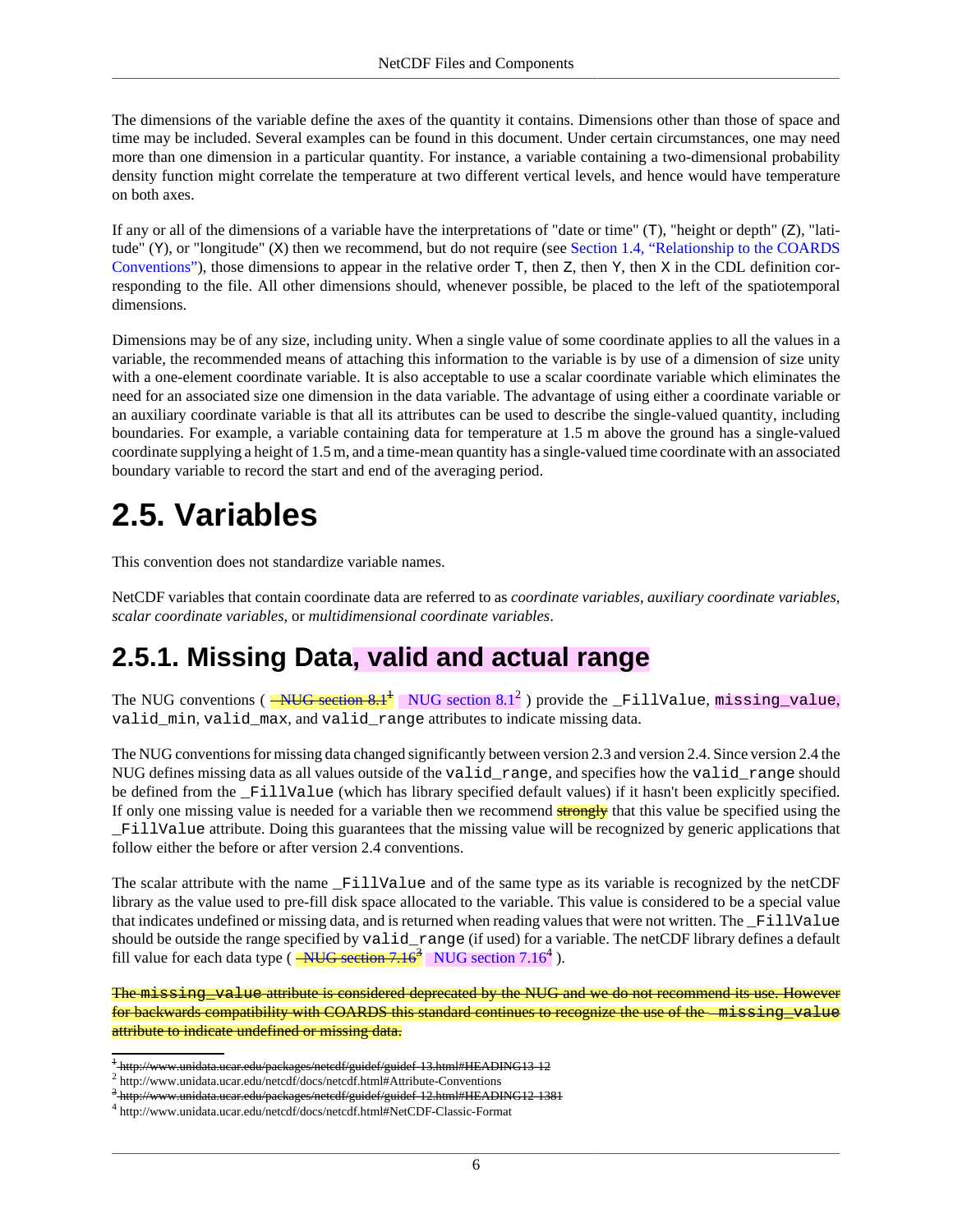The dimensions of the variable define the axes of the quantity it contains. Dimensions other than those of space and time may be included. Several examples can be found in this document. Under certain circumstances, one may need more than one dimension in a particular quantity. For instance, a variable containing a two-dimensional probability density function might correlate the temperature at two different vertical levels, and hence would have temperature on both axes.

If any or all of the dimensions of a variable have the interpretations of "date or time" (T), "height or depth" (Z), "latitude" (Y), or "longitude" (X) then we recommend, but do not require (see Section 1.4, "Relationship to the COARDS Conventions"), those dimensions to appear in the relative order T, then Z, then Y, then X in the CDL definition corresponding to the file. All other dimensions should, whenever possible, be placed to the left of the spatiotemporal dimensions.

Dimensions may be of any size, including unity. When a single value of some coordinate applies to all the values in a variable, the recommended means of attaching this information to the variable is by use of a dimension of size unity with a one-element coordinate variable. It is also acceptable to use a scalar coordinate variable which eliminates the need for an associated size one dimension in the data variable. The advantage of using either a coordinate variable or an auxiliary coordinate variable is that all its attributes can be used to describe the single-valued quantity, including boundaries. For example, a variable containing data for temperature at 1.5 m above the ground has a single-valued coordinate supplying a height of 1.5 m, and a time-mean quantity has a single-valued time coordinate with an associated boundary variable to record the start and end of the averaging period.

## 2.5. Variables

This convention does not standardize variable names.

NetCDF variables that contain coordinate data are referred to as *coordinate variables*, *auxiliary coordinate variables*, *scalar coordinate variables*, or *multidimensional coordinate variables*.

### 2.5.1. Missing Data, valid and actual range

The NUG conventions ( ~~NUG section 8.1~~[1] NUG section 8.1[2] ) provide the `_FillValue`, `missing_value`, `valid_min`, `valid_max`, and `valid_range` attributes to indicate missing data.

The NUG conventions for missing data changed significantly between version 2.3 and version 2.4. Since version 2.4 the NUG defines missing data as all values outside of the `valid_range`, and specifies how the `valid_range` should be defined from the `_FillValue` (which has library specified default values) if it hasn't been explicitly specified. If only one missing value is needed for a variable then we recommend ~~strongly~~ that this value be specified using the `_FillValue` attribute. Doing this guarantees that the missing value will be recognized by generic applications that follow either the before or after version 2.4 conventions.

The scalar attribute with the name `_FillValue` and of the same type as its variable is recognized by the netCDF library as the value used to pre-fill disk space allocated to the variable. This value is considered to be a special value that indicates undefined or missing data, and is returned when reading values that were not written. The `_FillValue` should be outside the range specified by `valid_range` (if used) for a variable. The netCDF library defines a default fill value for each data type ( ~~NUG section 7.16~~[3] NUG section 7.16[4] ).

~~The `missing_value` attribute is considered deprecated by the NUG and we do not recommend its use. However for backwards compatibility with COARDS this standard continues to recognize the use of the `missing_value` attribute to indicate undefined or missing data.~~

---

~~[1] http://www.unidata.ucar.edu/packages/netcdf/guidef/guidef-13.html#HEADING13-12~~
[2] http://www.unidata.ucar.edu/netcdf/docs/netcdf.html#Attribute-Conventions
~~[3] http://www.unidata.ucar.edu/packages/netcdf/guidef/guidef-12.html#HEADING12-1381~~
[4] http://www.unidata.ucar.edu/netcdf/docs/netcdf.html#NetCDF-Classic-Format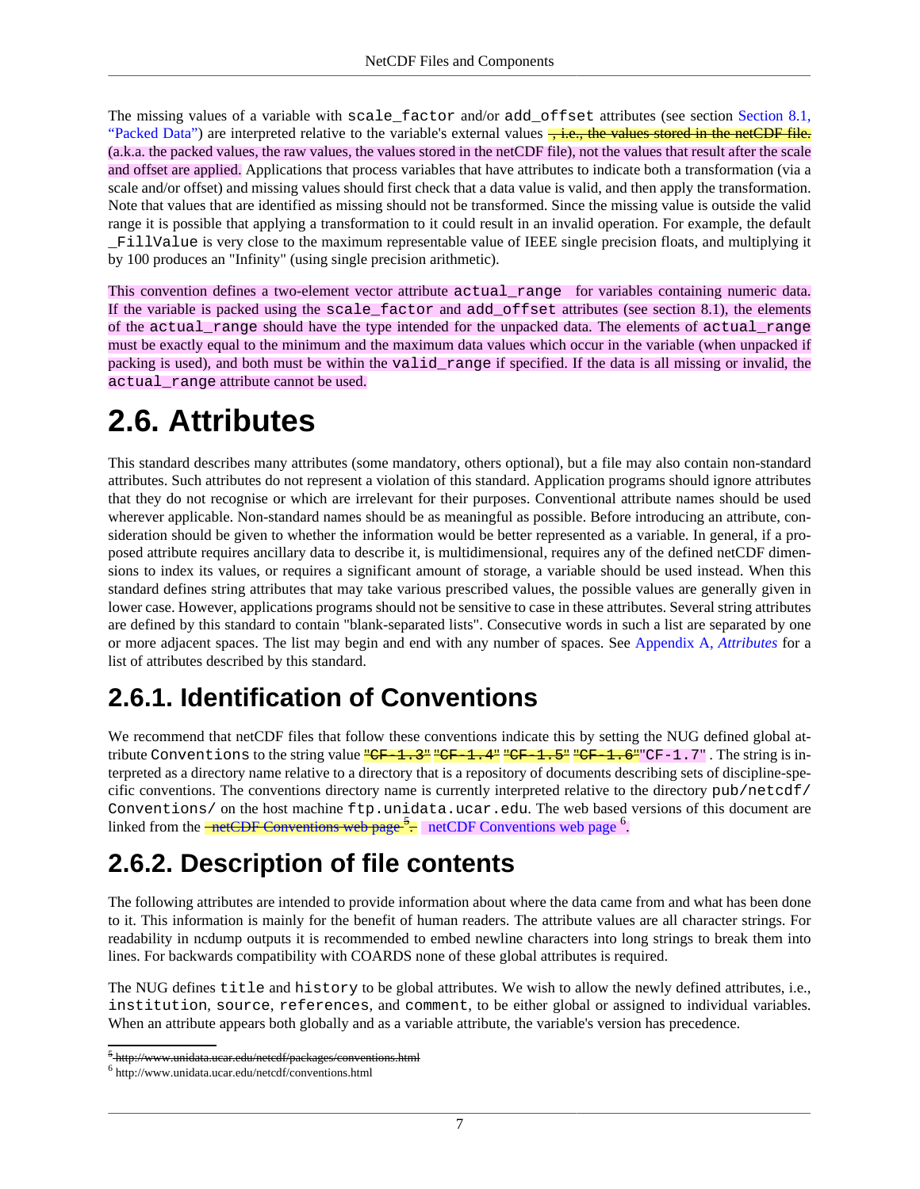The missing values of a variable with `scale_factor` and/or `add_offset` attributes (see section Section 8.1, "Packed Data") are interpreted relative to the variable's external values ~~, i.e., the values stored in the netCDF file.~~ (a.k.a. the packed values, the raw values, the values stored in the netCDF file), not the values that result after the scale and offset are applied. Applications that process variables that have attributes to indicate both a transformation (via a scale and/or offset) and missing values should first check that a data value is valid, and then apply the transformation. Note that values that are identified as missing should not be transformed. Since the missing value is outside the valid range it is possible that applying a transformation to it could result in an invalid operation. For example, the default `_FillValue` is very close to the maximum representable value of IEEE single precision floats, and multiplying it by 100 produces an "Infinity" (using single precision arithmetic).

This convention defines a two-element vector attribute `actual_range` for variables containing numeric data. If the variable is packed using the `scale_factor` and `add_offset` attributes (see section 8.1), the elements of the `actual_range` should have the type intended for the unpacked data. The elements of `actual_range` must be exactly equal to the minimum and the maximum data values which occur in the variable (when unpacked if packing is used), and both must be within the `valid_range` if specified. If the data is all missing or invalid, the `actual_range` attribute cannot be used.

# 2.6. Attributes

This standard describes many attributes (some mandatory, others optional), but a file may also contain non-standard attributes. Such attributes do not represent a violation of this standard. Application programs should ignore attributes that they do not recognise or which are irrelevant for their purposes. Conventional attribute names should be used wherever applicable. Non-standard names should be as meaningful as possible. Before introducing an attribute, consideration should be given to whether the information would be better represented as a variable. In general, if a proposed attribute requires ancillary data to describe it, is multidimensional, requires any of the defined netCDF dimensions to index its values, or requires a significant amount of storage, a variable should be used instead. When this standard defines string attributes that may take various prescribed values, the possible values are generally given in lower case. However, applications programs should not be sensitive to case in these attributes. Several string attributes are defined by this standard to contain "blank-separated lists". Consecutive words in such a list are separated by one or more adjacent spaces. The list may begin and end with any number of spaces. See Appendix A, *Attributes* for a list of attributes described by this standard.

## 2.6.1. Identification of Conventions

We recommend that netCDF files that follow these conventions indicate this by setting the NUG defined global attribute `Conventions` to the string value ~~"CF-1.3"~~ ~~"CF-1.4"~~ ~~"CF-1.5"~~ ~~"CF-1.6"~~"CF-1.7" . The string is interpreted as a directory name relative to a directory that is a repository of documents describing sets of discipline-specific conventions. The conventions directory name is currently interpreted relative to the directory `pub/netcdf/Conventions/` on the host machine `ftp.unidata.ucar.edu`. The web based versions of this document are linked from the ~~netCDF Conventions web page[5].~~ netCDF Conventions web page[6].

## 2.6.2. Description of file contents

The following attributes are intended to provide information about where the data came from and what has been done to it. This information is mainly for the benefit of human readers. The attribute values are all character strings. For readability in ncdump outputs it is recommended to embed newline characters into long strings to break them into lines. For backwards compatibility with COARDS none of these global attributes is required.

The NUG defines `title` and `history` to be global attributes. We wish to allow the newly defined attributes, i.e., `institution`, `source`, `references`, and `comment`, to be either global or assigned to individual variables. When an attribute appears both globally and as a variable attribute, the variable's version has precedence.

---

~~[5] http://www.unidata.ucar.edu/netcdf/packages/conventions.html~~

[6] http://www.unidata.ucar.edu/netcdf/conventions.html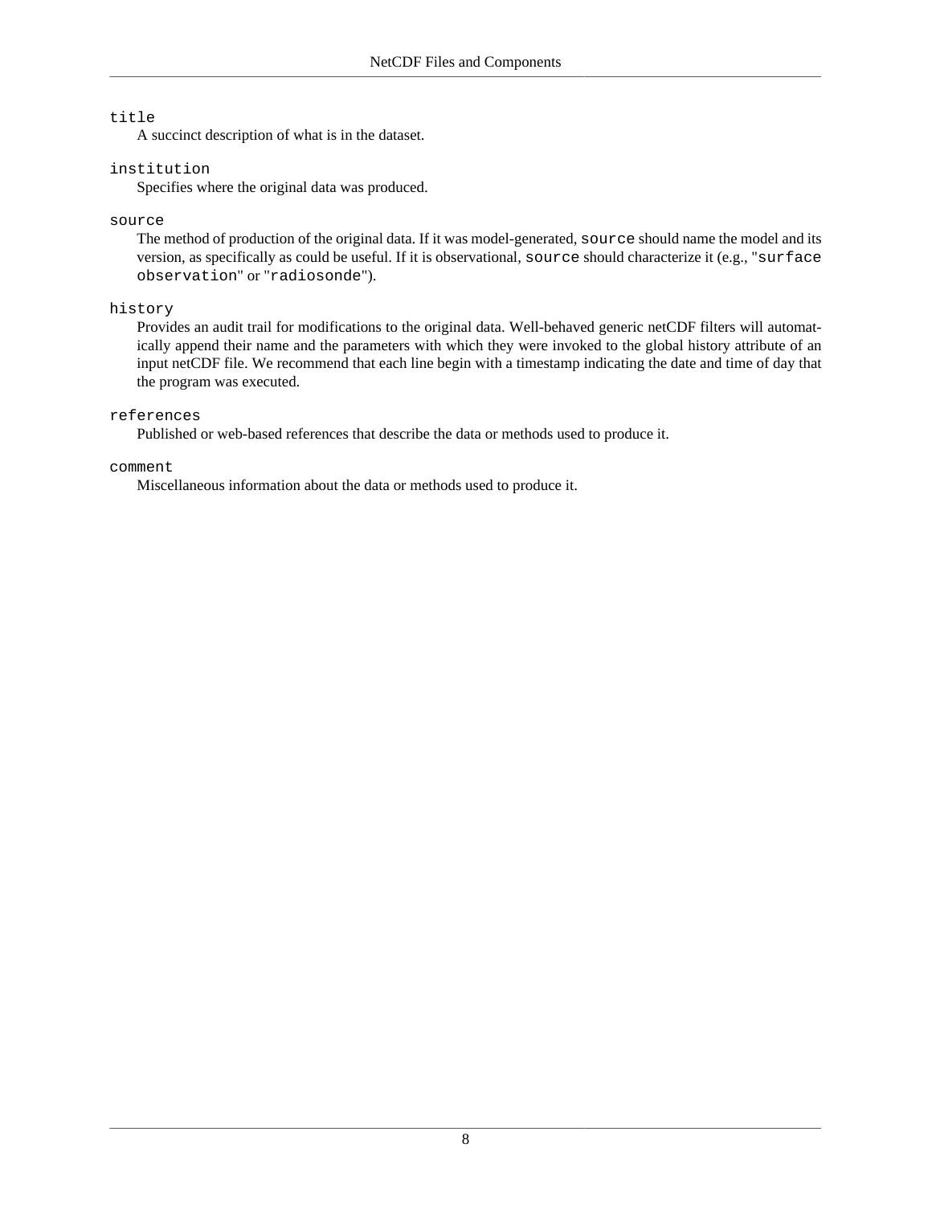`title`
: A succinct description of what is in the dataset.

`institution`
: Specifies where the original data was produced.

`source`
: The method of production of the original data. If it was model-generated, `source` should name the model and its version, as specifically as could be useful. If it is observational, `source` should characterize it (e.g., "`surface observation`" or "`radiosonde`").

`history`
: Provides an audit trail for modifications to the original data. Well-behaved generic netCDF filters will automatically append their name and the parameters with which they were invoked to the global history attribute of an input netCDF file. We recommend that each line begin with a timestamp indicating the date and time of day that the program was executed.

`references`
: Published or web-based references that describe the data or methods used to produce it.

`comment`
: Miscellaneous information about the data or methods used to produce it.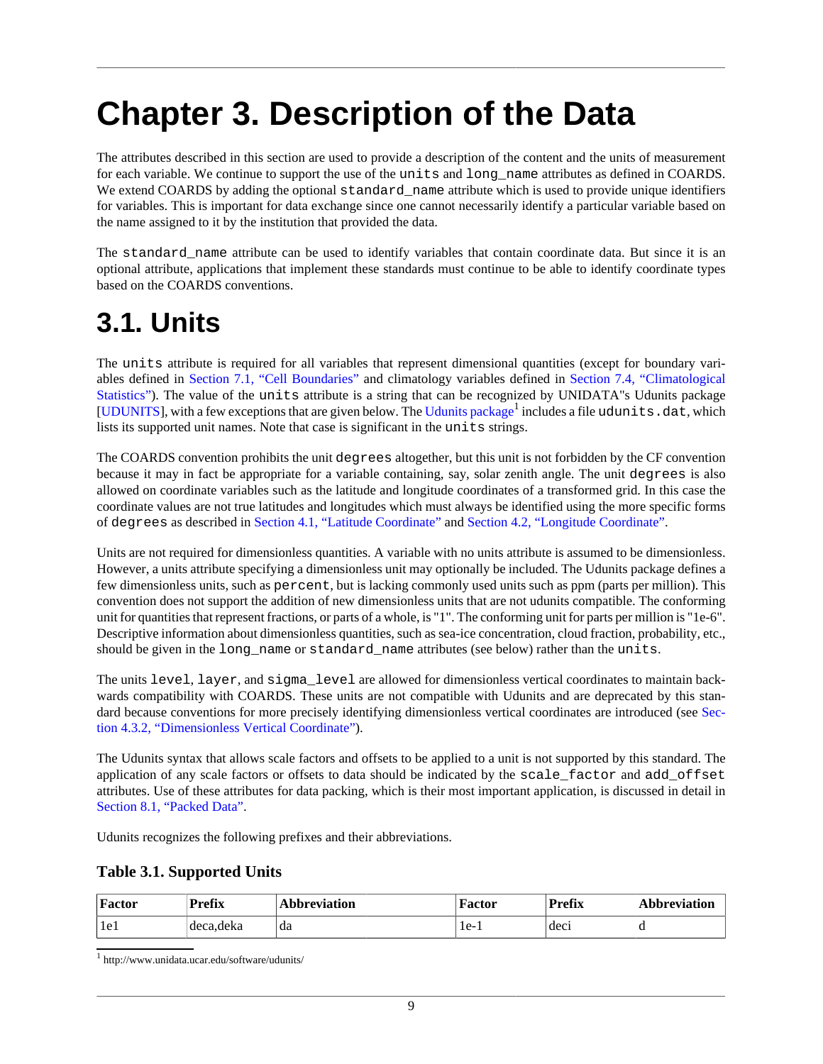# Chapter 3. Description of the Data

The attributes described in this section are used to provide a description of the content and the units of measurement for each variable. We continue to support the use of the `units` and `long_name` attributes as defined in COARDS. We extend COARDS by adding the optional `standard_name` attribute which is used to provide unique identifiers for variables. This is important for data exchange since one cannot necessarily identify a particular variable based on the name assigned to it by the institution that provided the data.

The `standard_name` attribute can be used to identify variables that contain coordinate data. But since it is an optional attribute, applications that implement these standards must continue to be able to identify coordinate types based on the COARDS conventions.

## 3.1. Units

The `units` attribute is required for all variables that represent dimensional quantities (except for boundary variables defined in Section 7.1, "Cell Boundaries" and climatology variables defined in Section 7.4, "Climatological Statistics"). The value of the `units` attribute is a string that can be recognized by UNIDATA"s Udunits package [UDUNITS], with a few exceptions that are given below. The Udunits package[1] includes a file `udunits.dat`, which lists its supported unit names. Note that case is significant in the `units` strings.

The COARDS convention prohibits the unit `degrees` altogether, but this unit is not forbidden by the CF convention because it may in fact be appropriate for a variable containing, say, solar zenith angle. The unit `degrees` is also allowed on coordinate variables such as the latitude and longitude coordinates of a transformed grid. In this case the coordinate values are not true latitudes and longitudes which must always be identified using the more specific forms of `degrees` as described in Section 4.1, "Latitude Coordinate" and Section 4.2, "Longitude Coordinate".

Units are not required for dimensionless quantities. A variable with no units attribute is assumed to be dimensionless. However, a units attribute specifying a dimensionless unit may optionally be included. The Udunits package defines a few dimensionless units, such as `percent`, but is lacking commonly used units such as ppm (parts per million). This convention does not support the addition of new dimensionless units that are not udunits compatible. The conforming unit for quantities that represent fractions, or parts of a whole, is "1". The conforming unit for parts per million is "1e-6". Descriptive information about dimensionless quantities, such as sea-ice concentration, cloud fraction, probability, etc., should be given in the `long_name` or `standard_name` attributes (see below) rather than the `units`.

The units `level`, `layer`, and `sigma_level` are allowed for dimensionless vertical coordinates to maintain backwards compatibility with COARDS. These units are not compatible with Udunits and are deprecated by this standard because conventions for more precisely identifying dimensionless vertical coordinates are introduced (see Section 4.3.2, "Dimensionless Vertical Coordinate").

The Udunits syntax that allows scale factors and offsets to be applied to a unit is not supported by this standard. The application of any scale factors or offsets to data should be indicated by the `scale_factor` and `add_offset` attributes. Use of these attributes for data packing, which is their most important application, is discussed in detail in Section 8.1, "Packed Data".

Udunits recognizes the following prefixes and their abbreviations.

### Table 3.1. Supported Units

| Factor | Prefix | Abbreviation | Factor | Prefix | Abbreviation |
|---|---|---|---|---|---|
| 1e1 | deca,deka | da | 1e-1 | deci | d |

[1] http://www.unidata.ucar.edu/software/udunits/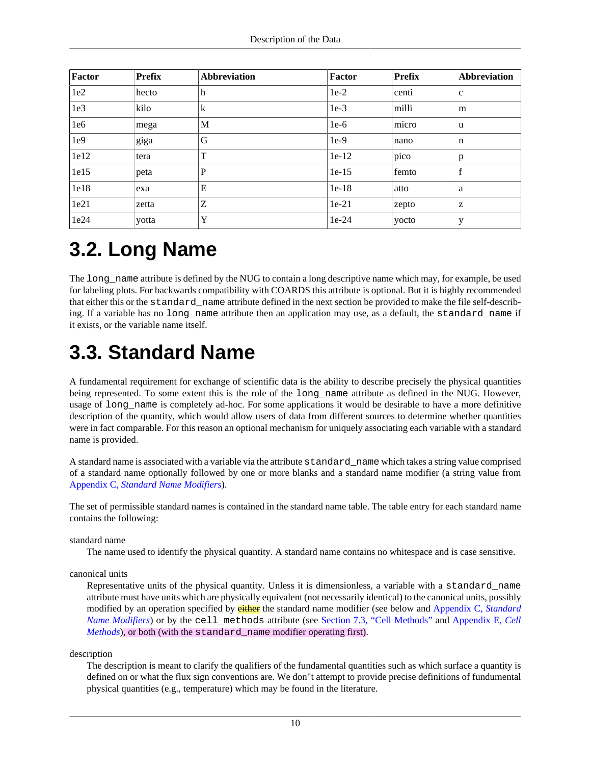| Factor | Prefix | Abbreviation | Factor | Prefix | Abbreviation |
|---|---|---|---|---|---|
| 1e2 | hecto | h | 1e-2 | centi | c |
| 1e3 | kilo | k | 1e-3 | milli | m |
| 1e6 | mega | M | 1e-6 | micro | u |
| 1e9 | giga | G | 1e-9 | nano | n |
| 1e12 | tera | T | 1e-12 | pico | p |
| 1e15 | peta | P | 1e-15 | femto | f |
| 1e18 | exa | E | 1e-18 | atto | a |
| 1e21 | zetta | Z | 1e-21 | zepto | z |
| 1e24 | yotta | Y | 1e-24 | yocto | y |

# 3.2. Long Name

The `long_name` attribute is defined by the NUG to contain a long descriptive name which may, for example, be used for labeling plots. For backwards compatibility with COARDS this attribute is optional. But it is highly recommended that either this or the `standard_name` attribute defined in the next section be provided to make the file self-describing. If a variable has no `long_name` attribute then an application may use, as a default, the `standard_name` if it exists, or the variable name itself.

# 3.3. Standard Name

A fundamental requirement for exchange of scientific data is the ability to describe precisely the physical quantities being represented. To some extent this is the role of the `long_name` attribute as defined in the NUG. However, usage of `long_name` is completely ad-hoc. For some applications it would be desirable to have a more definitive description of the quantity, which would allow users of data from different sources to determine whether quantities were in fact comparable. For this reason an optional mechanism for uniquely associating each variable with a standard name is provided.

A standard name is associated with a variable via the attribute `standard_name` which takes a string value comprised of a standard name optionally followed by one or more blanks and a standard name modifier (a string value from Appendix C, *Standard Name Modifiers*).

The set of permissible standard names is contained in the standard name table. The table entry for each standard name contains the following:

standard name
: The name used to identify the physical quantity. A standard name contains no whitespace and is case sensitive.

canonical units
: Representative units of the physical quantity. Unless it is dimensionless, a variable with a `standard_name` attribute must have units which are physically equivalent (not necessarily identical) to the canonical units, possibly modified by an operation specified by ~~either~~ the standard name modifier (see below and Appendix C, *Standard Name Modifiers*) or by the `cell_methods` attribute (see Section 7.3, "Cell Methods" and Appendix E, *Cell Methods*), or both (with the `standard_name` modifier operating first).

description
: The description is meant to clarify the qualifiers of the fundamental quantities such as which surface a quantity is defined on or what the flux sign conventions are. We don"t attempt to provide precise definitions of fundumental physical quantities (e.g., temperature) which may be found in the literature.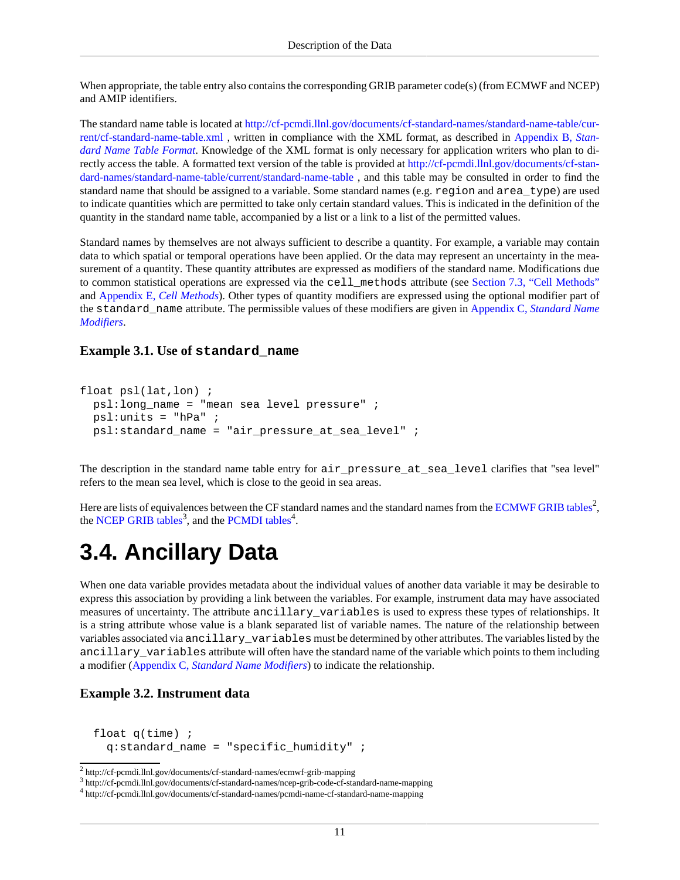When appropriate, the table entry also contains the corresponding GRIB parameter code(s) (from ECMWF and NCEP) and AMIP identifiers.

The standard name table is located at http://cf-pcmdi.llnl.gov/documents/cf-standard-names/standard-name-table/current/cf-standard-name-table.xml , written in compliance with the XML format, as described in Appendix B, *Standard Name Table Format*. Knowledge of the XML format is only necessary for application writers who plan to directly access the table. A formatted text version of the table is provided at http://cf-pcmdi.llnl.gov/documents/cf-standard-names/standard-name-table/current/standard-name-table , and this table may be consulted in order to find the standard name that should be assigned to a variable. Some standard names (e.g. `region` and `area_type`) are used to indicate quantities which are permitted to take only certain standard values. This is indicated in the definition of the quantity in the standard name table, accompanied by a list or a link to a list of the permitted values.

Standard names by themselves are not always sufficient to describe a quantity. For example, a variable may contain data to which spatial or temporal operations have been applied. Or the data may represent an uncertainty in the measurement of a quantity. These quantity attributes are expressed as modifiers of the standard name. Modifications due to common statistical operations are expressed via the `cell_methods` attribute (see Section 7.3, "Cell Methods" and Appendix E, *Cell Methods*). Other types of quantity modifiers are expressed using the optional modifier part of the `standard_name` attribute. The permissible values of these modifiers are given in Appendix C, *Standard Name Modifiers*.

### Example 3.1. Use of `standard_name`

```
float psl(lat,lon) ;
  psl:long_name = "mean sea level pressure" ;
  psl:units = "hPa" ;
  psl:standard_name = "air_pressure_at_sea_level" ;
```

The description in the standard name table entry for `air_pressure_at_sea_level` clarifies that "sea level" refers to the mean sea level, which is close to the geoid in sea areas.

Here are lists of equivalences between the CF standard names and the standard names from the ECMWF GRIB tables[2], the NCEP GRIB tables[3], and the PCMDI tables[4].

## 3.4. Ancillary Data

When one data variable provides metadata about the individual values of another data variable it may be desirable to express this association by providing a link between the variables. For example, instrument data may have associated measures of uncertainty. The attribute `ancillary_variables` is used to express these types of relationships. It is a string attribute whose value is a blank separated list of variable names. The nature of the relationship between variables associated via `ancillary_variables` must be determined by other attributes. The variables listed by the `ancillary_variables` attribute will often have the standard name of the variable which points to them including a modifier (Appendix C, *Standard Name Modifiers*) to indicate the relationship.

### Example 3.2. Instrument data

```
  float q(time) ;
    q:standard_name = "specific_humidity" ;
```

[2] http://cf-pcmdi.llnl.gov/documents/cf-standard-names/ecmwf-grib-mapping

[3] http://cf-pcmdi.llnl.gov/documents/cf-standard-names/ncep-grib-code-cf-standard-name-mapping

[4] http://cf-pcmdi.llnl.gov/documents/cf-standard-names/pcmdi-name-cf-standard-name-mapping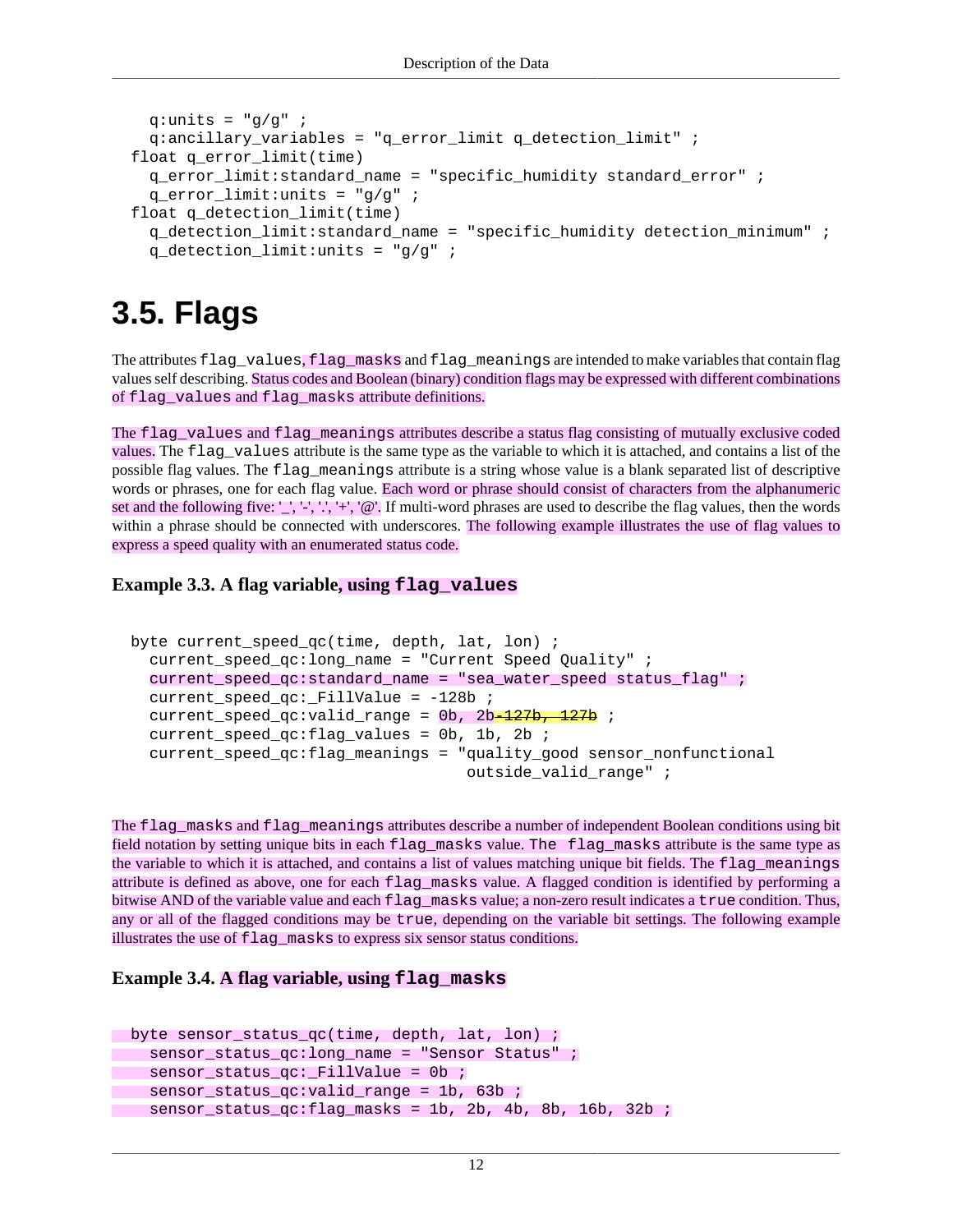```
    q:units = "g/g" ;
    q:ancillary_variables = "q_error_limit q_detection_limit" ;
  float q_error_limit(time)
    q_error_limit:standard_name = "specific_humidity standard_error" ;
    q_error_limit:units = "g/g" ;
  float q_detection_limit(time)
    q_detection_limit:standard_name = "specific_humidity detection_minimum" ;
    q_detection_limit:units = "g/g" ;
```

# 3.5. Flags

The attributes `flag_values`, `flag_masks` and `flag_meanings` are intended to make variables that contain flag values self describing. Status codes and Boolean (binary) condition flags may be expressed with different combinations of `flag_values` and `flag_masks` attribute definitions.

The `flag_values` and `flag_meanings` attributes describe a status flag consisting of mutually exclusive coded values. The `flag_values` attribute is the same type as the variable to which it is attached, and contains a list of the possible flag values. The `flag_meanings` attribute is a string whose value is a blank separated list of descriptive words or phrases, one for each flag value. Each word or phrase should consist of characters from the alphanumeric set and the following five: '_', '-', '.', '+', '@'. If multi-word phrases are used to describe the flag values, then the words within a phrase should be connected with underscores. The following example illustrates the use of flag values to express a speed quality with an enumerated status code.

### Example 3.3. A flag variable, using `flag_values`

```
  byte current_speed_qc(time, depth, lat, lon) ;
    current_speed_qc:long_name = "Current Speed Quality" ;
    current_speed_qc:standard_name = "sea_water_speed status_flag" ;
    current_speed_qc:_FillValue = -128b ;
    current_speed_qc:valid_range = 0b, 2b-127b, 127b ;
    current_speed_qc:flag_values = 0b, 1b, 2b ;
    current_speed_qc:flag_meanings = "quality_good sensor_nonfunctional
                                      outside_valid_range" ;
```

The `flag_masks` and `flag_meanings` attributes describe a number of independent Boolean conditions using bit field notation by setting unique bits in each `flag_masks` value. The `flag_masks` attribute is the same type as the variable to which it is attached, and contains a list of values matching unique bit fields. The `flag_meanings` attribute is defined as above, one for each `flag_masks` value. A flagged condition is identified by performing a bitwise AND of the variable value and each `flag_masks` value; a non-zero result indicates a `true` condition. Thus, any or all of the flagged conditions may be `true`, depending on the variable bit settings. The following example illustrates the use of `flag_masks` to express six sensor status conditions.

### Example 3.4. A flag variable, using `flag_masks`

```
  byte sensor_status_qc(time, depth, lat, lon) ;
    sensor_status_qc:long_name = "Sensor Status" ;
    sensor_status_qc:_FillValue = 0b ;
    sensor_status_qc:valid_range = 1b, 63b ;
    sensor_status_qc:flag_masks = 1b, 2b, 4b, 8b, 16b, 32b ;
```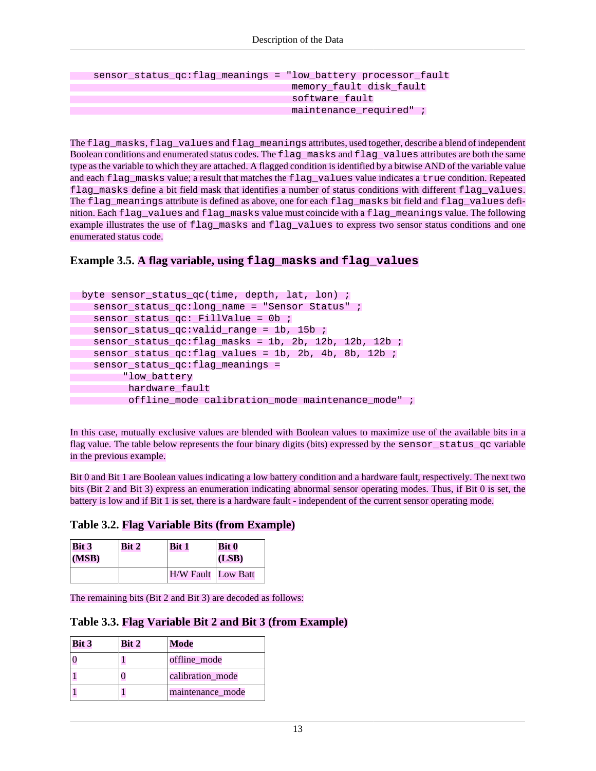```
    sensor_status_qc:flag_meanings = "low_battery processor_fault
                                      memory_fault disk_fault
                                      software_fault
                                      maintenance_required" ;
```

The `flag_masks`, `flag_values` and `flag_meanings` attributes, used together, describe a blend of independent Boolean conditions and enumerated status codes. The `flag_masks` and `flag_values` attributes are both the same type as the variable to which they are attached. A flagged condition is identified by a bitwise AND of the variable value and each `flag_masks` value; a result that matches the `flag_values` value indicates a `true` condition. Repeated `flag_masks` define a bit field mask that identifies a number of status conditions with different `flag_values`. The `flag_meanings` attribute is defined as above, one for each `flag_masks` bit field and `flag_values` definition. Each `flag_values` and `flag_masks` value must coincide with a `flag_meanings` value. The following example illustrates the use of `flag_masks` and `flag_values` to express two sensor status conditions and one enumerated status code.

### Example 3.5. A flag variable, using `flag_masks` and `flag_values`

```
  byte sensor_status_qc(time, depth, lat, lon) ;
    sensor_status_qc:long_name = "Sensor Status" ;
    sensor_status_qc:_FillValue = 0b ;
    sensor_status_qc:valid_range = 1b, 15b ;
    sensor_status_qc:flag_masks = 1b, 2b, 12b, 12b, 12b ;
    sensor_status_qc:flag_values = 1b, 2b, 4b, 8b, 12b ;
    sensor_status_qc:flag_meanings =
         "low_battery
          hardware_fault
          offline_mode calibration_mode maintenance_mode" ;
```

In this case, mutually exclusive values are blended with Boolean values to maximize use of the available bits in a flag value. The table below represents the four binary digits (bits) expressed by the `sensor_status_qc` variable in the previous example.

Bit 0 and Bit 1 are Boolean values indicating a low battery condition and a hardware fault, respectively. The next two bits (Bit 2 and Bit 3) express an enumeration indicating abnormal sensor operating modes. Thus, if Bit 0 is set, the battery is low and if Bit 1 is set, there is a hardware fault - independent of the current sensor operating mode.

### Table 3.2. Flag Variable Bits (from Example)

| Bit 3 (MSB) | Bit 2 | Bit 1 | Bit 0 (LSB) |
|---|---|---|---|
| | | H/W Fault | Low Batt |

The remaining bits (Bit 2 and Bit 3) are decoded as follows:

### Table 3.3. Flag Variable Bit 2 and Bit 3 (from Example)

| Bit 3 | Bit 2 | Mode |
|---|---|---|
| 0 | 1 | offline_mode |
| 1 | 0 | calibration_mode |
| 1 | 1 | maintenance_mode |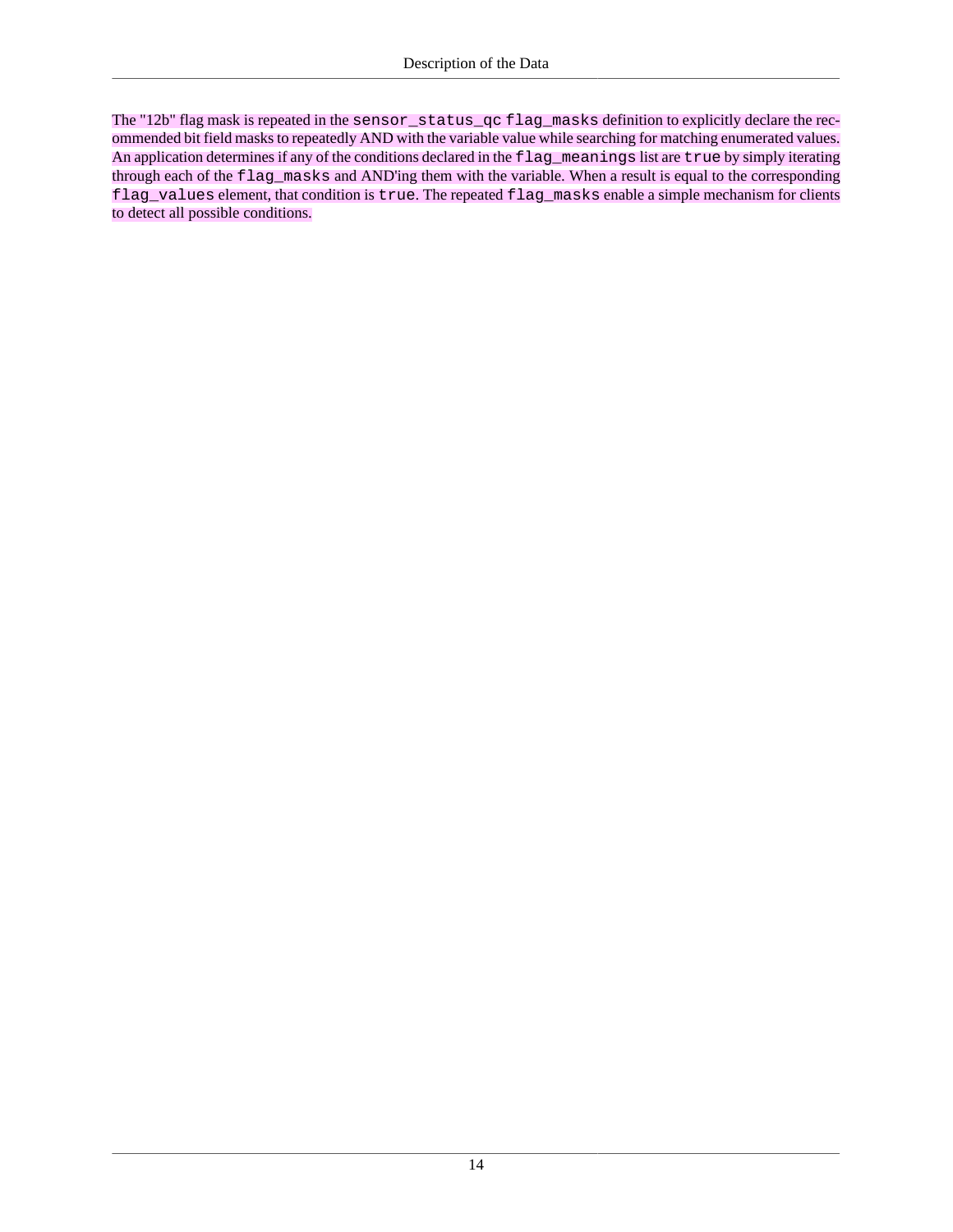The "12b" flag mask is repeated in the `sensor_status_qc` `flag_masks` definition to explicitly declare the recommended bit field masks to repeatedly AND with the variable value while searching for matching enumerated values. An application determines if any of the conditions declared in the `flag_meanings` list are `true` by simply iterating through each of the `flag_masks` and AND'ing them with the variable. When a result is equal to the corresponding `flag_values` element, that condition is `true`. The repeated `flag_masks` enable a simple mechanism for clients to detect all possible conditions.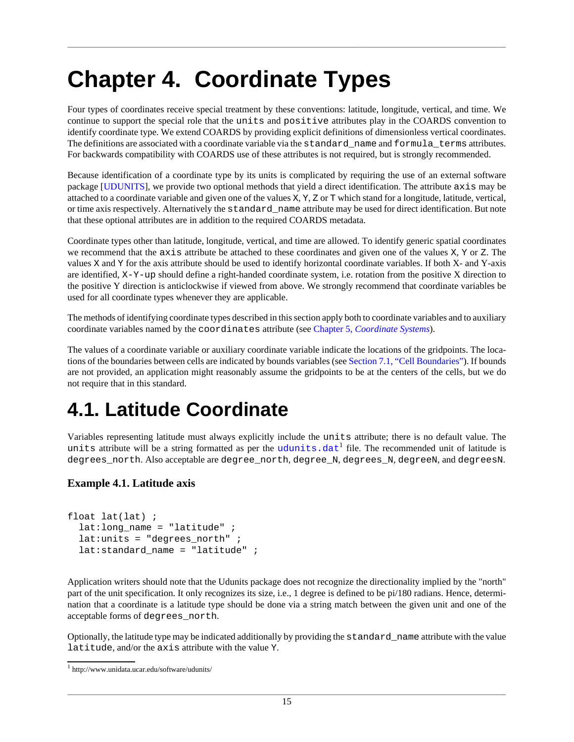# Chapter 4. Coordinate Types

Four types of coordinates receive special treatment by these conventions: latitude, longitude, vertical, and time. We continue to support the special role that the `units` and `positive` attributes play in the COARDS convention to identify coordinate type. We extend COARDS by providing explicit definitions of dimensionless vertical coordinates. The definitions are associated with a coordinate variable via the `standard_name` and `formula_terms` attributes. For backwards compatibility with COARDS use of these attributes is not required, but is strongly recommended.

Because identification of a coordinate type by its units is complicated by requiring the use of an external software package [UDUNITS], we provide two optional methods that yield a direct identification. The attribute `axis` may be attached to a coordinate variable and given one of the values `X`, `Y`, `Z` or `T` which stand for a longitude, latitude, vertical, or time axis respectively. Alternatively the `standard_name` attribute may be used for direct identification. But note that these optional attributes are in addition to the required COARDS metadata.

Coordinate types other than latitude, longitude, vertical, and time are allowed. To identify generic spatial coordinates we recommend that the `axis` attribute be attached to these coordinates and given one of the values `X`, `Y` or `Z`. The values `X` and `Y` for the axis attribute should be used to identify horizontal coordinate variables. If both X- and Y-axis are identified, `X-Y-up` should define a right-handed coordinate system, i.e. rotation from the positive X direction to the positive Y direction is anticlockwise if viewed from above. We strongly recommend that coordinate variables be used for all coordinate types whenever they are applicable.

The methods of identifying coordinate types described in this section apply both to coordinate variables and to auxiliary coordinate variables named by the `coordinates` attribute (see Chapter 5, *Coordinate Systems*).

The values of a coordinate variable or auxiliary coordinate variable indicate the locations of the gridpoints. The locations of the boundaries between cells are indicated by bounds variables (see Section 7.1, "Cell Boundaries"). If bounds are not provided, an application might reasonably assume the gridpoints to be at the centers of the cells, but we do not require that in this standard.

## 4.1. Latitude Coordinate

Variables representing latitude must always explicitly include the `units` attribute; there is no default value. The `units` attribute will be a string formatted as per the `udunits.dat`[1] file. The recommended unit of latitude is `degrees_north`. Also acceptable are `degree_north`, `degree_N`, `degrees_N`, `degreeN`, and `degreesN`.

### Example 4.1. Latitude axis

```
float lat(lat) ;
  lat:long_name = "latitude" ;
  lat:units = "degrees_north" ;
  lat:standard_name = "latitude" ;
```

Application writers should note that the Udunits package does not recognize the directionality implied by the "north" part of the unit specification. It only recognizes its size, i.e., 1 degree is defined to be pi/180 radians. Hence, determination that a coordinate is a latitude type should be done via a string match between the given unit and one of the acceptable forms of `degrees_north`.

Optionally, the latitude type may be indicated additionally by providing the `standard_name` attribute with the value `latitude`, and/or the `axis` attribute with the value `Y`.

[1] http://www.unidata.ucar.edu/software/udunits/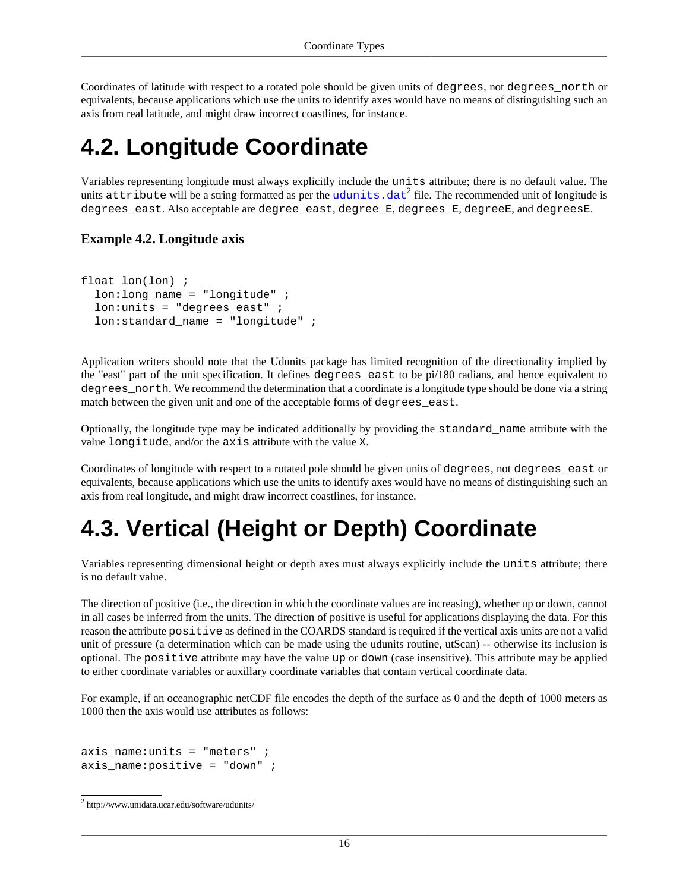Coordinates of latitude with respect to a rotated pole should be given units of degrees, not degrees_north or equivalents, because applications which use the units to identify axes would have no means of distinguishing such an axis from real latitude, and might draw incorrect coastlines, for instance.

# 4.2. Longitude Coordinate

Variables representing longitude must always explicitly include the units attribute; there is no default value. The units attribute will be a string formatted as per the udunits.dat[2] file. The recommended unit of longitude is degrees_east. Also acceptable are degree_east, degree_E, degrees_E, degreeE, and degreesE.

### Example 4.2. Longitude axis

```
float lon(lon) ;
  lon:long_name = "longitude" ;
  lon:units = "degrees_east" ;
  lon:standard_name = "longitude" ;
```

Application writers should note that the Udunits package has limited recognition of the directionality implied by the "east" part of the unit specification. It defines degrees_east to be pi/180 radians, and hence equivalent to degrees_north. We recommend the determination that a coordinate is a longitude type should be done via a string match between the given unit and one of the acceptable forms of degrees_east.

Optionally, the longitude type may be indicated additionally by providing the standard_name attribute with the value longitude, and/or the axis attribute with the value X.

Coordinates of longitude with respect to a rotated pole should be given units of degrees, not degrees_east or equivalents, because applications which use the units to identify axes would have no means of distinguishing such an axis from real longitude, and might draw incorrect coastlines, for instance.

# 4.3. Vertical (Height or Depth) Coordinate

Variables representing dimensional height or depth axes must always explicitly include the units attribute; there is no default value.

The direction of positive (i.e., the direction in which the coordinate values are increasing), whether up or down, cannot in all cases be inferred from the units. The direction of positive is useful for applications displaying the data. For this reason the attribute positive as defined in the COARDS standard is required if the vertical axis units are not a valid unit of pressure (a determination which can be made using the udunits routine, utScan) -- otherwise its inclusion is optional. The positive attribute may have the value up or down (case insensitive). This attribute may be applied to either coordinate variables or auxillary coordinate variables that contain vertical coordinate data.

For example, if an oceanographic netCDF file encodes the depth of the surface as 0 and the depth of 1000 meters as 1000 then the axis would use attributes as follows:

```
axis_name:units = "meters" ;
axis_name:positive = "down" ;
```

[2] http://www.unidata.ucar.edu/software/udunits/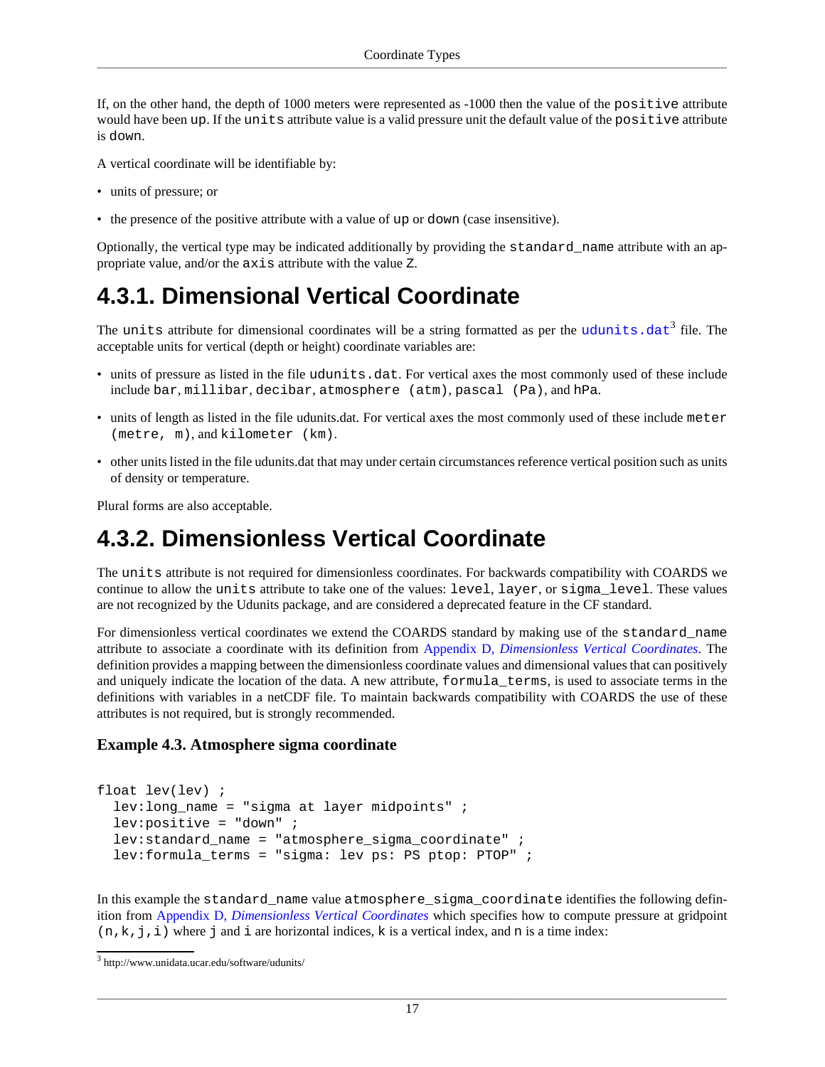If, on the other hand, the depth of 1000 meters were represented as -1000 then the value of the `positive` attribute would have been `up`. If the `units` attribute value is a valid pressure unit the default value of the `positive` attribute is `down`.

A vertical coordinate will be identifiable by:

- units of pressure; or
- the presence of the positive attribute with a value of `up` or `down` (case insensitive).

Optionally, the vertical type may be indicated additionally by providing the `standard_name` attribute with an appropriate value, and/or the `axis` attribute with the value `Z`.

## 4.3.1. Dimensional Vertical Coordinate

The `units` attribute for dimensional coordinates will be a string formatted as per the `udunits.dat`[3] file. The acceptable units for vertical (depth or height) coordinate variables are:

- units of pressure as listed in the file `udunits.dat`. For vertical axes the most commonly used of these include include `bar`, `millibar`, `decibar`, `atmosphere (atm)`, `pascal (Pa)`, and `hPa`.
- units of length as listed in the file udunits.dat. For vertical axes the most commonly used of these include `meter (metre, m)`, and `kilometer (km)`.
- other units listed in the file udunits.dat that may under certain circumstances reference vertical position such as units of density or temperature.

Plural forms are also acceptable.

## 4.3.2. Dimensionless Vertical Coordinate

The `units` attribute is not required for dimensionless coordinates. For backwards compatibility with COARDS we continue to allow the `units` attribute to take one of the values: `level`, `layer`, or `sigma_level`. These values are not recognized by the Udunits package, and are considered a deprecated feature in the CF standard.

For dimensionless vertical coordinates we extend the COARDS standard by making use of the `standard_name` attribute to associate a coordinate with its definition from Appendix D, *Dimensionless Vertical Coordinates*. The definition provides a mapping between the dimensionless coordinate values and dimensional values that can positively and uniquely indicate the location of the data. A new attribute, `formula_terms`, is used to associate terms in the definitions with variables in a netCDF file. To maintain backwards compatibility with COARDS the use of these attributes is not required, but is strongly recommended.

### Example 4.3. Atmosphere sigma coordinate

```
float lev(lev) ;
  lev:long_name = "sigma at layer midpoints" ;
  lev:positive = "down" ;
  lev:standard_name = "atmosphere_sigma_coordinate" ;
  lev:formula_terms = "sigma: lev ps: PS ptop: PTOP" ;
```

In this example the `standard_name` value `atmosphere_sigma_coordinate` identifies the following definition from Appendix D, *Dimensionless Vertical Coordinates* which specifies how to compute pressure at gridpoint `(n,k,j,i)` where `j` and `i` are horizontal indices, `k` is a vertical index, and `n` is a time index:

[3] http://www.unidata.ucar.edu/software/udunits/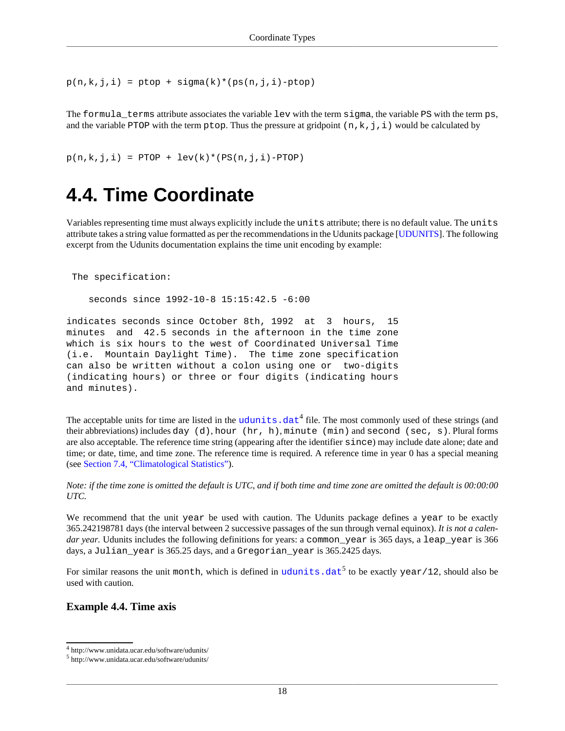```
p(n,k,j,i) = ptop + sigma(k)*(ps(n,j,i)-ptop)
```

The `formula_terms` attribute associates the variable `lev` with the term `sigma`, the variable `PS` with the term `ps`, and the variable `PTOP` with the term `ptop`. Thus the pressure at gridpoint `(n,k,j,i)` would be calculated by

```
p(n,k,j,i) = PTOP + lev(k)*(PS(n,j,i)-PTOP)
```

# 4.4. Time Coordinate

Variables representing time must always explicitly include the `units` attribute; there is no default value. The `units` attribute takes a string value formatted as per the recommendations in the Udunits package [UDUNITS]. The following excerpt from the Udunits documentation explains the time unit encoding by example:

```
 The specification:

    seconds since 1992-10-8 15:15:42.5 -6:00

indicates seconds since October 8th, 1992  at  3  hours,  15
minutes  and  42.5 seconds in the afternoon in the time zone
which is six hours to the west of Coordinated Universal Time
(i.e.  Mountain Daylight Time).  The time zone specification
can also be written without a colon using one or  two-digits
(indicating hours) or three or four digits (indicating hours
and minutes).
```

The acceptable units for time are listed in the `udunits.dat`[4] file. The most commonly used of these strings (and their abbreviations) includes `day (d)`, `hour (hr, h)`, `minute (min)` and `second (sec, s)`. Plural forms are also acceptable. The reference time string (appearing after the identifier `since`) may include date alone; date and time; or date, time, and time zone. The reference time is required. A reference time in year 0 has a special meaning (see Section 7.4, "Climatological Statistics").

*Note: if the time zone is omitted the default is UTC, and if both time and time zone are omitted the default is 00:00:00 UTC.*

We recommend that the unit `year` be used with caution. The Udunits package defines a `year` to be exactly 365.242198781 days (the interval between 2 successive passages of the sun through vernal equinox). *It is not a calendar year.* Udunits includes the following definitions for years: a `common_year` is 365 days, a `leap_year` is 366 days, a `Julian_year` is 365.25 days, and a `Gregorian_year` is 365.2425 days.

For similar reasons the unit `month`, which is defined in `udunits.dat`[5] to be exactly `year/12`, should also be used with caution.

### Example 4.4. Time axis

[4] http://www.unidata.ucar.edu/software/udunits/

[5] http://www.unidata.ucar.edu/software/udunits/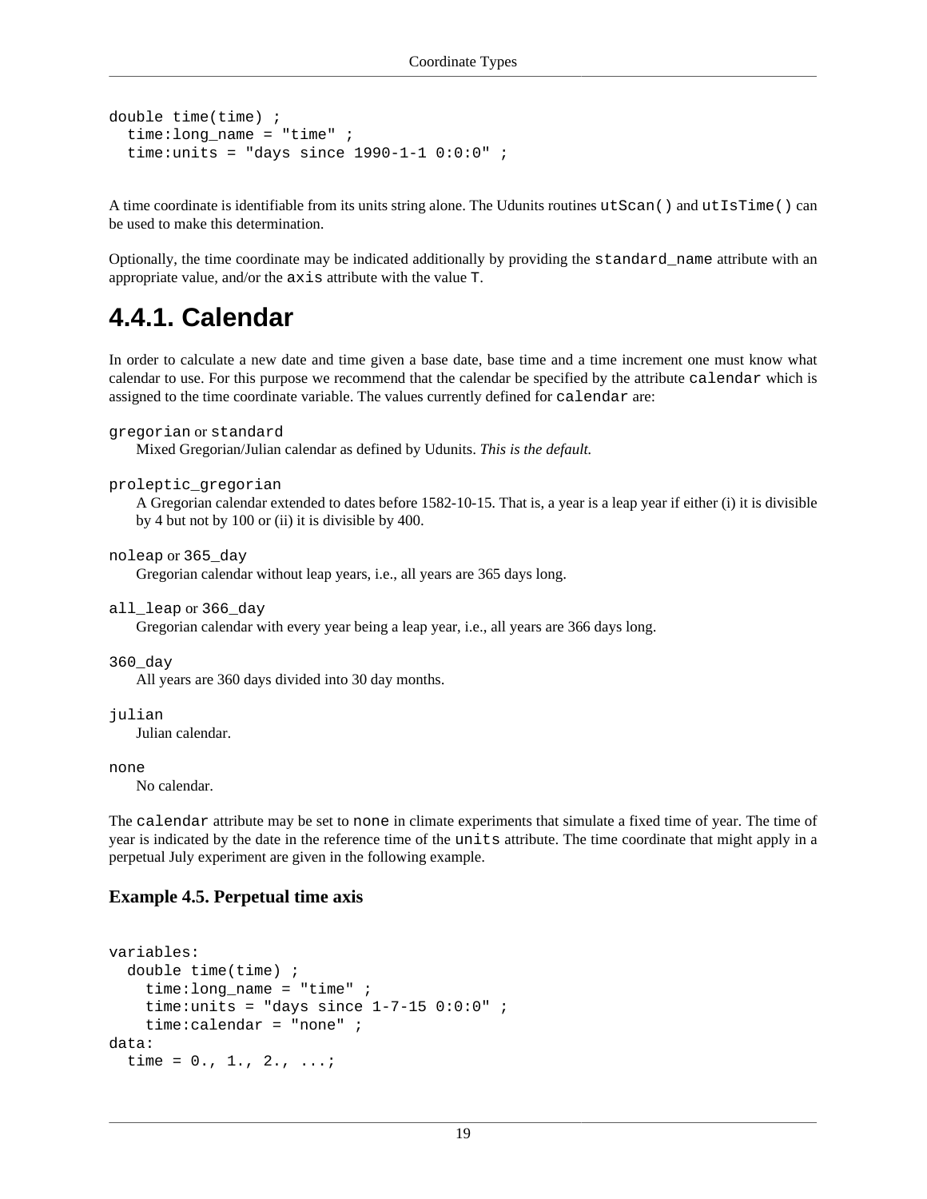```
double time(time) ;
  time:long_name = "time" ;
  time:units = "days since 1990-1-1 0:0:0" ;
```

A time coordinate is identifiable from its units string alone. The Udunits routines `utScan()` and `utIsTime()` can be used to make this determination.

Optionally, the time coordinate may be indicated additionally by providing the `standard_name` attribute with an appropriate value, and/or the `axis` attribute with the value `T`.

## 4.4.1. Calendar

In order to calculate a new date and time given a base date, base time and a time increment one must know what calendar to use. For this purpose we recommend that the calendar be specified by the attribute `calendar` which is assigned to the time coordinate variable. The values currently defined for `calendar` are:

`gregorian` or `standard`
: Mixed Gregorian/Julian calendar as defined by Udunits. *This is the default.*

`proleptic_gregorian`
: A Gregorian calendar extended to dates before 1582-10-15. That is, a year is a leap year if either (i) it is divisible by 4 but not by 100 or (ii) it is divisible by 400.

`noleap` or `365_day`
: Gregorian calendar without leap years, i.e., all years are 365 days long.

`all_leap` or `366_day`
: Gregorian calendar with every year being a leap year, i.e., all years are 366 days long.

`360_day`
: All years are 360 days divided into 30 day months.

`julian`
: Julian calendar.

`none`
: No calendar.

The `calendar` attribute may be set to `none` in climate experiments that simulate a fixed time of year. The time of year is indicated by the date in the reference time of the `units` attribute. The time coordinate that might apply in a perpetual July experiment are given in the following example.

### Example 4.5. Perpetual time axis

```
variables:
  double time(time) ;
    time:long_name = "time" ;
    time:units = "days since 1-7-15 0:0:0" ;
    time:calendar = "none" ;
data:
  time = 0., 1., 2., ...;
```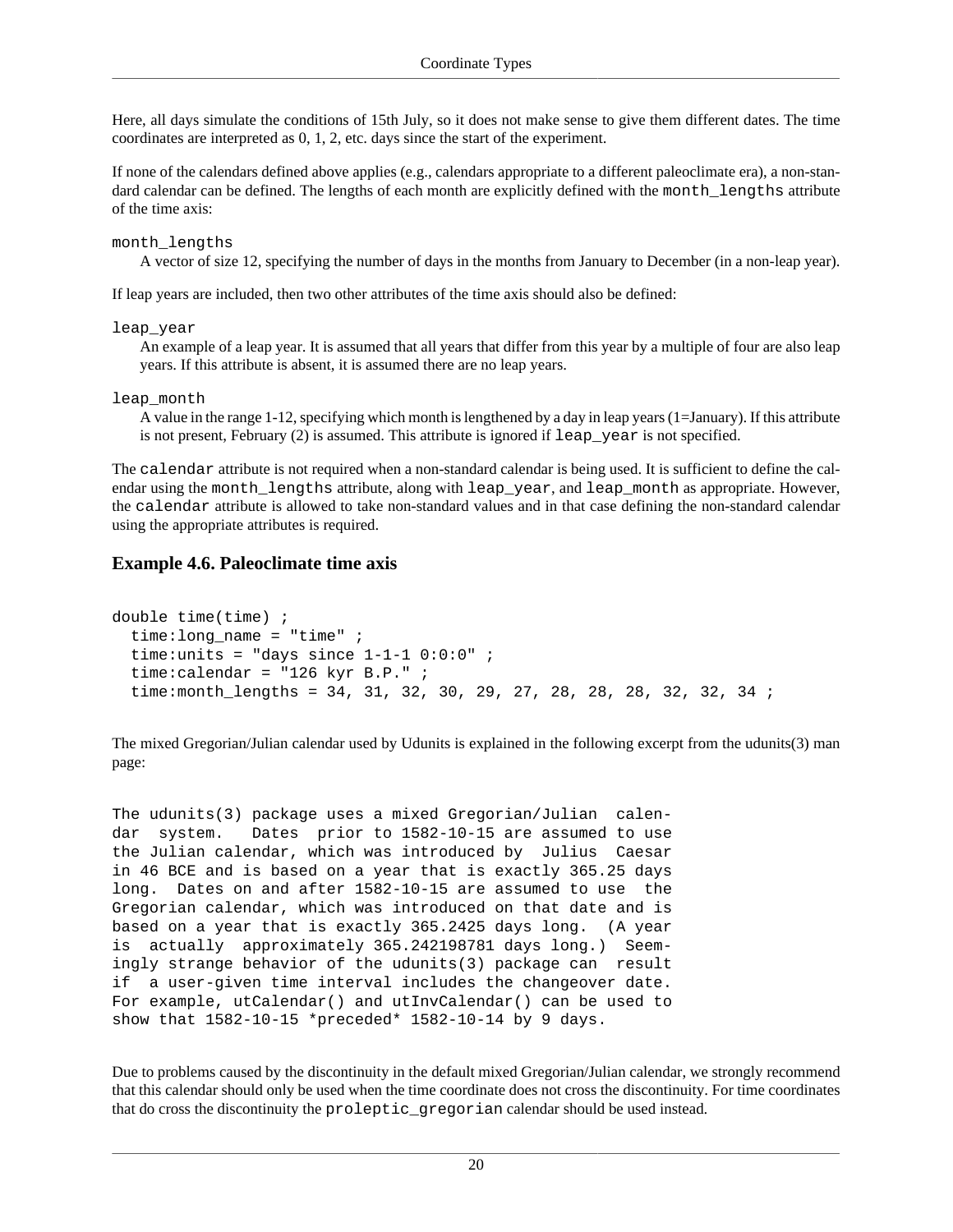Here, all days simulate the conditions of 15th July, so it does not make sense to give them different dates. The time coordinates are interpreted as 0, 1, 2, etc. days since the start of the experiment.

If none of the calendars defined above applies (e.g., calendars appropriate to a different paleoclimate era), a non-standard calendar can be defined. The lengths of each month are explicitly defined with the `month_lengths` attribute of the time axis:

`month_lengths`
: A vector of size 12, specifying the number of days in the months from January to December (in a non-leap year).

If leap years are included, then two other attributes of the time axis should also be defined:

`leap_year`
: An example of a leap year. It is assumed that all years that differ from this year by a multiple of four are also leap years. If this attribute is absent, it is assumed there are no leap years.

`leap_month`
: A value in the range 1-12, specifying which month is lengthened by a day in leap years (1=January). If this attribute is not present, February (2) is assumed. This attribute is ignored if `leap_year` is not specified.

The `calendar` attribute is not required when a non-standard calendar is being used. It is sufficient to define the calendar using the `month_lengths` attribute, along with `leap_year`, and `leap_month` as appropriate. However, the `calendar` attribute is allowed to take non-standard values and in that case defining the non-standard calendar using the appropriate attributes is required.

### Example 4.6. Paleoclimate time axis

```
double time(time) ;
  time:long_name = "time" ;
  time:units = "days since 1-1-1 0:0:0" ;
  time:calendar = "126 kyr B.P." ;
  time:month_lengths = 34, 31, 32, 30, 29, 27, 28, 28, 28, 32, 32, 34 ;
```

The mixed Gregorian/Julian calendar used by Udunits is explained in the following excerpt from the udunits(3) man page:

```
The udunits(3) package uses a mixed Gregorian/Julian  calen-
dar  system.   Dates  prior to 1582-10-15 are assumed to use
the Julian calendar, which was introduced by  Julius  Caesar
in 46 BCE and is based on a year that is exactly 365.25 days
long.  Dates on and after 1582-10-15 are assumed to use  the
Gregorian calendar, which was introduced on that date and is
based on a year that is exactly 365.2425 days long.  (A year
is  actually  approximately 365.242198781 days long.)  Seem-
ingly strange behavior of the udunits(3) package can  result
if  a user-given time interval includes the changeover date.
For example, utCalendar() and utInvCalendar() can be used to
show that 1582-10-15 *preceded* 1582-10-14 by 9 days.
```

Due to problems caused by the discontinuity in the default mixed Gregorian/Julian calendar, we strongly recommend that this calendar should only be used when the time coordinate does not cross the discontinuity. For time coordinates that do cross the discontinuity the `proleptic_gregorian` calendar should be used instead.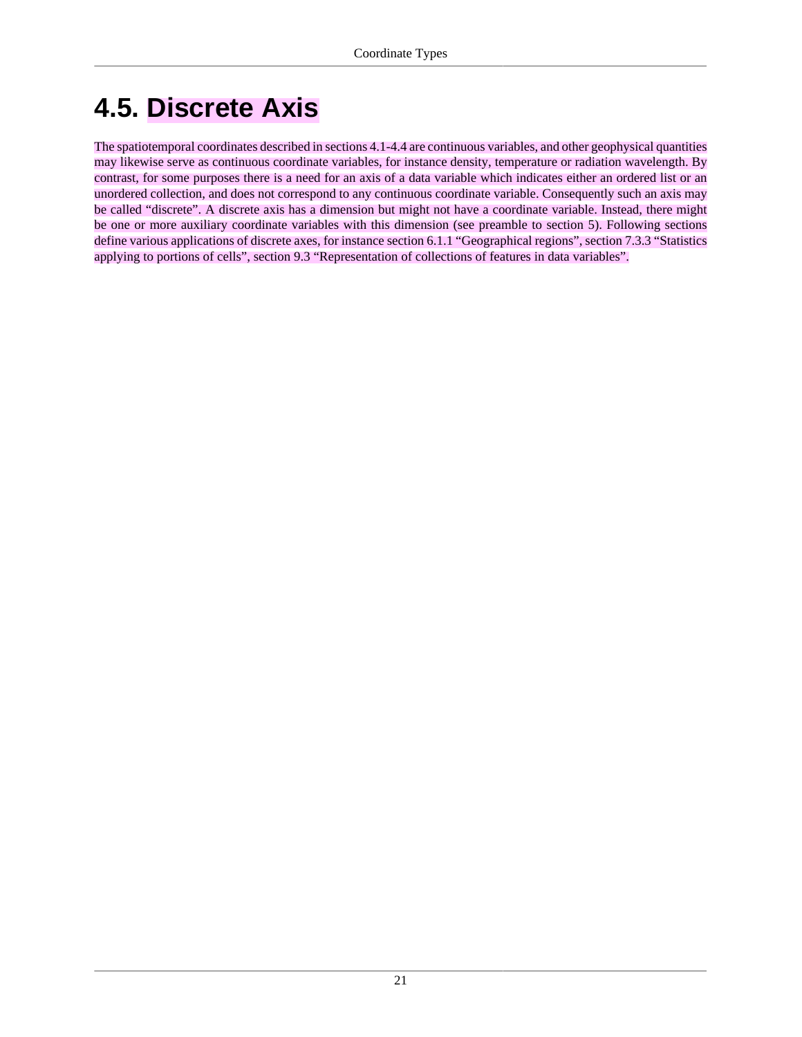## 4.5. Discrete Axis

The spatiotemporal coordinates described in sections 4.1-4.4 are continuous variables, and other geophysical quantities may likewise serve as continuous coordinate variables, for instance density, temperature or radiation wavelength. By contrast, for some purposes there is a need for an axis of a data variable which indicates either an ordered list or an unordered collection, and does not correspond to any continuous coordinate variable. Consequently such an axis may be called "discrete". A discrete axis has a dimension but might not have a coordinate variable. Instead, there might be one or more auxiliary coordinate variables with this dimension (see preamble to section 5). Following sections define various applications of discrete axes, for instance section 6.1.1 "Geographical regions", section 7.3.3 "Statistics applying to portions of cells", section 9.3 "Representation of collections of features in data variables".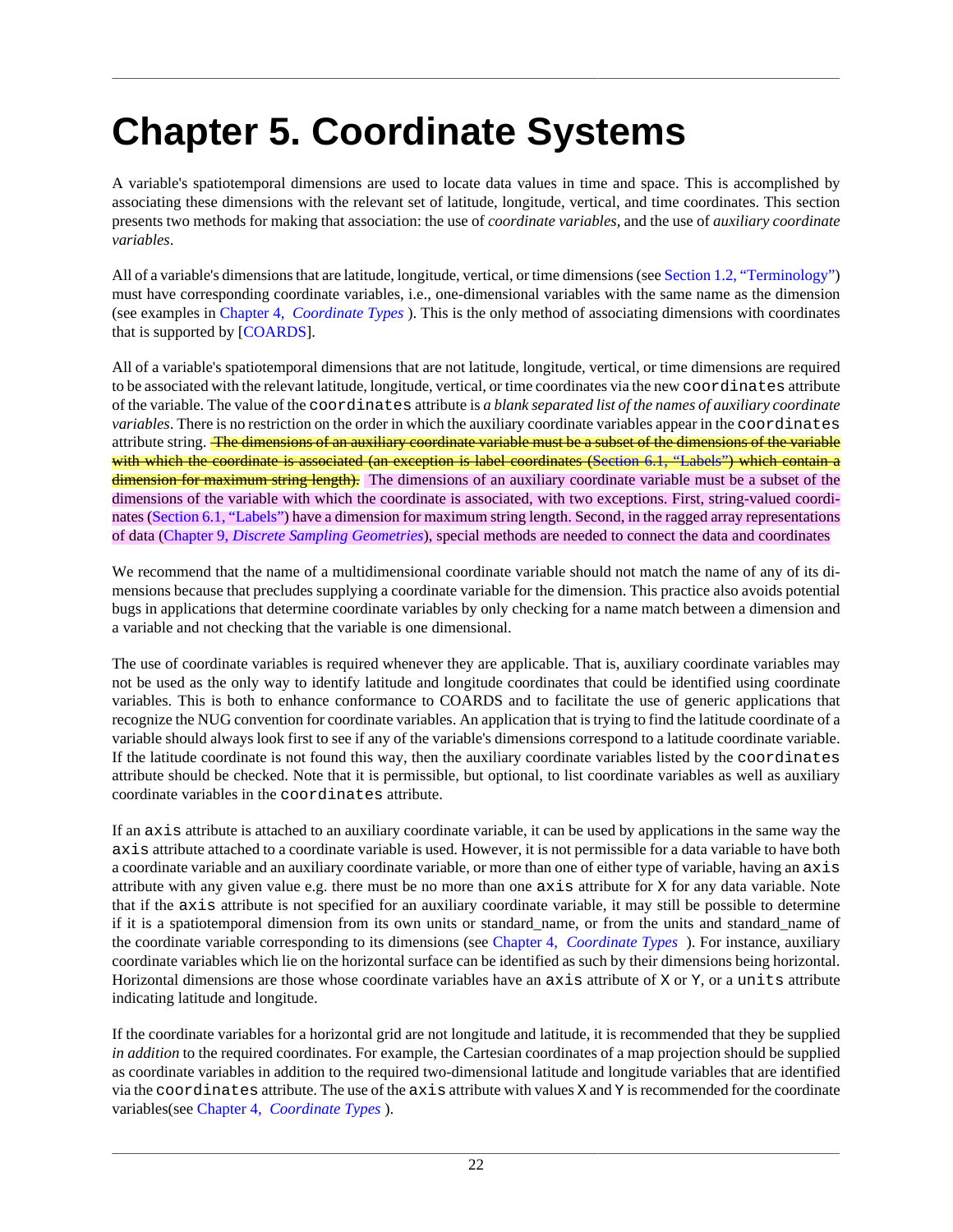# Chapter 5. Coordinate Systems

A variable's spatiotemporal dimensions are used to locate data values in time and space. This is accomplished by associating these dimensions with the relevant set of latitude, longitude, vertical, and time coordinates. This section presents two methods for making that association: the use of *coordinate variables*, and the use of *auxiliary coordinate variables*.

All of a variable's dimensions that are latitude, longitude, vertical, or time dimensions (see Section 1.2, "Terminology") must have corresponding coordinate variables, i.e., one-dimensional variables with the same name as the dimension (see examples in Chapter 4, *Coordinate Types* ). This is the only method of associating dimensions with coordinates that is supported by [COARDS].

All of a variable's spatiotemporal dimensions that are not latitude, longitude, vertical, or time dimensions are required to be associated with the relevant latitude, longitude, vertical, or time coordinates via the new `coordinates` attribute of the variable. The value of the `coordinates` attribute is *a blank separated list of the names of auxiliary coordinate variables*. There is no restriction on the order in which the auxiliary coordinate variables appear in the `coordinates` attribute string. ~~The dimensions of an auxiliary coordinate variable must be a subset of the dimensions of the variable with which the coordinate is associated (an exception is label coordinates (Section 6.1, "Labels") which contain a dimension for maximum string length).~~ The dimensions of an auxiliary coordinate variable must be a subset of the dimensions of the variable with which the coordinate is associated, with two exceptions. First, string-valued coordinates (Section 6.1, "Labels") have a dimension for maximum string length. Second, in the ragged array representations of data (Chapter 9, *Discrete Sampling Geometries*), special methods are needed to connect the data and coordinates

We recommend that the name of a multidimensional coordinate variable should not match the name of any of its dimensions because that precludes supplying a coordinate variable for the dimension. This practice also avoids potential bugs in applications that determine coordinate variables by only checking for a name match between a dimension and a variable and not checking that the variable is one dimensional.

The use of coordinate variables is required whenever they are applicable. That is, auxiliary coordinate variables may not be used as the only way to identify latitude and longitude coordinates that could be identified using coordinate variables. This is both to enhance conformance to COARDS and to facilitate the use of generic applications that recognize the NUG convention for coordinate variables. An application that is trying to find the latitude coordinate of a variable should always look first to see if any of the variable's dimensions correspond to a latitude coordinate variable. If the latitude coordinate is not found this way, then the auxiliary coordinate variables listed by the `coordinates` attribute should be checked. Note that it is permissible, but optional, to list coordinate variables as well as auxiliary coordinate variables in the `coordinates` attribute.

If an `axis` attribute is attached to an auxiliary coordinate variable, it can be used by applications in the same way the `axis` attribute attached to a coordinate variable is used. However, it is not permissible for a data variable to have both a coordinate variable and an auxiliary coordinate variable, or more than one of either type of variable, having an `axis` attribute with any given value e.g. there must be no more than one `axis` attribute for `X` for any data variable. Note that if the `axis` attribute is not specified for an auxiliary coordinate variable, it may still be possible to determine if it is a spatiotemporal dimension from its own units or standard_name, or from the units and standard_name of the coordinate variable corresponding to its dimensions (see Chapter 4, *Coordinate Types* ). For instance, auxiliary coordinate variables which lie on the horizontal surface can be identified as such by their dimensions being horizontal. Horizontal dimensions are those whose coordinate variables have an `axis` attribute of `X` or `Y`, or a `units` attribute indicating latitude and longitude.

If the coordinate variables for a horizontal grid are not longitude and latitude, it is recommended that they be supplied *in addition* to the required coordinates. For example, the Cartesian coordinates of a map projection should be supplied as coordinate variables in addition to the required two-dimensional latitude and longitude variables that are identified via the `coordinates` attribute. The use of the `axis` attribute with values `X` and `Y` is recommended for the coordinate variables(see Chapter 4, *Coordinate Types* ).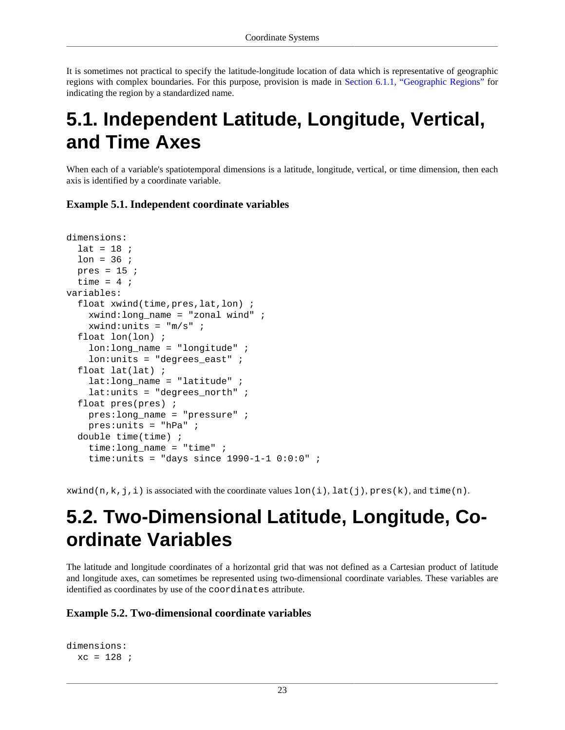It is sometimes not practical to specify the latitude-longitude location of data which is representative of geographic regions with complex boundaries. For this purpose, provision is made in Section 6.1.1, "Geographic Regions" for indicating the region by a standardized name.

# 5.1. Independent Latitude, Longitude, Vertical, and Time Axes

When each of a variable's spatiotemporal dimensions is a latitude, longitude, vertical, or time dimension, then each axis is identified by a coordinate variable.

### Example 5.1. Independent coordinate variables

```
dimensions:
  lat = 18 ;
  lon = 36 ;
  pres = 15 ;
  time = 4 ;
variables:
  float xwind(time,pres,lat,lon) ;
    xwind:long_name = "zonal wind" ;
    xwind:units = "m/s" ;
  float lon(lon) ;
    lon:long_name = "longitude" ;
    lon:units = "degrees_east" ;
  float lat(lat) ;
    lat:long_name = "latitude" ;
    lat:units = "degrees_north" ;
  float pres(pres) ;
    pres:long_name = "pressure" ;
    pres:units = "hPa" ;
  double time(time) ;
    time:long_name = "time" ;
    time:units = "days since 1990-1-1 0:0:0" ;
```

`xwind(n,k,j,i)` is associated with the coordinate values `lon(i)`, `lat(j)`, `pres(k)`, and `time(n)`.

# 5.2. Two-Dimensional Latitude, Longitude, Coordinate Variables

The latitude and longitude coordinates of a horizontal grid that was not defined as a Cartesian product of latitude and longitude axes, can sometimes be represented using two-dimensional coordinate variables. These variables are identified as coordinates by use of the `coordinates` attribute.

### Example 5.2. Two-dimensional coordinate variables

```
dimensions:
  xc = 128 ;
```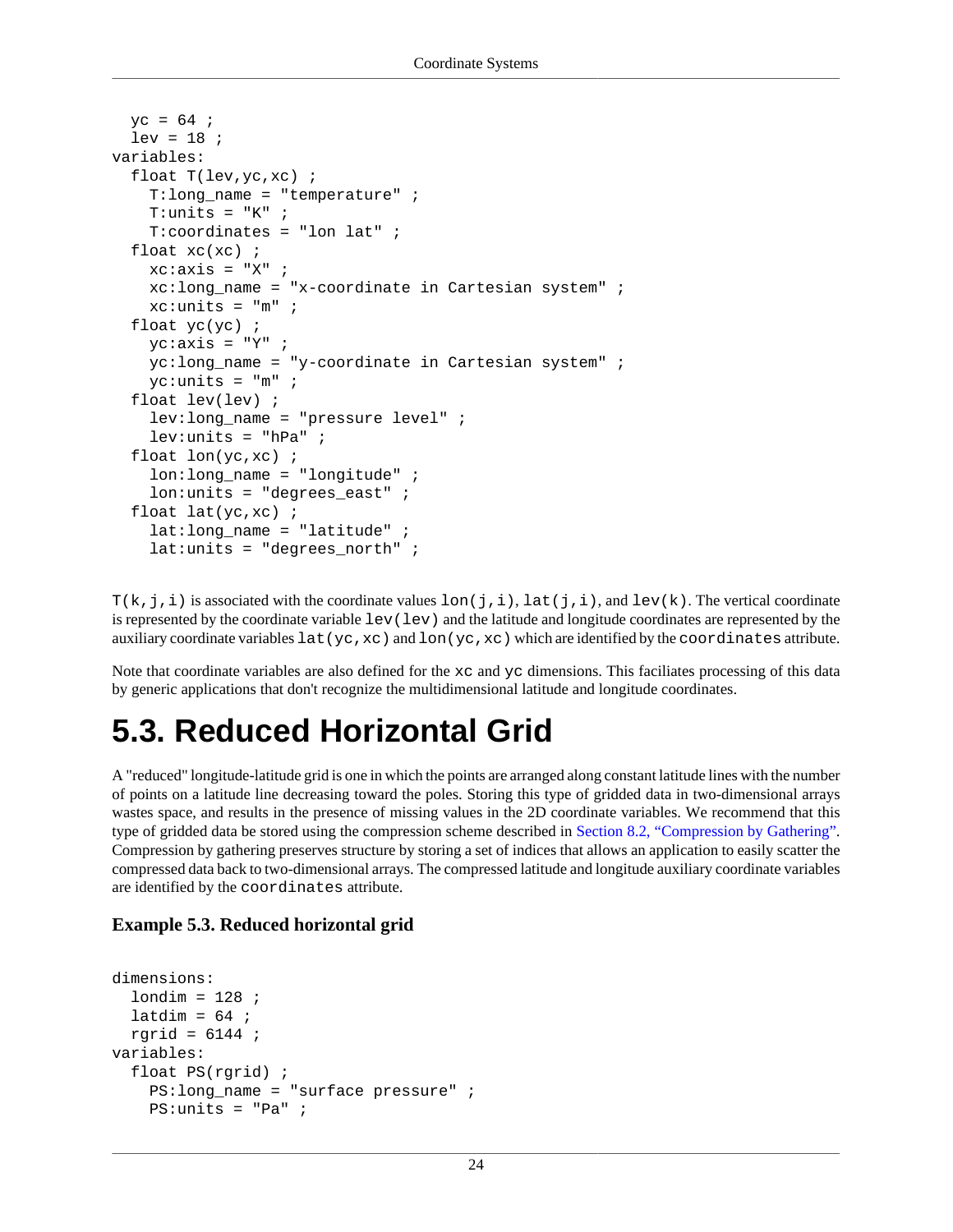```
  yc = 64 ;
  lev = 18 ;
variables:
  float T(lev,yc,xc) ;
    T:long_name = "temperature" ;
    T:units = "K" ;
    T:coordinates = "lon lat" ;
  float xc(xc) ;
    xc:axis = "X" ;
    xc:long_name = "x-coordinate in Cartesian system" ;
    xc:units = "m" ;
  float yc(yc) ;
    yc:axis = "Y" ;
    yc:long_name = "y-coordinate in Cartesian system" ;
    yc:units = "m" ;
  float lev(lev) ;
    lev:long_name = "pressure level" ;
    lev:units = "hPa" ;
  float lon(yc,xc) ;
    lon:long_name = "longitude" ;
    lon:units = "degrees_east" ;
  float lat(yc,xc) ;
    lat:long_name = "latitude" ;
    lat:units = "degrees_north" ;
```

`T(k,j,i)` is associated with the coordinate values `lon(j,i)`, `lat(j,i)`, and `lev(k)`. The vertical coordinate is represented by the coordinate variable `lev(lev)` and the latitude and longitude coordinates are represented by the auxiliary coordinate variables `lat(yc,xc)` and `lon(yc,xc)` which are identified by the `coordinates` attribute.

Note that coordinate variables are also defined for the `xc` and `yc` dimensions. This faciliates processing of this data by generic applications that don't recognize the multidimensional latitude and longitude coordinates.

# 5.3. Reduced Horizontal Grid

A "reduced" longitude-latitude grid is one in which the points are arranged along constant latitude lines with the number of points on a latitude line decreasing toward the poles. Storing this type of gridded data in two-dimensional arrays wastes space, and results in the presence of missing values in the 2D coordinate variables. We recommend that this type of gridded data be stored using the compression scheme described in Section 8.2, "Compression by Gathering". Compression by gathering preserves structure by storing a set of indices that allows an application to easily scatter the compressed data back to two-dimensional arrays. The compressed latitude and longitude auxiliary coordinate variables are identified by the `coordinates` attribute.

### Example 5.3. Reduced horizontal grid

```
dimensions:
  londim = 128 ;
  latdim = 64 ;
  rgrid = 6144 ;
variables:
  float PS(rgrid) ;
    PS:long_name = "surface pressure" ;
    PS:units = "Pa" ;
```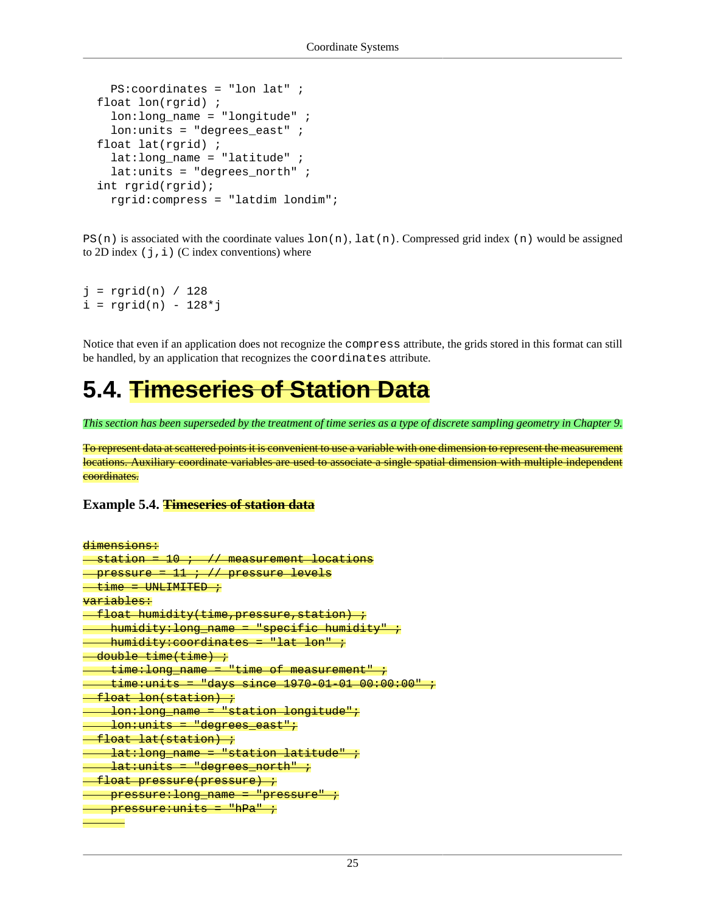```
    PS:coordinates = "lon lat" ;
  float lon(rgrid) ;
    lon:long_name = "longitude" ;
    lon:units = "degrees_east" ;
  float lat(rgrid) ;
    lat:long_name = "latitude" ;
    lat:units = "degrees_north" ;
  int rgrid(rgrid);
    rgrid:compress = "latdim londim";
```

`PS(n)` is associated with the coordinate values `lon(n)`, `lat(n)`. Compressed grid index `(n)` would be assigned to 2D index `(j,i)` (C index conventions) where

```
j = rgrid(n) / 128
i = rgrid(n) - 128*j
```

Notice that even if an application does not recognize the `compress` attribute, the grids stored in this format can still be handled, by an application that recognizes the `coordinates` attribute.

## 5.4. ~~Timeseries of Station Data~~

*This section has been superseded by the treatment of time series as a type of discrete sampling geometry in Chapter 9.*

~~To represent data at scattered points it is convenient to use a variable with one dimension to represent the measurement locations. Auxiliary coordinate variables are used to associate a single spatial dimension with multiple independent coordinates.~~

**Example 5.4. ~~Timeseries of station data~~**

```
dimensions:
  station = 10 ;  // measurement locations
  pressure = 11 ; // pressure levels
  time = UNLIMITED ;
variables:
  float humidity(time,pressure,station) ;
    humidity:long_name = "specific humidity" ;
    humidity:coordinates = "lat lon" ;
  double time(time) ;
    time:long_name = "time of measurement" ;
    time:units = "days since 1970-01-01 00:00:00" ;
  float lon(station) ;
    lon:long_name = "station longitude";
    lon:units = "degrees_east";
  float lat(station) ;
    lat:long_name = "station latitude" ;
    lat:units = "degrees_north" ;
  float pressure(pressure) ;
    pressure:long_name = "pressure" ;
    pressure:units = "hPa" ;
```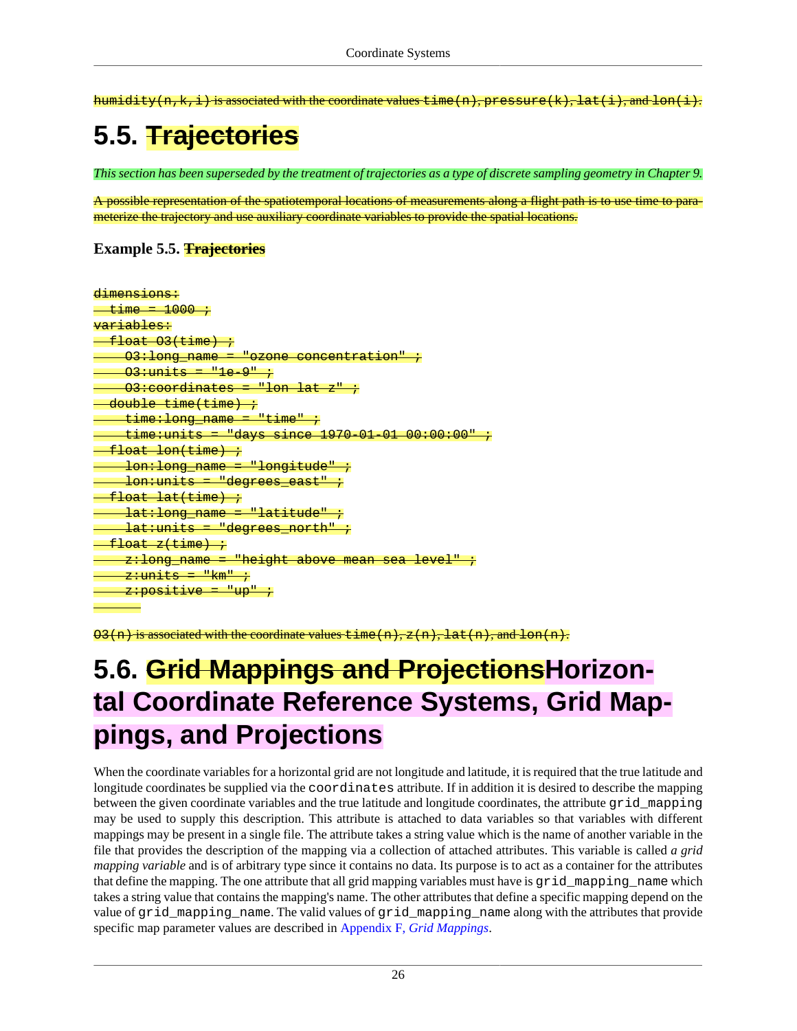~~humidity(n,k,i) is associated with the coordinate values time(n), pressure(k), lat(i), and lon(i).~~

## 5.5. ~~Trajectories~~

*This section has been superseded by the treatment of trajectories as a type of discrete sampling geometry in Chapter 9.*

~~A possible representation of the spatiotemporal locations of measurements along a flight path is to use time to parameterize the trajectory and use auxiliary coordinate variables to provide the spatial locations.~~

**Example 5.5. ~~Trajectories~~**

```
dimensions:
  time = 1000 ;
variables:
  float O3(time) ;
    O3:long_name = "ozone concentration" ;
    O3:units = "1e-9" ;
    O3:coordinates = "lon lat z" ;
  double time(time) ;
    time:long_name = "time" ;
    time:units = "days since 1970-01-01 00:00:00" ;
  float lon(time) ;
    lon:long_name = "longitude" ;
    lon:units = "degrees_east" ;
  float lat(time) ;
    lat:long_name = "latitude" ;
    lat:units = "degrees_north" ;
  float z(time) ;
    z:long_name = "height above mean sea level" ;
    z:units = "km" ;
    z:positive = "up" ;
```

~~O3(n) is associated with the coordinate values time(n), z(n), lat(n), and lon(n).~~

## 5.6. ~~Grid Mappings and Projections~~Horizontal Coordinate Reference Systems, Grid Mappings, and Projections

When the coordinate variables for a horizontal grid are not longitude and latitude, it is required that the true latitude and longitude coordinates be supplied via the `coordinates` attribute. If in addition it is desired to describe the mapping between the given coordinate variables and the true latitude and longitude coordinates, the attribute `grid_mapping` may be used to supply this description. This attribute is attached to data variables so that variables with different mappings may be present in a single file. The attribute takes a string value which is the name of another variable in the file that provides the description of the mapping via a collection of attached attributes. This variable is called *a grid mapping variable* and is of arbitrary type since it contains no data. Its purpose is to act as a container for the attributes that define the mapping. The one attribute that all grid mapping variables must have is `grid_mapping_name` which takes a string value that contains the mapping's name. The other attributes that define a specific mapping depend on the value of `grid_mapping_name`. The valid values of `grid_mapping_name` along with the attributes that provide specific map parameter values are described in Appendix F, *Grid Mappings*.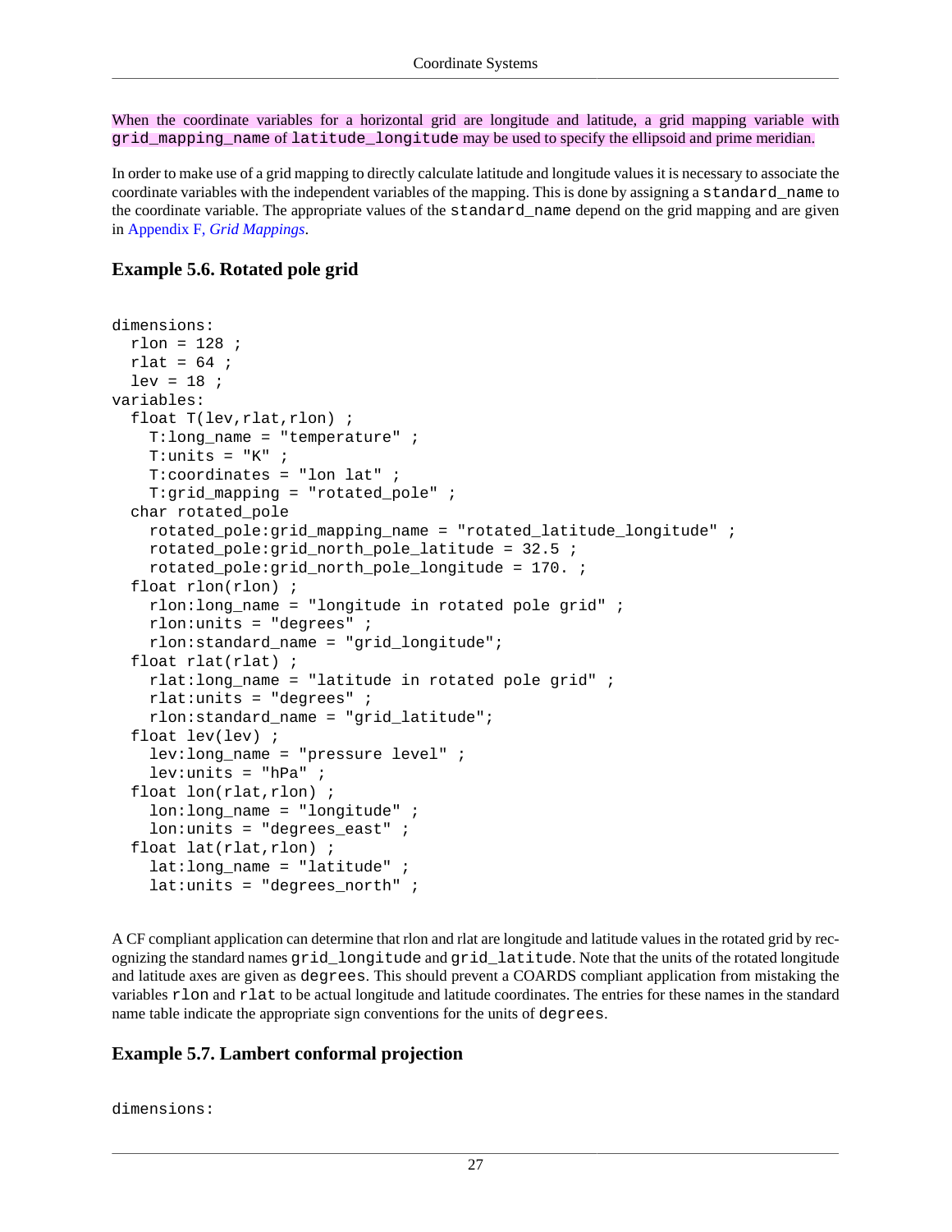When the coordinate variables for a horizontal grid are longitude and latitude, a grid mapping variable with `grid_mapping_name` of `latitude_longitude` may be used to specify the ellipsoid and prime meridian.

In order to make use of a grid mapping to directly calculate latitude and longitude values it is necessary to associate the coordinate variables with the independent variables of the mapping. This is done by assigning a `standard_name` to the coordinate variable. The appropriate values of the `standard_name` depend on the grid mapping and are given in Appendix F, *Grid Mappings*.

### Example 5.6. Rotated pole grid

```
dimensions:
  rlon = 128 ;
  rlat = 64 ;
  lev = 18 ;
variables:
  float T(lev,rlat,rlon) ;
    T:long_name = "temperature" ;
    T:units = "K" ;
    T:coordinates = "lon lat" ;
    T:grid_mapping = "rotated_pole" ;
  char rotated_pole
    rotated_pole:grid_mapping_name = "rotated_latitude_longitude" ;
    rotated_pole:grid_north_pole_latitude = 32.5 ;
    rotated_pole:grid_north_pole_longitude = 170. ;
  float rlon(rlon) ;
    rlon:long_name = "longitude in rotated pole grid" ;
    rlon:units = "degrees" ;
    rlon:standard_name = "grid_longitude";
  float rlat(rlat) ;
    rlat:long_name = "latitude in rotated pole grid" ;
    rlat:units = "degrees" ;
    rlon:standard_name = "grid_latitude";
  float lev(lev) ;
    lev:long_name = "pressure level" ;
    lev:units = "hPa" ;
  float lon(rlat,rlon) ;
    lon:long_name = "longitude" ;
    lon:units = "degrees_east" ;
  float lat(rlat,rlon) ;
    lat:long_name = "latitude" ;
    lat:units = "degrees_north" ;
```

A CF compliant application can determine that rlon and rlat are longitude and latitude values in the rotated grid by recognizing the standard names `grid_longitude` and `grid_latitude`. Note that the units of the rotated longitude and latitude axes are given as `degrees`. This should prevent a COARDS compliant application from mistaking the variables `rlon` and `rlat` to be actual longitude and latitude coordinates. The entries for these names in the standard name table indicate the appropriate sign conventions for the units of `degrees`.

### Example 5.7. Lambert conformal projection

```
dimensions:
```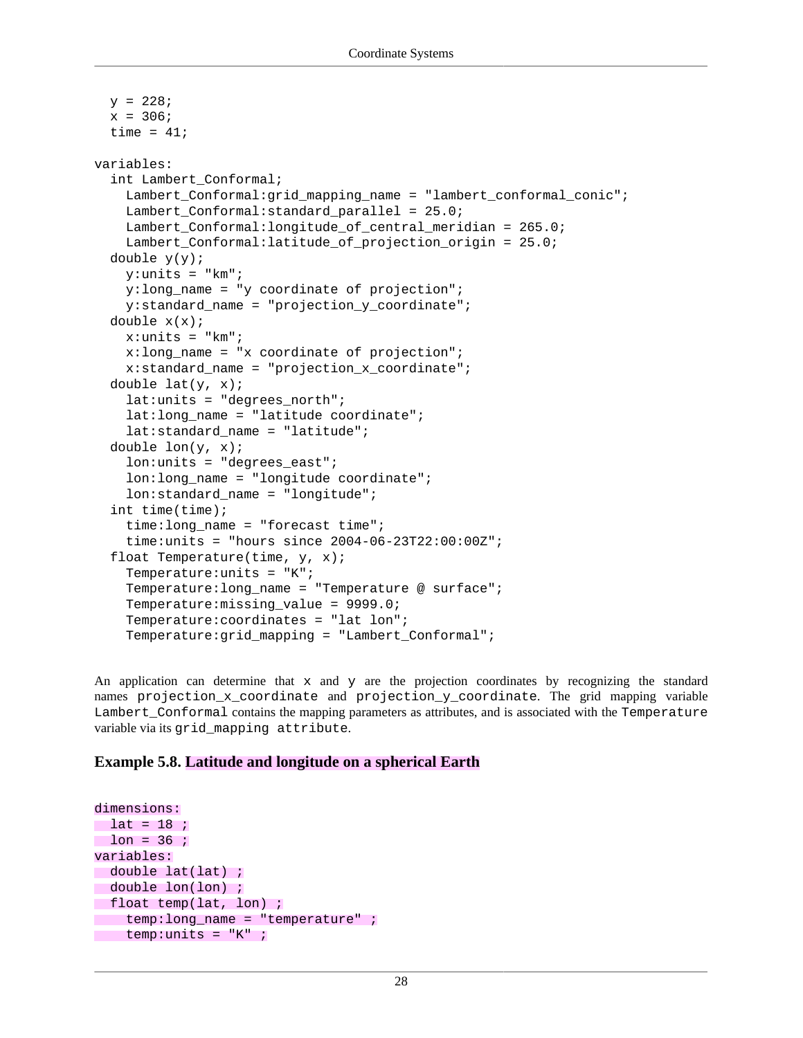```
  y = 228;
  x = 306;
  time = 41;

variables:
  int Lambert_Conformal;
    Lambert_Conformal:grid_mapping_name = "lambert_conformal_conic";
    Lambert_Conformal:standard_parallel = 25.0;
    Lambert_Conformal:longitude_of_central_meridian = 265.0;
    Lambert_Conformal:latitude_of_projection_origin = 25.0;
  double y(y);
    y:units = "km";
    y:long_name = "y coordinate of projection";
    y:standard_name = "projection_y_coordinate";
  double x(x);
    x:units = "km";
    x:long_name = "x coordinate of projection";
    x:standard_name = "projection_x_coordinate";
  double lat(y, x);
    lat:units = "degrees_north";
    lat:long_name = "latitude coordinate";
    lat:standard_name = "latitude";
  double lon(y, x);
    lon:units = "degrees_east";
    lon:long_name = "longitude coordinate";
    lon:standard_name = "longitude";
  int time(time);
    time:long_name = "forecast time";
    time:units = "hours since 2004-06-23T22:00:00Z";
  float Temperature(time, y, x);
    Temperature:units = "K";
    Temperature:long_name = "Temperature @ surface";
    Temperature:missing_value = 9999.0;
    Temperature:coordinates = "lat lon";
    Temperature:grid_mapping = "Lambert_Conformal";
```

An application can determine that `x` and `y` are the projection coordinates by recognizing the standard names `projection_x_coordinate` and `projection_y_coordinate`. The grid mapping variable `Lambert_Conformal` contains the mapping parameters as attributes, and is associated with the `Temperature` variable via its `grid_mapping attribute`.

**Example 5.8. Latitude and longitude on a spherical Earth**

```
dimensions:
  lat = 18 ;
  lon = 36 ;
variables:
  double lat(lat) ;
  double lon(lon) ;
  float temp(lat, lon) ;
    temp:long_name = "temperature" ;
    temp:units = "K" ;
```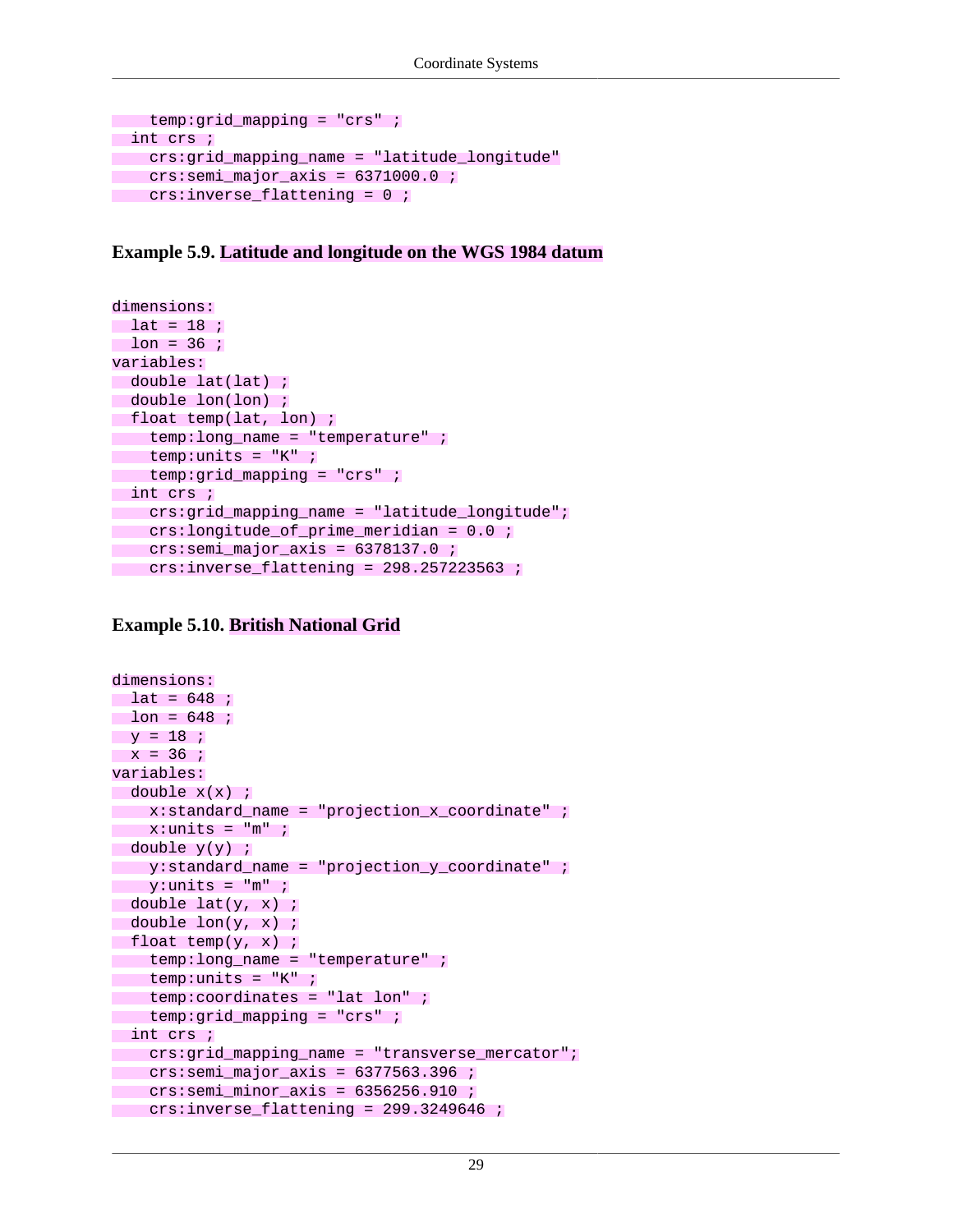```
    temp:grid_mapping = "crs" ;
  int crs ;
    crs:grid_mapping_name = "latitude_longitude"
    crs:semi_major_axis = 6371000.0 ;
    crs:inverse_flattening = 0 ;
```

**Example 5.9. Latitude and longitude on the WGS 1984 datum**

```
dimensions:
  lat = 18 ;
  lon = 36 ;
variables:
  double lat(lat) ;
  double lon(lon) ;
  float temp(lat, lon) ;
    temp:long_name = "temperature" ;
    temp:units = "K" ;
    temp:grid_mapping = "crs" ;
  int crs ;
    crs:grid_mapping_name = "latitude_longitude";
    crs:longitude_of_prime_meridian = 0.0 ;
    crs:semi_major_axis = 6378137.0 ;
    crs:inverse_flattening = 298.257223563 ;
```

**Example 5.10. British National Grid**

```
dimensions:
  lat = 648 ;
  lon = 648 ;
  y = 18 ;
  x = 36 ;
variables:
  double x(x) ;
    x:standard_name = "projection_x_coordinate" ;
    x:units = "m" ;
  double y(y) ;
    y:standard_name = "projection_y_coordinate" ;
    y:units = "m" ;
  double lat(y, x) ;
  double lon(y, x) ;
  float temp(y, x) ;
    temp:long_name = "temperature" ;
    temp:units = "K" ;
    temp:coordinates = "lat lon" ;
    temp:grid_mapping = "crs" ;
  int crs ;
    crs:grid_mapping_name = "transverse_mercator";
    crs:semi_major_axis = 6377563.396 ;
    crs:semi_minor_axis = 6356256.910 ;
    crs:inverse_flattening = 299.3249646 ;
```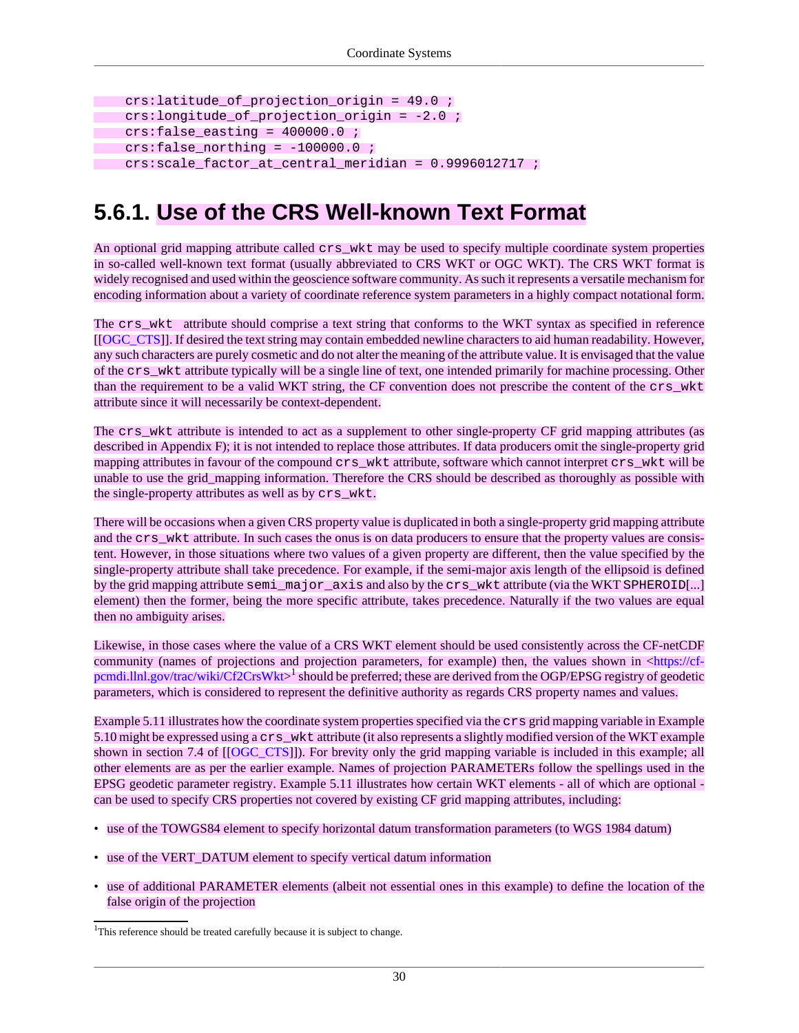```
    crs:latitude_of_projection_origin = 49.0 ;
    crs:longitude_of_projection_origin = -2.0 ;
    crs:false_easting = 400000.0 ;
    crs:false_northing = -100000.0 ;
    crs:scale_factor_at_central_meridian = 0.9996012717 ;
```

### 5.6.1. Use of the CRS Well-known Text Format

An optional grid mapping attribute called `crs_wkt` may be used to specify multiple coordinate system properties in so-called well-known text format (usually abbreviated to CRS WKT or OGC WKT). The CRS WKT format is widely recognised and used within the geoscience software community. As such it represents a versatile mechanism for encoding information about a variety of coordinate reference system parameters in a highly compact notational form.

The `crs_wkt` attribute should comprise a text string that conforms to the WKT syntax as specified in reference [[OGC_CTS]]. If desired the text string may contain embedded newline characters to aid human readability. However, any such characters are purely cosmetic and do not alter the meaning of the attribute value. It is envisaged that the value of the `crs_wkt` attribute typically will be a single line of text, one intended primarily for machine processing. Other than the requirement to be a valid WKT string, the CF convention does not prescribe the content of the `crs_wkt` attribute since it will necessarily be context-dependent.

The `crs_wkt` attribute is intended to act as a supplement to other single-property CF grid mapping attributes (as described in Appendix F); it is not intended to replace those attributes. If data producers omit the single-property grid mapping attributes in favour of the compound `crs_wkt` attribute, software which cannot interpret `crs_wkt` will be unable to use the grid_mapping information. Therefore the CRS should be described as thoroughly as possible with the single-property attributes as well as by `crs_wkt`.

There will be occasions when a given CRS property value is duplicated in both a single-property grid mapping attribute and the `crs_wkt` attribute. In such cases the onus is on data producers to ensure that the property values are consistent. However, in those situations where two values of a given property are different, then the value specified by the single-property attribute shall take precedence. For example, if the semi-major axis length of the ellipsoid is defined by the grid mapping attribute `semi_major_axis` and also by the `crs_wkt` attribute (via the WKT `SPHEROID[...]` element) then the former, being the more specific attribute, takes precedence. Naturally if the two values are equal then no ambiguity arises.

Likewise, in those cases where the value of a CRS WKT element should be used consistently across the CF-netCDF community (names of projections and projection parameters, for example) then, the values shown in <https://cf-pcmdi.llnl.gov/trac/wiki/Cf2CrsWkt>[1] should be preferred; these are derived from the OGP/EPSG registry of geodetic parameters, which is considered to represent the definitive authority as regards CRS property names and values.

Example 5.11 illustrates how the coordinate system properties specified via the `crs` grid mapping variable in Example 5.10 might be expressed using a `crs_wkt` attribute (it also represents a slightly modified version of the WKT example shown in section 7.4 of [[OGC_CTS]]). For brevity only the grid mapping variable is included in this example; all other elements are as per the earlier example. Names of projection PARAMETERs follow the spellings used in the EPSG geodetic parameter registry. Example 5.11 illustrates how certain WKT elements - all of which are optional - can be used to specify CRS properties not covered by existing CF grid mapping attributes, including:

- use of the TOWGS84 element to specify horizontal datum transformation parameters (to WGS 1984 datum)
- use of the VERT_DATUM element to specify vertical datum information
- use of additional PARAMETER elements (albeit not essential ones in this example) to define the location of the false origin of the projection

[1] This reference should be treated carefully because it is subject to change.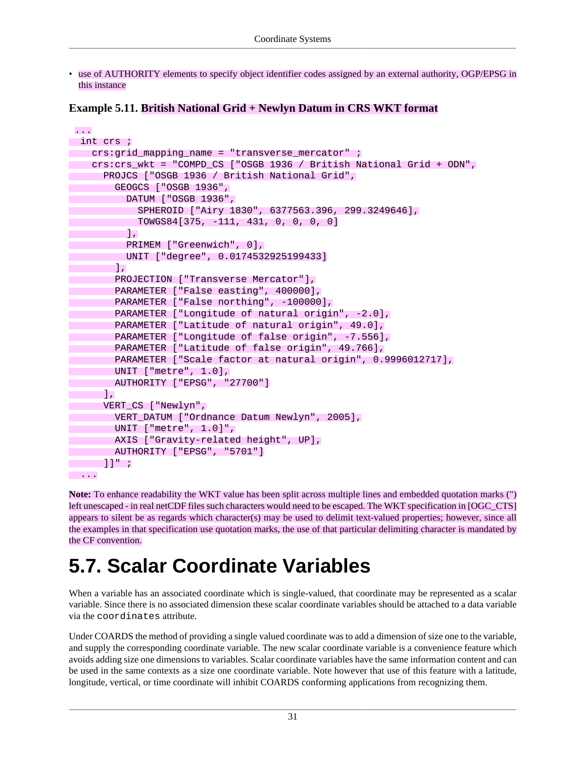- use of AUTHORITY elements to specify object identifier codes assigned by an external authority, OGP/EPSG in this instance

**Example 5.11. British National Grid + Newlyn Datum in CRS WKT format**

```
...
 int crs ;
   crs:grid_mapping_name = "transverse_mercator" ;
   crs:crs_wkt = "COMPD_CS ["OSGB 1936 / British National Grid + ODN",
     PROJCS ["OSGB 1936 / British National Grid",
       GEOGCS ["OSGB 1936",
         DATUM ["OSGB 1936",
           SPHEROID ["Airy 1830", 6377563.396, 299.3249646],
           TOWGS84[375, -111, 431, 0, 0, 0, 0]
         ],
         PRIMEM ["Greenwich", 0],
         UNIT ["degree", 0.0174532925199433]
       ],
       PROJECTION ["Transverse Mercator"],
       PARAMETER ["False easting", 400000],
       PARAMETER ["False northing", -100000],
       PARAMETER ["Longitude of natural origin", -2.0],
       PARAMETER ["Latitude of natural origin", 49.0],
       PARAMETER ["Longitude of false origin", -7.556],
       PARAMETER ["Latitude of false origin", 49.766],
       PARAMETER ["Scale factor at natural origin", 0.9996012717],
       UNIT ["metre", 1.0],
       AUTHORITY ["EPSG", "27700"]
     ],
     VERT_CS ["Newlyn",
       VERT_DATUM ["Ordnance Datum Newlyn", 2005],
       UNIT ["metre", 1.0]",
       AXIS ["Gravity-related height", UP],
       AUTHORITY ["EPSG", "5701"]
     ]]" ;
 ...
```

**Note:** To enhance readability the WKT value has been split across multiple lines and embedded quotation marks (") left unescaped - in real netCDF files such characters would need to be escaped. The WKT specification in [OGC_CTS] appears to silent be as regards which character(s) may be used to delimit text-valued properties; however, since all the examples in that specification use quotation marks, the use of that particular delimiting character is mandated by the CF convention.

# 5.7. Scalar Coordinate Variables

When a variable has an associated coordinate which is single-valued, that coordinate may be represented as a scalar variable. Since there is no associated dimension these scalar coordinate variables should be attached to a data variable via the `coordinates` attribute.

Under COARDS the method of providing a single valued coordinate was to add a dimension of size one to the variable, and supply the corresponding coordinate variable. The new scalar coordinate variable is a convenience feature which avoids adding size one dimensions to variables. Scalar coordinate variables have the same information content and can be used in the same contexts as a size one coordinate variable. Note however that use of this feature with a latitude, longitude, vertical, or time coordinate will inhibit COARDS conforming applications from recognizing them.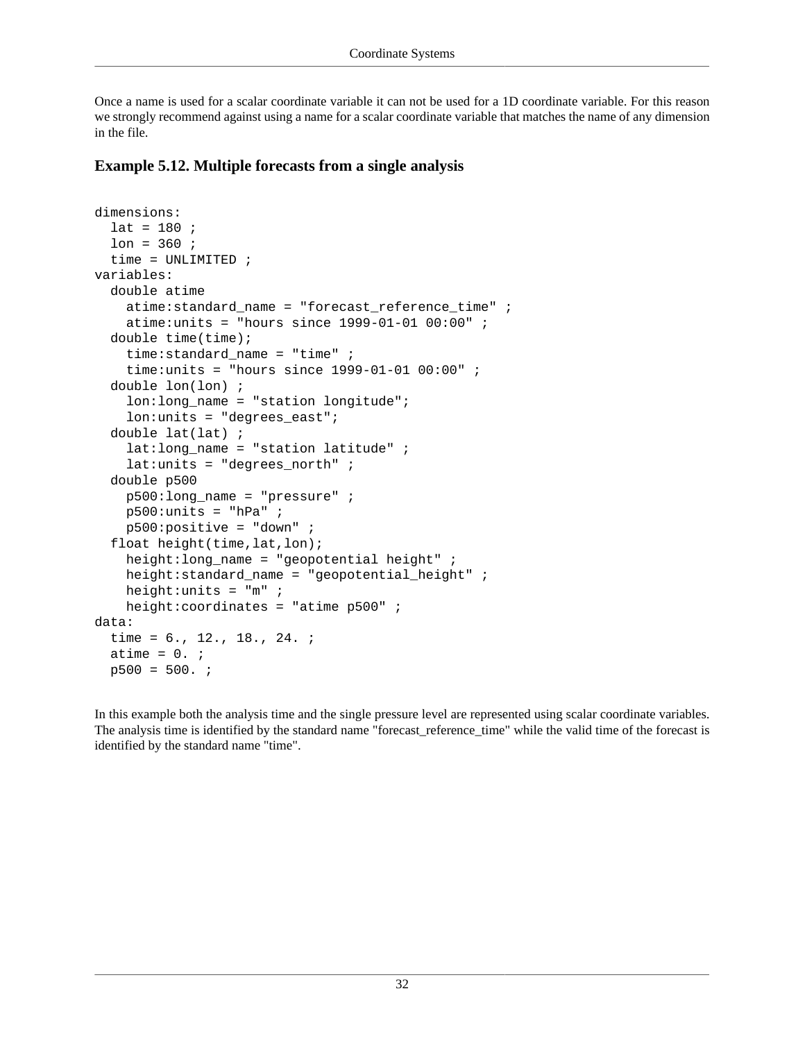Once a name is used for a scalar coordinate variable it can not be used for a 1D coordinate variable. For this reason we strongly recommend against using a name for a scalar coordinate variable that matches the name of any dimension in the file.

### Example 5.12. Multiple forecasts from a single analysis

```
dimensions:
  lat = 180 ;
  lon = 360 ;
  time = UNLIMITED ;
variables:
  double atime
    atime:standard_name = "forecast_reference_time" ;
    atime:units = "hours since 1999-01-01 00:00" ;
  double time(time);
    time:standard_name = "time" ;
    time:units = "hours since 1999-01-01 00:00" ;
  double lon(lon) ;
    lon:long_name = "station longitude";
    lon:units = "degrees_east";
  double lat(lat) ;
    lat:long_name = "station latitude" ;
    lat:units = "degrees_north" ;
  double p500
    p500:long_name = "pressure" ;
    p500:units = "hPa" ;
    p500:positive = "down" ;
  float height(time,lat,lon);
    height:long_name = "geopotential height" ;
    height:standard_name = "geopotential_height" ;
    height:units = "m" ;
    height:coordinates = "atime p500" ;
data:
  time = 6., 12., 18., 24. ;
  atime = 0. ;
  p500 = 500. ;
```

In this example both the analysis time and the single pressure level are represented using scalar coordinate variables. The analysis time is identified by the standard name "forecast_reference_time" while the valid time of the forecast is identified by the standard name "time".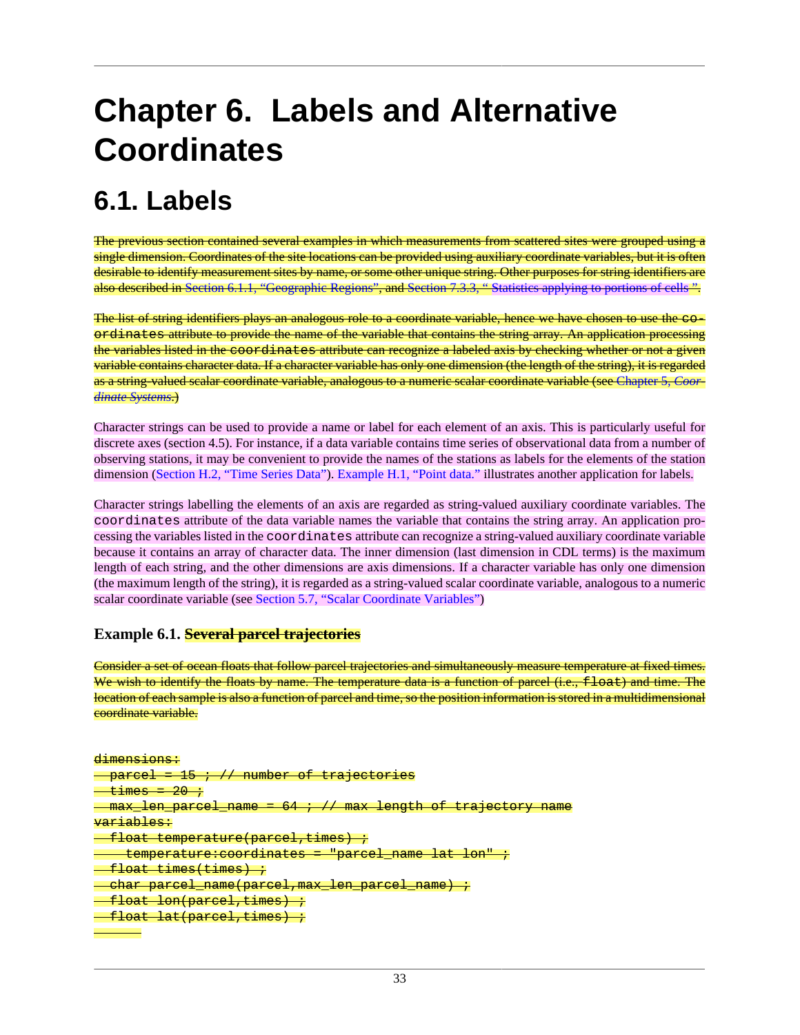# Chapter 6. Labels and Alternative Coordinates

## 6.1. Labels

~~The previous section contained several examples in which measurements from scattered sites were grouped using a single dimension. Coordinates of the site locations can be provided using auxiliary coordinate variables, but it is often desirable to identify measurement sites by name, or some other unique string. Other purposes for string identifiers are also described in Section 6.1.1, "Geographic Regions", and Section 7.3.3, " Statistics applying to portions of cells ".~~

~~The list of string identifiers plays an analogous role to a coordinate variable, hence we have chosen to use the `coordinates` attribute to provide the name of the variable that contains the string array. An application processing the variables listed in the `coordinates` attribute can recognize a labeled axis by checking whether or not a given variable contains character data. If a character variable has only one dimension (the length of the string), it is regarded as a string-valued scalar coordinate variable, analogous to a numeric scalar coordinate variable (see Chapter 5, *Coordinate Systems*.)~~

Character strings can be used to provide a name or label for each element of an axis. This is particularly useful for discrete axes (section 4.5). For instance, if a data variable contains time series of observational data from a number of observing stations, it may be convenient to provide the names of the stations as labels for the elements of the station dimension (Section H.2, "Time Series Data"). Example H.1, "Point data." illustrates another application for labels.

Character strings labelling the elements of an axis are regarded as string-valued auxiliary coordinate variables. The `coordinates` attribute of the data variable names the variable that contains the string array. An application processing the variables listed in the `coordinates` attribute can recognize a string-valued auxiliary coordinate variable because it contains an array of character data. The inner dimension (last dimension in CDL terms) is the maximum length of each string, and the other dimensions are axis dimensions. If a character variable has only one dimension (the maximum length of the string), it is regarded as a string-valued scalar coordinate variable, analogous to a numeric scalar coordinate variable (see Section 5.7, "Scalar Coordinate Variables")

#### Example 6.1. ~~Several parcel trajectories~~

~~Consider a set of ocean floats that follow parcel trajectories and simultaneously measure temperature at fixed times. We wish to identify the floats by name. The temperature data is a function of parcel (i.e., `float`) and time. The location of each sample is also a function of parcel and time, so the position information is stored in a multidimensional coordinate variable.~~

```
dimensions:
  parcel = 15 ; // number of trajectories
  times = 20 ;
  max_len_parcel_name = 64 ; // max length of trajectory name
variables:
  float temperature(parcel,times) ;
    temperature:coordinates = "parcel_name lat lon" ;
  float times(times) ;
  char parcel_name(parcel,max_len_parcel_name) ;
  float lon(parcel,times) ;
  float lat(parcel,times) ;
```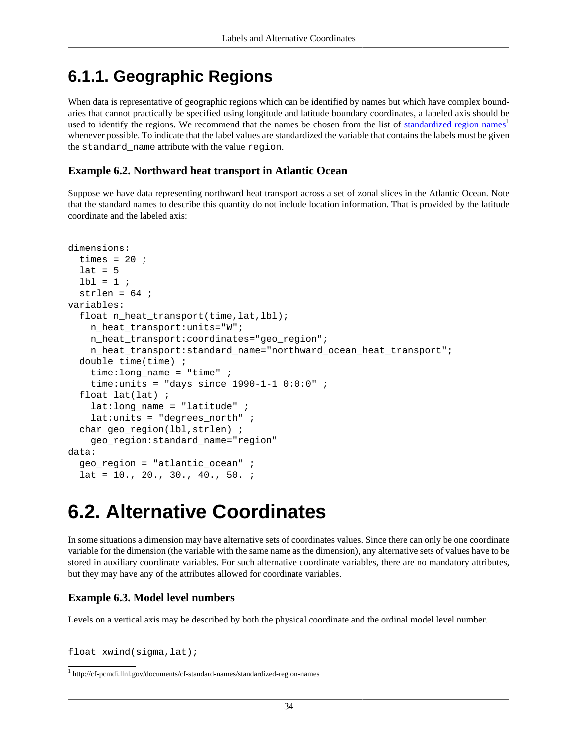## 6.1.1. Geographic Regions

When data is representative of geographic regions which can be identified by names but which have complex boundaries that cannot practically be specified using longitude and latitude boundary coordinates, a labeled axis should be used to identify the regions. We recommend that the names be chosen from the list of standardized region names[1] whenever possible. To indicate that the label values are standardized the variable that contains the labels must be given the `standard_name` attribute with the value `region`.

### Example 6.2. Northward heat transport in Atlantic Ocean

Suppose we have data representing northward heat transport across a set of zonal slices in the Atlantic Ocean. Note that the standard names to describe this quantity do not include location information. That is provided by the latitude coordinate and the labeled axis:

```
dimensions:
  times = 20 ;
  lat = 5
  lbl = 1 ;
  strlen = 64 ;
variables:
  float n_heat_transport(time,lat,lbl);
    n_heat_transport:units="W";
    n_heat_transport:coordinates="geo_region";
    n_heat_transport:standard_name="northward_ocean_heat_transport";
  double time(time) ;
    time:long_name = "time" ;
    time:units = "days since 1990-1-1 0:0:0" ;
  float lat(lat) ;
    lat:long_name = "latitude" ;
    lat:units = "degrees_north" ;
  char geo_region(lbl,strlen) ;
    geo_region:standard_name="region"
data:
  geo_region = "atlantic_ocean" ;
  lat = 10., 20., 30., 40., 50. ;
```

# 6.2. Alternative Coordinates

In some situations a dimension may have alternative sets of coordinates values. Since there can only be one coordinate variable for the dimension (the variable with the same name as the dimension), any alternative sets of values have to be stored in auxiliary coordinate variables. For such alternative coordinate variables, there are no mandatory attributes, but they may have any of the attributes allowed for coordinate variables.

### Example 6.3. Model level numbers

Levels on a vertical axis may be described by both the physical coordinate and the ordinal model level number.

```
float xwind(sigma,lat);
```

[1] http://cf-pcmdi.llnl.gov/documents/cf-standard-names/standardized-region-names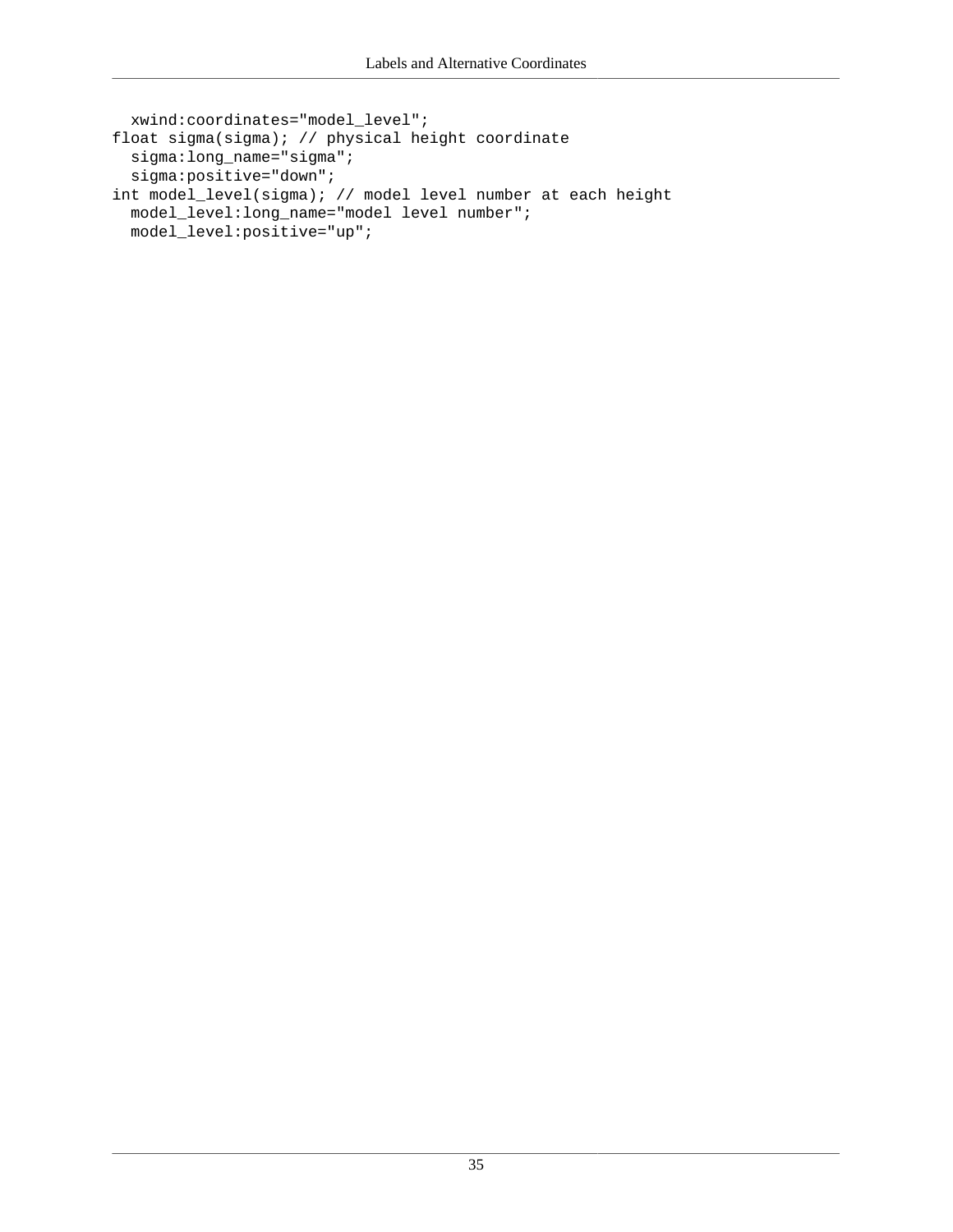```
  xwind:coordinates="model_level";
float sigma(sigma); // physical height coordinate
  sigma:long_name="sigma";
  sigma:positive="down";
int model_level(sigma); // model level number at each height
  model_level:long_name="model level number";
  model_level:positive="up";
```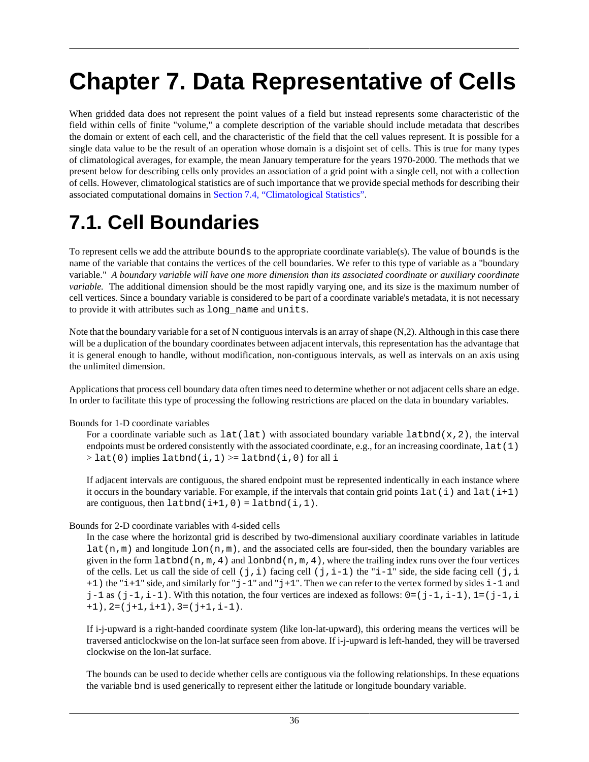# Chapter 7. Data Representative of Cells

When gridded data does not represent the point values of a field but instead represents some characteristic of the field within cells of finite "volume," a complete description of the variable should include metadata that describes the domain or extent of each cell, and the characteristic of the field that the cell values represent. It is possible for a single data value to be the result of an operation whose domain is a disjoint set of cells. This is true for many types of climatological averages, for example, the mean January temperature for the years 1970-2000. The methods that we present below for describing cells only provides an association of a grid point with a single cell, not with a collection of cells. However, climatological statistics are of such importance that we provide special methods for describing their associated computational domains in Section 7.4, "Climatological Statistics".

## 7.1. Cell Boundaries

To represent cells we add the attribute `bounds` to the appropriate coordinate variable(s). The value of `bounds` is the name of the variable that contains the vertices of the cell boundaries. We refer to this type of variable as a "boundary variable." *A boundary variable will have one more dimension than its associated coordinate or auxiliary coordinate variable.* The additional dimension should be the most rapidly varying one, and its size is the maximum number of cell vertices. Since a boundary variable is considered to be part of a coordinate variable's metadata, it is not necessary to provide it with attributes such as `long_name` and `units`.

Note that the boundary variable for a set of N contiguous intervals is an array of shape (N,2). Although in this case there will be a duplication of the boundary coordinates between adjacent intervals, this representation has the advantage that it is general enough to handle, without modification, non-contiguous intervals, as well as intervals on an axis using the unlimited dimension.

Applications that process cell boundary data often times need to determine whether or not adjacent cells share an edge. In order to facilitate this type of processing the following restrictions are placed on the data in boundary variables.

Bounds for 1-D coordinate variables

For a coordinate variable such as `lat(lat)` with associated boundary variable `latbnd(x,2)`, the interval endpoints must be ordered consistently with the associated coordinate, e.g., for an increasing coordinate, `lat(1)` > `lat(0)` implies `latbnd(i,1)` >= `latbnd(i,0)` for all `i`

If adjacent intervals are contiguous, the shared endpoint must be represented indentically in each instance where it occurs in the boundary variable. For example, if the intervals that contain grid points `lat(i)` and `lat(i+1)` are contiguous, then `latbnd(i+1,0)` = `latbnd(i,1)`.

Bounds for 2-D coordinate variables with 4-sided cells

In the case where the horizontal grid is described by two-dimensional auxiliary coordinate variables in latitude `lat(n,m)` and longitude `lon(n,m)`, and the associated cells are four-sided, then the boundary variables are given in the form `latbnd(n,m,4)` and `lonbnd(n,m,4)`, where the trailing index runs over the four vertices of the cells. Let us call the side of cell `(j,i)` facing cell `(j,i-1)` the "`i-1`" side, the side facing cell `(j,i+1)` the "`i+1`" side, and similarly for "`j-1`" and "`j+1`". Then we can refer to the vertex formed by sides `i-1` and `j-1` as `(j-1,i-1)`. With this notation, the four vertices are indexed as follows: `0=(j-1,i-1)`, `1=(j-1,i+1)`, `2=(j+1,i+1)`, `3=(j+1,i-1)`.

If i-j-upward is a right-handed coordinate system (like lon-lat-upward), this ordering means the vertices will be traversed anticlockwise on the lon-lat surface seen from above. If i-j-upward is left-handed, they will be traversed clockwise on the lon-lat surface.

The bounds can be used to decide whether cells are contiguous via the following relationships. In these equations the variable `bnd` is used generically to represent either the latitude or longitude boundary variable.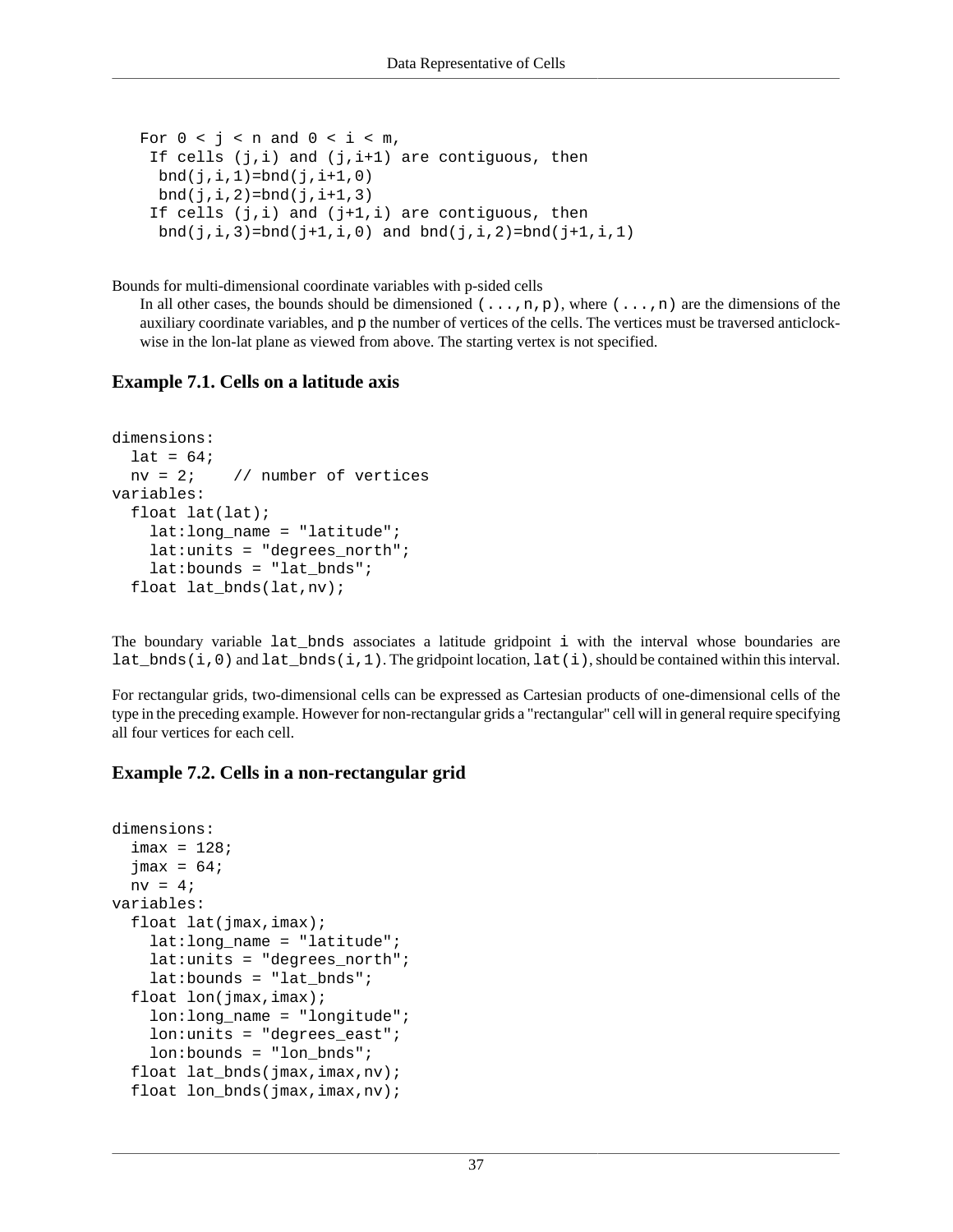```
For 0 < j < n and 0 < i < m,
 If cells (j,i) and (j,i+1) are contiguous, then
  bnd(j,i,1)=bnd(j,i+1,0)
  bnd(j,i,2)=bnd(j,i+1,3)
 If cells (j,i) and (j+1,i) are contiguous, then
  bnd(j,i,3)=bnd(j+1,i,0) and bnd(j,i,2)=bnd(j+1,i,1)
```

Bounds for multi-dimensional coordinate variables with p-sided cells

In all other cases, the bounds should be dimensioned `(...,n,p)`, where `(...,n)` are the dimensions of the auxiliary coordinate variables, and `p` the number of vertices of the cells. The vertices must be traversed anticlockwise in the lon-lat plane as viewed from above. The starting vertex is not specified.

### Example 7.1. Cells on a latitude axis

```
dimensions:
  lat = 64;
  nv = 2;    // number of vertices
variables:
  float lat(lat);
    lat:long_name = "latitude";
    lat:units = "degrees_north";
    lat:bounds = "lat_bnds";
  float lat_bnds(lat,nv);
```

The boundary variable `lat_bnds` associates a latitude gridpoint `i` with the interval whose boundaries are `lat_bnds(i,0)` and `lat_bnds(i,1)`. The gridpoint location, `lat(i)`, should be contained within this interval.

For rectangular grids, two-dimensional cells can be expressed as Cartesian products of one-dimensional cells of the type in the preceding example. However for non-rectangular grids a "rectangular" cell will in general require specifying all four vertices for each cell.

### Example 7.2. Cells in a non-rectangular grid

```
dimensions:
  imax = 128;
  jmax = 64;
  nv = 4;
variables:
  float lat(jmax,imax);
    lat:long_name = "latitude";
    lat:units = "degrees_north";
    lat:bounds = "lat_bnds";
  float lon(jmax,imax);
    lon:long_name = "longitude";
    lon:units = "degrees_east";
    lon:bounds = "lon_bnds";
  float lat_bnds(jmax,imax,nv);
  float lon_bnds(jmax,imax,nv);
```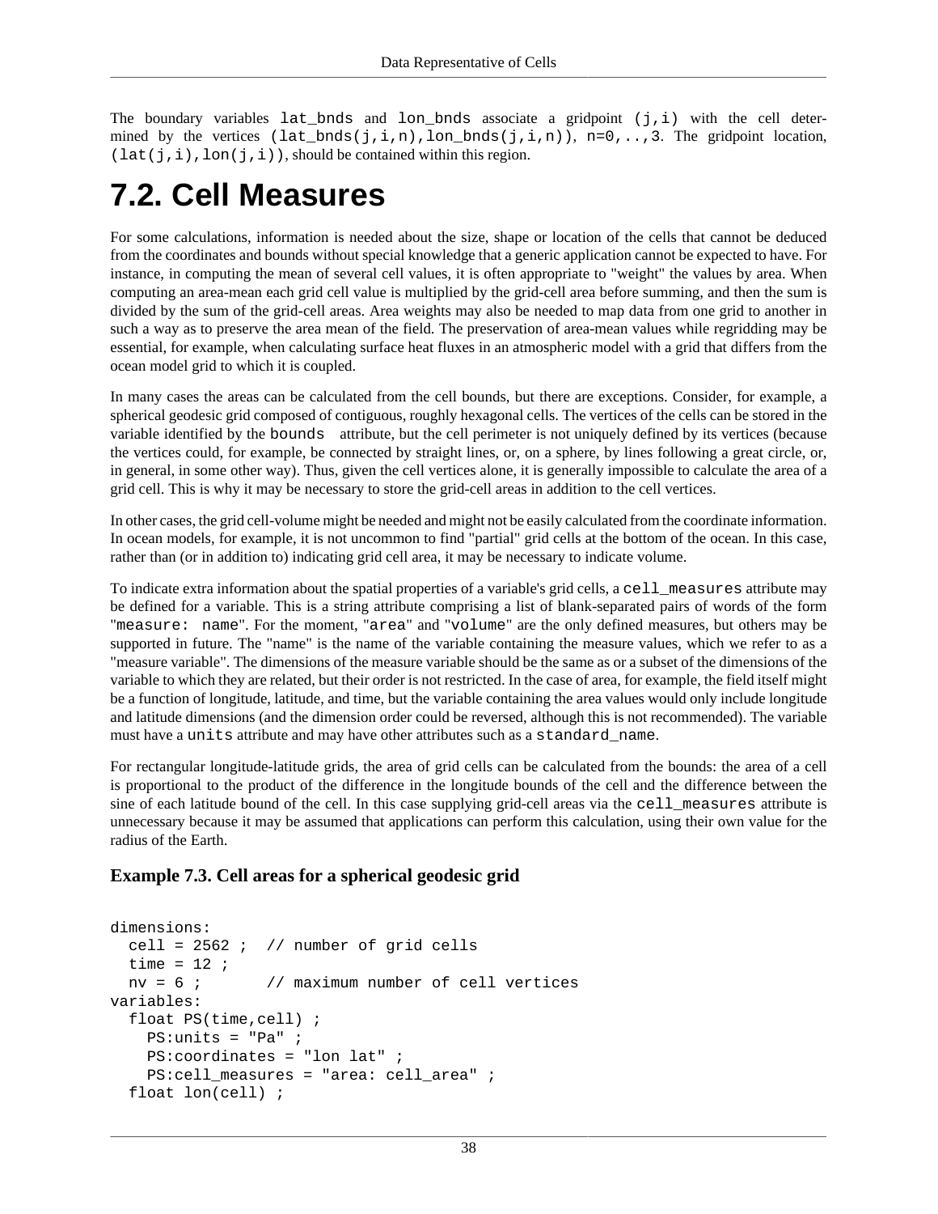The boundary variables `lat_bnds` and `lon_bnds` associate a gridpoint `(j,i)` with the cell determined by the vertices `(lat_bnds(j,i,n),lon_bnds(j,i,n))`, `n=0,..,3`. The gridpoint location, `(lat(j,i),lon(j,i))`, should be contained within this region.

# 7.2. Cell Measures

For some calculations, information is needed about the size, shape or location of the cells that cannot be deduced from the coordinates and bounds without special knowledge that a generic application cannot be expected to have. For instance, in computing the mean of several cell values, it is often appropriate to "weight" the values by area. When computing an area-mean each grid cell value is multiplied by the grid-cell area before summing, and then the sum is divided by the sum of the grid-cell areas. Area weights may also be needed to map data from one grid to another in such a way as to preserve the area mean of the field. The preservation of area-mean values while regridding may be essential, for example, when calculating surface heat fluxes in an atmospheric model with a grid that differs from the ocean model grid to which it is coupled.

In many cases the areas can be calculated from the cell bounds, but there are exceptions. Consider, for example, a spherical geodesic grid composed of contiguous, roughly hexagonal cells. The vertices of the cells can be stored in the variable identified by the `bounds` attribute, but the cell perimeter is not uniquely defined by its vertices (because the vertices could, for example, be connected by straight lines, or, on a sphere, by lines following a great circle, or, in general, in some other way). Thus, given the cell vertices alone, it is generally impossible to calculate the area of a grid cell. This is why it may be necessary to store the grid-cell areas in addition to the cell vertices.

In other cases, the grid cell-volume might be needed and might not be easily calculated from the coordinate information. In ocean models, for example, it is not uncommon to find "partial" grid cells at the bottom of the ocean. In this case, rather than (or in addition to) indicating grid cell area, it may be necessary to indicate volume.

To indicate extra information about the spatial properties of a variable's grid cells, a `cell_measures` attribute may be defined for a variable. This is a string attribute comprising a list of blank-separated pairs of words of the form "`measure: name`". For the moment, "`area`" and "`volume`" are the only defined measures, but others may be supported in future. The "name" is the name of the variable containing the measure values, which we refer to as a "measure variable". The dimensions of the measure variable should be the same as or a subset of the dimensions of the variable to which they are related, but their order is not restricted. In the case of area, for example, the field itself might be a function of longitude, latitude, and time, but the variable containing the area values would only include longitude and latitude dimensions (and the dimension order could be reversed, although this is not recommended). The variable must have a `units` attribute and may have other attributes such as a `standard_name`.

For rectangular longitude-latitude grids, the area of grid cells can be calculated from the bounds: the area of a cell is proportional to the product of the difference in the longitude bounds of the cell and the difference between the sine of each latitude bound of the cell. In this case supplying grid-cell areas via the `cell_measures` attribute is unnecessary because it may be assumed that applications can perform this calculation, using their own value for the radius of the Earth.

### Example 7.3. Cell areas for a spherical geodesic grid

```
dimensions:
  cell = 2562 ;  // number of grid cells
  time = 12 ;
  nv = 6 ;       // maximum number of cell vertices
variables:
  float PS(time,cell) ;
    PS:units = "Pa" ;
    PS:coordinates = "lon lat" ;
    PS:cell_measures = "area: cell_area" ;
  float lon(cell) ;
```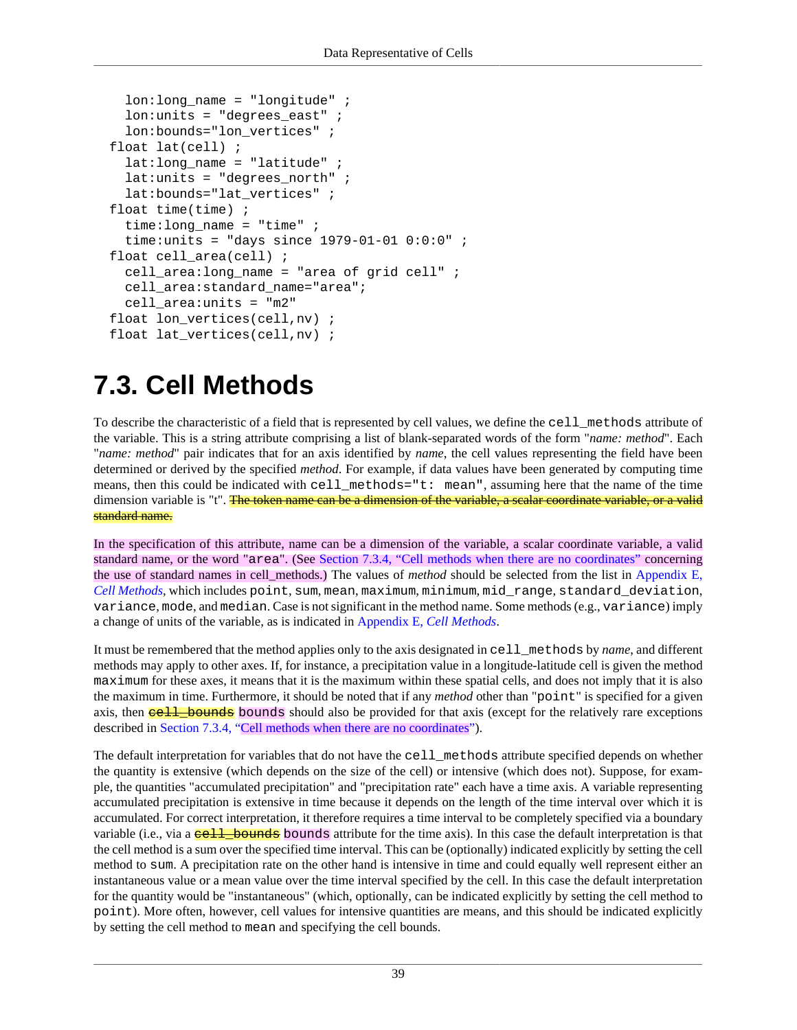```
    lon:long_name = "longitude" ;
    lon:units = "degrees_east" ;
    lon:bounds="lon_vertices" ;
  float lat(cell) ;
    lat:long_name = "latitude" ;
    lat:units = "degrees_north" ;
    lat:bounds="lat_vertices" ;
  float time(time) ;
    time:long_name = "time" ;
    time:units = "days since 1979-01-01 0:0:0" ;
  float cell_area(cell) ;
    cell_area:long_name = "area of grid cell" ;
    cell_area:standard_name="area";
    cell_area:units = "m2"
  float lon_vertices(cell,nv) ;
  float lat_vertices(cell,nv) ;
```

# 7.3. Cell Methods

To describe the characteristic of a field that is represented by cell values, we define the `cell_methods` attribute of the variable. This is a string attribute comprising a list of blank-separated words of the form "*name: method*". Each "*name: method*" pair indicates that for an axis identified by *name*, the cell values representing the field have been determined or derived by the specified *method*. For example, if data values have been generated by computing time means, then this could be indicated with `cell_methods="t: mean"`, assuming here that the name of the time dimension variable is "t". ~~The token name can be a dimension of the variable, a scalar coordinate variable, or a valid standard name.~~

In the specification of this attribute, name can be a dimension of the variable, a scalar coordinate variable, a valid standard name, or the word "`area`". (See Section 7.3.4, "Cell methods when there are no coordinates" concerning the use of standard names in cell_methods.) The values of *method* should be selected from the list in Appendix E, *Cell Methods*, which includes `point`, `sum`, `mean`, `maximum`, `minimum`, `mid_range`, `standard_deviation`, `variance`, `mode`, and `median`. Case is not significant in the method name. Some methods (e.g., `variance`) imply a change of units of the variable, as is indicated in Appendix E, *Cell Methods*.

It must be remembered that the method applies only to the axis designated in `cell_methods` by *name*, and different methods may apply to other axes. If, for instance, a precipitation value in a longitude-latitude cell is given the method `maximum` for these axes, it means that it is the maximum within these spatial cells, and does not imply that it is also the maximum in time. Furthermore, it should be noted that if any *method* other than "`point`" is specified for a given axis, then ~~`cell_bounds`~~ `bounds` should also be provided for that axis (except for the relatively rare exceptions described in Section 7.3.4, "Cell methods when there are no coordinates").

The default interpretation for variables that do not have the `cell_methods` attribute specified depends on whether the quantity is extensive (which depends on the size of the cell) or intensive (which does not). Suppose, for example, the quantities "accumulated precipitation" and "precipitation rate" each have a time axis. A variable representing accumulated precipitation is extensive in time because it depends on the length of the time interval over which it is accumulated. For correct interpretation, it therefore requires a time interval to be completely specified via a boundary variable (i.e., via a ~~`cell_bounds`~~ `bounds` attribute for the time axis). In this case the default interpretation is that the cell method is a sum over the specified time interval. This can be (optionally) indicated explicitly by setting the cell method to `sum`. A precipitation rate on the other hand is intensive in time and could equally well represent either an instantaneous value or a mean value over the time interval specified by the cell. In this case the default interpretation for the quantity would be "instantaneous" (which, optionally, can be indicated explicitly by setting the cell method to `point`). More often, however, cell values for intensive quantities are means, and this should be indicated explicitly by setting the cell method to `mean` and specifying the cell bounds.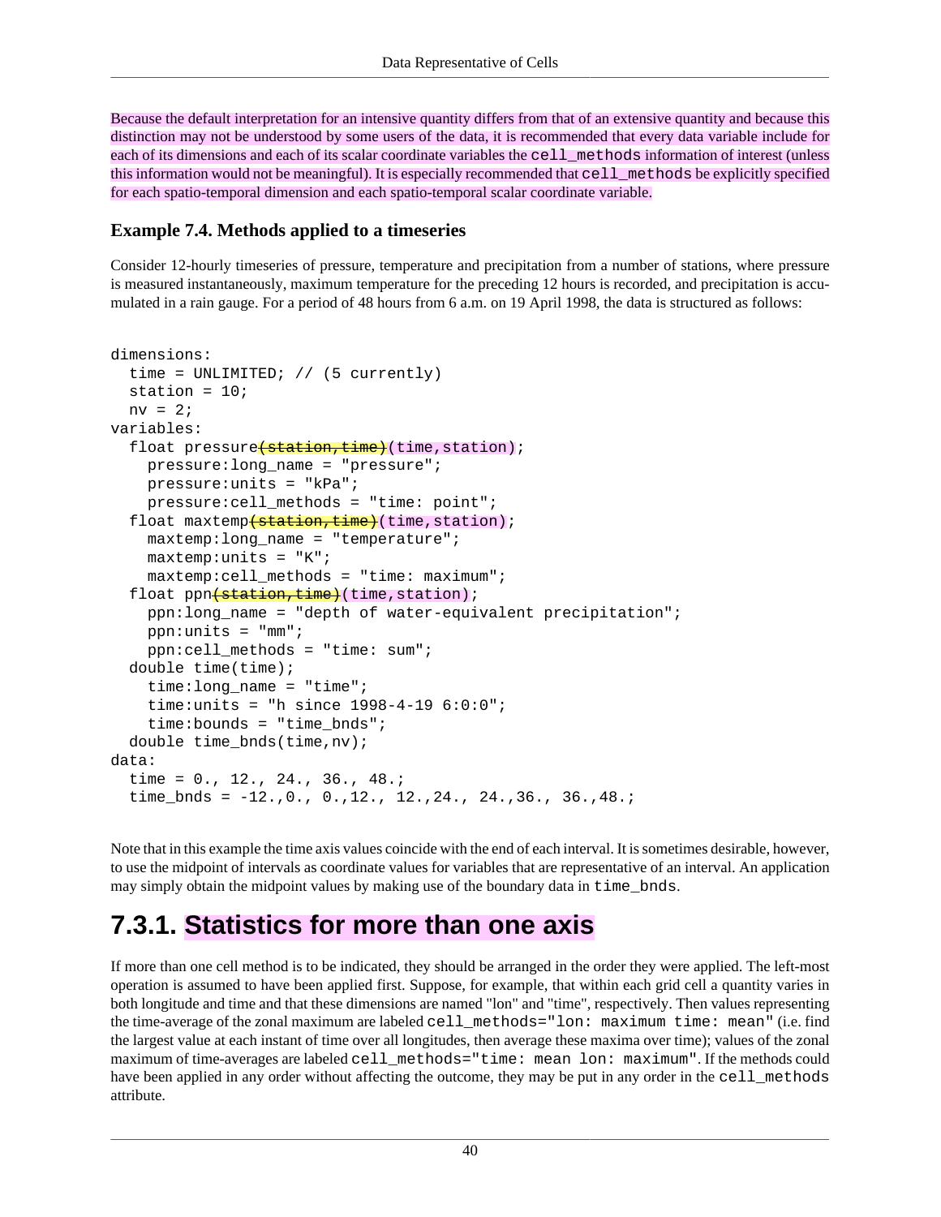Because the default interpretation for an intensive quantity differs from that of an extensive quantity and because this distinction may not be understood by some users of the data, it is recommended that every data variable include for each of its dimensions and each of its scalar coordinate variables the `cell_methods` information of interest (unless this information would not be meaningful). It is especially recommended that `cell_methods` be explicitly specified for each spatio-temporal dimension and each spatio-temporal scalar coordinate variable.

### Example 7.4. Methods applied to a timeseries

Consider 12-hourly timeseries of pressure, temperature and precipitation from a number of stations, where pressure is measured instantaneously, maximum temperature for the preceding 12 hours is recorded, and precipitation is accumulated in a rain gauge. For a period of 48 hours from 6 a.m. on 19 April 1998, the data is structured as follows:

```
dimensions:
  time = UNLIMITED; // (5 currently)
  station = 10;
  nv = 2;
variables:
  float pressure(station,time)(time,station);
    pressure:long_name = "pressure";
    pressure:units = "kPa";
    pressure:cell_methods = "time: point";
  float maxtemp(station,time)(time,station);
    maxtemp:long_name = "temperature";
    maxtemp:units = "K";
    maxtemp:cell_methods = "time: maximum";
  float ppn(station,time)(time,station);
    ppn:long_name = "depth of water-equivalent precipitation";
    ppn:units = "mm";
    ppn:cell_methods = "time: sum";
  double time(time);
    time:long_name = "time";
    time:units = "h since 1998-4-19 6:0:0";
    time:bounds = "time_bnds";
  double time_bnds(time,nv);
data:
  time = 0., 12., 24., 36., 48.;
  time_bnds = -12.,0., 0.,12., 12.,24., 24.,36., 36.,48.;
```

Note that in this example the time axis values coincide with the end of each interval. It is sometimes desirable, however, to use the midpoint of intervals as coordinate values for variables that are representative of an interval. An application may simply obtain the midpoint values by making use of the boundary data in `time_bnds`.

## 7.3.1. Statistics for more than one axis

If more than one cell method is to be indicated, they should be arranged in the order they were applied. The left-most operation is assumed to have been applied first. Suppose, for example, that within each grid cell a quantity varies in both longitude and time and that these dimensions are named "lon" and "time", respectively. Then values representing the time-average of the zonal maximum are labeled `cell_methods="lon: maximum time: mean"` (i.e. find the largest value at each instant of time over all longitudes, then average these maxima over time); values of the zonal maximum of time-averages are labeled `cell_methods="time: mean lon: maximum"`. If the methods could have been applied in any order without affecting the outcome, they may be put in any order in the `cell_methods` attribute.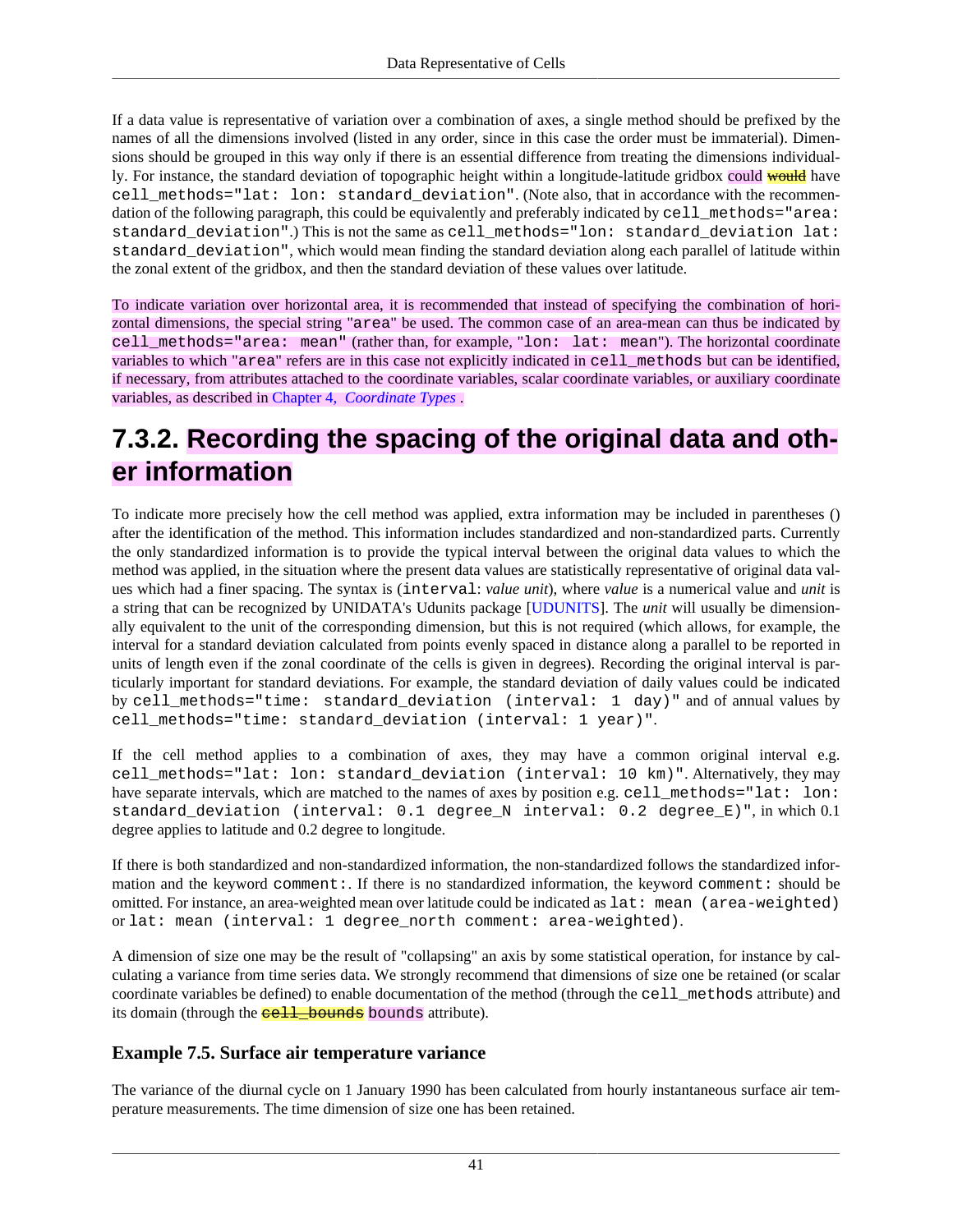If a data value is representative of variation over a combination of axes, a single method should be prefixed by the names of all the dimensions involved (listed in any order, since in this case the order must be immaterial). Dimensions should be grouped in this way only if there is an essential difference from treating the dimensions individually. For instance, the standard deviation of topographic height within a longitude-latitude gridbox could ~~would~~ have `cell_methods="lat: lon: standard_deviation"`. (Note also, that in accordance with the recommendation of the following paragraph, this could be equivalently and preferably indicated by `cell_methods="area: standard_deviation"`.) This is not the same as `cell_methods="lon: standard_deviation lat: standard_deviation"`, which would mean finding the standard deviation along each parallel of latitude within the zonal extent of the gridbox, and then the standard deviation of these values over latitude.

To indicate variation over horizontal area, it is recommended that instead of specifying the combination of horizontal dimensions, the special string "`area`" be used. The common case of an area-mean can thus be indicated by `cell_methods="area: mean"` (rather than, for example, "`lon: lat: mean`"). The horizontal coordinate variables to which "`area`" refers are in this case not explicitly indicated in `cell_methods` but can be identified, if necessary, from attributes attached to the coordinate variables, scalar coordinate variables, or auxiliary coordinate variables, as described in Chapter 4, *Coordinate Types* .

## 7.3.2. Recording the spacing of the original data and other information

To indicate more precisely how the cell method was applied, extra information may be included in parentheses () after the identification of the method. This information includes standardized and non-standardized parts. Currently the only standardized information is to provide the typical interval between the original data values to which the method was applied, in the situation where the present data values are statistically representative of original data values which had a finer spacing. The syntax is (`interval`: *value unit*), where *value* is a numerical value and *unit* is a string that can be recognized by UNIDATA's Udunits package [UDUNITS]. The *unit* will usually be dimensionally equivalent to the unit of the corresponding dimension, but this is not required (which allows, for example, the interval for a standard deviation calculated from points evenly spaced in distance along a parallel to be reported in units of length even if the zonal coordinate of the cells is given in degrees). Recording the original interval is particularly important for standard deviations. For example, the standard deviation of daily values could be indicated by `cell_methods="time: standard_deviation (interval: 1 day)"` and of annual values by `cell_methods="time: standard_deviation (interval: 1 year)"`.

If the cell method applies to a combination of axes, they may have a common original interval e.g. `cell_methods="lat: lon: standard_deviation (interval: 10 km)"`. Alternatively, they may have separate intervals, which are matched to the names of axes by position e.g. `cell_methods="lat: lon: standard_deviation (interval: 0.1 degree_N interval: 0.2 degree_E)"`, in which 0.1 degree applies to latitude and 0.2 degree to longitude.

If there is both standardized and non-standardized information, the non-standardized follows the standardized information and the keyword `comment:`. If there is no standardized information, the keyword `comment:` should be omitted. For instance, an area-weighted mean over latitude could be indicated as `lat: mean (area-weighted)` or `lat: mean (interval: 1 degree_north comment: area-weighted)`.

A dimension of size one may be the result of "collapsing" an axis by some statistical operation, for instance by calculating a variance from time series data. We strongly recommend that dimensions of size one be retained (or scalar coordinate variables be defined) to enable documentation of the method (through the `cell_methods` attribute) and its domain (through the ~~`cell_bounds`~~ `bounds` attribute).

### Example 7.5. Surface air temperature variance

The variance of the diurnal cycle on 1 January 1990 has been calculated from hourly instantaneous surface air temperature measurements. The time dimension of size one has been retained.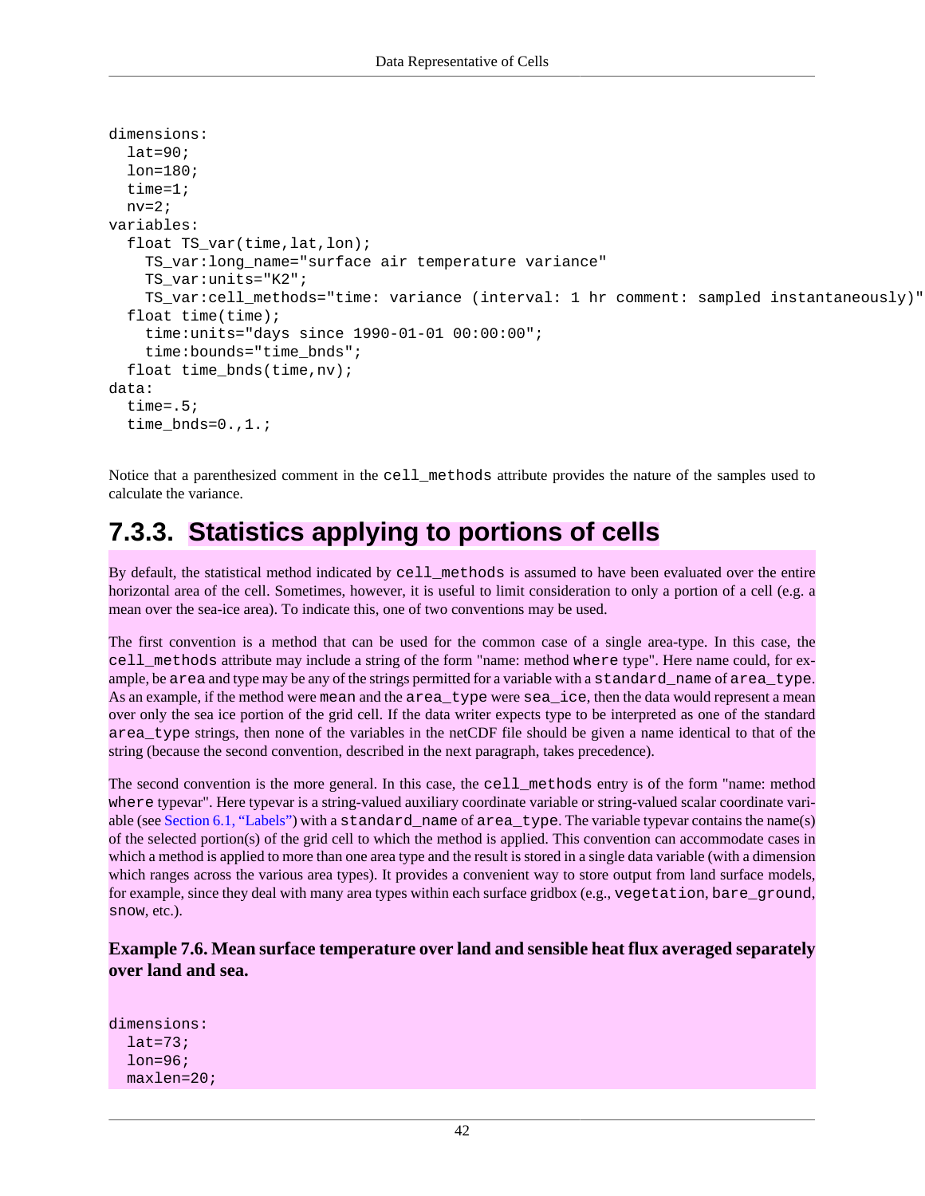```
dimensions:
  lat=90;
  lon=180;
  time=1;
  nv=2;
variables:
  float TS_var(time,lat,lon);
    TS_var:long_name="surface air temperature variance"
    TS_var:units="K2";
    TS_var:cell_methods="time: variance (interval: 1 hr comment: sampled instantaneously)"
  float time(time);
    time:units="days since 1990-01-01 00:00:00";
    time:bounds="time_bnds";
  float time_bnds(time,nv);
data:
  time=.5;
  time_bnds=0.,1.;
```

Notice that a parenthesized comment in the `cell_methods` attribute provides the nature of the samples used to calculate the variance.

## 7.3.3. Statistics applying to portions of cells

By default, the statistical method indicated by `cell_methods` is assumed to have been evaluated over the entire horizontal area of the cell. Sometimes, however, it is useful to limit consideration to only a portion of a cell (e.g. a mean over the sea-ice area). To indicate this, one of two conventions may be used.

The first convention is a method that can be used for the common case of a single area-type. In this case, the `cell_methods` attribute may include a string of the form "name: method `where` type". Here name could, for example, be `area` and type may be any of the strings permitted for a variable with a `standard_name` of `area_type`. As an example, if the method were `mean` and the `area_type` were `sea_ice`, then the data would represent a mean over only the sea ice portion of the grid cell. If the data writer expects type to be interpreted as one of the standard `area_type` strings, then none of the variables in the netCDF file should be given a name identical to that of the string (because the second convention, described in the next paragraph, takes precedence).

The second convention is the more general. In this case, the `cell_methods` entry is of the form "name: method `where` typevar". Here typevar is a string-valued auxiliary coordinate variable or string-valued scalar coordinate variable (see Section 6.1, "Labels") with a `standard_name` of `area_type`. The variable typevar contains the name(s) of the selected portion(s) of the grid cell to which the method is applied. This convention can accommodate cases in which a method is applied to more than one area type and the result is stored in a single data variable (with a dimension which ranges across the various area types). It provides a convenient way to store output from land surface models, for example, since they deal with many area types within each surface gridbox (e.g., `vegetation`, `bare_ground`, `snow`, etc.).

**Example 7.6. Mean surface temperature over land and sensible heat flux averaged separately over land and sea.**

```
dimensions:
  lat=73;
  lon=96;
  maxlen=20;
```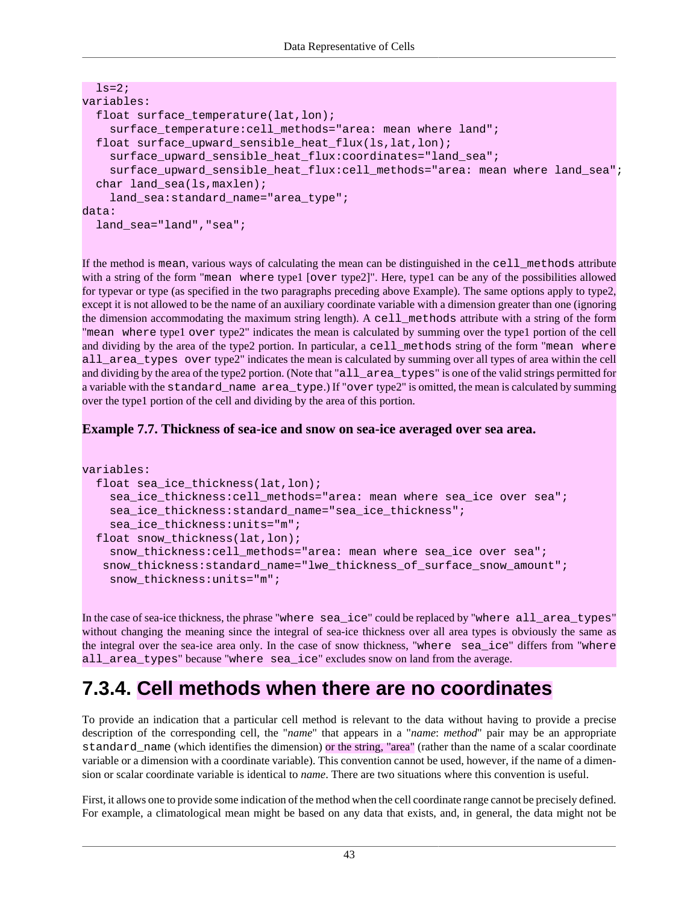```
  ls=2;
variables:
  float surface_temperature(lat,lon);
    surface_temperature:cell_methods="area: mean where land";
  float surface_upward_sensible_heat_flux(ls,lat,lon);
    surface_upward_sensible_heat_flux:coordinates="land_sea";
    surface_upward_sensible_heat_flux:cell_methods="area: mean where land_sea";
  char land_sea(ls,maxlen);
    land_sea:standard_name="area_type";
data:
  land_sea="land","sea";
```

If the method is `mean`, various ways of calculating the mean can be distinguished in the `cell_methods` attribute with a string of the form "`mean where` type1 [`over` type2]". Here, type1 can be any of the possibilities allowed for typevar or type (as specified in the two paragraphs preceding above Example). The same options apply to type2, except it is not allowed to be the name of an auxiliary coordinate variable with a dimension greater than one (ignoring the dimension accommodating the maximum string length). A `cell_methods` attribute with a string of the form "`mean where` type1 `over` type2" indicates the mean is calculated by summing over the type1 portion of the cell and dividing by the area of the type2 portion. In particular, a `cell_methods` string of the form "`mean where all_area_types over` type2" indicates the mean is calculated by summing over all types of area within the cell and dividing by the area of the type2 portion. (Note that "`all_area_types`" is one of the valid strings permitted for a variable with the `standard_name area_type`.) If "`over` type2" is omitted, the mean is calculated by summing over the type1 portion of the cell and dividing by the area of this portion.

**Example 7.7. Thickness of sea-ice and snow on sea-ice averaged over sea area.**

```
variables:
  float sea_ice_thickness(lat,lon);
    sea_ice_thickness:cell_methods="area: mean where sea_ice over sea";
    sea_ice_thickness:standard_name="sea_ice_thickness";
    sea_ice_thickness:units="m";
  float snow_thickness(lat,lon);
    snow_thickness:cell_methods="area: mean where sea_ice over sea";
   snow_thickness:standard_name="lwe_thickness_of_surface_snow_amount";
    snow_thickness:units="m";
```

In the case of sea-ice thickness, the phrase "`where sea_ice`" could be replaced by "`where all_area_types`" without changing the meaning since the integral of sea-ice thickness over all area types is obviously the same as the integral over the sea-ice area only. In the case of snow thickness, "`where sea_ice`" differs from "`where all_area_types`" because "`where sea_ice`" excludes snow on land from the average.

## 7.3.4. Cell methods when there are no coordinates

To provide an indication that a particular cell method is relevant to the data without having to provide a precise description of the corresponding cell, the "*name*" that appears in a "*name*: *method*" pair may be an appropriate `standard_name` (which identifies the dimension) or the string, "area" (rather than the name of a scalar coordinate variable or a dimension with a coordinate variable). This convention cannot be used, however, if the name of a dimension or scalar coordinate variable is identical to *name*. There are two situations where this convention is useful.

First, it allows one to provide some indication of the method when the cell coordinate range cannot be precisely defined. For example, a climatological mean might be based on any data that exists, and, in general, the data might not be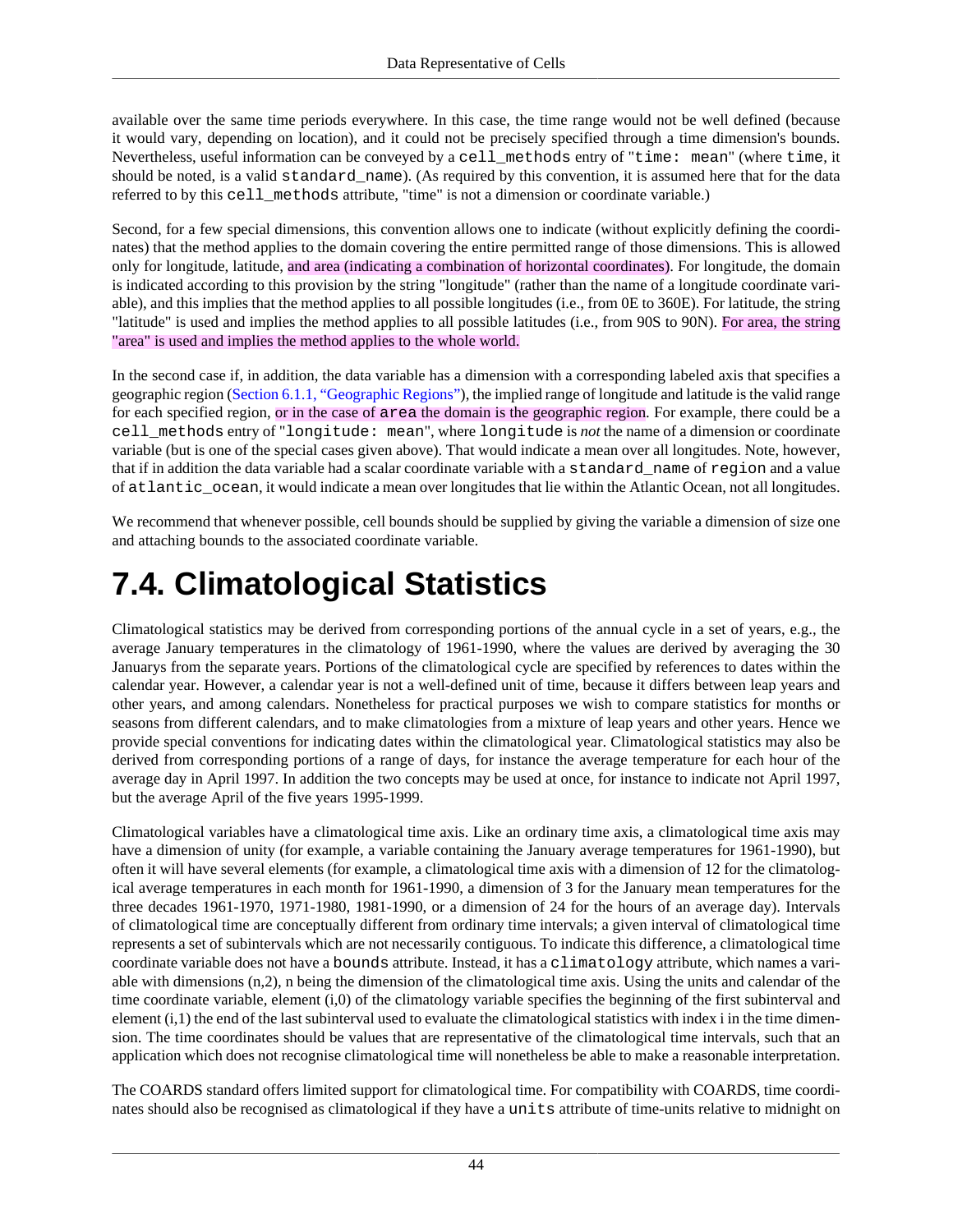available over the same time periods everywhere. In this case, the time range would not be well defined (because it would vary, depending on location), and it could not be precisely specified through a time dimension's bounds. Nevertheless, useful information can be conveyed by a `cell_methods` entry of "`time: mean`" (where `time`, it should be noted, is a valid `standard_name`). (As required by this convention, it is assumed here that for the data referred to by this `cell_methods` attribute, "time" is not a dimension or coordinate variable.)

Second, for a few special dimensions, this convention allows one to indicate (without explicitly defining the coordinates) that the method applies to the domain covering the entire permitted range of those dimensions. This is allowed only for longitude, latitude, and area (indicating a combination of horizontal coordinates). For longitude, the domain is indicated according to this provision by the string "longitude" (rather than the name of a longitude coordinate variable), and this implies that the method applies to all possible longitudes (i.e., from 0E to 360E). For latitude, the string "latitude" is used and implies the method applies to all possible latitudes (i.e., from 90S to 90N). For area, the string "area" is used and implies the method applies to the whole world.

In the second case if, in addition, the data variable has a dimension with a corresponding labeled axis that specifies a geographic region (Section 6.1.1, "Geographic Regions"), the implied range of longitude and latitude is the valid range for each specified region, or in the case of `area` the domain is the geographic region. For example, there could be a `cell_methods` entry of "`longitude: mean`", where `longitude` is *not* the name of a dimension or coordinate variable (but is one of the special cases given above). That would indicate a mean over all longitudes. Note, however, that if in addition the data variable had a scalar coordinate variable with a `standard_name` of `region` and a value of `atlantic_ocean`, it would indicate a mean over longitudes that lie within the Atlantic Ocean, not all longitudes.

We recommend that whenever possible, cell bounds should be supplied by giving the variable a dimension of size one and attaching bounds to the associated coordinate variable.

# 7.4. Climatological Statistics

Climatological statistics may be derived from corresponding portions of the annual cycle in a set of years, e.g., the average January temperatures in the climatology of 1961-1990, where the values are derived by averaging the 30 Januarys from the separate years. Portions of the climatological cycle are specified by references to dates within the calendar year. However, a calendar year is not a well-defined unit of time, because it differs between leap years and other years, and among calendars. Nonetheless for practical purposes we wish to compare statistics for months or seasons from different calendars, and to make climatologies from a mixture of leap years and other years. Hence we provide special conventions for indicating dates within the climatological year. Climatological statistics may also be derived from corresponding portions of a range of days, for instance the average temperature for each hour of the average day in April 1997. In addition the two concepts may be used at once, for instance to indicate not April 1997, but the average April of the five years 1995-1999.

Climatological variables have a climatological time axis. Like an ordinary time axis, a climatological time axis may have a dimension of unity (for example, a variable containing the January average temperatures for 1961-1990), but often it will have several elements (for example, a climatological time axis with a dimension of 12 for the climatological average temperatures in each month for 1961-1990, a dimension of 3 for the January mean temperatures for the three decades 1961-1970, 1971-1980, 1981-1990, or a dimension of 24 for the hours of an average day). Intervals of climatological time are conceptually different from ordinary time intervals; a given interval of climatological time represents a set of subintervals which are not necessarily contiguous. To indicate this difference, a climatological time coordinate variable does not have a `bounds` attribute. Instead, it has a `climatology` attribute, which names a variable with dimensions (n,2), n being the dimension of the climatological time axis. Using the units and calendar of the time coordinate variable, element (i,0) of the climatology variable specifies the beginning of the first subinterval and element (i,1) the end of the last subinterval used to evaluate the climatological statistics with index i in the time dimension. The time coordinates should be values that are representative of the climatological time intervals, such that an application which does not recognise climatological time will nonetheless be able to make a reasonable interpretation.

The COARDS standard offers limited support for climatological time. For compatibility with COARDS, time coordinates should also be recognised as climatological if they have a `units` attribute of time-units relative to midnight on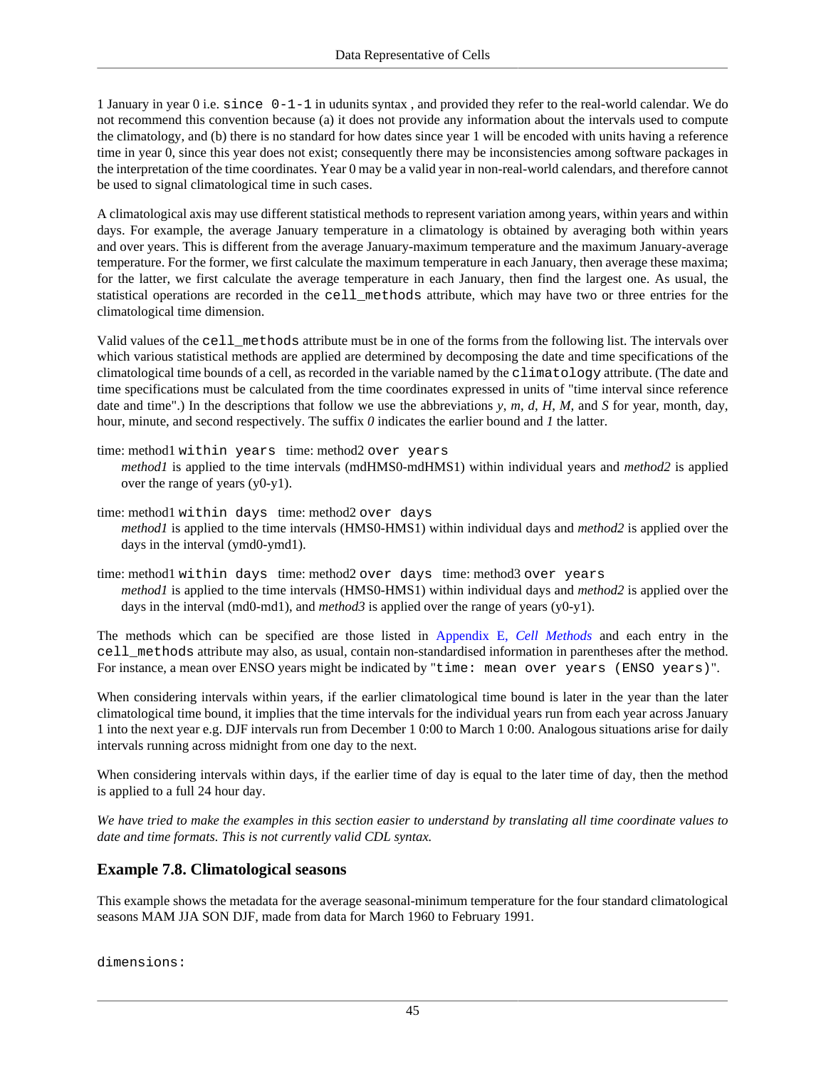1 January in year 0 i.e. `since 0-1-1` in udunits syntax , and provided they refer to the real-world calendar. We do not recommend this convention because (a) it does not provide any information about the intervals used to compute the climatology, and (b) there is no standard for how dates since year 1 will be encoded with units having a reference time in year 0, since this year does not exist; consequently there may be inconsistencies among software packages in the interpretation of the time coordinates. Year 0 may be a valid year in non-real-world calendars, and therefore cannot be used to signal climatological time in such cases.

A climatological axis may use different statistical methods to represent variation among years, within years and within days. For example, the average January temperature in a climatology is obtained by averaging both within years and over years. This is different from the average January-maximum temperature and the maximum January-average temperature. For the former, we first calculate the maximum temperature in each January, then average these maxima; for the latter, we first calculate the average temperature in each January, then find the largest one. As usual, the statistical operations are recorded in the `cell_methods` attribute, which may have two or three entries for the climatological time dimension.

Valid values of the `cell_methods` attribute must be in one of the forms from the following list. The intervals over which various statistical methods are applied are determined by decomposing the date and time specifications of the climatological time bounds of a cell, as recorded in the variable named by the `climatology` attribute. (The date and time specifications must be calculated from the time coordinates expressed in units of "time interval since reference date and time".) In the descriptions that follow we use the abbreviations *y*, *m*, *d*, *H*, *M*, and *S* for year, month, day, hour, minute, and second respectively. The suffix *0* indicates the earlier bound and *1* the latter.

time: method1 `within years` time: method2 `over years`
: *method1* is applied to the time intervals (mdHMS0-mdHMS1) within individual years and *method2* is applied over the range of years (y0-y1).

time: method1 `within days` time: method2 `over days`
: *method1* is applied to the time intervals (HMS0-HMS1) within individual days and *method2* is applied over the days in the interval (ymd0-ymd1).

time: method1 `within days` time: method2 `over days` time: method3 `over years`
: *method1* is applied to the time intervals (HMS0-HMS1) within individual days and *method2* is applied over the days in the interval (md0-md1), and *method3* is applied over the range of years (y0-y1).

The methods which can be specified are those listed in Appendix E, *Cell Methods* and each entry in the `cell_methods` attribute may also, as usual, contain non-standardised information in parentheses after the method. For instance, a mean over ENSO years might be indicated by "`time: mean over years (ENSO years)`".

When considering intervals within years, if the earlier climatological time bound is later in the year than the later climatological time bound, it implies that the time intervals for the individual years run from each year across January 1 into the next year e.g. DJF intervals run from December 1 0:00 to March 1 0:00. Analogous situations arise for daily intervals running across midnight from one day to the next.

When considering intervals within days, if the earlier time of day is equal to the later time of day, then the method is applied to a full 24 hour day.

*We have tried to make the examples in this section easier to understand by translating all time coordinate values to date and time formats. This is not currently valid CDL syntax.*

### Example 7.8. Climatological seasons

This example shows the metadata for the average seasonal-minimum temperature for the four standard climatological seasons MAM JJA SON DJF, made from data for March 1960 to February 1991.

```
dimensions:
```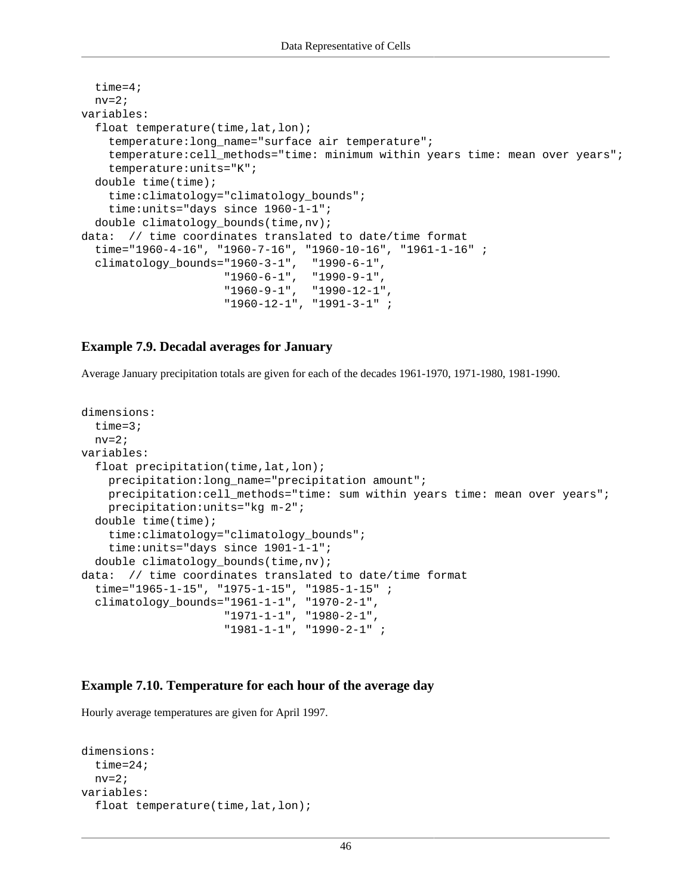```
  time=4;
  nv=2;
variables:
  float temperature(time,lat,lon);
    temperature:long_name="surface air temperature";
    temperature:cell_methods="time: minimum within years time: mean over years";
    temperature:units="K";
  double time(time);
    time:climatology="climatology_bounds";
    time:units="days since 1960-1-1";
  double climatology_bounds(time,nv);
data:  // time coordinates translated to date/time format
  time="1960-4-16", "1960-7-16", "1960-10-16", "1961-1-16" ;
  climatology_bounds="1960-3-1",  "1990-6-1",
                     "1960-6-1",  "1990-9-1",
                     "1960-9-1",  "1990-12-1",
                     "1960-12-1", "1991-3-1" ;
```

### Example 7.9. Decadal averages for January

Average January precipitation totals are given for each of the decades 1961-1970, 1971-1980, 1981-1990.

```
dimensions:
  time=3;
  nv=2;
variables:
  float precipitation(time,lat,lon);
    precipitation:long_name="precipitation amount";
    precipitation:cell_methods="time: sum within years time: mean over years";
    precipitation:units="kg m-2";
  double time(time);
    time:climatology="climatology_bounds";
    time:units="days since 1901-1-1";
  double climatology_bounds(time,nv);
data:  // time coordinates translated to date/time format
  time="1965-1-15", "1975-1-15", "1985-1-15" ;
  climatology_bounds="1961-1-1", "1970-2-1",
                     "1971-1-1", "1980-2-1",
                     "1981-1-1", "1990-2-1" ;
```

### Example 7.10. Temperature for each hour of the average day

Hourly average temperatures are given for April 1997.

```
dimensions:
  time=24;
  nv=2;
variables:
  float temperature(time,lat,lon);
```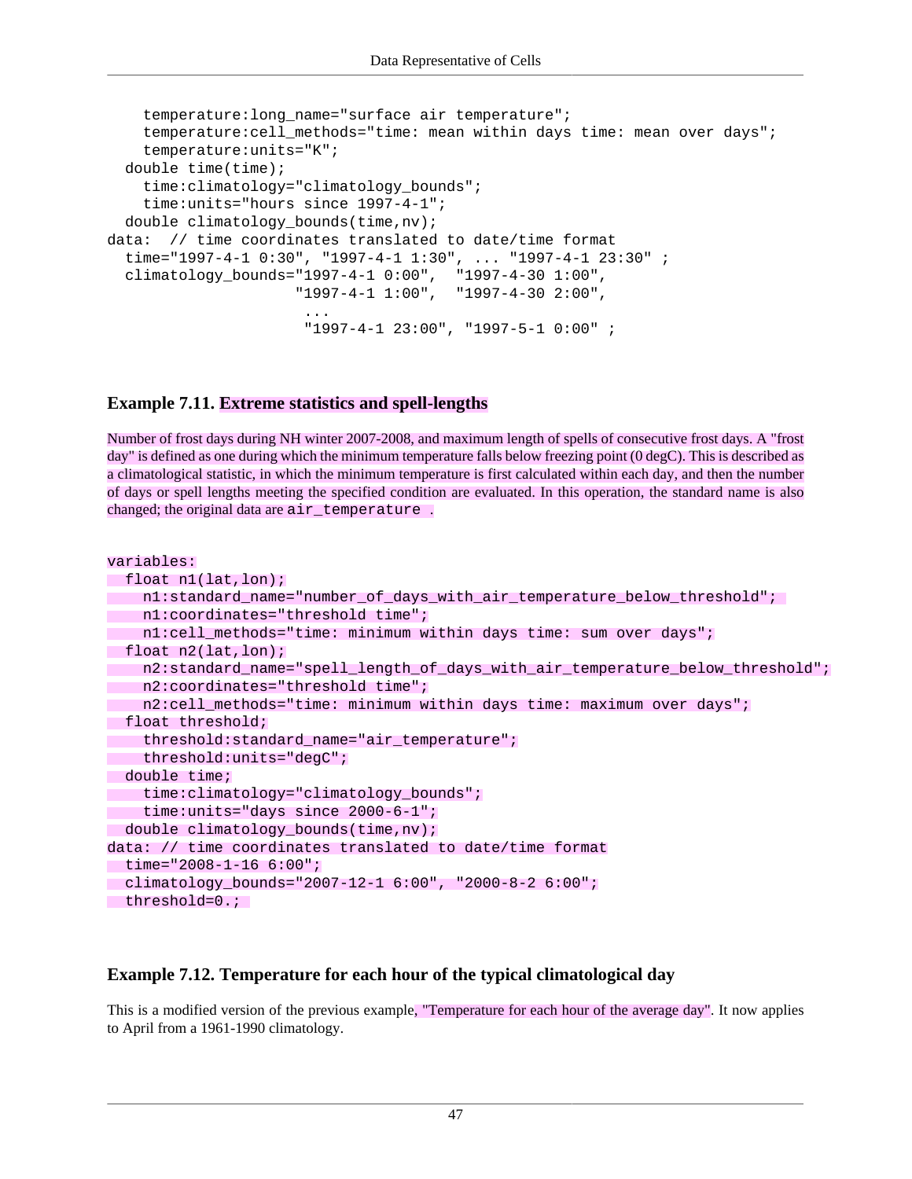```
    temperature:long_name="surface air temperature";
    temperature:cell_methods="time: mean within days time: mean over days";
    temperature:units="K";
  double time(time);
    time:climatology="climatology_bounds";
    time:units="hours since 1997-4-1";
  double climatology_bounds(time,nv);
data:  // time coordinates translated to date/time format
  time="1997-4-1 0:30", "1997-4-1 1:30", ... "1997-4-1 23:30" ;
  climatology_bounds="1997-4-1 0:00",  "1997-4-30 1:00",
                     "1997-4-1 1:00",  "1997-4-30 2:00",
                      ...
                      "1997-4-1 23:00", "1997-5-1 0:00" ;
```

### Example 7.11. Extreme statistics and spell-lengths

Number of frost days during NH winter 2007-2008, and maximum length of spells of consecutive frost days. A "frost day" is defined as one during which the minimum temperature falls below freezing point (0 degC). This is described as a climatological statistic, in which the minimum temperature is first calculated within each day, and then the number of days or spell lengths meeting the specified condition are evaluated. In this operation, the standard name is also changed; the original data are `air_temperature` .

```
variables:
  float n1(lat,lon);
    n1:standard_name="number_of_days_with_air_temperature_below_threshold";
    n1:coordinates="threshold time";
    n1:cell_methods="time: minimum within days time: sum over days";
  float n2(lat,lon);
    n2:standard_name="spell_length_of_days_with_air_temperature_below_threshold";
    n2:coordinates="threshold time";
    n2:cell_methods="time: minimum within days time: maximum over days";
  float threshold;
    threshold:standard_name="air_temperature";
    threshold:units="degC";
  double time;
    time:climatology="climatology_bounds";
    time:units="days since 2000-6-1";
  double climatology_bounds(time,nv);
data: // time coordinates translated to date/time format
  time="2008-1-16 6:00";
  climatology_bounds="2007-12-1 6:00", "2000-8-2 6:00";
  threshold=0.;
```

### Example 7.12. Temperature for each hour of the typical climatological day

This is a modified version of the previous example, "Temperature for each hour of the average day". It now applies to April from a 1961-1990 climatology.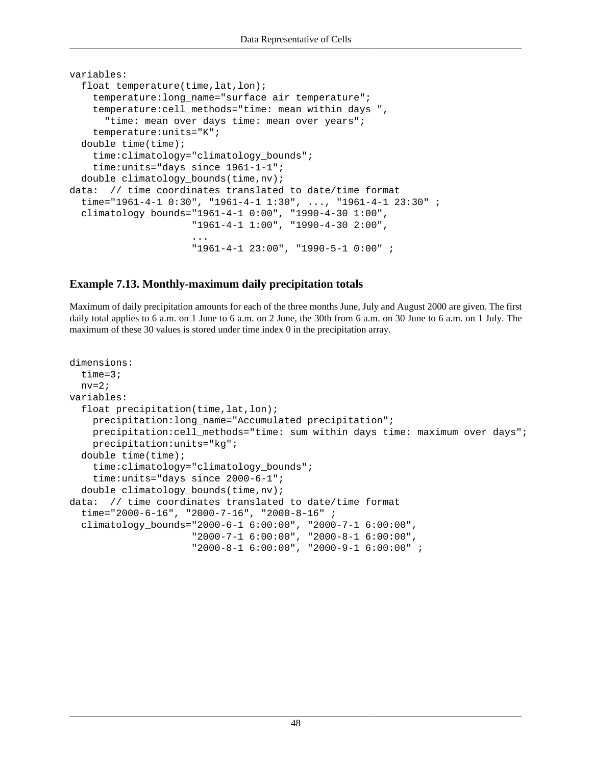```
variables:
  float temperature(time,lat,lon);
    temperature:long_name="surface air temperature";
    temperature:cell_methods="time: mean within days ",
      "time: mean over days time: mean over years";
    temperature:units="K";
  double time(time);
    time:climatology="climatology_bounds";
    time:units="days since 1961-1-1";
  double climatology_bounds(time,nv);
data:  // time coordinates translated to date/time format
  time="1961-4-1 0:30", "1961-4-1 1:30", ..., "1961-4-1 23:30" ;
  climatology_bounds="1961-4-1 0:00", "1990-4-30 1:00",
                     "1961-4-1 1:00", "1990-4-30 2:00",
                     ...
                     "1961-4-1 23:00", "1990-5-1 0:00" ;
```

### Example 7.13. Monthly-maximum daily precipitation totals

Maximum of daily precipitation amounts for each of the three months June, July and August 2000 are given. The first daily total applies to 6 a.m. on 1 June to 6 a.m. on 2 June, the 30th from 6 a.m. on 30 June to 6 a.m. on 1 July. The maximum of these 30 values is stored under time index 0 in the precipitation array.

```
dimensions:
  time=3;
  nv=2;
variables:
  float precipitation(time,lat,lon);
    precipitation:long_name="Accumulated precipitation";
    precipitation:cell_methods="time: sum within days time: maximum over days";
    precipitation:units="kg";
  double time(time);
    time:climatology="climatology_bounds";
    time:units="days since 2000-6-1";
  double climatology_bounds(time,nv);
data:  // time coordinates translated to date/time format
  time="2000-6-16", "2000-7-16", "2000-8-16" ;
  climatology_bounds="2000-6-1 6:00:00", "2000-7-1 6:00:00",
                     "2000-7-1 6:00:00", "2000-8-1 6:00:00",
                     "2000-8-1 6:00:00", "2000-9-1 6:00:00" ;
```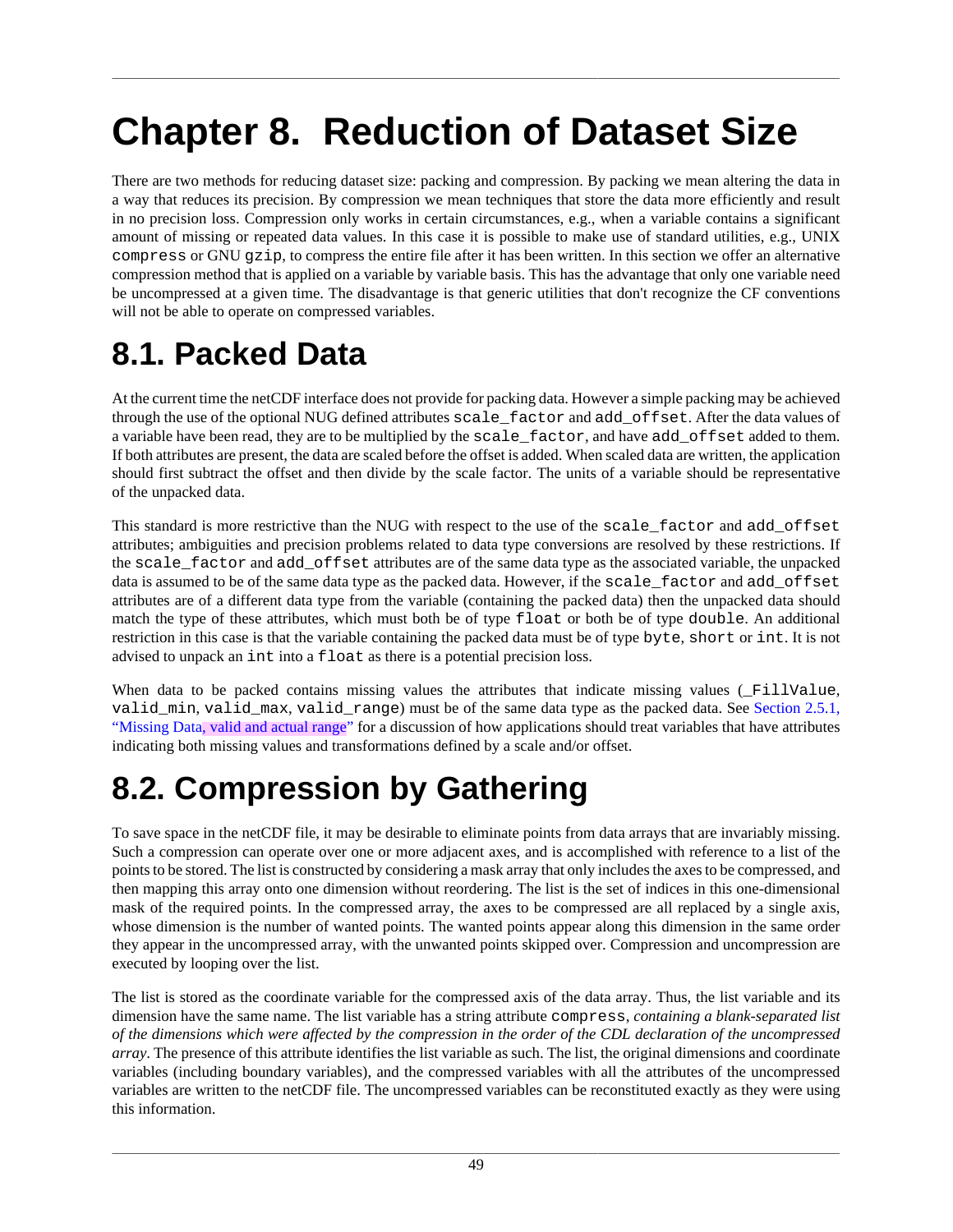# Chapter 8. Reduction of Dataset Size

There are two methods for reducing dataset size: packing and compression. By packing we mean altering the data in a way that reduces its precision. By compression we mean techniques that store the data more efficiently and result in no precision loss. Compression only works in certain circumstances, e.g., when a variable contains a significant amount of missing or repeated data values. In this case it is possible to make use of standard utilities, e.g., UNIX `compress` or GNU `gzip`, to compress the entire file after it has been written. In this section we offer an alternative compression method that is applied on a variable by variable basis. This has the advantage that only one variable need be uncompressed at a given time. The disadvantage is that generic utilities that don't recognize the CF conventions will not be able to operate on compressed variables.

## 8.1. Packed Data

At the current time the netCDF interface does not provide for packing data. However a simple packing may be achieved through the use of the optional NUG defined attributes `scale_factor` and `add_offset`. After the data values of a variable have been read, they are to be multiplied by the `scale_factor`, and have `add_offset` added to them. If both attributes are present, the data are scaled before the offset is added. When scaled data are written, the application should first subtract the offset and then divide by the scale factor. The units of a variable should be representative of the unpacked data.

This standard is more restrictive than the NUG with respect to the use of the `scale_factor` and `add_offset` attributes; ambiguities and precision problems related to data type conversions are resolved by these restrictions. If the `scale_factor` and `add_offset` attributes are of the same data type as the associated variable, the unpacked data is assumed to be of the same data type as the packed data. However, if the `scale_factor` and `add_offset` attributes are of a different data type from the variable (containing the packed data) then the unpacked data should match the type of these attributes, which must both be of type `float` or both be of type `double`. An additional restriction in this case is that the variable containing the packed data must be of type `byte`, `short` or `int`. It is not advised to unpack an `int` into a `float` as there is a potential precision loss.

When data to be packed contains missing values the attributes that indicate missing values (`_FillValue`, `valid_min`, `valid_max`, `valid_range`) must be of the same data type as the packed data. See Section 2.5.1, "Missing Data, valid and actual range" for a discussion of how applications should treat variables that have attributes indicating both missing values and transformations defined by a scale and/or offset.

## 8.2. Compression by Gathering

To save space in the netCDF file, it may be desirable to eliminate points from data arrays that are invariably missing. Such a compression can operate over one or more adjacent axes, and is accomplished with reference to a list of the points to be stored. The list is constructed by considering a mask array that only includes the axes to be compressed, and then mapping this array onto one dimension without reordering. The list is the set of indices in this one-dimensional mask of the required points. In the compressed array, the axes to be compressed are all replaced by a single axis, whose dimension is the number of wanted points. The wanted points appear along this dimension in the same order they appear in the uncompressed array, with the unwanted points skipped over. Compression and uncompression are executed by looping over the list.

The list is stored as the coordinate variable for the compressed axis of the data array. Thus, the list variable and its dimension have the same name. The list variable has a string attribute `compress`, *containing a blank-separated list of the dimensions which were affected by the compression in the order of the CDL declaration of the uncompressed array*. The presence of this attribute identifies the list variable as such. The list, the original dimensions and coordinate variables (including boundary variables), and the compressed variables with all the attributes of the uncompressed variables are written to the netCDF file. The uncompressed variables can be reconstituted exactly as they were using this information.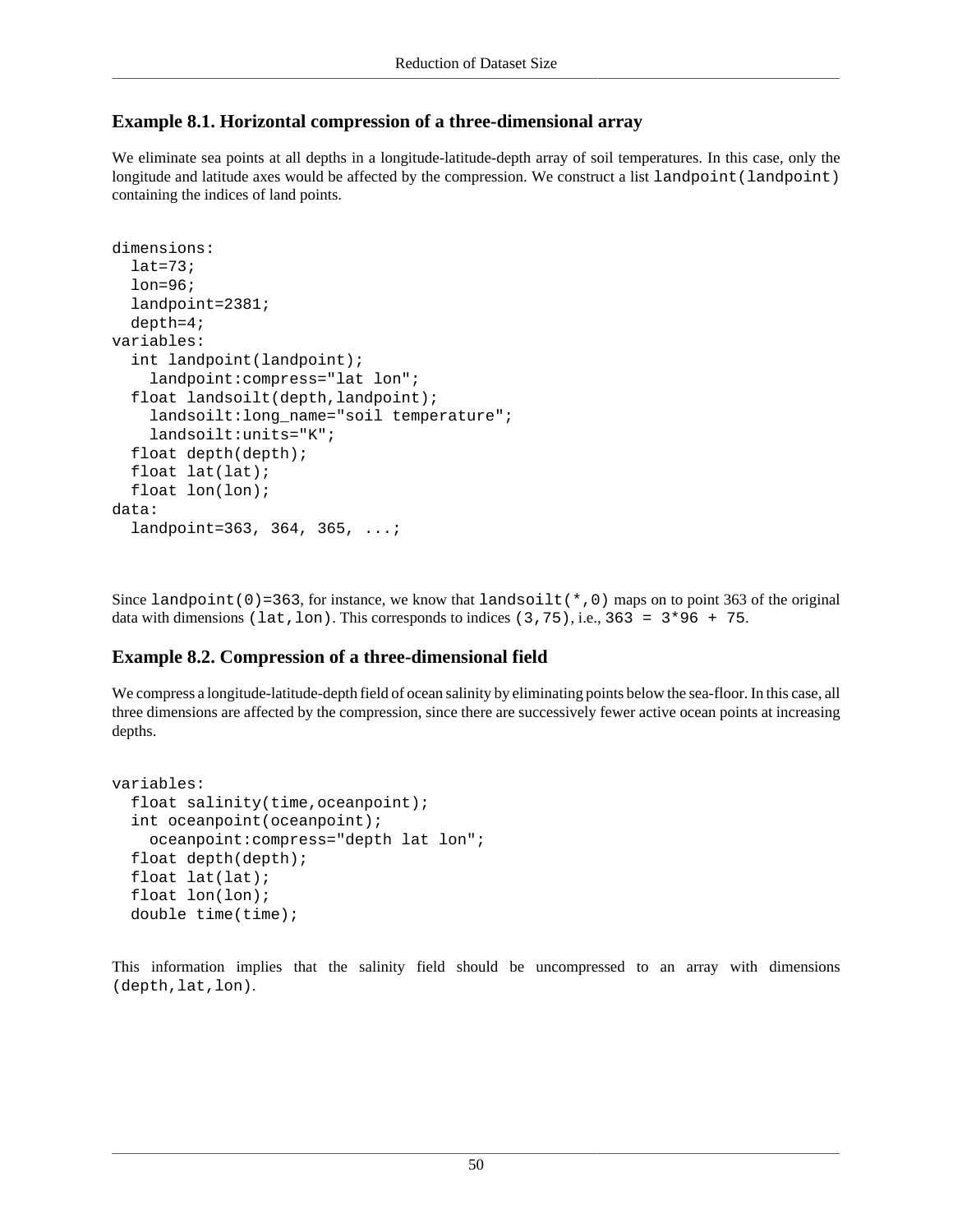### Example 8.1. Horizontal compression of a three-dimensional array

We eliminate sea points at all depths in a longitude-latitude-depth array of soil temperatures. In this case, only the longitude and latitude axes would be affected by the compression. We construct a list `landpoint(landpoint)` containing the indices of land points.

```
dimensions:
  lat=73;
  lon=96;
  landpoint=2381;
  depth=4;
variables:
  int landpoint(landpoint);
    landpoint:compress="lat lon";
  float landsoilt(depth,landpoint);
    landsoilt:long_name="soil temperature";
    landsoilt:units="K";
  float depth(depth);
  float lat(lat);
  float lon(lon);
data:
  landpoint=363, 364, 365, ...;
```

Since `landpoint(0)=363`, for instance, we know that `landsoilt(*,0)` maps on to point 363 of the original data with dimensions `(lat,lon)`. This corresponds to indices `(3,75)`, i.e., `363 = 3*96 + 75`.

### Example 8.2. Compression of a three-dimensional field

We compress a longitude-latitude-depth field of ocean salinity by eliminating points below the sea-floor. In this case, all three dimensions are affected by the compression, since there are successively fewer active ocean points at increasing depths.

```
variables:
  float salinity(time,oceanpoint);
  int oceanpoint(oceanpoint);
    oceanpoint:compress="depth lat lon";
  float depth(depth);
  float lat(lat);
  float lon(lon);
  double time(time);
```

This information implies that the salinity field should be uncompressed to an array with dimensions `(depth,lat,lon)`.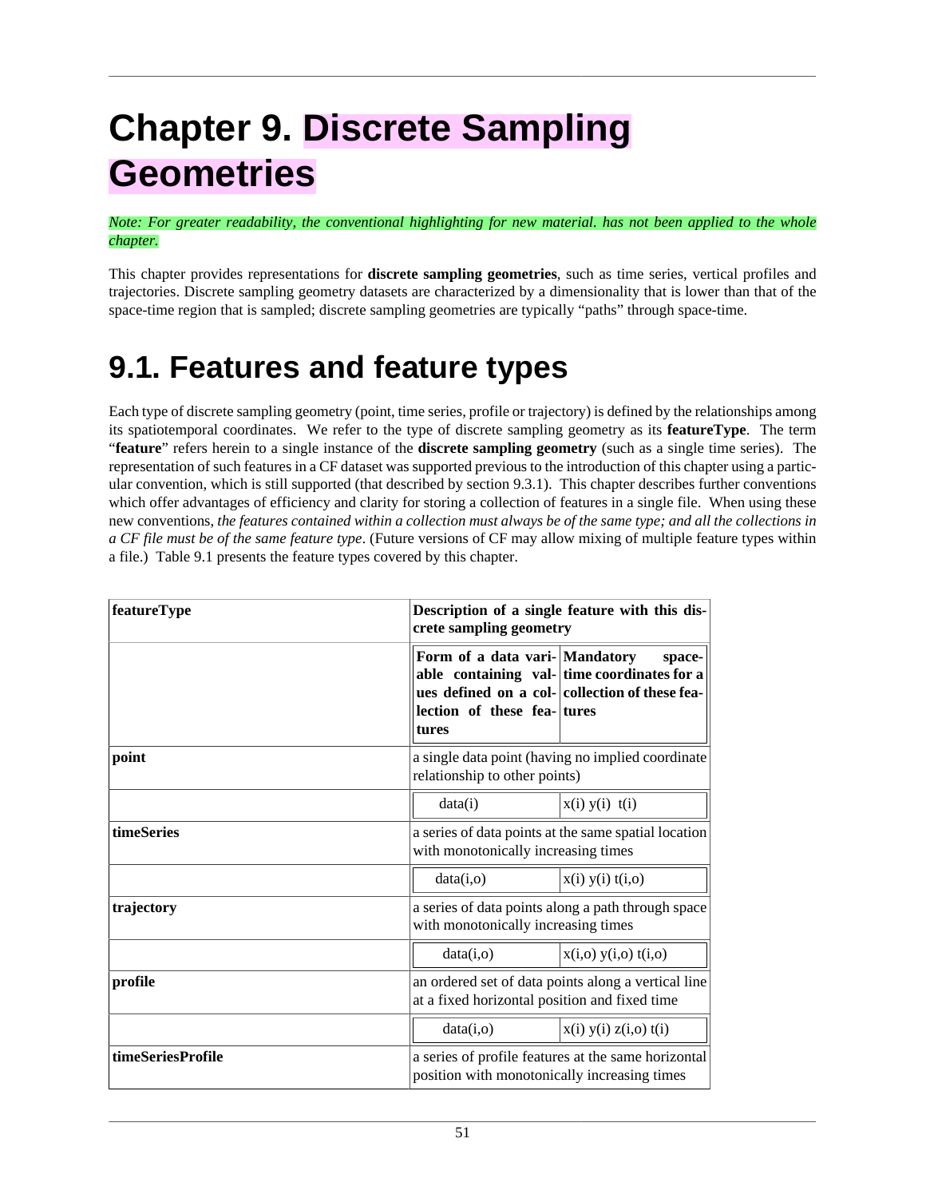# Chapter 9. Discrete Sampling Geometries

*Note: For greater readability, the conventional highlighting for new material. has not been applied to the whole chapter.*

This chapter provides representations for **discrete sampling geometries**, such as time series, vertical profiles and trajectories. Discrete sampling geometry datasets are characterized by a dimensionality that is lower than that of the space-time region that is sampled; discrete sampling geometries are typically "paths" through space-time.

## 9.1. Features and feature types

Each type of discrete sampling geometry (point, time series, profile or trajectory) is defined by the relationships among its spatiotemporal coordinates. We refer to the type of discrete sampling geometry as its **featureType**. The term "**feature**" refers herein to a single instance of the **discrete sampling geometry** (such as a single time series). The representation of such features in a CF dataset was supported previous to the introduction of this chapter using a particular convention, which is still supported (that described by section 9.3.1). This chapter describes further conventions which offer advantages of efficiency and clarity for storing a collection of features in a single file. When using these new conventions, *the features contained within a collection must always be of the same type; and all the collections in a CF file must be of the same feature type*. (Future versions of CF may allow mixing of multiple feature types within a file.) Table 9.1 presents the feature types covered by this chapter.

| featureType | Description of a single feature with this discrete sampling geometry | |
|---|---|---|
| | **Form of a data variable containing values defined on a collection of these features** | **Mandatory space-time coordinates for a collection of these features** |
| **point** | a single data point (having no implied coordinate relationship to other points) | |
| | data(i) | x(i) y(i) t(i) |
| **timeSeries** | a series of data points at the same spatial location with monotonically increasing times | |
| | data(i,o) | x(i) y(i) t(i,o) |
| **trajectory** | a series of data points along a path through space with monotonically increasing times | |
| | data(i,o) | x(i,o) y(i,o) t(i,o) |
| **profile** | an ordered set of data points along a vertical line at a fixed horizontal position and fixed time | |
| | data(i,o) | x(i) y(i) z(i,o) t(i) |
| **timeSeriesProfile** | a series of profile features at the same horizontal position with monotonically increasing times | |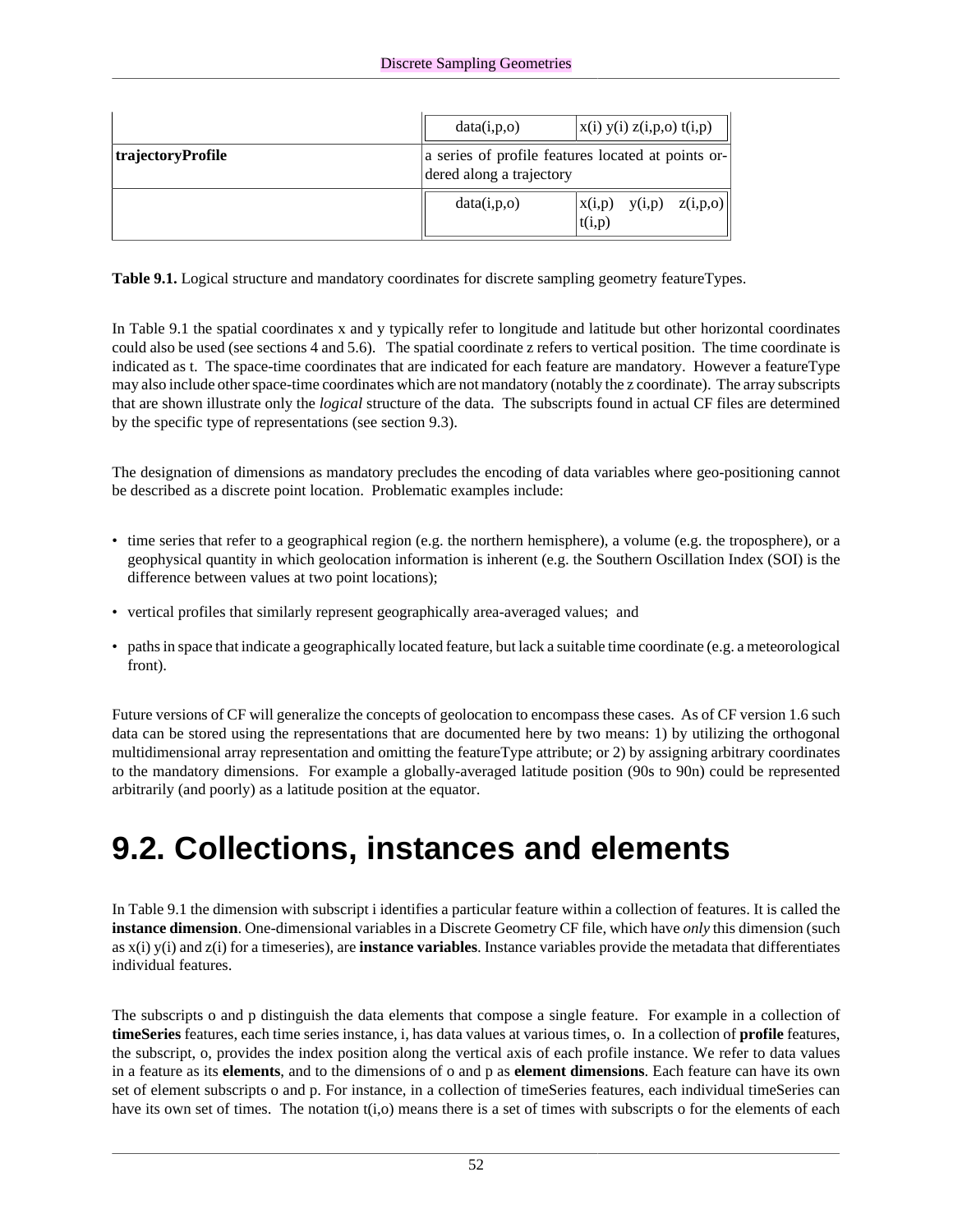| | | |
|---|---|---|
| | data(i,p,o) | x(i) y(i) z(i,p,o) t(i,p) |
| **trajectoryProfile** | a series of profile features located at points ordered along a trajectory | |
| | data(i,p,o) | x(i,p) y(i,p) z(i,p,o) t(i,p) |

**Table 9.1.** Logical structure and mandatory coordinates for discrete sampling geometry featureTypes.

In Table 9.1 the spatial coordinates x and y typically refer to longitude and latitude but other horizontal coordinates could also be used (see sections 4 and 5.6). The spatial coordinate z refers to vertical position. The time coordinate is indicated as t. The space-time coordinates that are indicated for each feature are mandatory. However a featureType may also include other space-time coordinates which are not mandatory (notably the z coordinate). The array subscripts that are shown illustrate only the *logical* structure of the data. The subscripts found in actual CF files are determined by the specific type of representations (see section 9.3).

The designation of dimensions as mandatory precludes the encoding of data variables where geo-positioning cannot be described as a discrete point location. Problematic examples include:

- time series that refer to a geographical region (e.g. the northern hemisphere), a volume (e.g. the troposphere), or a geophysical quantity in which geolocation information is inherent (e.g. the Southern Oscillation Index (SOI) is the difference between values at two point locations);
- vertical profiles that similarly represent geographically area-averaged values; and
- paths in space that indicate a geographically located feature, but lack a suitable time coordinate (e.g. a meteorological front).

Future versions of CF will generalize the concepts of geolocation to encompass these cases. As of CF version 1.6 such data can be stored using the representations that are documented here by two means: 1) by utilizing the orthogonal multidimensional array representation and omitting the featureType attribute; or 2) by assigning arbitrary coordinates to the mandatory dimensions. For example a globally-averaged latitude position (90s to 90n) could be represented arbitrarily (and poorly) as a latitude position at the equator.

# 9.2. Collections, instances and elements

In Table 9.1 the dimension with subscript i identifies a particular feature within a collection of features. It is called the **instance dimension**. One-dimensional variables in a Discrete Geometry CF file, which have *only* this dimension (such as x(i) y(i) and z(i) for a timeseries), are **instance variables**. Instance variables provide the metadata that differentiates individual features.

The subscripts o and p distinguish the data elements that compose a single feature. For example in a collection of **timeSeries** features, each time series instance, i, has data values at various times, o. In a collection of **profile** features, the subscript, o, provides the index position along the vertical axis of each profile instance. We refer to data values in a feature as its **elements**, and to the dimensions of o and p as **element dimensions**. Each feature can have its own set of element subscripts o and p. For instance, in a collection of timeSeries features, each individual timeSeries can have its own set of times. The notation t(i,o) means there is a set of times with subscripts o for the elements of each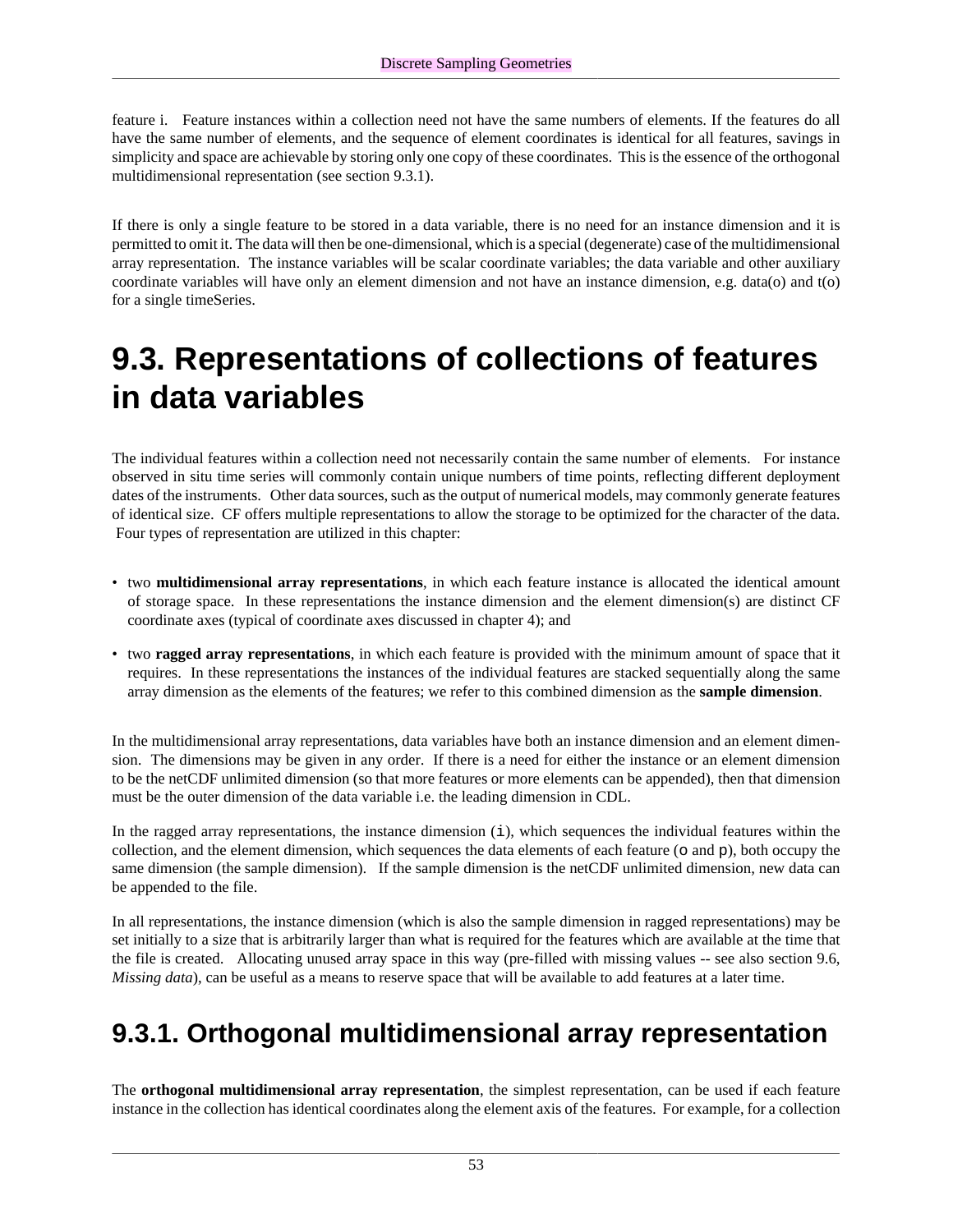feature i. Feature instances within a collection need not have the same numbers of elements. If the features do all have the same number of elements, and the sequence of element coordinates is identical for all features, savings in simplicity and space are achievable by storing only one copy of these coordinates. This is the essence of the orthogonal multidimensional representation (see section 9.3.1).

If there is only a single feature to be stored in a data variable, there is no need for an instance dimension and it is permitted to omit it. The data will then be one-dimensional, which is a special (degenerate) case of the multidimensional array representation. The instance variables will be scalar coordinate variables; the data variable and other auxiliary coordinate variables will have only an element dimension and not have an instance dimension, e.g. data(o) and t(o) for a single timeSeries.

# 9.3. Representations of collections of features in data variables

The individual features within a collection need not necessarily contain the same number of elements. For instance observed in situ time series will commonly contain unique numbers of time points, reflecting different deployment dates of the instruments. Other data sources, such as the output of numerical models, may commonly generate features of identical size. CF offers multiple representations to allow the storage to be optimized for the character of the data. Four types of representation are utilized in this chapter:

- two **multidimensional array representations**, in which each feature instance is allocated the identical amount of storage space. In these representations the instance dimension and the element dimension(s) are distinct CF coordinate axes (typical of coordinate axes discussed in chapter 4); and
- two **ragged array representations**, in which each feature is provided with the minimum amount of space that it requires. In these representations the instances of the individual features are stacked sequentially along the same array dimension as the elements of the features; we refer to this combined dimension as the **sample dimension**.

In the multidimensional array representations, data variables have both an instance dimension and an element dimension. The dimensions may be given in any order. If there is a need for either the instance or an element dimension to be the netCDF unlimited dimension (so that more features or more elements can be appended), then that dimension must be the outer dimension of the data variable i.e. the leading dimension in CDL.

In the ragged array representations, the instance dimension (`i`), which sequences the individual features within the collection, and the element dimension, which sequences the data elements of each feature (`o` and `p`), both occupy the same dimension (the sample dimension). If the sample dimension is the netCDF unlimited dimension, new data can be appended to the file.

In all representations, the instance dimension (which is also the sample dimension in ragged representations) may be set initially to a size that is arbitrarily larger than what is required for the features which are available at the time that the file is created. Allocating unused array space in this way (pre-filled with missing values -- see also section 9.6, *Missing data*), can be useful as a means to reserve space that will be available to add features at a later time.

## 9.3.1. Orthogonal multidimensional array representation

The **orthogonal multidimensional array representation**, the simplest representation, can be used if each feature instance in the collection has identical coordinates along the element axis of the features. For example, for a collection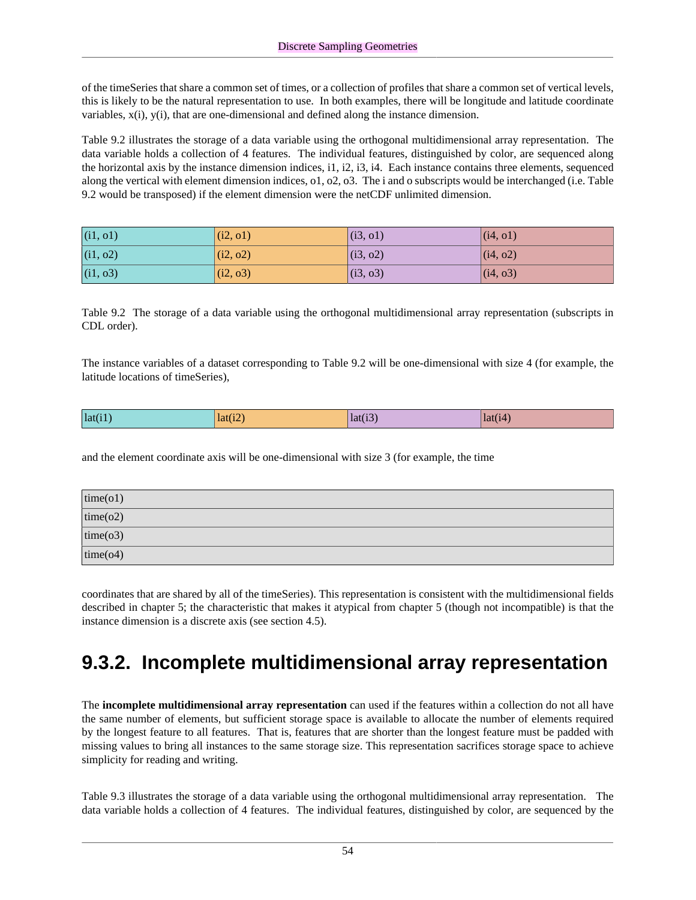of the timeSeries that share a common set of times, or a collection of profiles that share a common set of vertical levels, this is likely to be the natural representation to use. In both examples, there will be longitude and latitude coordinate variables, x(i), y(i), that are one-dimensional and defined along the instance dimension.

Table 9.2 illustrates the storage of a data variable using the orthogonal multidimensional array representation. The data variable holds a collection of 4 features. The individual features, distinguished by color, are sequenced along the horizontal axis by the instance dimension indices, i1, i2, i3, i4. Each instance contains three elements, sequenced along the vertical with element dimension indices, o1, o2, o3. The i and o subscripts would be interchanged (i.e. Table 9.2 would be transposed) if the element dimension were the netCDF unlimited dimension.

| | | | |
|---|---|---|---|
| (i1, o1) | (i2, o1) | (i3, o1) | (i4, o1) |
| (i1, o2) | (i2, o2) | (i3, o2) | (i4, o2) |
| (i1, o3) | (i2, o3) | (i3, o3) | (i4, o3) |

Table 9.2 The storage of a data variable using the orthogonal multidimensional array representation (subscripts in CDL order).

The instance variables of a dataset corresponding to Table 9.2 will be one-dimensional with size 4 (for example, the latitude locations of timeSeries),

| | | | |
|---|---|---|---|
| lat(i1) | lat(i2) | lat(i3) | lat(i4) |

and the element coordinate axis will be one-dimensional with size 3 (for example, the time

| |
|---|
| time(o1) |
| time(o2) |
| time(o3) |
| time(o4) |

coordinates that are shared by all of the timeSeries). This representation is consistent with the multidimensional fields described in chapter 5; the characteristic that makes it atypical from chapter 5 (though not incompatible) is that the instance dimension is a discrete axis (see section 4.5).

## 9.3.2. Incomplete multidimensional array representation

The **incomplete multidimensional array representation** can used if the features within a collection do not all have the same number of elements, but sufficient storage space is available to allocate the number of elements required by the longest feature to all features. That is, features that are shorter than the longest feature must be padded with missing values to bring all instances to the same storage size. This representation sacrifices storage space to achieve simplicity for reading and writing.

Table 9.3 illustrates the storage of a data variable using the orthogonal multidimensional array representation. The data variable holds a collection of 4 features. The individual features, distinguished by color, are sequenced by the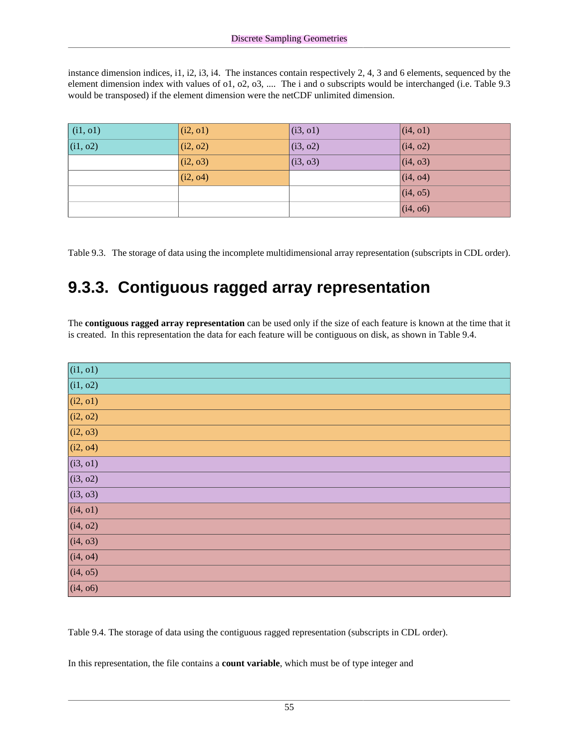instance dimension indices, i1, i2, i3, i4. The instances contain respectively 2, 4, 3 and 6 elements, sequenced by the element dimension index with values of o1, o2, o3, .... The i and o subscripts would be interchanged (i.e. Table 9.3 would be transposed) if the element dimension were the netCDF unlimited dimension.

| | | | |
|---|---|---|---|
| (i1, o1) | (i2, o1) | (i3, o1) | (i4, o1) |
| (i1, o2) | (i2, o2) | (i3, o2) | (i4, o2) |
| | (i2, o3) | (i3, o3) | (i4, o3) |
| | (i2, o4) | | (i4, o4) |
| | | | (i4, o5) |
| | | | (i4, o6) |

Table 9.3. The storage of data using the incomplete multidimensional array representation (subscripts in CDL order).

## 9.3.3. Contiguous ragged array representation

The **contiguous ragged array representation** can be used only if the size of each feature is known at the time that it is created. In this representation the data for each feature will be contiguous on disk, as shown in Table 9.4.

| |
|---|
| (i1, o1) |
| (i1, o2) |
| (i2, o1) |
| (i2, o2) |
| (i2, o3) |
| (i2, o4) |
| (i3, o1) |
| (i3, o2) |
| (i3, o3) |
| (i4, o1) |
| (i4, o2) |
| (i4, o3) |
| (i4, o4) |
| (i4, o5) |
| (i4, o6) |

Table 9.4. The storage of data using the contiguous ragged representation (subscripts in CDL order).

In this representation, the file contains a **count variable**, which must be of type integer and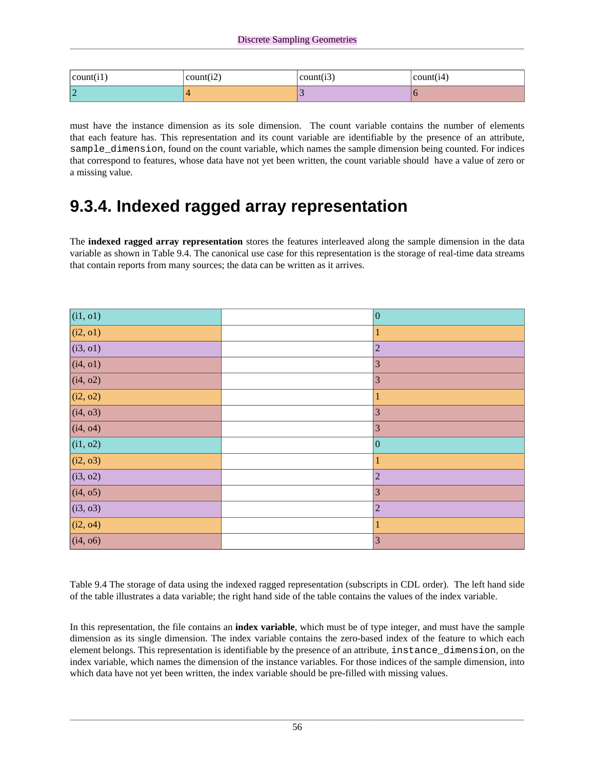| count(i1) | count(i2) | count(i3) | count(i4) |
|---|---|---|---|
| 2 | 4 | 3 | 6 |

must have the instance dimension as its sole dimension. The count variable contains the number of elements that each feature has. This representation and its count variable are identifiable by the presence of an attribute, `sample_dimension`, found on the count variable, which names the sample dimension being counted. For indices that correspond to features, whose data have not yet been written, the count variable should have a value of zero or a missing value.

## 9.3.4. Indexed ragged array representation

The **indexed ragged array representation** stores the features interleaved along the sample dimension in the data variable as shown in Table 9.4. The canonical use case for this representation is the storage of real-time data streams that contain reports from many sources; the data can be written as it arrives.

| | | |
|---|---|---|
| (i1, o1) | | 0 |
| (i2, o1) | | 1 |
| (i3, o1) | | 2 |
| (i4, o1) | | 3 |
| (i4, o2) | | 3 |
| (i2, o2) | | 1 |
| (i4, o3) | | 3 |
| (i4, o4) | | 3 |
| (i1, o2) | | 0 |
| (i2, o3) | | 1 |
| (i3, o2) | | 2 |
| (i4, o5) | | 3 |
| (i3, o3) | | 2 |
| (i2, o4) | | 1 |
| (i4, o6) | | 3 |

Table 9.4 The storage of data using the indexed ragged representation (subscripts in CDL order). The left hand side of the table illustrates a data variable; the right hand side of the table contains the values of the index variable.

In this representation, the file contains an **index variable**, which must be of type integer, and must have the sample dimension as its single dimension. The index variable contains the zero-based index of the feature to which each element belongs. This representation is identifiable by the presence of an attribute, `instance_dimension`, on the index variable, which names the dimension of the instance variables. For those indices of the sample dimension, into which data have not yet been written, the index variable should be pre-filled with missing values.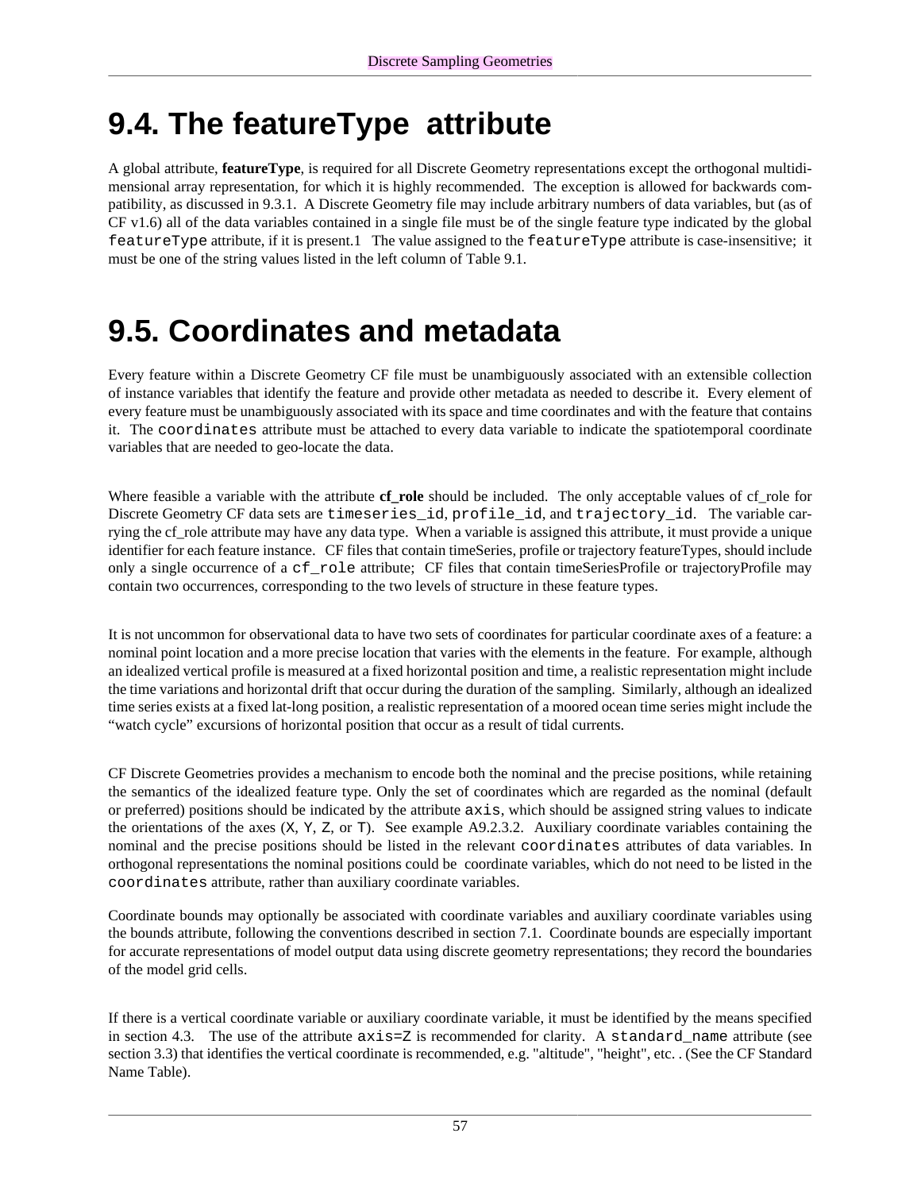# 9.4. The featureType attribute

A global attribute, **featureType**, is required for all Discrete Geometry representations except the orthogonal multidimensional array representation, for which it is highly recommended. The exception is allowed for backwards compatibility, as discussed in 9.3.1. A Discrete Geometry file may include arbitrary numbers of data variables, but (as of CF v1.6) all of the data variables contained in a single file must be of the single feature type indicated by the global `featureType` attribute, if it is present.1 The value assigned to the `featureType` attribute is case-insensitive; it must be one of the string values listed in the left column of Table 9.1.

# 9.5. Coordinates and metadata

Every feature within a Discrete Geometry CF file must be unambiguously associated with an extensible collection of instance variables that identify the feature and provide other metadata as needed to describe it. Every element of every feature must be unambiguously associated with its space and time coordinates and with the feature that contains it. The `coordinates` attribute must be attached to every data variable to indicate the spatiotemporal coordinate variables that are needed to geo-locate the data.

Where feasible a variable with the attribute **cf_role** should be included. The only acceptable values of cf_role for Discrete Geometry CF data sets are `timeseries_id`, `profile_id`, and `trajectory_id`. The variable carrying the cf_role attribute may have any data type. When a variable is assigned this attribute, it must provide a unique identifier for each feature instance. CF files that contain timeSeries, profile or trajectory featureTypes, should include only a single occurrence of a `cf_role` attribute; CF files that contain timeSeriesProfile or trajectoryProfile may contain two occurrences, corresponding to the two levels of structure in these feature types.

It is not uncommon for observational data to have two sets of coordinates for particular coordinate axes of a feature: a nominal point location and a more precise location that varies with the elements in the feature. For example, although an idealized vertical profile is measured at a fixed horizontal position and time, a realistic representation might include the time variations and horizontal drift that occur during the duration of the sampling. Similarly, although an idealized time series exists at a fixed lat-long position, a realistic representation of a moored ocean time series might include the "watch cycle" excursions of horizontal position that occur as a result of tidal currents.

CF Discrete Geometries provides a mechanism to encode both the nominal and the precise positions, while retaining the semantics of the idealized feature type. Only the set of coordinates which are regarded as the nominal (default or preferred) positions should be indicated by the attribute `axis`, which should be assigned string values to indicate the orientations of the axes (`X`, `Y`, `Z`, or `T`). See example A9.2.3.2. Auxiliary coordinate variables containing the nominal and the precise positions should be listed in the relevant `coordinates` attributes of data variables. In orthogonal representations the nominal positions could be coordinate variables, which do not need to be listed in the `coordinates` attribute, rather than auxiliary coordinate variables.

Coordinate bounds may optionally be associated with coordinate variables and auxiliary coordinate variables using the bounds attribute, following the conventions described in section 7.1. Coordinate bounds are especially important for accurate representations of model output data using discrete geometry representations; they record the boundaries of the model grid cells.

If there is a vertical coordinate variable or auxiliary coordinate variable, it must be identified by the means specified in section 4.3. The use of the attribute `axis=Z` is recommended for clarity. A `standard_name` attribute (see section 3.3) that identifies the vertical coordinate is recommended, e.g. "altitude", "height", etc. . (See the CF Standard Name Table).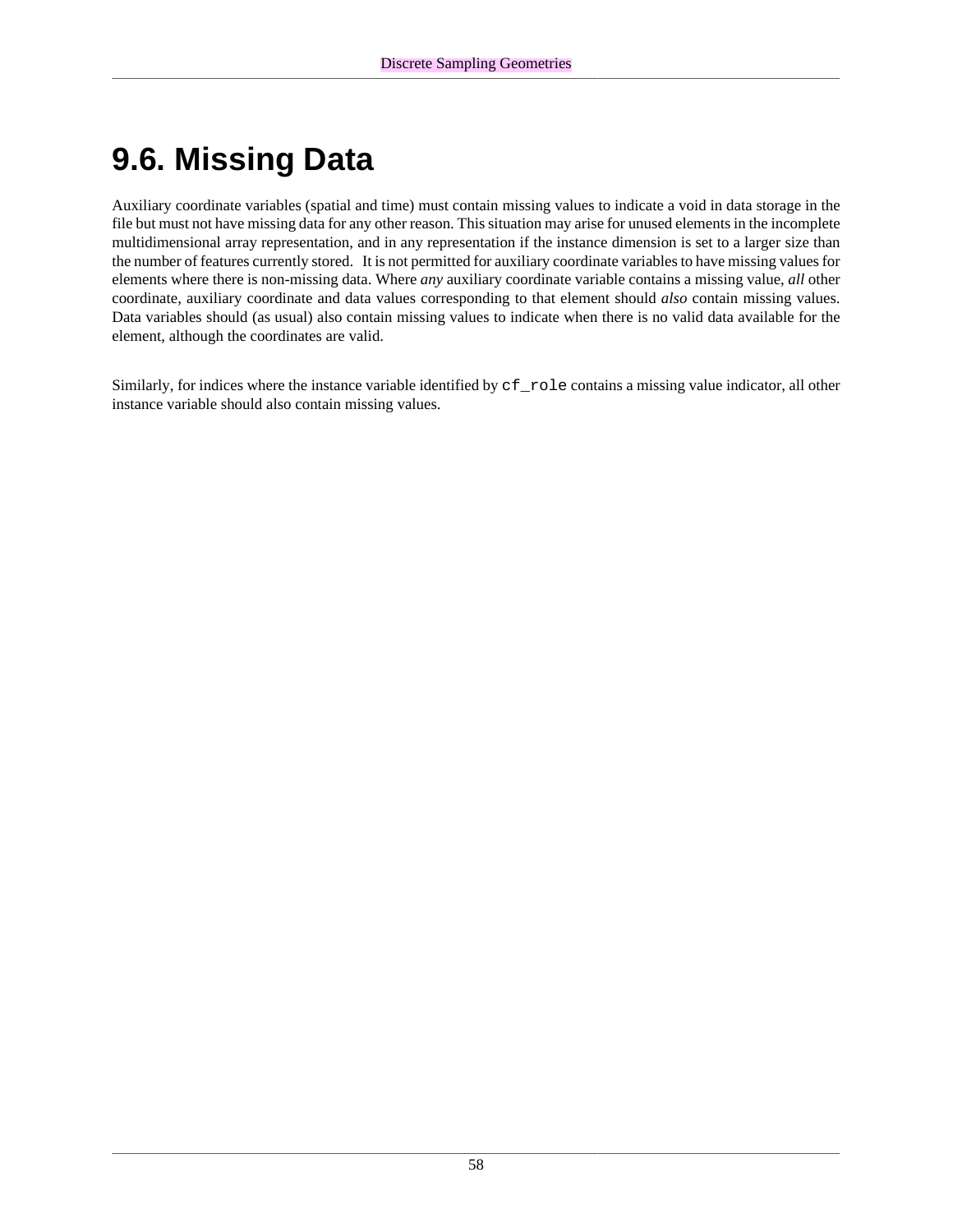# 9.6. Missing Data

Auxiliary coordinate variables (spatial and time) must contain missing values to indicate a void in data storage in the file but must not have missing data for any other reason. This situation may arise for unused elements in the incomplete multidimensional array representation, and in any representation if the instance dimension is set to a larger size than the number of features currently stored. It is not permitted for auxiliary coordinate variables to have missing values for elements where there is non-missing data. Where *any* auxiliary coordinate variable contains a missing value, *all* other coordinate, auxiliary coordinate and data values corresponding to that element should *also* contain missing values. Data variables should (as usual) also contain missing values to indicate when there is no valid data available for the element, although the coordinates are valid.

Similarly, for indices where the instance variable identified by `cf_role` contains a missing value indicator, all other instance variable should also contain missing values.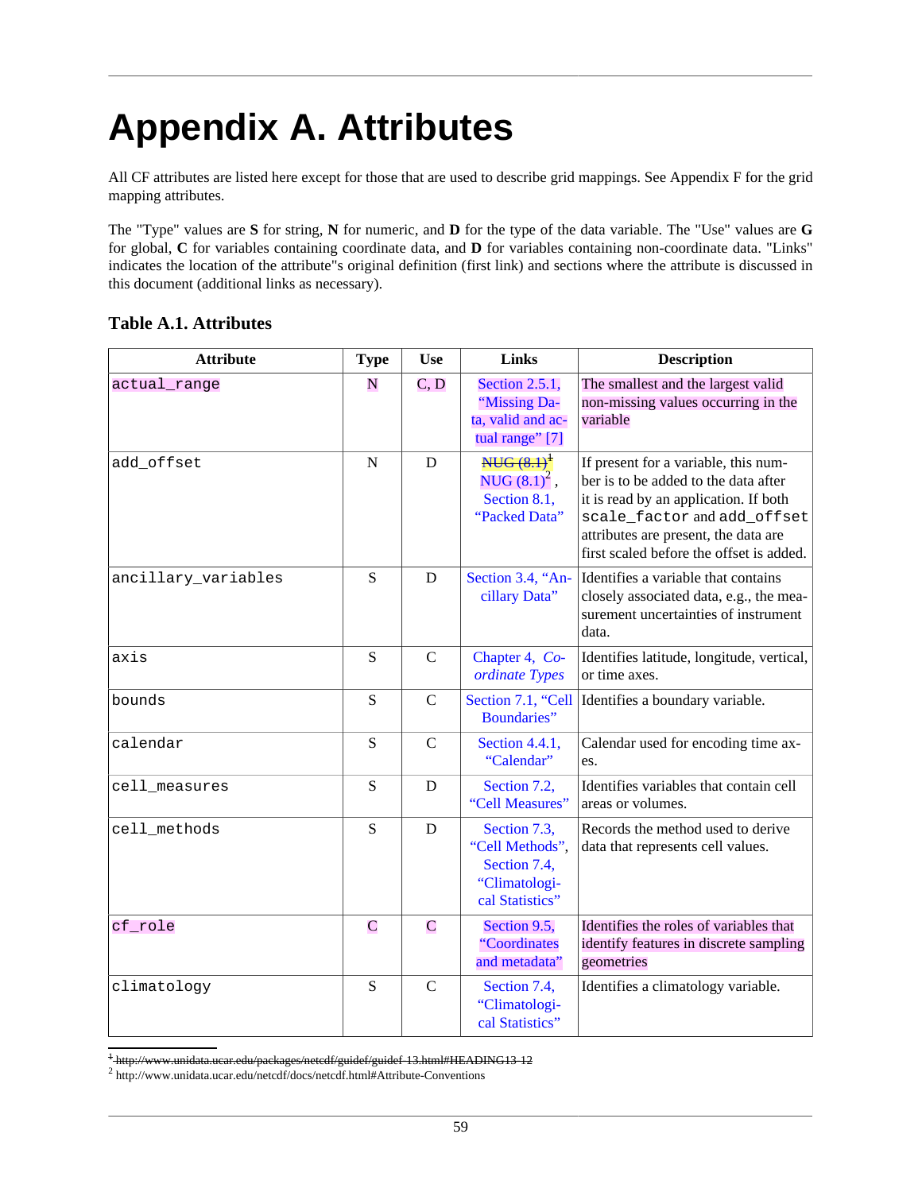# Appendix A. Attributes

All CF attributes are listed here except for those that are used to describe grid mappings. See Appendix F for the grid mapping attributes.

The "Type" values are **S** for string, **N** for numeric, and **D** for the type of the data variable. The "Use" values are **G** for global, **C** for variables containing coordinate data, and **D** for variables containing non-coordinate data. "Links" indicates the location of the attribute"s original definition (first link) and sections where the attribute is discussed in this document (additional links as necessary).

### Table A.1. Attributes

| Attribute | Type | Use | Links | Description |
|---|---|---|---|---|
| `actual_range` | N | C, D | Section 2.5.1, "Missing Data, valid and actual range" [7] | The smallest and the largest valid non-missing values occurring in the variable |
| `add_offset` | N | D | ~~NUG (8.1)~~[1] NUG (8.1)[2], Section 8.1, "Packed Data" | If present for a variable, this number is to be added to the data after it is read by an application. If both `scale_factor` and `add_offset` attributes are present, the data are first scaled before the offset is added. |
| `ancillary_variables` | S | D | Section 3.4, "Ancillary Data" | Identifies a variable that contains closely associated data, e.g., the measurement uncertainties of instrument data. |
| `axis` | S | C | Chapter 4, *Coordinate Types* | Identifies latitude, longitude, vertical, or time axes. |
| `bounds` | S | C | Section 7.1, "Cell Boundaries" | Identifies a boundary variable. |
| `calendar` | S | C | Section 4.4.1, "Calendar" | Calendar used for encoding time axes. |
| `cell_measures` | S | D | Section 7.2, "Cell Measures" | Identifies variables that contain cell areas or volumes. |
| `cell_methods` | S | D | Section 7.3, "Cell Methods", Section 7.4, "Climatological Statistics" | Records the method used to derive data that represents cell values. |
| `cf_role` | C | C | Section 9.5, "Coordinates and metadata" | Identifies the roles of variables that identify features in discrete sampling geometries |
| `climatology` | S | C | Section 7.4, "Climatological Statistics" | Identifies a climatology variable. |

[1] ~~http://www.unidata.ucar.edu/packages/netcdf/guidef/guidef-13.html#HEADING13-12~~
[2] http://www.unidata.ucar.edu/netcdf/docs/netcdf.html#Attribute-Conventions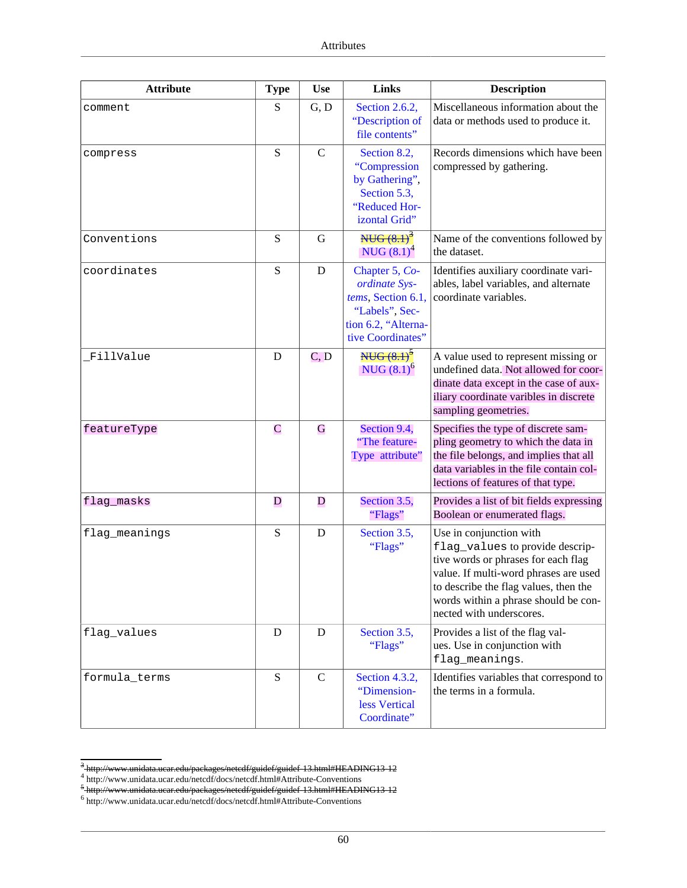| Attribute | Type | Use | Links | Description |
|---|---|---|---|---|
| comment | S | G, D | Section 2.6.2, “Description of file contents” | Miscellaneous information about the data or methods used to produce it. |
| compress | S | C | Section 8.2, “Compression by Gathering”, Section 5.3, “Reduced Horizontal Grid” | Records dimensions which have been compressed by gathering. |
| Conventions | S | G | ~~NUG (8.1)[3]~~ NUG (8.1)[4] | Name of the conventions followed by the dataset. |
| coordinates | S | D | Chapter 5, *Coordinate Systems*, Section 6.1, “Labels”, Section 6.2, “Alternative Coordinates” | Identifies auxiliary coordinate variables, label variables, and alternate coordinate variables. |
| _FillValue | D | C, D | ~~NUG (8.1)[5]~~ NUG (8.1)[6] | A value used to represent missing or undefined data. Not allowed for coordinate data except in the case of auxiliary coordinate varibles in discrete sampling geometries. |
| featureType | C | G | Section 9.4, “The featureType attribute” | Specifies the type of discrete sampling geometry to which the data in the file belongs, and implies that all data variables in the file contain collections of features of that type. |
| flag_masks | D | D | Section 3.5, “Flags” | Provides a list of bit fields expressing Boolean or enumerated flags. |
| flag_meanings | S | D | Section 3.5, “Flags” | Use in conjunction with `flag_values` to provide descriptive words or phrases for each flag value. If multi-word phrases are used to describe the flag values, then the words within a phrase should be connected with underscores. |
| flag_values | D | D | Section 3.5, “Flags” | Provides a list of the flag values. Use in conjunction with `flag_meanings`. |
| formula_terms | S | C | Section 4.3.2, “Dimensionless Vertical Coordinate” | Identifies variables that correspond to the terms in a formula. |

~~[3] http://www.unidata.ucar.edu/packages/netcdf/guidef/guidef-13.html#HEADING13-12~~
[4] http://www.unidata.ucar.edu/netcdf/docs/netcdf.html#Attribute-Conventions
~~[5] http://www.unidata.ucar.edu/packages/netcdf/guidef/guidef-13.html#HEADING13-12~~
[6] http://www.unidata.ucar.edu/netcdf/docs/netcdf.html#Attribute-Conventions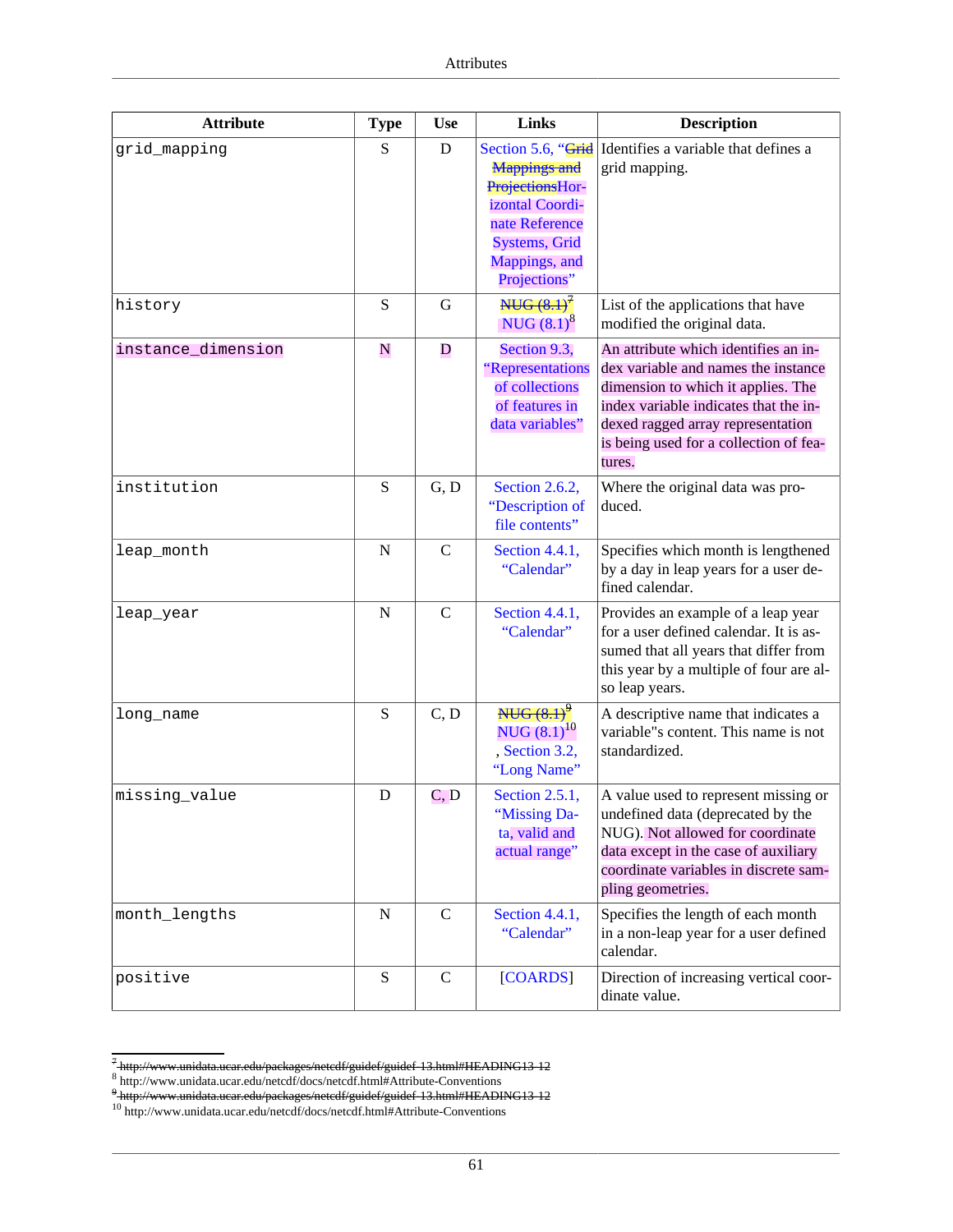| Attribute | Type | Use | Links | Description |
|---|---|---|---|---|
| grid_mapping | S | D | Section 5.6, "~~Grid Mappings and Projections~~Horizontal Coordinate Reference Systems, Grid Mappings, and Projections" | Identifies a variable that defines a grid mapping. |
| history | S | G | ~~NUG (8.1)~~[7] NUG (8.1)[8] | List of the applications that have modified the original data. |
| instance_dimension | N | D | Section 9.3, "Representations of collections of features in data variables" | An attribute which identifies an index variable and names the instance dimension to which it applies. The index variable indicates that the indexed ragged array representation is being used for a collection of features. |
| institution | S | G, D | Section 2.6.2, "Description of file contents" | Where the original data was produced. |
| leap_month | N | C | Section 4.4.1, "Calendar" | Specifies which month is lengthened by a day in leap years for a user defined calendar. |
| leap_year | N | C | Section 4.4.1, "Calendar" | Provides an example of a leap year for a user defined calendar. It is assumed that all years that differ from this year by a multiple of four are also leap years. |
| long_name | S | C, D | ~~NUG (8.1)~~[9] NUG (8.1)[10], Section 3.2, "Long Name" | A descriptive name that indicates a variable"s content. This name is not standardized. |
| missing_value | D | C, D | Section 2.5.1, "Missing Data, valid and actual range" | A value used to represent missing or undefined data (deprecated by the NUG). Not allowed for coordinate data except in the case of auxiliary coordinate variables in discrete sampling geometries. |
| month_lengths | N | C | Section 4.4.1, "Calendar" | Specifies the length of each month in a non-leap year for a user defined calendar. |
| positive | S | C | [COARDS] | Direction of increasing vertical coordinate value. |

[7] ~~http://www.unidata.ucar.edu/packages/netcdf/guidef/guidef-13.html#HEADING13-12~~
[8] http://www.unidata.ucar.edu/netcdf/docs/netcdf.html#Attribute-Conventions
[9] ~~http://www.unidata.ucar.edu/packages/netcdf/guidef/guidef-13.html#HEADING13-12~~
[10] http://www.unidata.ucar.edu/netcdf/docs/netcdf.html#Attribute-Conventions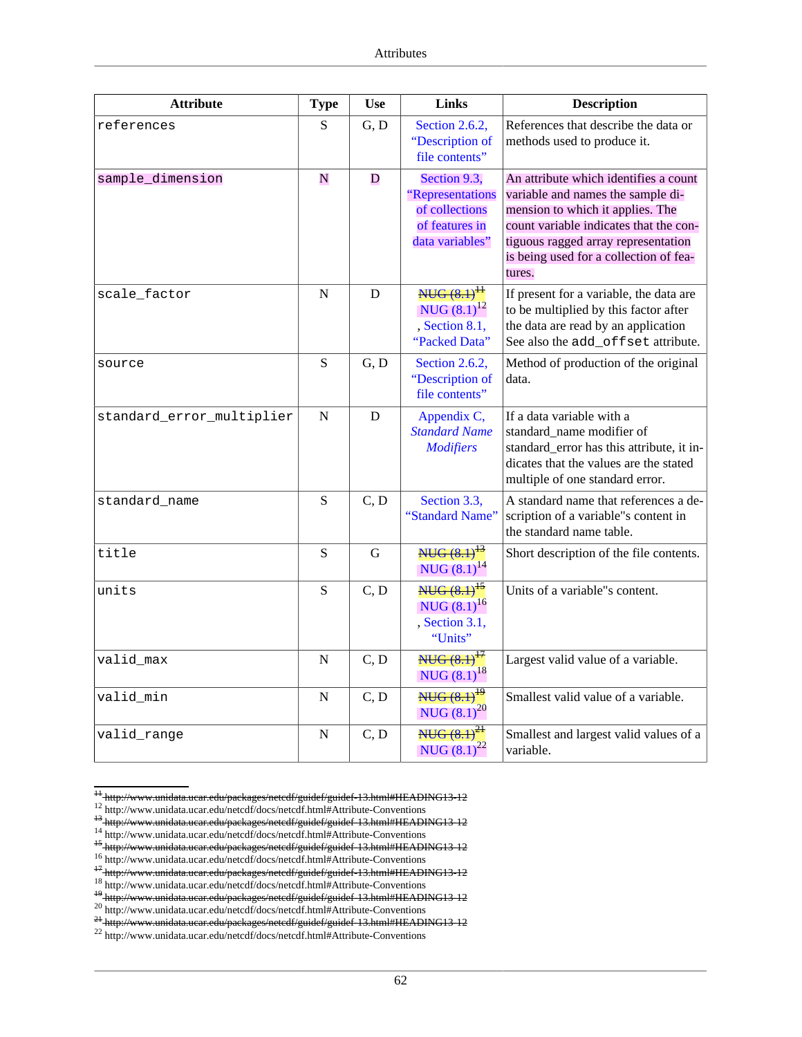| Attribute | Type | Use | Links | Description |
| --- | --- | --- | --- | --- |
| references | S | G, D | Section 2.6.2, "Description of file contents" | References that describe the data or methods used to produce it. |
| sample_dimension | N | D | Section 9.3, "Representations of collections of features in data variables" | An attribute which identifies a count variable and names the sample dimension to which it applies. The count variable indicates that the contiguous ragged array representation is being used for a collection of features. |
| scale_factor | N | D | ~~NUG (8.1)~~[11] NUG (8.1)[12], Section 8.1, "Packed Data" | If present for a variable, the data are to be multiplied by this factor after the data are read by an application See also the add_offset attribute. |
| source | S | G, D | Section 2.6.2, "Description of file contents" | Method of production of the original data. |
| standard_error_multiplier | N | D | Appendix C, *Standard Name Modifiers* | If a data variable with a standard_name modifier of standard_error has this attribute, it indicates that the values are the stated multiple of one standard error. |
| standard_name | S | C, D | Section 3.3, "Standard Name" | A standard name that references a description of a variable"s content in the standard name table. |
| title | S | G | ~~NUG (8.1)~~[13] NUG (8.1)[14] | Short description of the file contents. |
| units | S | C, D | ~~NUG (8.1)~~[15] NUG (8.1)[16], Section 3.1, "Units" | Units of a variable"s content. |
| valid_max | N | C, D | ~~NUG (8.1)~~[17] NUG (8.1)[18] | Largest valid value of a variable. |
| valid_min | N | C, D | ~~NUG (8.1)~~[19] NUG (8.1)[20] | Smallest valid value of a variable. |
| valid_range | N | C, D | ~~NUG (8.1)~~[21] NUG (8.1)[22] | Smallest and largest valid values of a variable. |

[11] ~~http://www.unidata.ucar.edu/packages/netcdf/guidef/guidef-13.html#HEADING13-12~~
[12] http://www.unidata.ucar.edu/netcdf/docs/netcdf.html#Attribute-Conventions
[13] ~~http://www.unidata.ucar.edu/packages/netcdf/guidef/guidef-13.html#HEADING13-12~~
[14] http://www.unidata.ucar.edu/netcdf/docs/netcdf.html#Attribute-Conventions
[15] ~~http://www.unidata.ucar.edu/packages/netcdf/guidef/guidef-13.html#HEADING13-12~~
[16] http://www.unidata.ucar.edu/netcdf/docs/netcdf.html#Attribute-Conventions
[17] ~~http://www.unidata.ucar.edu/packages/netcdf/guidef/guidef-13.html#HEADING13-12~~
[18] http://www.unidata.ucar.edu/netcdf/docs/netcdf.html#Attribute-Conventions
[19] ~~http://www.unidata.ucar.edu/packages/netcdf/guidef/guidef-13.html#HEADING13-12~~
[20] http://www.unidata.ucar.edu/netcdf/docs/netcdf.html#Attribute-Conventions
[21] ~~http://www.unidata.ucar.edu/packages/netcdf/guidef/guidef-13.html#HEADING13-12~~
[22] http://www.unidata.ucar.edu/netcdf/docs/netcdf.html#Attribute-Conventions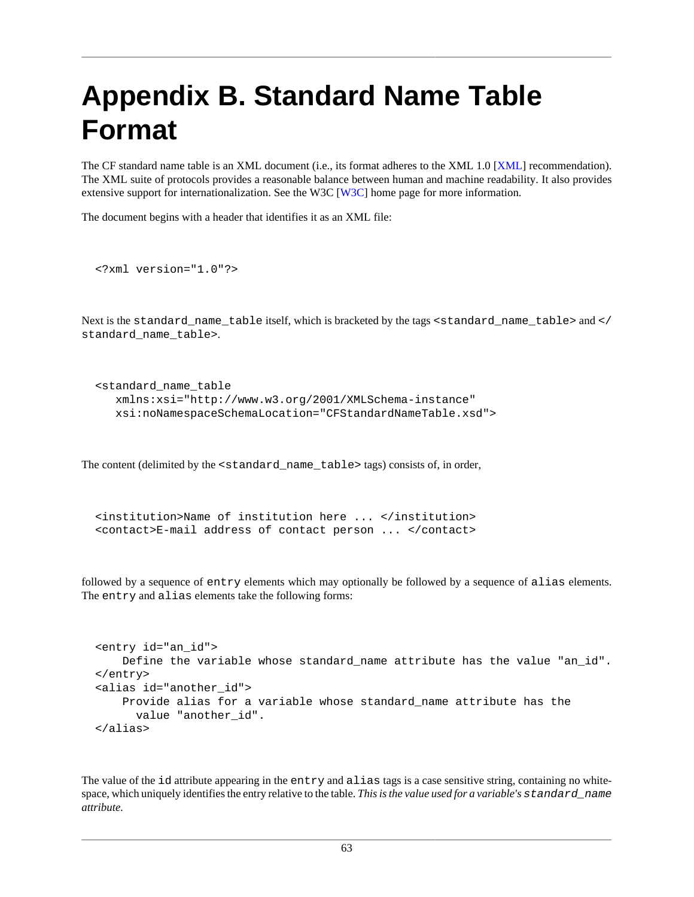# Appendix B. Standard Name Table Format

The CF standard name table is an XML document (i.e., its format adheres to the XML 1.0 [XML] recommendation). The XML suite of protocols provides a reasonable balance between human and machine readability. It also provides extensive support for internationalization. See the W3C [W3C] home page for more information.

The document begins with a header that identifies it as an XML file:

```
<?xml version="1.0"?>
```

Next is the `standard_name_table` itself, which is bracketed by the tags `<standard_name_table>` and `</standard_name_table>`.

```
<standard_name_table
   xmlns:xsi="http://www.w3.org/2001/XMLSchema-instance"
   xsi:noNamespaceSchemaLocation="CFStandardNameTable.xsd">
```

The content (delimited by the `<standard_name_table>` tags) consists of, in order,

```
<institution>Name of institution here ... </institution>
<contact>E-mail address of contact person ... </contact>
```

followed by a sequence of `entry` elements which may optionally be followed by a sequence of `alias` elements. The `entry` and `alias` elements take the following forms:

```
<entry id="an_id">
    Define the variable whose standard_name attribute has the value "an_id".
</entry>
<alias id="another_id">
    Provide alias for a variable whose standard_name attribute has the
      value "another_id".
</alias>
```

The value of the `id` attribute appearing in the `entry` and `alias` tags is a case sensitive string, containing no white-space, which uniquely identifies the entry relative to the table. *This is the value used for a variable's `standard_name` attribute.*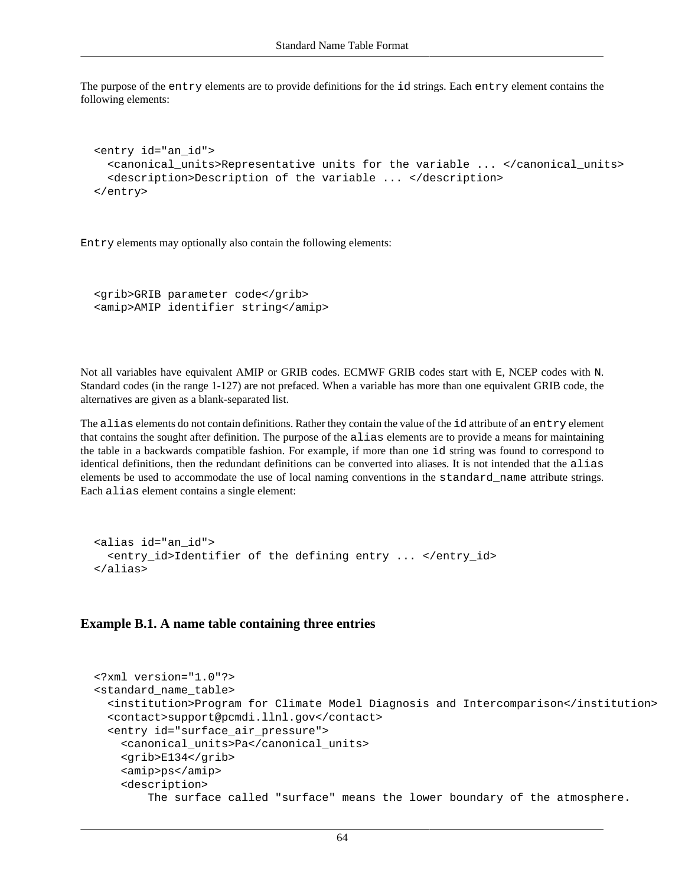The purpose of the `entry` elements are to provide definitions for the `id` strings. Each `entry` element contains the following elements:

```
<entry id="an_id">
  <canonical_units>Representative units for the variable ... </canonical_units>
  <description>Description of the variable ... </description>
</entry>
```

`Entry` elements may optionally also contain the following elements:

```
<grib>GRIB parameter code</grib>
<amip>AMIP identifier string</amip>
```

Not all variables have equivalent AMIP or GRIB codes. ECMWF GRIB codes start with `E`, NCEP codes with `N`. Standard codes (in the range 1-127) are not prefaced. When a variable has more than one equivalent GRIB code, the alternatives are given as a blank-separated list.

The `alias` elements do not contain definitions. Rather they contain the value of the `id` attribute of an `entry` element that contains the sought after definition. The purpose of the `alias` elements are to provide a means for maintaining the table in a backwards compatible fashion. For example, if more than one `id` string was found to correspond to identical definitions, then the redundant definitions can be converted into aliases. It is not intended that the `alias` elements be used to accommodate the use of local naming conventions in the `standard_name` attribute strings. Each `alias` element contains a single element:

```
<alias id="an_id">
  <entry_id>Identifier of the defining entry ... </entry_id>
</alias>
```

### Example B.1. A name table containing three entries

```
<?xml version="1.0"?>
<standard_name_table>
  <institution>Program for Climate Model Diagnosis and Intercomparison</institution>
  <contact>support@pcmdi.llnl.gov</contact>
  <entry id="surface_air_pressure">
    <canonical_units>Pa</canonical_units>
    <grib>E134</grib>
    <amip>ps</amip>
    <description>
        The surface called "surface" means the lower boundary of the atmosphere.
```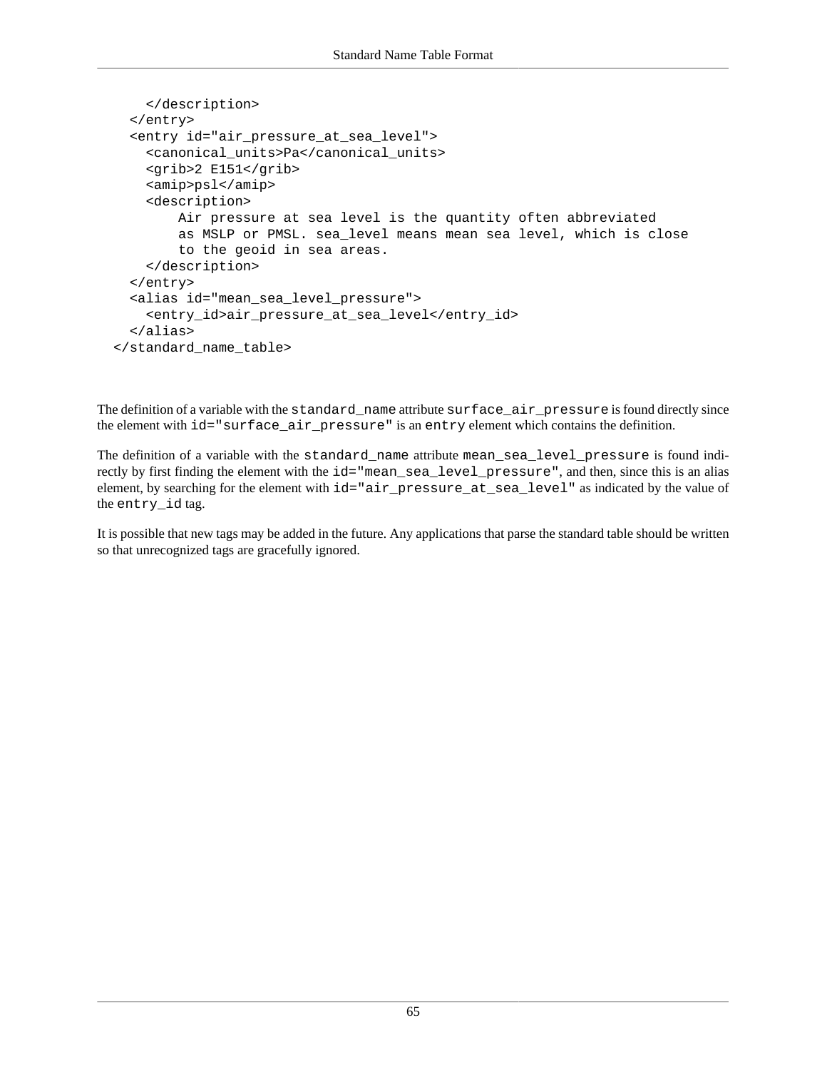```
    </description>
  </entry>
  <entry id="air_pressure_at_sea_level">
    <canonical_units>Pa</canonical_units>
    <grib>2 E151</grib>
    <amip>psl</amip>
    <description>
        Air pressure at sea level is the quantity often abbreviated
        as MSLP or PMSL. sea_level means mean sea level, which is close
        to the geoid in sea areas.
    </description>
  </entry>
  <alias id="mean_sea_level_pressure">
    <entry_id>air_pressure_at_sea_level</entry_id>
  </alias>
</standard_name_table>
```

The definition of a variable with the `standard_name` attribute `surface_air_pressure` is found directly since the element with `id="surface_air_pressure"` is an `entry` element which contains the definition.

The definition of a variable with the `standard_name` attribute `mean_sea_level_pressure` is found indirectly by first finding the element with the `id="mean_sea_level_pressure"`, and then, since this is an alias element, by searching for the element with `id="air_pressure_at_sea_level"` as indicated by the value of the `entry_id` tag.

It is possible that new tags may be added in the future. Any applications that parse the standard table should be written so that unrecognized tags are gracefully ignored.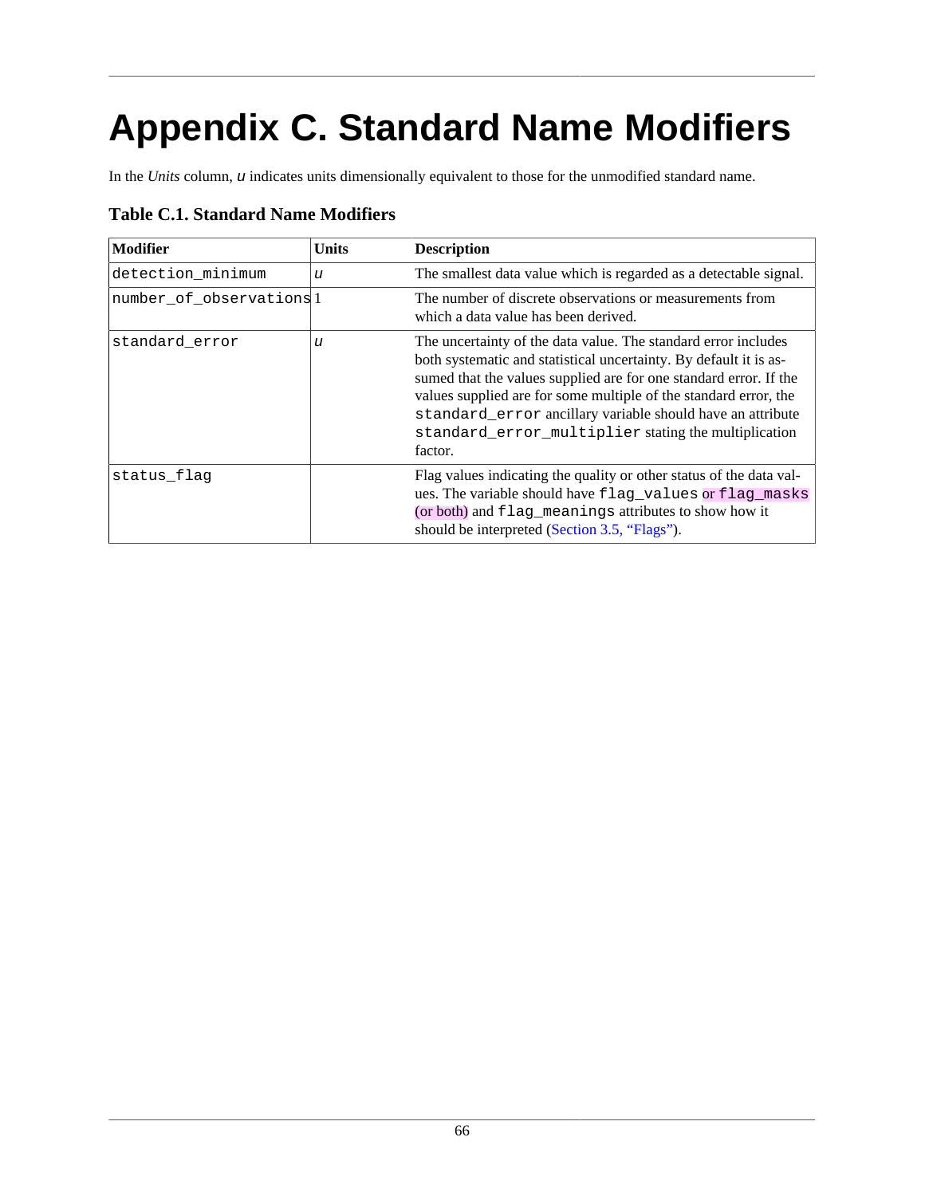# Appendix C. Standard Name Modifiers

In the *Units* column, *u* indicates units dimensionally equivalent to those for the unmodified standard name.

### Table C.1. Standard Name Modifiers

| Modifier | Units | Description |
|---|---|---|
| detection_minimum | *u* | The smallest data value which is regarded as a detectable signal. |
| number_of_observations | 1 | The number of discrete observations or measurements from which a data value has been derived. |
| standard_error | *u* | The uncertainty of the data value. The standard error includes both systematic and statistical uncertainty. By default it is assumed that the values supplied are for one standard error. If the values supplied are for some multiple of the standard error, the standard_error ancillary variable should have an attribute standard_error_multiplier stating the multiplication factor. |
| status_flag | | Flag values indicating the quality or other status of the data values. The variable should have flag_values or flag_masks (or both) and flag_meanings attributes to show how it should be interpreted (Section 3.5, "Flags"). |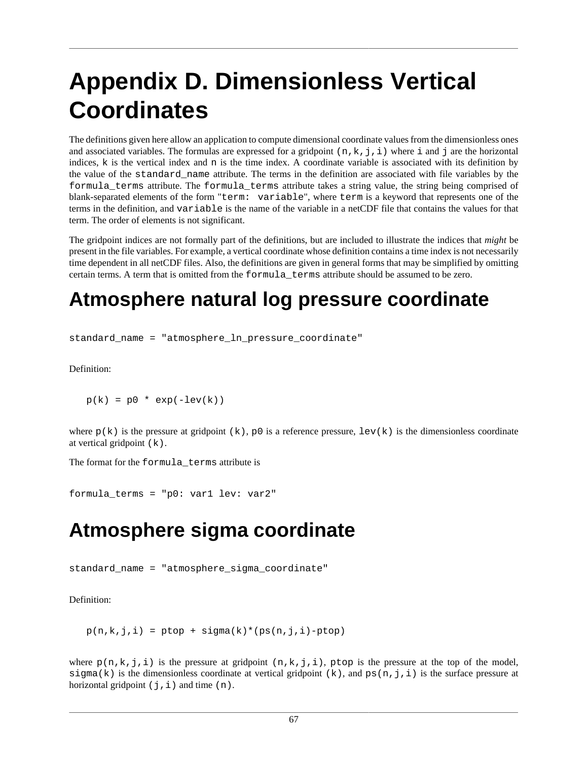# Appendix D. Dimensionless Vertical Coordinates

The definitions given here allow an application to compute dimensional coordinate values from the dimensionless ones and associated variables. The formulas are expressed for a gridpoint `(n,k,j,i)` where `i` and `j` are the horizontal indices, `k` is the vertical index and `n` is the time index. A coordinate variable is associated with its definition by the value of the `standard_name` attribute. The terms in the definition are associated with file variables by the `formula_terms` attribute. The `formula_terms` attribute takes a string value, the string being comprised of blank-separated elements of the form "`term: variable`", where `term` is a keyword that represents one of the terms in the definition, and `variable` is the name of the variable in a netCDF file that contains the values for that term. The order of elements is not significant.

The gridpoint indices are not formally part of the definitions, but are included to illustrate the indices that *might* be present in the file variables. For example, a vertical coordinate whose definition contains a time index is not necessarily time dependent in all netCDF files. Also, the definitions are given in general forms that may be simplified by omitting certain terms. A term that is omitted from the `formula_terms` attribute should be assumed to be zero.

## Atmosphere natural log pressure coordinate

```
standard_name = "atmosphere_ln_pressure_coordinate"
```

Definition:

```
   p(k) = p0 * exp(-lev(k))
```

where `p(k)` is the pressure at gridpoint `(k)`, `p0` is a reference pressure, `lev(k)` is the dimensionless coordinate at vertical gridpoint `(k)`.

The format for the `formula_terms` attribute is

```
formula_terms = "p0: var1 lev: var2"
```

## Atmosphere sigma coordinate

```
standard_name = "atmosphere_sigma_coordinate"
```

Definition:

```
   p(n,k,j,i) = ptop + sigma(k)*(ps(n,j,i)-ptop)
```

where `p(n,k,j,i)` is the pressure at gridpoint `(n,k,j,i)`, `ptop` is the pressure at the top of the model, `sigma(k)` is the dimensionless coordinate at vertical gridpoint `(k)`, and `ps(n,j,i)` is the surface pressure at horizontal gridpoint `(j,i)` and time `(n)`.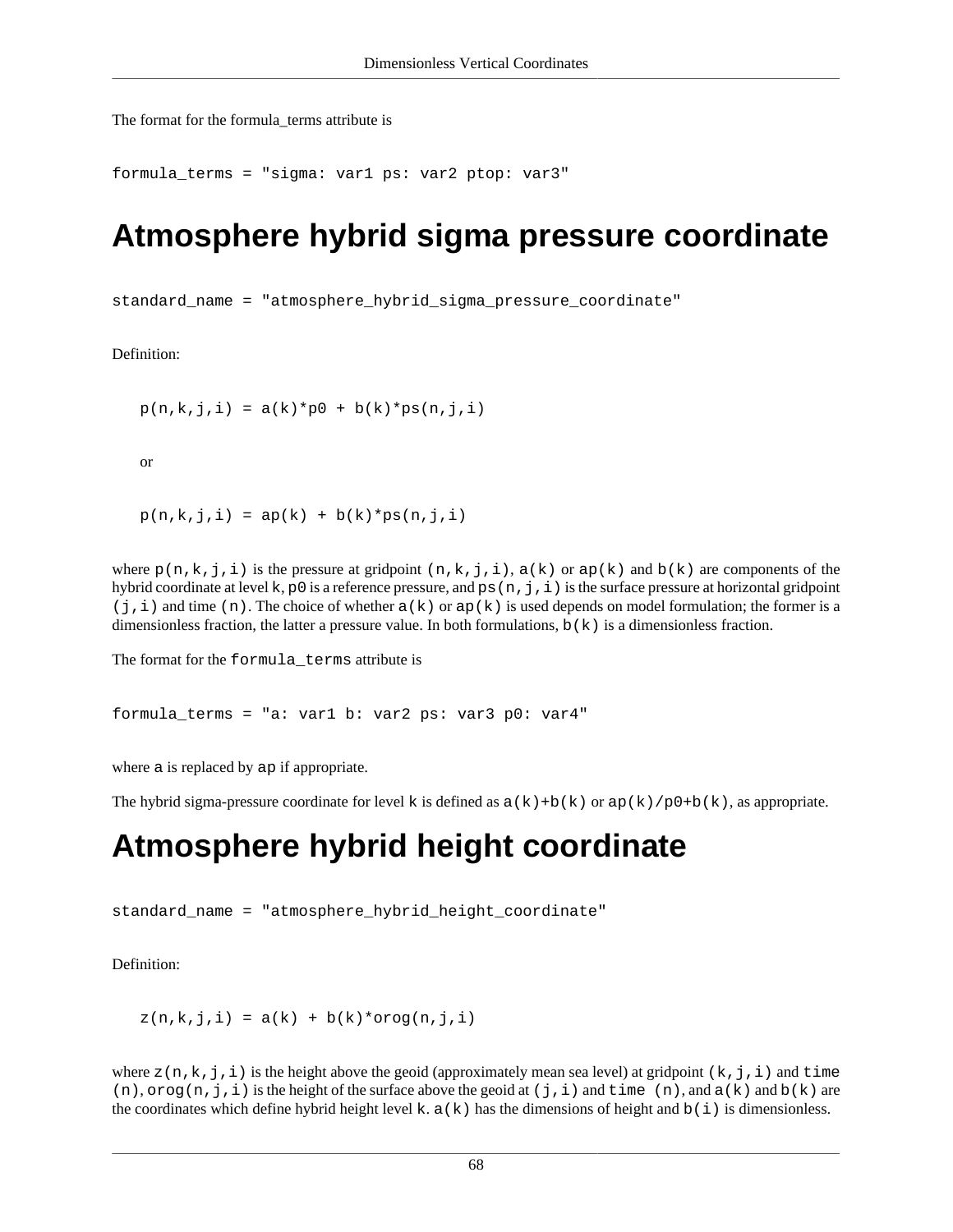The format for the formula_terms attribute is

```
formula_terms = "sigma: var1 ps: var2 ptop: var3"
```

# Atmosphere hybrid sigma pressure coordinate

```
standard_name = "atmosphere_hybrid_sigma_pressure_coordinate"
```

Definition:

```
p(n,k,j,i) = a(k)*p0 + b(k)*ps(n,j,i)
```

or

```
p(n,k,j,i) = ap(k) + b(k)*ps(n,j,i)
```

where `p(n,k,j,i)` is the pressure at gridpoint `(n,k,j,i)`, `a(k)` or `ap(k)` and `b(k)` are components of the hybrid coordinate at level `k`, `p0` is a reference pressure, and `ps(n,j,i)` is the surface pressure at horizontal gridpoint `(j,i)` and time `(n)`. The choice of whether `a(k)` or `ap(k)` is used depends on model formulation; the former is a dimensionless fraction, the latter a pressure value. In both formulations, `b(k)` is a dimensionless fraction.

The format for the `formula_terms` attribute is

```
formula_terms = "a: var1 b: var2 ps: var3 p0: var4"
```

where `a` is replaced by `ap` if appropriate.

The hybrid sigma-pressure coordinate for level `k` is defined as `a(k)+b(k)` or `ap(k)/p0+b(k)`, as appropriate.

# Atmosphere hybrid height coordinate

```
standard_name = "atmosphere_hybrid_height_coordinate"
```

Definition:

```
z(n,k,j,i) = a(k) + b(k)*orog(n,j,i)
```

where `z(n,k,j,i)` is the height above the geoid (approximately mean sea level) at gridpoint `(k,j,i)` and `time (n)`, `orog(n,j,i)` is the height of the surface above the geoid at `(j,i)` and `time (n)`, and `a(k)` and `b(k)` are the coordinates which define hybrid height level `k`. `a(k)` has the dimensions of height and `b(i)` is dimensionless.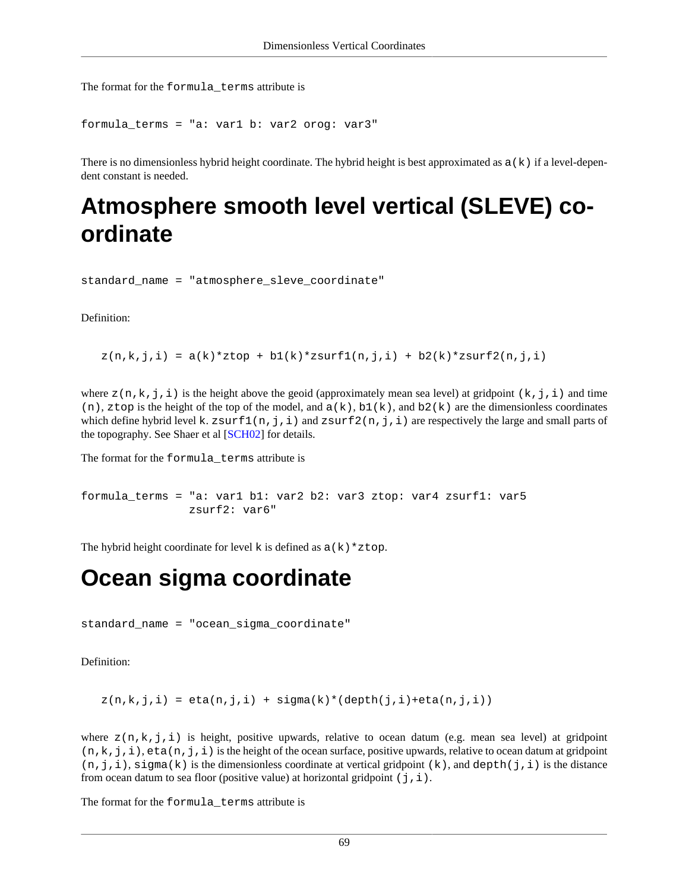The format for the `formula_terms` attribute is

```
formula_terms = "a: var1 b: var2 orog: var3"
```

There is no dimensionless hybrid height coordinate. The hybrid height is best approximated as `a(k)` if a level-dependent constant is needed.

# Atmosphere smooth level vertical (SLEVE) coordinate

```
standard_name = "atmosphere_sleve_coordinate"
```

Definition:

```
z(n,k,j,i) = a(k)*ztop + b1(k)*zsurf1(n,j,i) + b2(k)*zsurf2(n,j,i)
```

where `z(n,k,j,i)` is the height above the geoid (approximately mean sea level) at gridpoint `(k,j,i)` and time `(n)`, `ztop` is the height of the top of the model, and `a(k)`, `b1(k)`, and `b2(k)` are the dimensionless coordinates which define hybrid level `k`. `zsurf1(n,j,i)` and `zsurf2(n,j,i)` are respectively the large and small parts of the topography. See Shaer et al [SCH02] for details.

The format for the `formula_terms` attribute is

```
formula_terms = "a: var1 b1: var2 b2: var3 ztop: var4 zsurf1: var5
                 zsurf2: var6"
```

The hybrid height coordinate for level `k` is defined as `a(k)*ztop`.

# Ocean sigma coordinate

```
standard_name = "ocean_sigma_coordinate"
```

Definition:

```
z(n,k,j,i) = eta(n,j,i) + sigma(k)*(depth(j,i)+eta(n,j,i))
```

where `z(n,k,j,i)` is height, positive upwards, relative to ocean datum (e.g. mean sea level) at gridpoint `(n,k,j,i)`, `eta(n,j,i)` is the height of the ocean surface, positive upwards, relative to ocean datum at gridpoint `(n,j,i)`, `sigma(k)` is the dimensionless coordinate at vertical gridpoint `(k)`, and `depth(j,i)` is the distance from ocean datum to sea floor (positive value) at horizontal gridpoint `(j,i)`.

The format for the `formula_terms` attribute is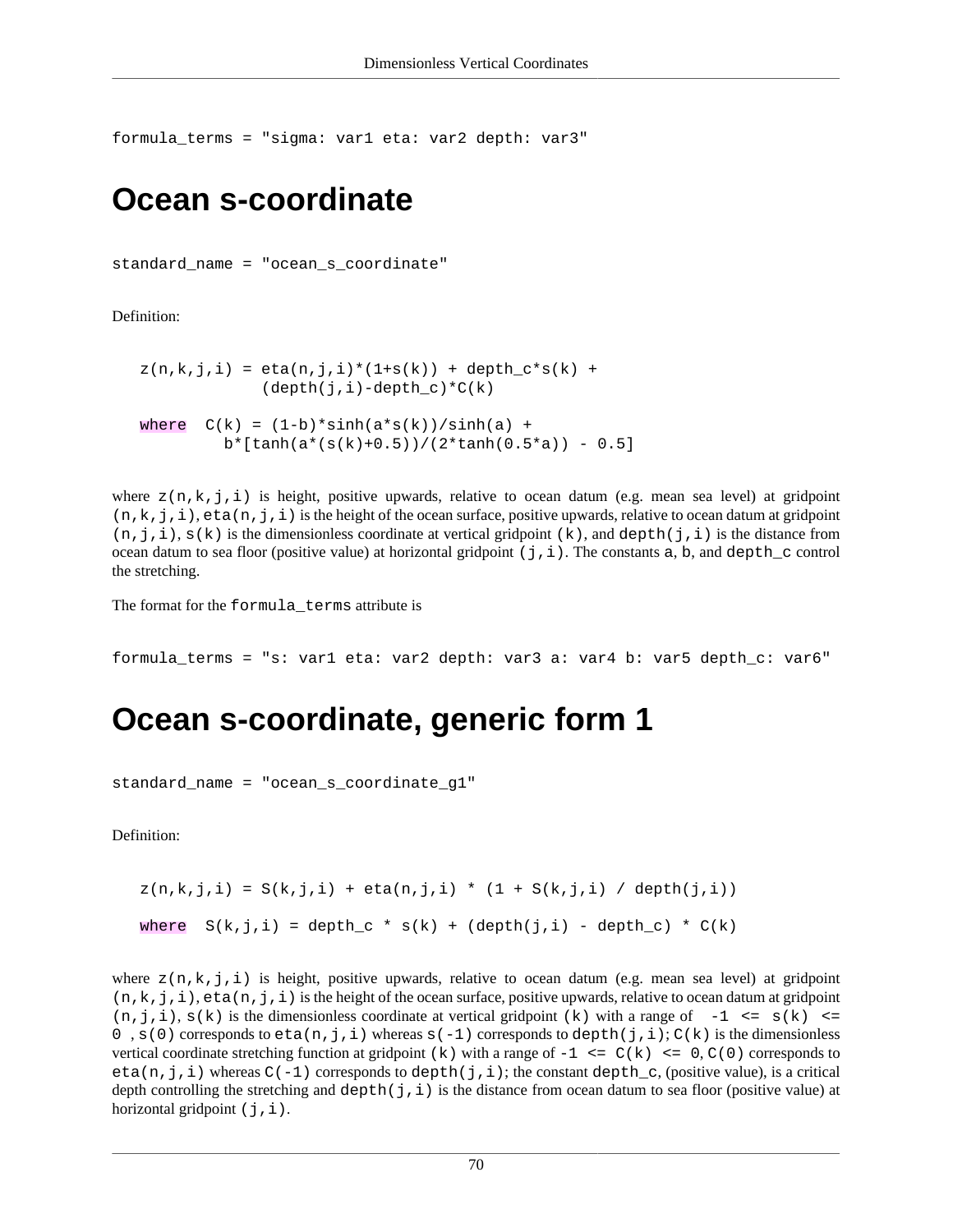```
formula_terms = "sigma: var1 eta: var2 depth: var3"
```

## Ocean s-coordinate

```
standard_name = "ocean_s_coordinate"
```

Definition:

```
z(n,k,j,i) = eta(n,j,i)*(1+s(k)) + depth_c*s(k) +
             (depth(j,i)-depth_c)*C(k)

where  C(k) = (1-b)*sinh(a*s(k))/sinh(a) +
          b*[tanh(a*(s(k)+0.5))/(2*tanh(0.5*a)) - 0.5]
```

where `z(n,k,j,i)` is height, positive upwards, relative to ocean datum (e.g. mean sea level) at gridpoint `(n,k,j,i)`, `eta(n,j,i)` is the height of the ocean surface, positive upwards, relative to ocean datum at gridpoint `(n,j,i)`, `s(k)` is the dimensionless coordinate at vertical gridpoint `(k)`, and `depth(j,i)` is the distance from ocean datum to sea floor (positive value) at horizontal gridpoint `(j,i)`. The constants `a`, `b`, and `depth_c` control the stretching.

The format for the `formula_terms` attribute is

```
formula_terms = "s: var1 eta: var2 depth: var3 a: var4 b: var5 depth_c: var6"
```

## Ocean s-coordinate, generic form 1

```
standard_name = "ocean_s_coordinate_g1"
```

Definition:

```
z(n,k,j,i) = S(k,j,i) + eta(n,j,i) * (1 + S(k,j,i) / depth(j,i))

where  S(k,j,i) = depth_c * s(k) + (depth(j,i) - depth_c) * C(k)
```

where `z(n,k,j,i)` is height, positive upwards, relative to ocean datum (e.g. mean sea level) at gridpoint `(n,k,j,i)`, `eta(n,j,i)` is the height of the ocean surface, positive upwards, relative to ocean datum at gridpoint `(n,j,i)`, `s(k)` is the dimensionless coordinate at vertical gridpoint `(k)` with a range of `-1 <= s(k) <= 0` , `s(0)` corresponds to `eta(n,j,i)` whereas `s(-1)` corresponds to `depth(j,i)`; `C(k)` is the dimensionless vertical coordinate stretching function at gridpoint `(k)` with a range of `-1 <= C(k) <= 0`, `C(0)` corresponds to `eta(n,j,i)` whereas `C(-1)` corresponds to `depth(j,i)`; the constant `depth_c`, (positive value), is a critical depth controlling the stretching and `depth(j,i)` is the distance from ocean datum to sea floor (positive value) at horizontal gridpoint `(j,i)`.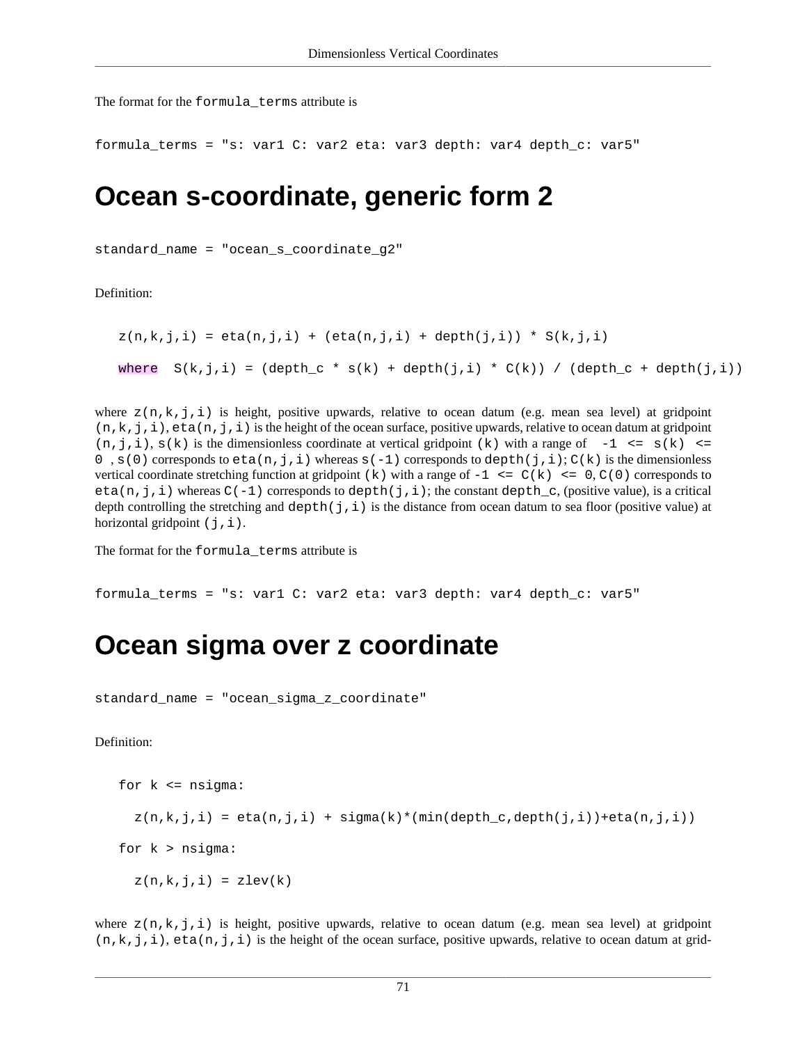The format for the `formula_terms` attribute is

```
formula_terms = "s: var1 C: var2 eta: var3 depth: var4 depth_c: var5"
```

# Ocean s-coordinate, generic form 2

```
standard_name = "ocean_s_coordinate_g2"
```

Definition:

```
z(n,k,j,i) = eta(n,j,i) + (eta(n,j,i) + depth(j,i)) * S(k,j,i)

where  S(k,j,i) = (depth_c * s(k) + depth(j,i) * C(k)) / (depth_c + depth(j,i))
```

where `z(n,k,j,i)` is height, positive upwards, relative to ocean datum (e.g. mean sea level) at gridpoint `(n,k,j,i)`, `eta(n,j,i)` is the height of the ocean surface, positive upwards, relative to ocean datum at gridpoint `(n,j,i)`, `s(k)` is the dimensionless coordinate at vertical gridpoint `(k)` with a range of `-1 <= s(k) <= 0`, `s(0)` corresponds to `eta(n,j,i)` whereas `s(-1)` corresponds to `depth(j,i)`; `C(k)` is the dimensionless vertical coordinate stretching function at gridpoint `(k)` with a range of `-1 <= C(k) <= 0`, `C(0)` corresponds to `eta(n,j,i)` whereas `C(-1)` corresponds to `depth(j,i)`; the constant `depth_c`, (positive value), is a critical depth controlling the stretching and `depth(j,i)` is the distance from ocean datum to sea floor (positive value) at horizontal gridpoint `(j,i)`.

The format for the `formula_terms` attribute is

```
formula_terms = "s: var1 C: var2 eta: var3 depth: var4 depth_c: var5"
```

# Ocean sigma over z coordinate

```
standard_name = "ocean_sigma_z_coordinate"
```

Definition:

```
for k <= nsigma:

  z(n,k,j,i) = eta(n,j,i) + sigma(k)*(min(depth_c,depth(j,i))+eta(n,j,i))

for k > nsigma:

  z(n,k,j,i) = zlev(k)
```

where `z(n,k,j,i)` is height, positive upwards, relative to ocean datum (e.g. mean sea level) at gridpoint `(n,k,j,i)`, `eta(n,j,i)` is the height of the ocean surface, positive upwards, relative to ocean datum at grid-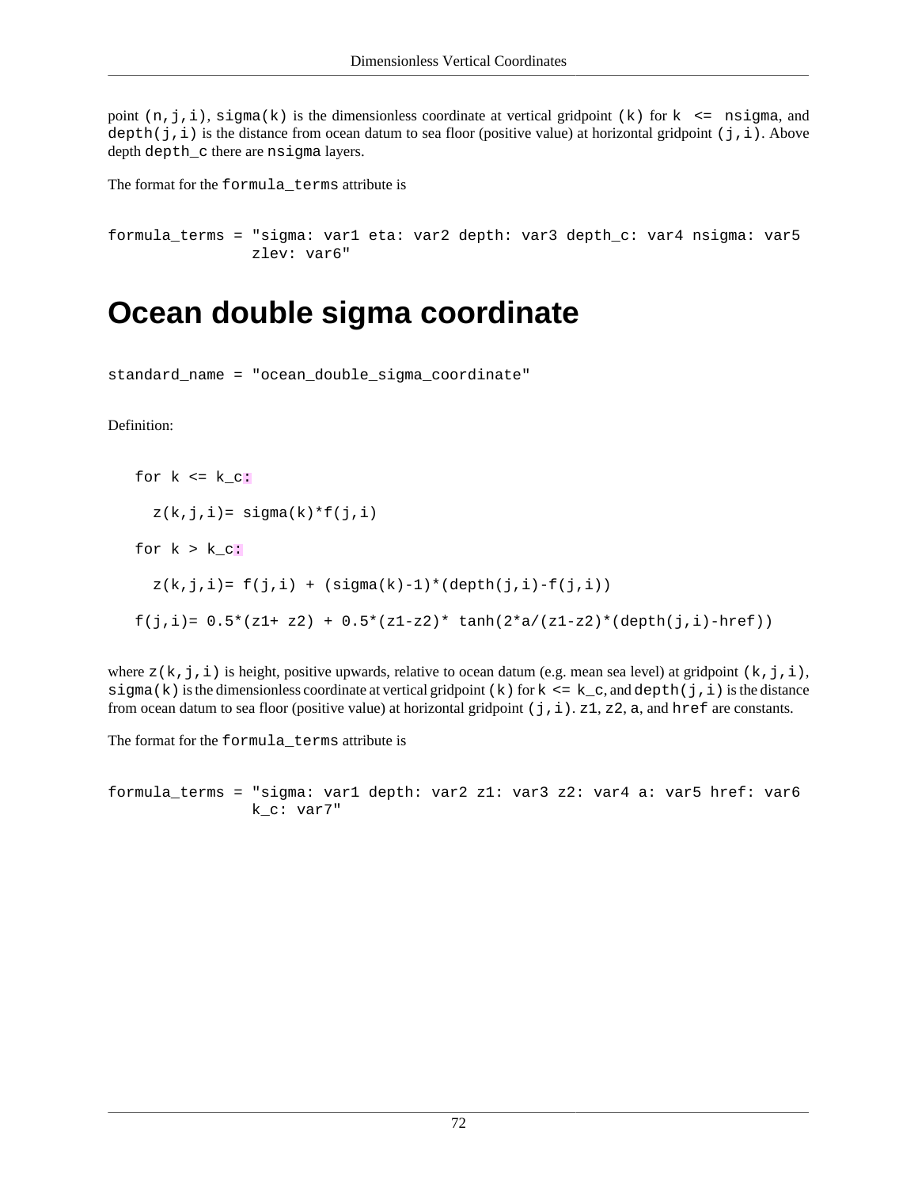point (n,j,i), sigma(k) is the dimensionless coordinate at vertical gridpoint (k) for k <= nsigma, and depth(j,i) is the distance from ocean datum to sea floor (positive value) at horizontal gridpoint (j,i). Above depth depth_c there are nsigma layers.

The format for the formula_terms attribute is

```
formula_terms = "sigma: var1 eta: var2 depth: var3 depth_c: var4 nsigma: var5
                zlev: var6"
```

# Ocean double sigma coordinate

```
standard_name = "ocean_double_sigma_coordinate"
```

Definition:

```
for k <= k_c:

  z(k,j,i)= sigma(k)*f(j,i)

for k > k_c:

  z(k,j,i)= f(j,i) + (sigma(k)-1)*(depth(j,i)-f(j,i))

f(j,i)= 0.5*(z1+ z2) + 0.5*(z1-z2)* tanh(2*a/(z1-z2)*(depth(j,i)-href))
```

where z(k,j,i) is height, positive upwards, relative to ocean datum (e.g. mean sea level) at gridpoint (k,j,i), sigma(k) is the dimensionless coordinate at vertical gridpoint (k) for k <= k_c, and depth(j,i) is the distance from ocean datum to sea floor (positive value) at horizontal gridpoint (j,i). z1, z2, a, and href are constants.

The format for the formula_terms attribute is

```
formula_terms = "sigma: var1 depth: var2 z1: var3 z2: var4 a: var5 href: var6
                k_c: var7"
```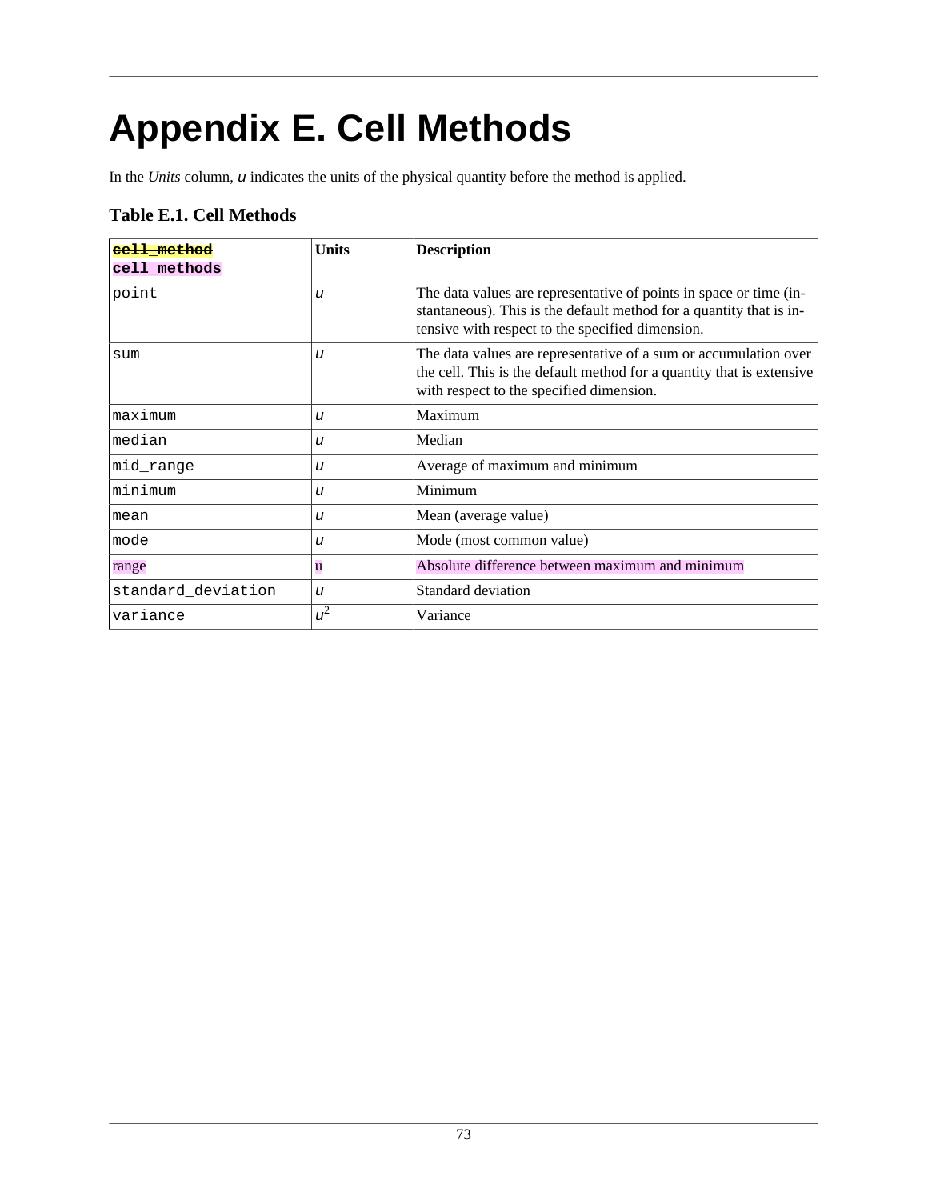# Appendix E. Cell Methods

In the *Units* column, *u* indicates the units of the physical quantity before the method is applied.

### Table E.1. Cell Methods

| ~~cell_method~~ cell_methods | Units | Description |
|---|---|---|
| `point` | *u* | The data values are representative of points in space or time (instantaneous). This is the default method for a quantity that is intensive with respect to the specified dimension. |
| `sum` | *u* | The data values are representative of a sum or accumulation over the cell. This is the default method for a quantity that is extensive with respect to the specified dimension. |
| `maximum` | *u* | Maximum |
| `median` | *u* | Median |
| `mid_range` | *u* | Average of maximum and minimum |
| `minimum` | *u* | Minimum |
| `mean` | *u* | Mean (average value) |
| `mode` | *u* | Mode (most common value) |
| range | u | Absolute difference between maximum and minimum |
| `standard_deviation` | *u* | Standard deviation |
| `variance` | $u^2$ | Variance |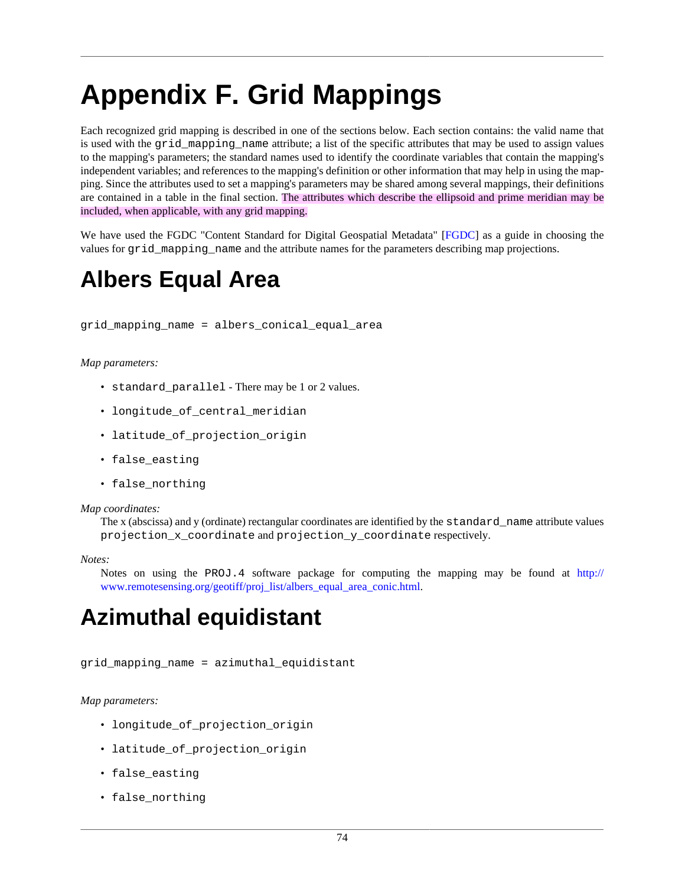# Appendix F. Grid Mappings

Each recognized grid mapping is described in one of the sections below. Each section contains: the valid name that is used with the `grid_mapping_name` attribute; a list of the specific attributes that may be used to assign values to the mapping's parameters; the standard names used to identify the coordinate variables that contain the mapping's independent variables; and references to the mapping's definition or other information that may help in using the mapping. Since the attributes used to set a mapping's parameters may be shared among several mappings, their definitions are contained in a table in the final section. The attributes which describe the ellipsoid and prime meridian may be included, when applicable, with any grid mapping.

We have used the FGDC "Content Standard for Digital Geospatial Metadata" [FGDC] as a guide in choosing the values for `grid_mapping_name` and the attribute names for the parameters describing map projections.

## Albers Equal Area

```
grid_mapping_name = albers_conical_equal_area
```

*Map parameters:*

- `standard_parallel` - There may be 1 or 2 values.
- `longitude_of_central_meridian`
- `latitude_of_projection_origin`
- `false_easting`
- `false_northing`

*Map coordinates:*

The x (abscissa) and y (ordinate) rectangular coordinates are identified by the `standard_name` attribute values `projection_x_coordinate` and `projection_y_coordinate` respectively.

*Notes:*

Notes on using the `PROJ.4` software package for computing the mapping may be found at http://www.remotesensing.org/geotiff/proj_list/albers_equal_area_conic.html.

## Azimuthal equidistant

```
grid_mapping_name = azimuthal_equidistant
```

*Map parameters:*

- `longitude_of_projection_origin`
- `latitude_of_projection_origin`
- `false_easting`
- `false_northing`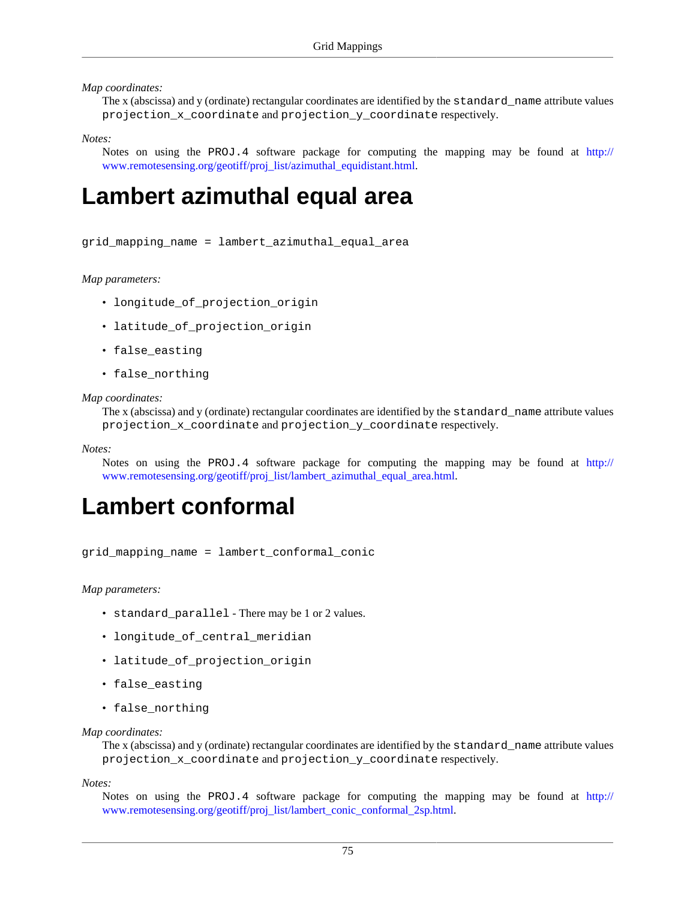*Map coordinates:*

The x (abscissa) and y (ordinate) rectangular coordinates are identified by the `standard_name` attribute values `projection_x_coordinate` and `projection_y_coordinate` respectively.

*Notes:*

Notes on using the `PROJ.4` software package for computing the mapping may be found at http://www.remotesensing.org/geotiff/proj_list/azimuthal_equidistant.html.

# Lambert azimuthal equal area

```
grid_mapping_name = lambert_azimuthal_equal_area
```

*Map parameters:*

- `longitude_of_projection_origin`
- `latitude_of_projection_origin`
- `false_easting`
- `false_northing`

*Map coordinates:*

The x (abscissa) and y (ordinate) rectangular coordinates are identified by the `standard_name` attribute values `projection_x_coordinate` and `projection_y_coordinate` respectively.

*Notes:*

Notes on using the `PROJ.4` software package for computing the mapping may be found at http://www.remotesensing.org/geotiff/proj_list/lambert_azimuthal_equal_area.html.

# Lambert conformal

```
grid_mapping_name = lambert_conformal_conic
```

*Map parameters:*

- `standard_parallel` - There may be 1 or 2 values.
- `longitude_of_central_meridian`
- `latitude_of_projection_origin`
- `false_easting`
- `false_northing`

*Map coordinates:*

The x (abscissa) and y (ordinate) rectangular coordinates are identified by the `standard_name` attribute values `projection_x_coordinate` and `projection_y_coordinate` respectively.

*Notes:*

Notes on using the `PROJ.4` software package for computing the mapping may be found at http://www.remotesensing.org/geotiff/proj_list/lambert_conic_conformal_2sp.html.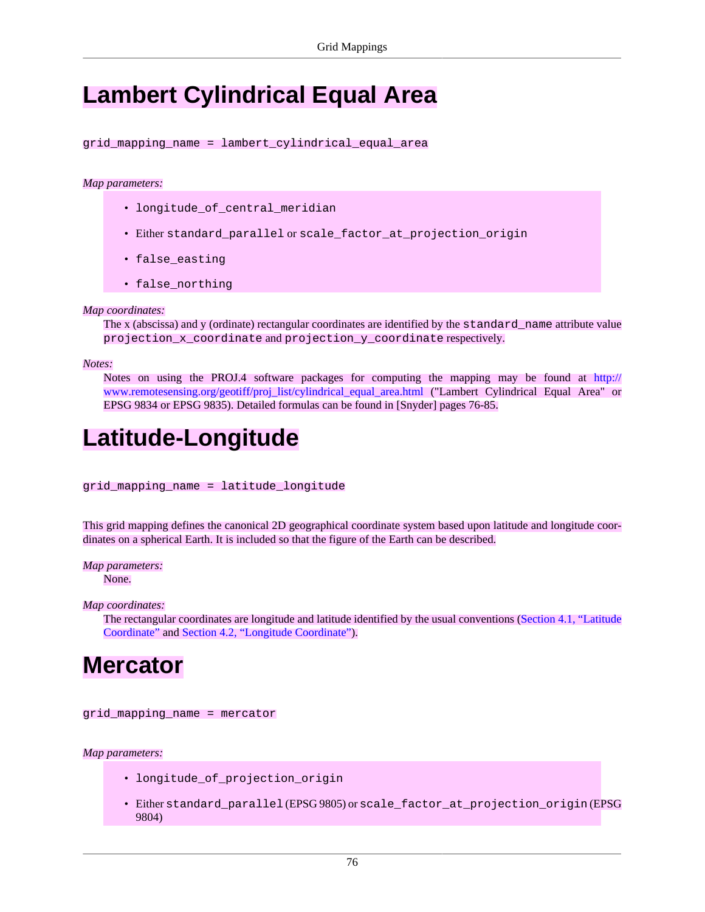# Lambert Cylindrical Equal Area

`grid_mapping_name = lambert_cylindrical_equal_area`

*Map parameters:*

- `longitude_of_central_meridian`
- Either `standard_parallel` or `scale_factor_at_projection_origin`
- `false_easting`
- `false_northing`

*Map coordinates:*

The x (abscissa) and y (ordinate) rectangular coordinates are identified by the `standard_name` attribute value `projection_x_coordinate` and `projection_y_coordinate` respectively.

*Notes:*

Notes on using the PROJ.4 software packages for computing the mapping may be found at http://www.remotesensing.org/geotiff/proj_list/cylindrical_equal_area.html ("Lambert Cylindrical Equal Area" or EPSG 9834 or EPSG 9835). Detailed formulas can be found in [Snyder] pages 76-85.

# Latitude-Longitude

`grid_mapping_name = latitude_longitude`

This grid mapping defines the canonical 2D geographical coordinate system based upon latitude and longitude coordinates on a spherical Earth. It is included so that the figure of the Earth can be described.

*Map parameters:*

None.

*Map coordinates:*

The rectangular coordinates are longitude and latitude identified by the usual conventions (Section 4.1, "Latitude Coordinate" and Section 4.2, "Longitude Coordinate").

# Mercator

`grid_mapping_name = mercator`

*Map parameters:*

- `longitude_of_projection_origin`
- Either `standard_parallel` (EPSG 9805) or `scale_factor_at_projection_origin` (EPSG 9804)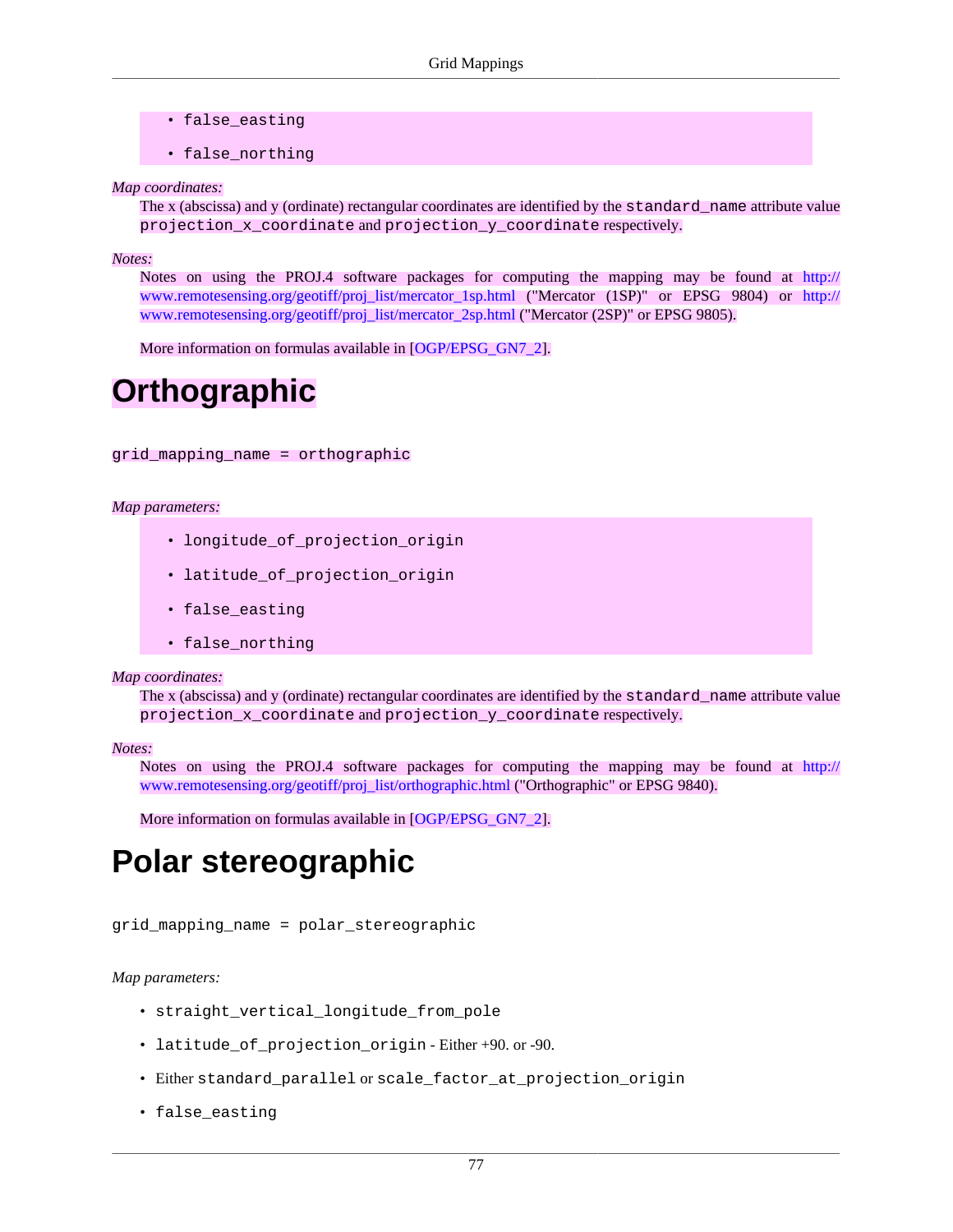- `false_easting`
- `false_northing`

*Map coordinates:*

The x (abscissa) and y (ordinate) rectangular coordinates are identified by the `standard_name` attribute value `projection_x_coordinate` and `projection_y_coordinate` respectively.

*Notes:*

Notes on using the PROJ.4 software packages for computing the mapping may be found at http://www.remotesensing.org/geotiff/proj_list/mercator_1sp.html ("Mercator (1SP)" or EPSG 9804) or http://www.remotesensing.org/geotiff/proj_list/mercator_2sp.html ("Mercator (2SP)" or EPSG 9805).

More information on formulas available in [OGP/EPSG_GN7_2].

# Orthographic

```
grid_mapping_name = orthographic
```

*Map parameters:*

- `longitude_of_projection_origin`
- `latitude_of_projection_origin`
- `false_easting`
- `false_northing`

*Map coordinates:*

The x (abscissa) and y (ordinate) rectangular coordinates are identified by the `standard_name` attribute value `projection_x_coordinate` and `projection_y_coordinate` respectively.

*Notes:*

Notes on using the PROJ.4 software packages for computing the mapping may be found at http://www.remotesensing.org/geotiff/proj_list/orthographic.html ("Orthographic" or EPSG 9840).

More information on formulas available in [OGP/EPSG_GN7_2].

# Polar stereographic

```
grid_mapping_name = polar_stereographic
```

*Map parameters:*

- `straight_vertical_longitude_from_pole`
- `latitude_of_projection_origin` - Either +90. or -90.
- Either `standard_parallel` or `scale_factor_at_projection_origin`
- `false_easting`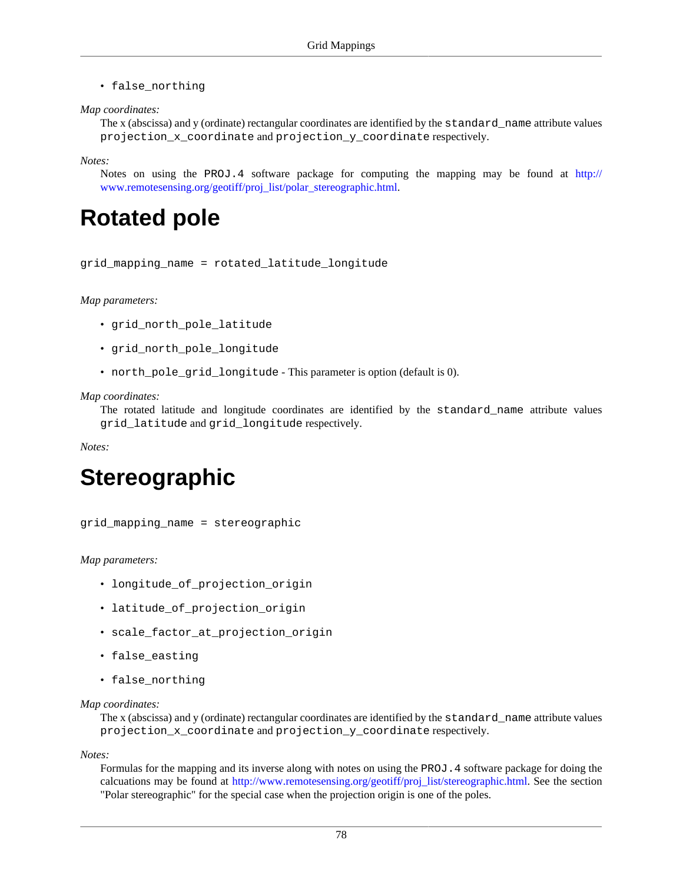- `false_northing`

*Map coordinates:*
: The x (abscissa) and y (ordinate) rectangular coordinates are identified by the `standard_name` attribute values `projection_x_coordinate` and `projection_y_coordinate` respectively.

*Notes:*
: Notes on using the `PROJ.4` software package for computing the mapping may be found at http://www.remotesensing.org/geotiff/proj_list/polar_stereographic.html.

# Rotated pole

```
grid_mapping_name = rotated_latitude_longitude
```

*Map parameters:*

- `grid_north_pole_latitude`
- `grid_north_pole_longitude`
- `north_pole_grid_longitude` - This parameter is option (default is 0).

*Map coordinates:*
: The rotated latitude and longitude coordinates are identified by the `standard_name` attribute values `grid_latitude` and `grid_longitude` respectively.

*Notes:*

# Stereographic

```
grid_mapping_name = stereographic
```

*Map parameters:*

- `longitude_of_projection_origin`
- `latitude_of_projection_origin`
- `scale_factor_at_projection_origin`
- `false_easting`
- `false_northing`

*Map coordinates:*
: The x (abscissa) and y (ordinate) rectangular coordinates are identified by the `standard_name` attribute values `projection_x_coordinate` and `projection_y_coordinate` respectively.

*Notes:*
: Formulas for the mapping and its inverse along with notes on using the `PROJ.4` software package for doing the calcuations may be found at http://www.remotesensing.org/geotiff/proj_list/stereographic.html. See the section "Polar stereographic" for the special case when the projection origin is one of the poles.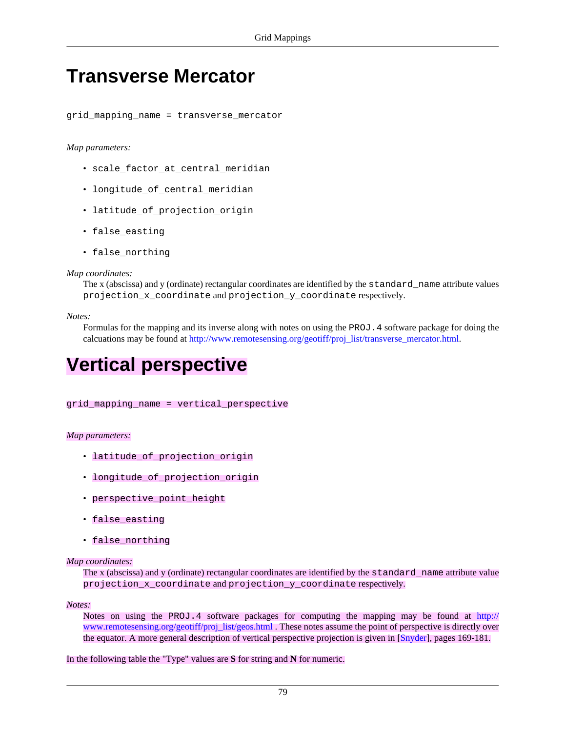# Transverse Mercator

```
grid_mapping_name = transverse_mercator
```

*Map parameters:*

- `scale_factor_at_central_meridian`
- `longitude_of_central_meridian`
- `latitude_of_projection_origin`
- `false_easting`
- `false_northing`

*Map coordinates:*

The x (abscissa) and y (ordinate) rectangular coordinates are identified by the `standard_name` attribute values `projection_x_coordinate` and `projection_y_coordinate` respectively.

*Notes:*

Formulas for the mapping and its inverse along with notes on using the `PROJ.4` software package for doing the calcuations may be found at http://www.remotesensing.org/geotiff/proj_list/transverse_mercator.html.

# Vertical perspective

```
grid_mapping_name = vertical_perspective
```

*Map parameters:*

- `latitude_of_projection_origin`
- `longitude_of_projection_origin`
- `perspective_point_height`
- `false_easting`
- `false_northing`

*Map coordinates:*

The x (abscissa) and y (ordinate) rectangular coordinates are identified by the `standard_name` attribute value `projection_x_coordinate` and `projection_y_coordinate` respectively.

*Notes:*

Notes on using the `PROJ.4` software packages for computing the mapping may be found at http://www.remotesensing.org/geotiff/proj_list/geos.html . These notes assume the point of perspective is directly over the equator. A more general description of vertical perspective projection is given in [Snyder], pages 169-181.

In the following table the "Type" values are **S** for string and **N** for numeric.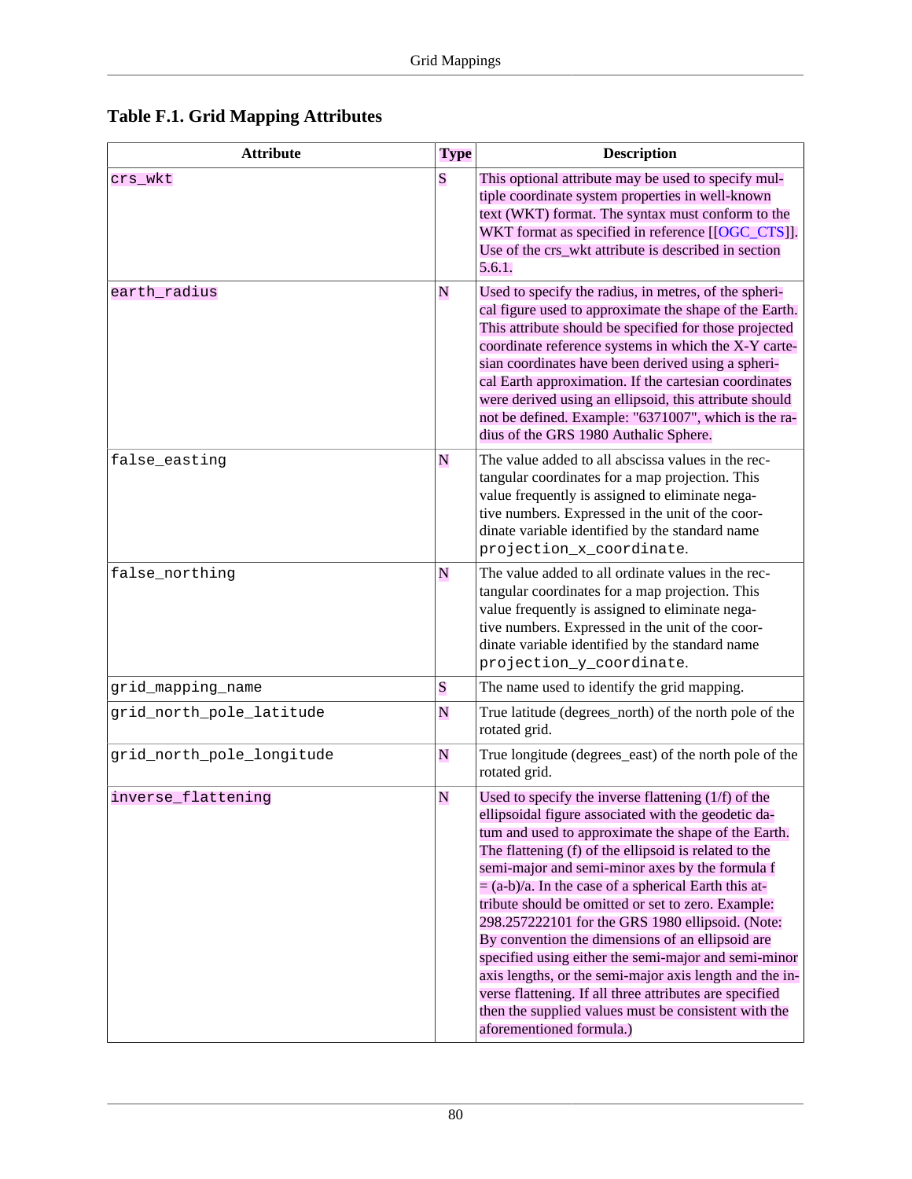### Table F.1. Grid Mapping Attributes

| Attribute | Type | Description |
|---|---|---|
| crs_wkt | S | This optional attribute may be used to specify multiple coordinate system properties in well-known text (WKT) format. The syntax must conform to the WKT format as specified in reference [[OGC_CTS]]. Use of the crs_wkt attribute is described in section 5.6.1. |
| earth_radius | N | Used to specify the radius, in metres, of the spherical figure used to approximate the shape of the Earth. This attribute should be specified for those projected coordinate reference systems in which the X-Y cartesian coordinates have been derived using a spherical Earth approximation. If the cartesian coordinates were derived using an ellipsoid, this attribute should not be defined. Example: "6371007", which is the radius of the GRS 1980 Authalic Sphere. |
| false_easting | N | The value added to all abscissa values in the rectangular coordinates for a map projection. This value frequently is assigned to eliminate negative numbers. Expressed in the unit of the coordinate variable identified by the standard name `projection_x_coordinate`. |
| false_northing | N | The value added to all ordinate values in the rectangular coordinates for a map projection. This value frequently is assigned to eliminate negative numbers. Expressed in the unit of the coordinate variable identified by the standard name `projection_y_coordinate`. |
| grid_mapping_name | S | The name used to identify the grid mapping. |
| grid_north_pole_latitude | N | True latitude (degrees_north) of the north pole of the rotated grid. |
| grid_north_pole_longitude | N | True longitude (degrees_east) of the north pole of the rotated grid. |
| inverse_flattening | N | Used to specify the inverse flattening (1/f) of the ellipsoidal figure associated with the geodetic datum and used to approximate the shape of the Earth. The flattening (f) of the ellipsoid is related to the semi-major and semi-minor axes by the formula f = (a-b)/a. In the case of a spherical Earth this attribute should be omitted or set to zero. Example: 298.257222101 for the GRS 1980 ellipsoid. (Note: By convention the dimensions of an ellipsoid are specified using either the semi-major and semi-minor axis lengths, or the semi-major axis length and the inverse flattening. If all three attributes are specified then the supplied values must be consistent with the aforementioned formula.) |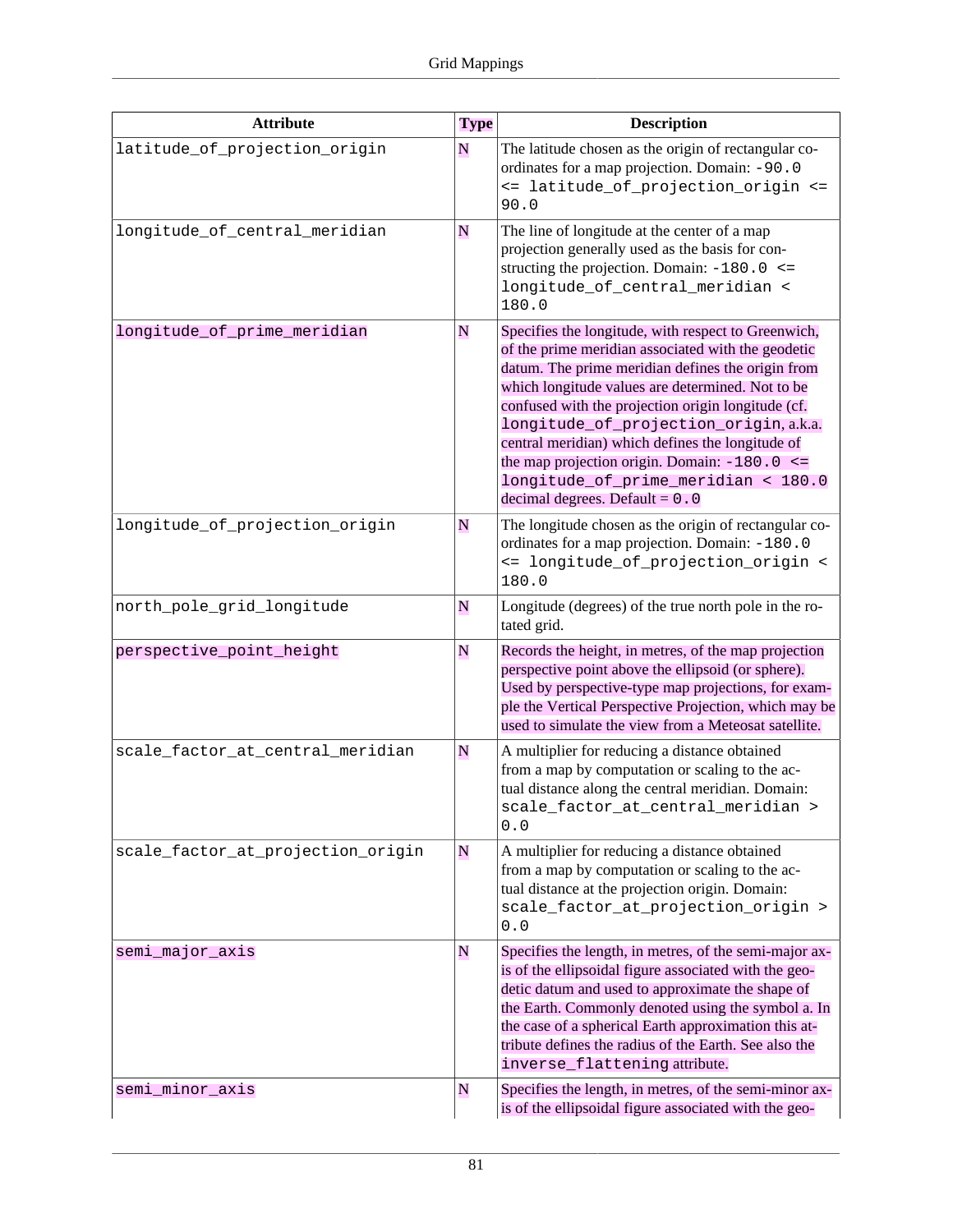| Attribute | Type | Description |
|---|---|---|
| `latitude_of_projection_origin` | N | The latitude chosen as the origin of rectangular coordinates for a map projection. Domain: `-90.0 <= latitude_of_projection_origin <= 90.0` |
| `longitude_of_central_meridian` | N | The line of longitude at the center of a map projection generally used as the basis for constructing the projection. Domain: `-180.0 <= longitude_of_central_meridian < 180.0` |
| `longitude_of_prime_meridian` | N | Specifies the longitude, with respect to Greenwich, of the prime meridian associated with the geodetic datum. The prime meridian defines the origin from which longitude values are determined. Not to be confused with the projection origin longitude (cf. `longitude_of_projection_origin`, a.k.a. central meridian) which defines the longitude of the map projection origin. Domain: `-180.0 <= longitude_of_prime_meridian < 180.0` decimal degrees. Default = `0.0` |
| `longitude_of_projection_origin` | N | The longitude chosen as the origin of rectangular coordinates for a map projection. Domain: `-180.0 <= longitude_of_projection_origin < 180.0` |
| `north_pole_grid_longitude` | N | Longitude (degrees) of the true north pole in the rotated grid. |
| `perspective_point_height` | N | Records the height, in metres, of the map projection perspective point above the ellipsoid (or sphere). Used by perspective-type map projections, for example the Vertical Perspective Projection, which may be used to simulate the view from a Meteosat satellite. |
| `scale_factor_at_central_meridian` | N | A multiplier for reducing a distance obtained from a map by computation or scaling to the actual distance along the central meridian. Domain: `scale_factor_at_central_meridian > 0.0` |
| `scale_factor_at_projection_origin` | N | A multiplier for reducing a distance obtained from a map by computation or scaling to the actual distance at the projection origin. Domain: `scale_factor_at_projection_origin > 0.0` |
| `semi_major_axis` | N | Specifies the length, in metres, of the semi-major axis of the ellipsoidal figure associated with the geodetic datum and used to approximate the shape of the Earth. Commonly denoted using the symbol a. In the case of a spherical Earth approximation this attribute defines the radius of the Earth. See also the `inverse_flattening` attribute. |
| `semi_minor_axis` | N | Specifies the length, in metres, of the semi-minor axis of the ellipsoidal figure associated with the geo- |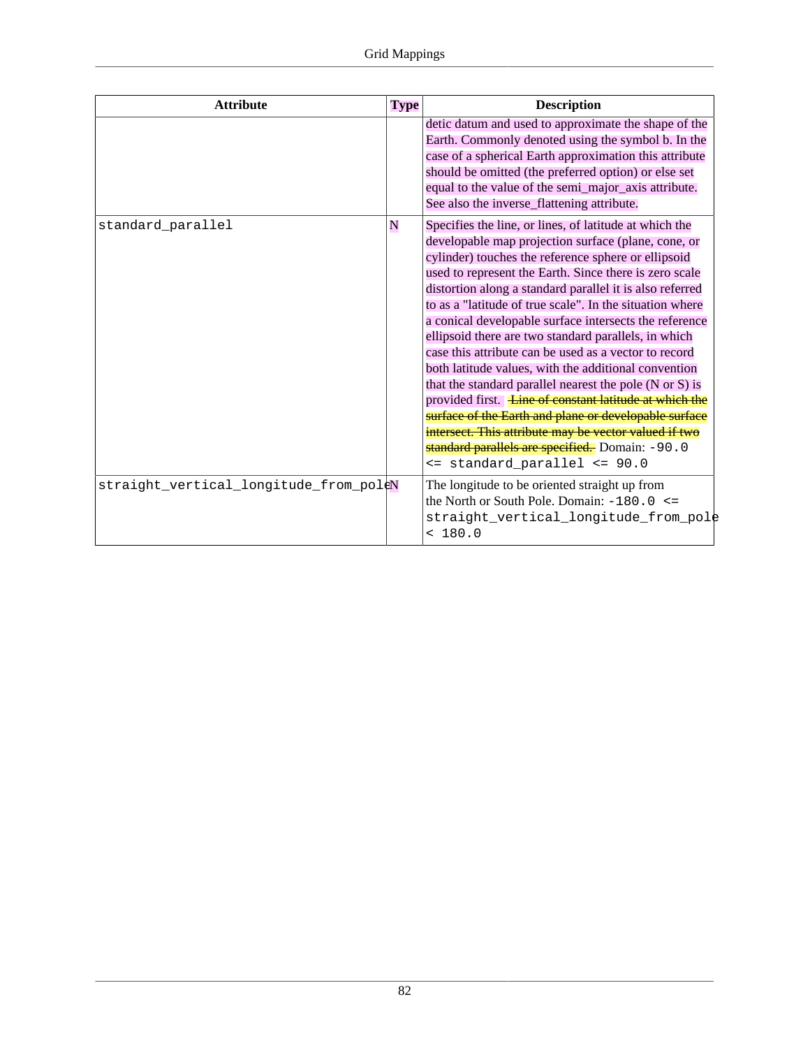| Attribute | Type | Description |
|---|---|---|
| | | detic datum and used to approximate the shape of the Earth. Commonly denoted using the symbol b. In the case of a spherical Earth approximation this attribute should be omitted (the preferred option) or else set equal to the value of the semi_major_axis attribute. See also the inverse_flattening attribute. |
| `standard_parallel` | N | Specifies the line, or lines, of latitude at which the developable map projection surface (plane, cone, or cylinder) touches the reference sphere or ellipsoid used to represent the Earth. Since there is zero scale distortion along a standard parallel it is also referred to as a "latitude of true scale". In the situation where a conical developable surface intersects the reference ellipsoid there are two standard parallels, in which case this attribute can be used as a vector to record both latitude values, with the additional convention that the standard parallel nearest the pole (N or S) is provided first. ~~Line of constant latitude at which the surface of the Earth and plane or developable surface intersect. This attribute may be vector valued if two standard parallels are specified.~~ Domain: `-90.0 <= standard_parallel <= 90.0` |
| `straight_vertical_longitude_from_pole` | N | The longitude to be oriented straight up from the North or South Pole. Domain: `-180.0 <= straight_vertical_longitude_from_pole < 180.0` |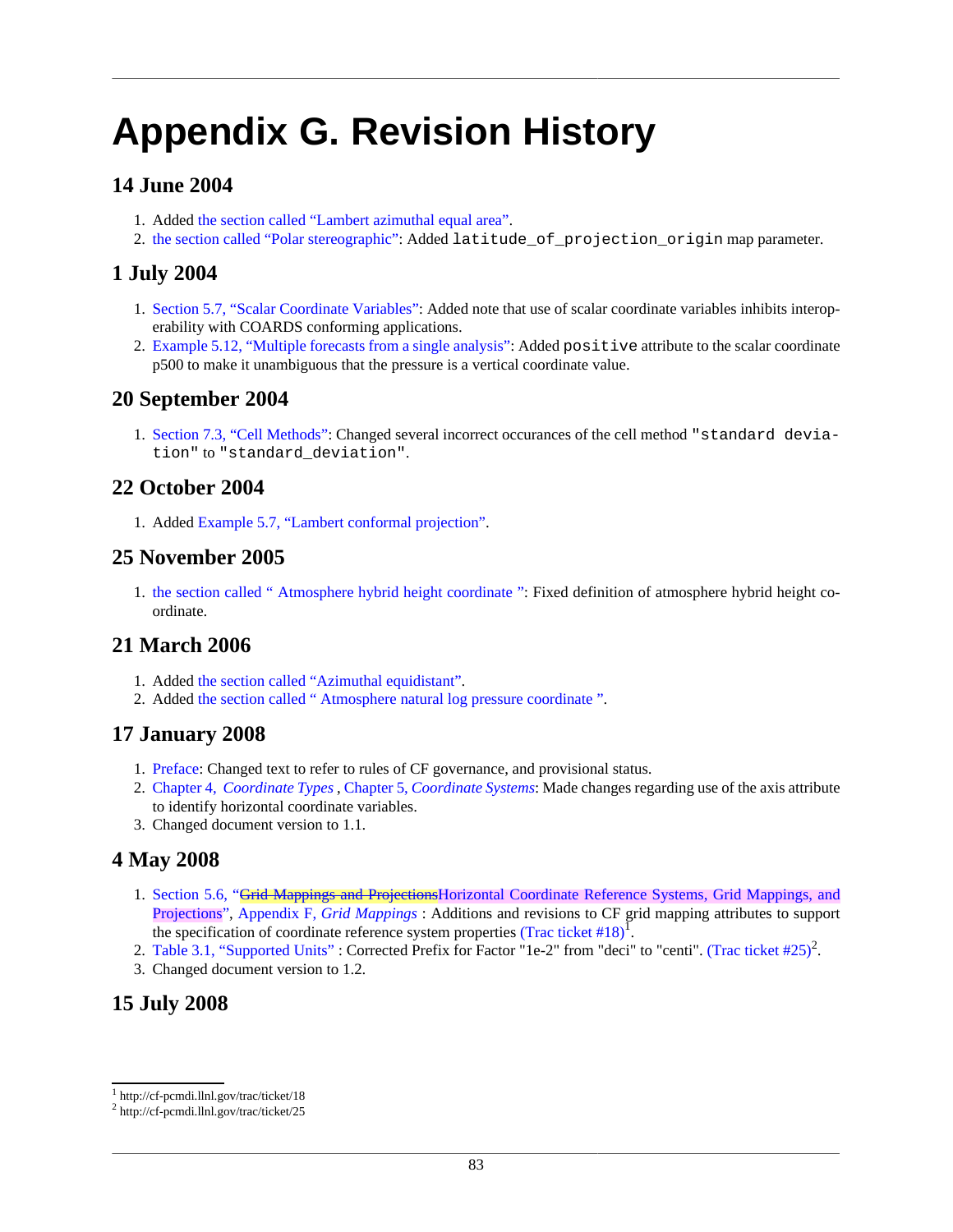# Appendix G. Revision History

## 14 June 2004

1. Added the section called “Lambert azimuthal equal area”.
2. the section called “Polar stereographic”: Added `latitude_of_projection_origin` map parameter.

## 1 July 2004

1. Section 5.7, “Scalar Coordinate Variables”: Added note that use of scalar coordinate variables inhibits interoperability with COARDS conforming applications.
2. Example 5.12, “Multiple forecasts from a single analysis”: Added `positive` attribute to the scalar coordinate p500 to make it unambiguous that the pressure is a vertical coordinate value.

## 20 September 2004

1. Section 7.3, “Cell Methods”: Changed several incorrect occurances of the cell method `"standard deviation"` to `"standard_deviation"`.

## 22 October 2004

1. Added Example 5.7, “Lambert conformal projection”.

## 25 November 2005

1. the section called “ Atmosphere hybrid height coordinate ”: Fixed definition of atmosphere hybrid height coordinate.

## 21 March 2006

1. Added the section called “Azimuthal equidistant”.
2. Added the section called “ Atmosphere natural log pressure coordinate ”.

## 17 January 2008

1. Preface: Changed text to refer to rules of CF governance, and provisional status.
2. Chapter 4, *Coordinate Types* , Chapter 5, *Coordinate Systems*: Made changes regarding use of the axis attribute to identify horizontal coordinate variables.
3. Changed document version to 1.1.

## 4 May 2008

1. Section 5.6, “~~Grid Mappings and Projections~~Horizontal Coordinate Reference Systems, Grid Mappings, and Projections”, Appendix F, *Grid Mappings* : Additions and revisions to CF grid mapping attributes to support the specification of coordinate reference system properties (Trac ticket #18)[1].
2. Table 3.1, “Supported Units” : Corrected Prefix for Factor "1e-2" from "deci" to "centi". (Trac ticket #25)[2].
3. Changed document version to 1.2.

## 15 July 2008

[1] http://cf-pcmdi.llnl.gov/trac/ticket/18

[2] http://cf-pcmdi.llnl.gov/trac/ticket/25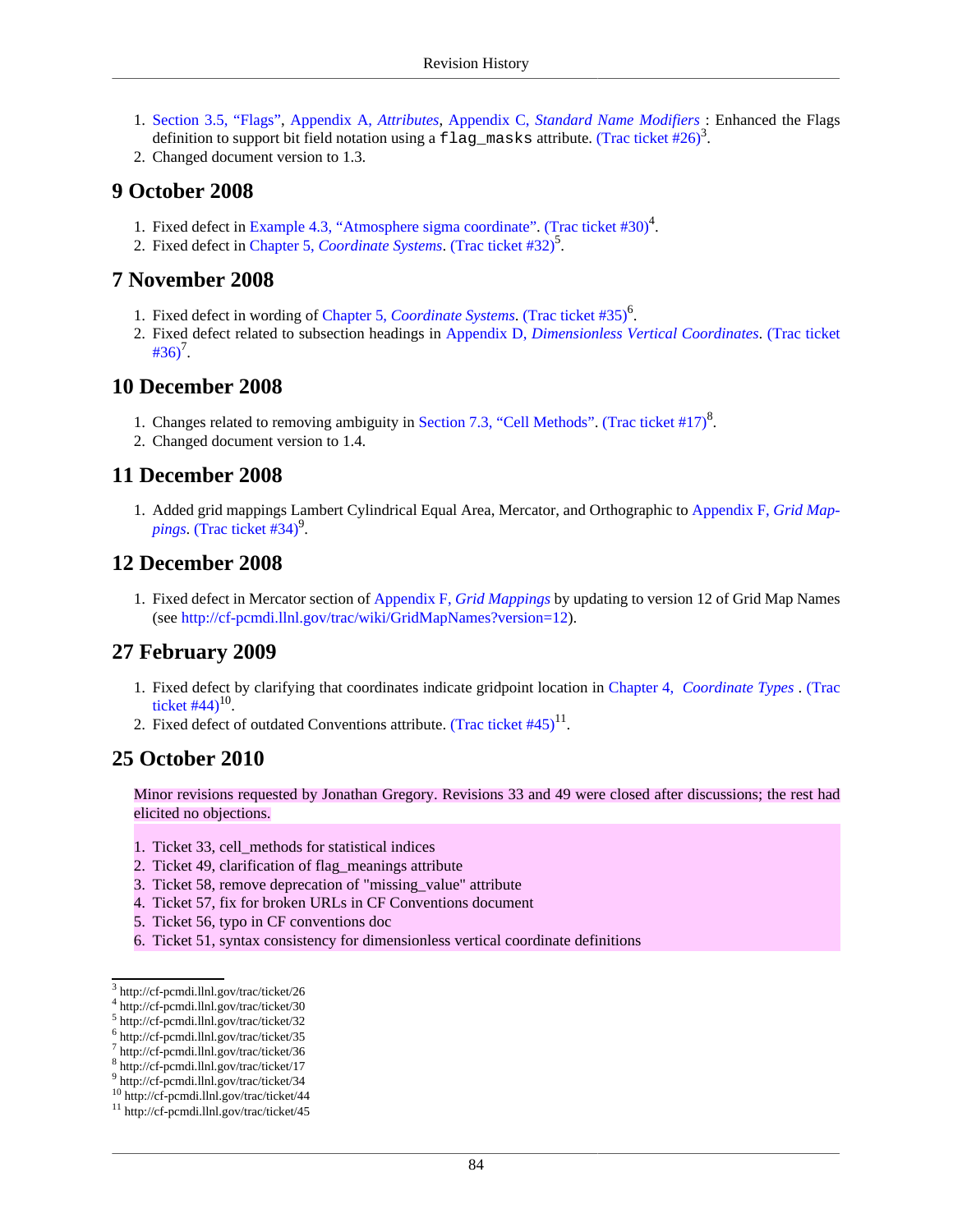1. Section 3.5, “Flags”, Appendix A, *Attributes*, Appendix C, *Standard Name Modifiers* : Enhanced the Flags definition to support bit field notation using a `flag_masks` attribute. (Trac ticket #26)[3].
2. Changed document version to 1.3.

## 9 October 2008

1. Fixed defect in Example 4.3, “Atmosphere sigma coordinate”. (Trac ticket #30)[4].
2. Fixed defect in Chapter 5, *Coordinate Systems*. (Trac ticket #32)[5].

## 7 November 2008

1. Fixed defect in wording of Chapter 5, *Coordinate Systems*. (Trac ticket #35)[6].
2. Fixed defect related to subsection headings in Appendix D, *Dimensionless Vertical Coordinates*. (Trac ticket #36)[7].

## 10 December 2008

1. Changes related to removing ambiguity in Section 7.3, “Cell Methods”. (Trac ticket #17)[8].
2. Changed document version to 1.4.

## 11 December 2008

1. Added grid mappings Lambert Cylindrical Equal Area, Mercator, and Orthographic to Appendix F, *Grid Mappings*. (Trac ticket #34)[9].

## 12 December 2008

1. Fixed defect in Mercator section of Appendix F, *Grid Mappings* by updating to version 12 of Grid Map Names (see http://cf-pcmdi.llnl.gov/trac/wiki/GridMapNames?version=12).

## 27 February 2009

1. Fixed defect by clarifying that coordinates indicate gridpoint location in Chapter 4, *Coordinate Types* . (Trac ticket #44)[10].
2. Fixed defect of outdated Conventions attribute. (Trac ticket #45)[11].

## 25 October 2010

Minor revisions requested by Jonathan Gregory. Revisions 33 and 49 were closed after discussions; the rest had elicited no objections.

1. Ticket 33, cell_methods for statistical indices
2. Ticket 49, clarification of flag_meanings attribute
3. Ticket 58, remove deprecation of "missing_value" attribute
4. Ticket 57, fix for broken URLs in CF Conventions document
5. Ticket 56, typo in CF conventions doc
6. Ticket 51, syntax consistency for dimensionless vertical coordinate definitions

---

[3] http://cf-pcmdi.llnl.gov/trac/ticket/26
[4] http://cf-pcmdi.llnl.gov/trac/ticket/30
[5] http://cf-pcmdi.llnl.gov/trac/ticket/32
[6] http://cf-pcmdi.llnl.gov/trac/ticket/35
[7] http://cf-pcmdi.llnl.gov/trac/ticket/36
[8] http://cf-pcmdi.llnl.gov/trac/ticket/17
[9] http://cf-pcmdi.llnl.gov/trac/ticket/34
[10] http://cf-pcmdi.llnl.gov/trac/ticket/44
[11] http://cf-pcmdi.llnl.gov/trac/ticket/45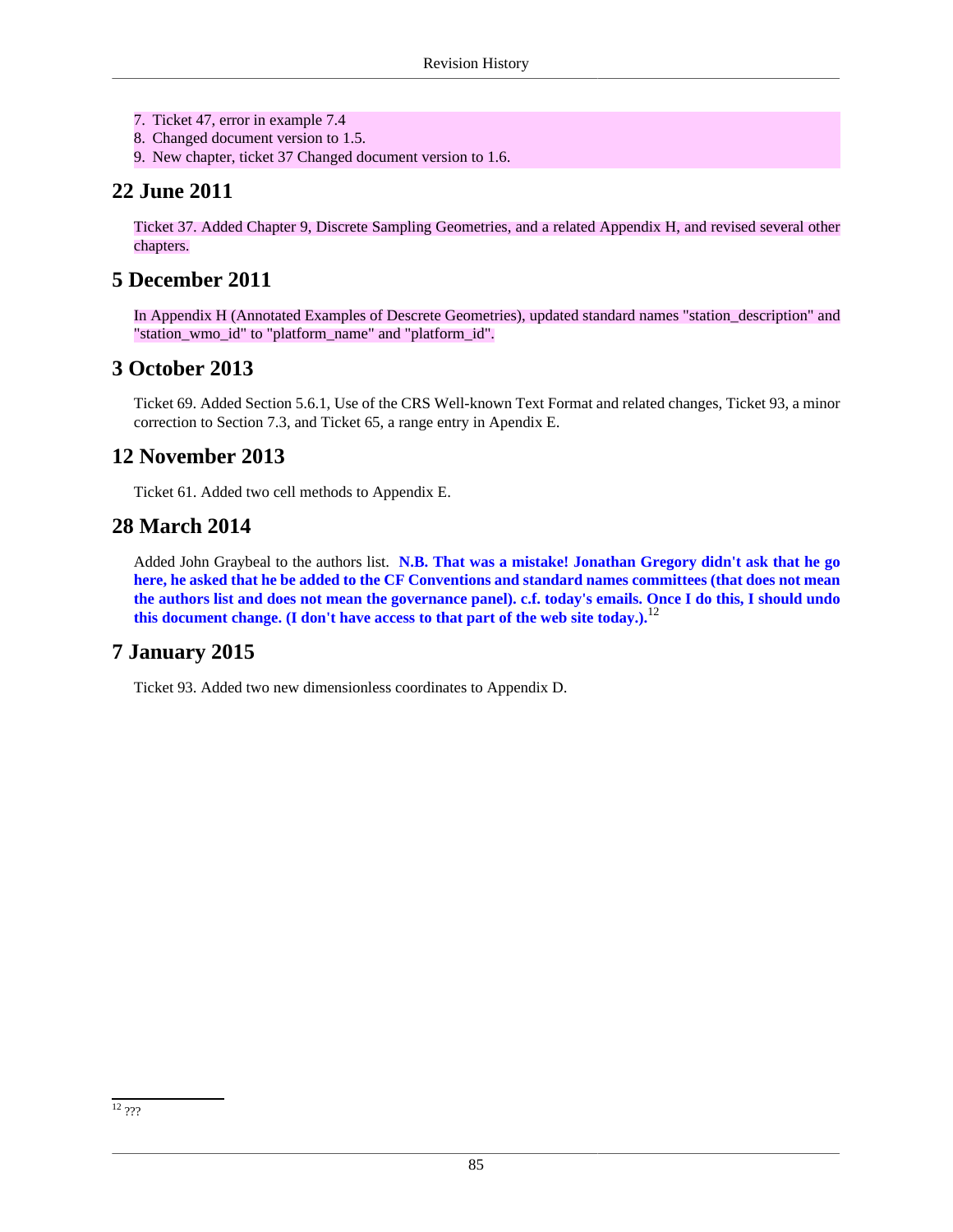7. Ticket 47, error in example 7.4
8. Changed document version to 1.5.
9. New chapter, ticket 37 Changed document version to 1.6.

## 22 June 2011

Ticket 37. Added Chapter 9, Discrete Sampling Geometries, and a related Appendix H, and revised several other chapters.

## 5 December 2011

In Appendix H (Annotated Examples of Descrete Geometries), updated standard names "station_description" and "station_wmo_id" to "platform_name" and "platform_id".

## 3 October 2013

Ticket 69. Added Section 5.6.1, Use of the CRS Well-known Text Format and related changes, Ticket 93, a minor correction to Section 7.3, and Ticket 65, a range entry in Apendix E.

## 12 November 2013

Ticket 61. Added two cell methods to Appendix E.

## 28 March 2014

Added John Graybeal to the authors list. **N.B. That was a mistake! Jonathan Gregory didn't ask that he go here, he asked that he be added to the CF Conventions and standard names committees (that does not mean the authors list and does not mean the governance panel). c.f. today's emails. Once I do this, I should undo this document change. (I don't have access to that part of the web site today.).**[12]

## 7 January 2015

Ticket 93. Added two new dimensionless coordinates to Appendix D.

[12] ???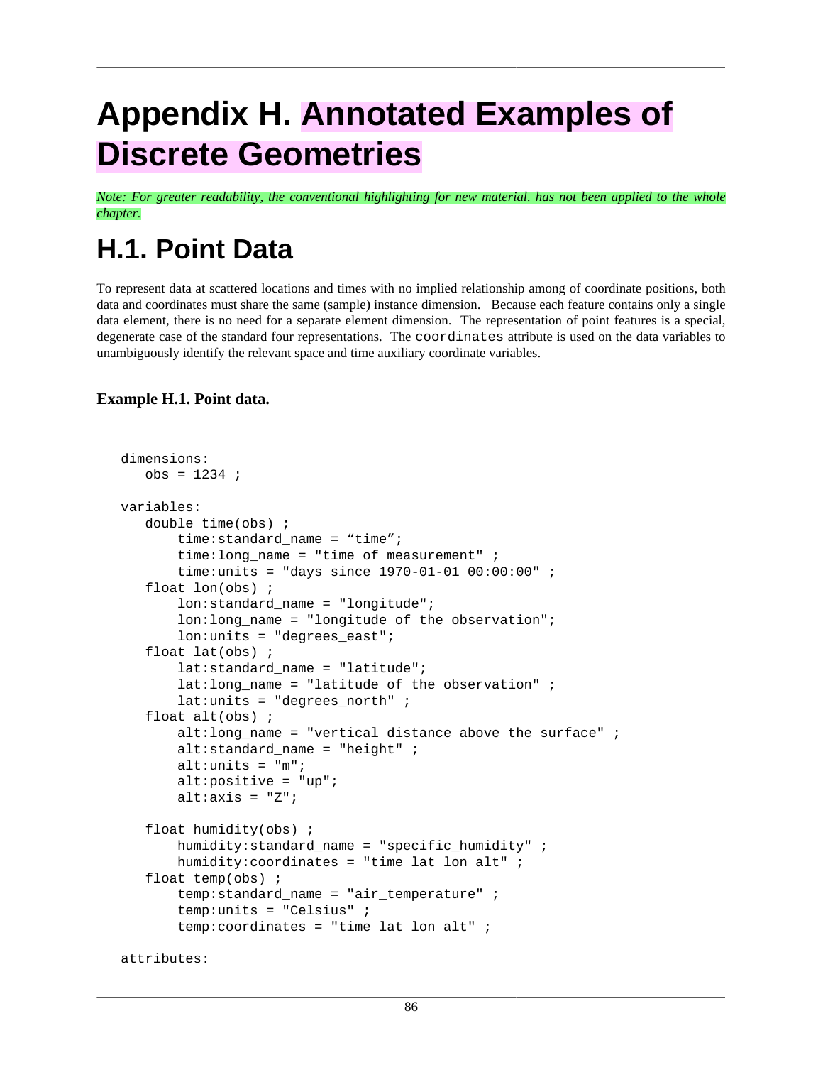# Appendix H. Annotated Examples of Discrete Geometries

*Note: For greater readability, the conventional highlighting for new material. has not been applied to the whole chapter.*

## H.1. Point Data

To represent data at scattered locations and times with no implied relationship among of coordinate positions, both data and coordinates must share the same (sample) instance dimension. Because each feature contains only a single data element, there is no need for a separate element dimension. The representation of point features is a special, degenerate case of the standard four representations. The `coordinates` attribute is used on the data variables to unambiguously identify the relevant space and time auxiliary coordinate variables.

**Example H.1. Point data.**

```
dimensions:
   obs = 1234 ;

variables:
   double time(obs) ;
       time:standard_name = “time”;
       time:long_name = "time of measurement" ;
       time:units = "days since 1970-01-01 00:00:00" ;
   float lon(obs) ;
       lon:standard_name = "longitude";
       lon:long_name = "longitude of the observation";
       lon:units = "degrees_east";
   float lat(obs) ;
       lat:standard_name = "latitude";
       lat:long_name = "latitude of the observation" ;
       lat:units = "degrees_north" ;
   float alt(obs) ;
       alt:long_name = "vertical distance above the surface" ;
       alt:standard_name = "height" ;
       alt:units = "m";
       alt:positive = "up";
       alt:axis = "Z";

   float humidity(obs) ;
       humidity:standard_name = "specific_humidity" ;
       humidity:coordinates = "time lat lon alt" ;
   float temp(obs) ;
       temp:standard_name = "air_temperature" ;
       temp:units = "Celsius" ;
       temp:coordinates = "time lat lon alt" ;

attributes:
```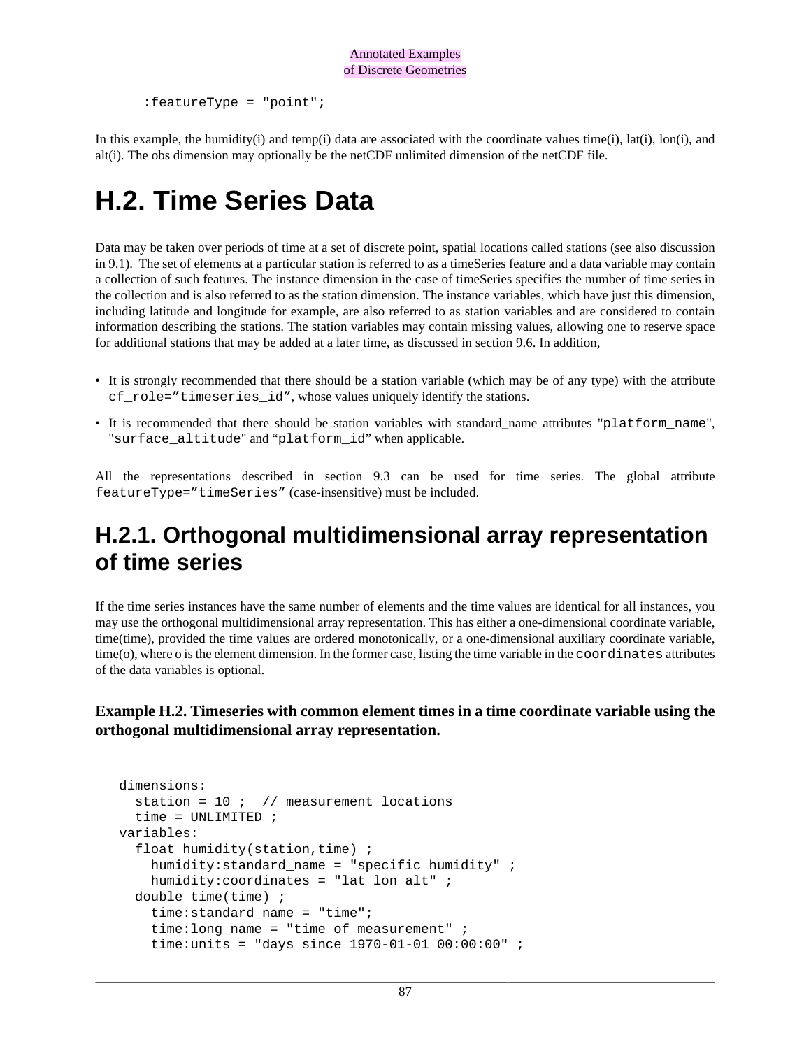```
    :featureType = "point";
```

In this example, the humidity(i) and temp(i) data are associated with the coordinate values time(i), lat(i), lon(i), and alt(i). The obs dimension may optionally be the netCDF unlimited dimension of the netCDF file.

# H.2. Time Series Data

Data may be taken over periods of time at a set of discrete point, spatial locations called stations (see also discussion in 9.1). The set of elements at a particular station is referred to as a timeSeries feature and a data variable may contain a collection of such features. The instance dimension in the case of timeSeries specifies the number of time series in the collection and is also referred to as the station dimension. The instance variables, which have just this dimension, including latitude and longitude for example, are also referred to as station variables and are considered to contain information describing the stations. The station variables may contain missing values, allowing one to reserve space for additional stations that may be added at a later time, as discussed in section 9.6. In addition,

- It is strongly recommended that there should be a station variable (which may be of any type) with the attribute `cf_role=”timeseries_id”`, whose values uniquely identify the stations.
- It is recommended that there should be station variables with standard_name attributes "`platform_name`", "`surface_altitude`" and “`platform_id`” when applicable.

All the representations described in section 9.3 can be used for time series. The global attribute `featureType=”timeSeries”` (case-insensitive) must be included.

## H.2.1. Orthogonal multidimensional array representation of time series

If the time series instances have the same number of elements and the time values are identical for all instances, you may use the orthogonal multidimensional array representation. This has either a one-dimensional coordinate variable, time(time), provided the time values are ordered monotonically, or a one-dimensional auxiliary coordinate variable, time(o), where o is the element dimension. In the former case, listing the time variable in the `coordinates` attributes of the data variables is optional.

**Example H.2. Timeseries with common element times in a time coordinate variable using the orthogonal multidimensional array representation.**

```
dimensions:
  station = 10 ;  // measurement locations
  time = UNLIMITED ;
variables:
  float humidity(station,time) ;
    humidity:standard_name = "specific humidity" ;
    humidity:coordinates = "lat lon alt" ;
  double time(time) ;
    time:standard_name = "time";
    time:long_name = "time of measurement" ;
    time:units = "days since 1970-01-01 00:00:00" ;
```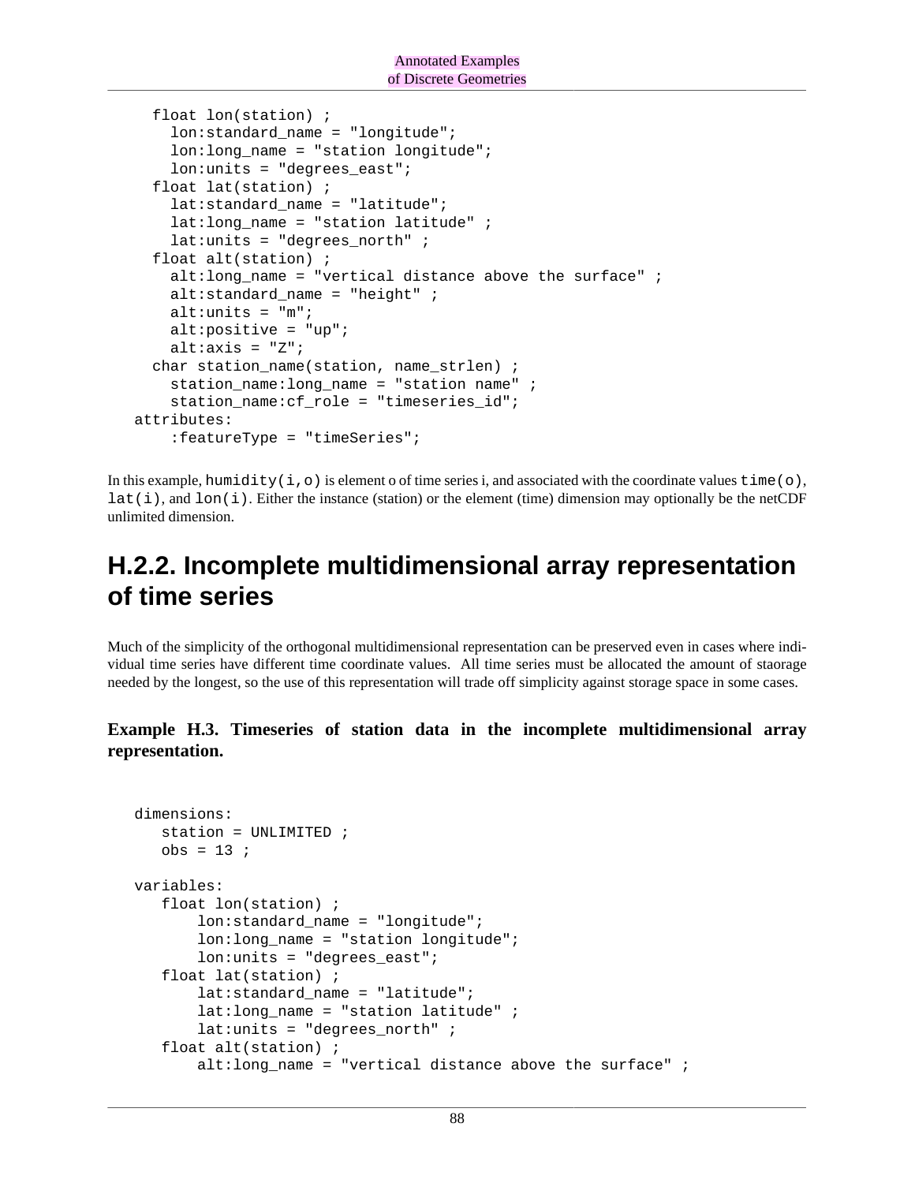```
    float lon(station) ;
      lon:standard_name = "longitude";
      lon:long_name = "station longitude";
      lon:units = "degrees_east";
    float lat(station) ;
      lat:standard_name = "latitude";
      lat:long_name = "station latitude" ;
      lat:units = "degrees_north" ;
    float alt(station) ;
      alt:long_name = "vertical distance above the surface" ;
      alt:standard_name = "height" ;
      alt:units = "m";
      alt:positive = "up";
      alt:axis = "Z";
    char station_name(station, name_strlen) ;
      station_name:long_name = "station name" ;
      station_name:cf_role = "timeseries_id";
  attributes:
      :featureType = "timeSeries";
```

In this example, `humidity(i,o)` is element o of time series i, and associated with the coordinate values `time(o)`, `lat(i)`, and `lon(i)`. Either the instance (station) or the element (time) dimension may optionally be the netCDF unlimited dimension.

## H.2.2. Incomplete multidimensional array representation of time series

Much of the simplicity of the orthogonal multidimensional representation can be preserved even in cases where individual time series have different time coordinate values. All time series must be allocated the amount of staorage needed by the longest, so the use of this representation will trade off simplicity against storage space in some cases.

**Example H.3. Timeseries of station data in the incomplete multidimensional array representation.**

```
  dimensions:
     station = UNLIMITED ;
     obs = 13 ;

  variables:
     float lon(station) ;
         lon:standard_name = "longitude";
         lon:long_name = "station longitude";
         lon:units = "degrees_east";
     float lat(station) ;
         lat:standard_name = "latitude";
         lat:long_name = "station latitude" ;
         lat:units = "degrees_north" ;
     float alt(station) ;
         alt:long_name = "vertical distance above the surface" ;
```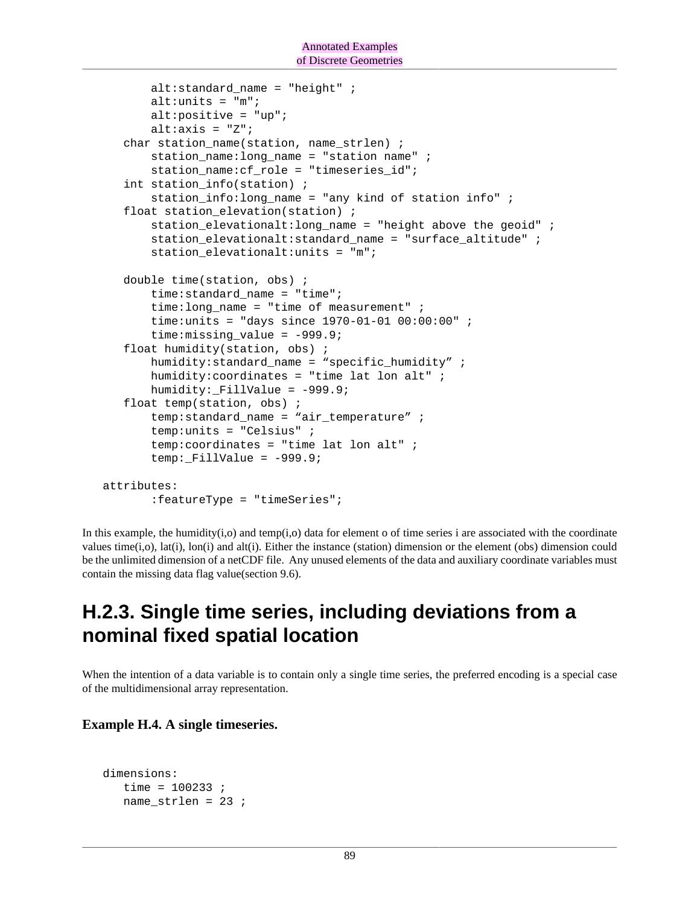```
        alt:standard_name = "height" ;
        alt:units = "m";
        alt:positive = "up";
        alt:axis = "Z";
    char station_name(station, name_strlen) ;
        station_name:long_name = "station name" ;
        station_name:cf_role = "timeseries_id";
    int station_info(station) ;
        station_info:long_name = "any kind of station info" ;
    float station_elevation(station) ;
        station_elevationalt:long_name = "height above the geoid" ;
        station_elevationalt:standard_name = "surface_altitude" ;
        station_elevationalt:units = "m";

    double time(station, obs) ;
        time:standard_name = "time";
        time:long_name = "time of measurement" ;
        time:units = "days since 1970-01-01 00:00:00" ;
        time:missing_value = -999.9;
    float humidity(station, obs) ;
        humidity:standard_name = “specific_humidity” ;
        humidity:coordinates = "time lat lon alt" ;
        humidity:_FillValue = -999.9;
    float temp(station, obs) ;
        temp:standard_name = “air_temperature” ;
        temp:units = "Celsius" ;
        temp:coordinates = "time lat lon alt" ;
        temp:_FillValue = -999.9;

attributes:
        :featureType = "timeSeries";
```

In this example, the humidity(i,o) and temp(i,o) data for element o of time series i are associated with the coordinate values time(i,o), lat(i), lon(i) and alt(i). Either the instance (station) dimension or the element (obs) dimension could be the unlimited dimension of a netCDF file. Any unused elements of the data and auxiliary coordinate variables must contain the missing data flag value(section 9.6).

## H.2.3. Single time series, including deviations from a nominal fixed spatial location

When the intention of a data variable is to contain only a single time series, the preferred encoding is a special case of the multidimensional array representation.

### Example H.4. A single timeseries.

```
dimensions:
    time = 100233 ;
    name_strlen = 23 ;
```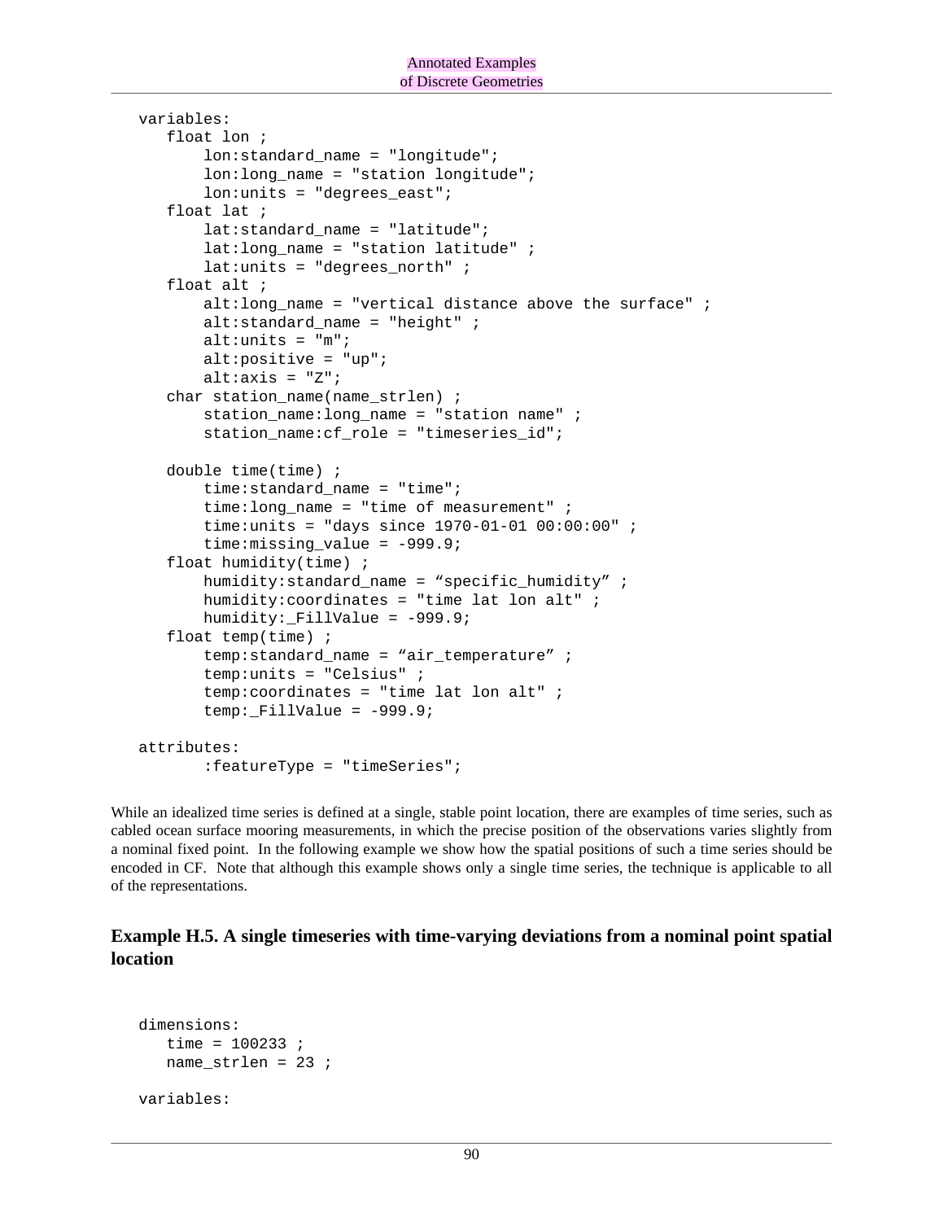```
variables:
   float lon ;
       lon:standard_name = "longitude";
       lon:long_name = "station longitude";
       lon:units = "degrees_east";
   float lat ;
       lat:standard_name = "latitude";
       lat:long_name = "station latitude" ;
       lat:units = "degrees_north" ;
   float alt ;
       alt:long_name = "vertical distance above the surface" ;
       alt:standard_name = "height" ;
       alt:units = "m";
       alt:positive = "up";
       alt:axis = "Z";
   char station_name(name_strlen) ;
       station_name:long_name = "station name" ;
       station_name:cf_role = "timeseries_id";

   double time(time) ;
       time:standard_name = "time";
       time:long_name = "time of measurement" ;
       time:units = "days since 1970-01-01 00:00:00" ;
       time:missing_value = -999.9;
   float humidity(time) ;
       humidity:standard_name = “specific_humidity” ;
       humidity:coordinates = "time lat lon alt" ;
       humidity:_FillValue = -999.9;
   float temp(time) ;
       temp:standard_name = “air_temperature” ;
       temp:units = "Celsius" ;
       temp:coordinates = "time lat lon alt" ;
       temp:_FillValue = -999.9;

attributes:
       :featureType = "timeSeries";
```

While an idealized time series is defined at a single, stable point location, there are examples of time series, such as cabled ocean surface mooring measurements, in which the precise position of the observations varies slightly from a nominal fixed point. In the following example we show how the spatial positions of such a time series should be encoded in CF. Note that although this example shows only a single time series, the technique is applicable to all of the representations.

### Example H.5. A single timeseries with time-varying deviations from a nominal point spatial location

```
dimensions:
   time = 100233 ;
   name_strlen = 23 ;

variables:
```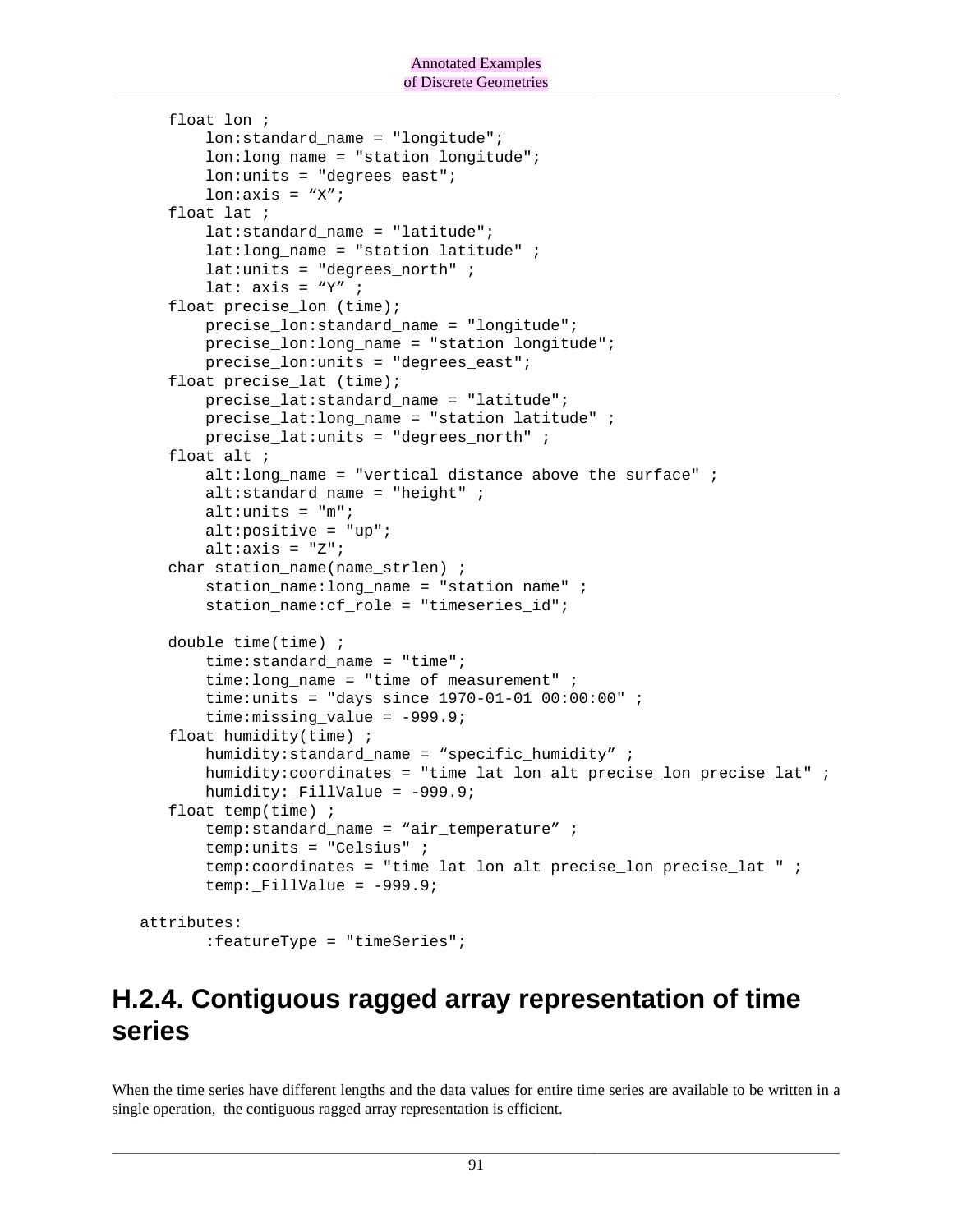```
    float lon ;
        lon:standard_name = "longitude";
        lon:long_name = "station longitude";
        lon:units = "degrees_east";
        lon:axis = “X”;
    float lat ;
        lat:standard_name = "latitude";
        lat:long_name = "station latitude" ;
        lat:units = "degrees_north" ;
        lat: axis = “Y” ;
    float precise_lon (time);
        precise_lon:standard_name = "longitude";
        precise_lon:long_name = "station longitude";
        precise_lon:units = "degrees_east";
    float precise_lat (time);
        precise_lat:standard_name = "latitude";
        precise_lat:long_name = "station latitude" ;
        precise_lat:units = "degrees_north" ;
    float alt ;
        alt:long_name = "vertical distance above the surface" ;
        alt:standard_name = "height" ;
        alt:units = "m";
        alt:positive = "up";
        alt:axis = "Z";
    char station_name(name_strlen) ;
        station_name:long_name = "station name" ;
        station_name:cf_role = "timeseries_id";

    double time(time) ;
        time:standard_name = "time";
        time:long_name = "time of measurement" ;
        time:units = "days since 1970-01-01 00:00:00" ;
        time:missing_value = -999.9;
    float humidity(time) ;
        humidity:standard_name = “specific_humidity” ;
        humidity:coordinates = "time lat lon alt precise_lon precise_lat" ;
        humidity:_FillValue = -999.9;
    float temp(time) ;
        temp:standard_name = “air_temperature” ;
        temp:units = "Celsius" ;
        temp:coordinates = "time lat lon alt precise_lon precise_lat " ;
        temp:_FillValue = -999.9;

  attributes:
        :featureType = "timeSeries";
```

## H.2.4. Contiguous ragged array representation of time series

When the time series have different lengths and the data values for entire time series are available to be written in a single operation, the contiguous ragged array representation is efficient.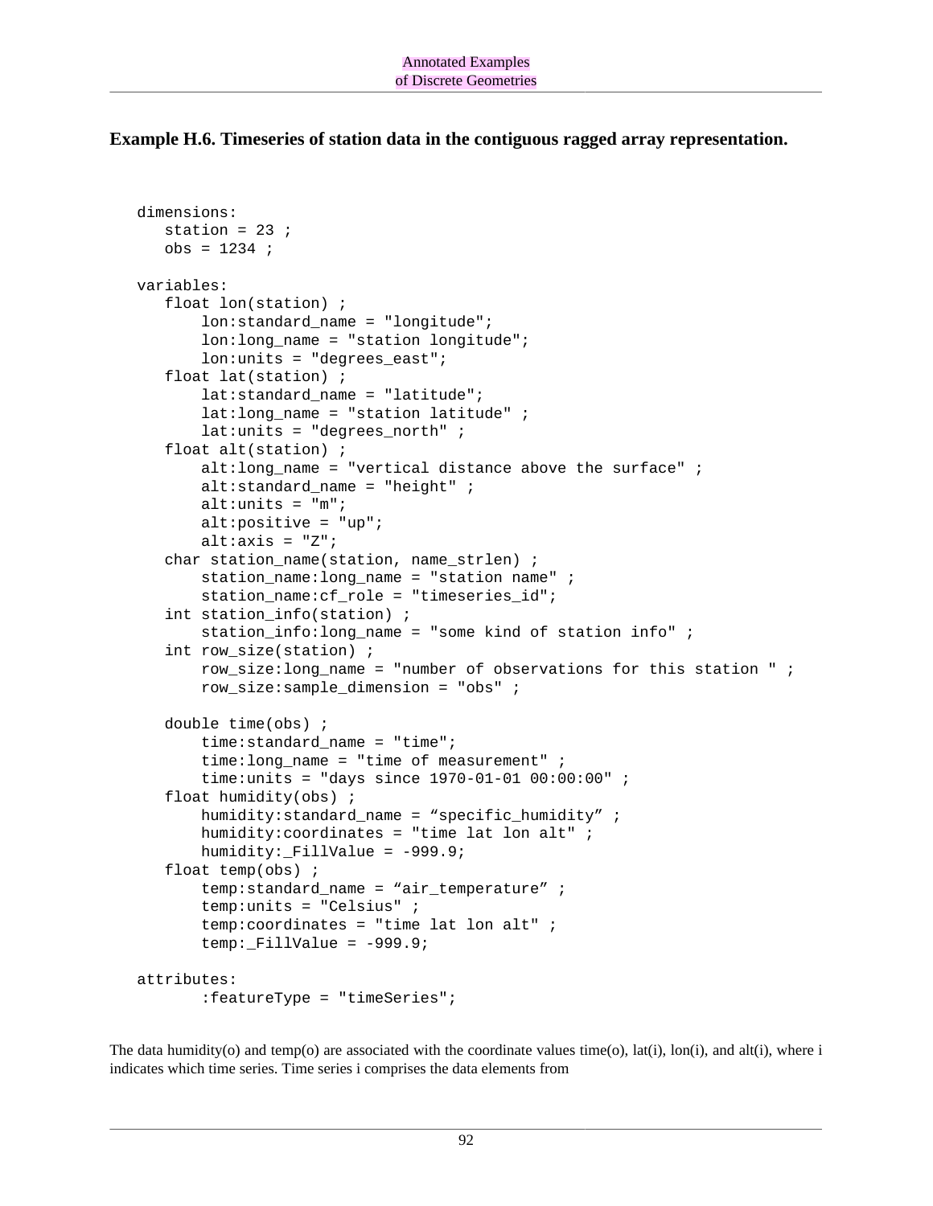**Example H.6. Timeseries of station data in the contiguous ragged array representation.**

```
dimensions:
   station = 23 ;
   obs = 1234 ;

variables:
   float lon(station) ;
       lon:standard_name = "longitude";
       lon:long_name = "station longitude";
       lon:units = "degrees_east";
   float lat(station) ;
       lat:standard_name = "latitude";
       lat:long_name = "station latitude" ;
       lat:units = "degrees_north" ;
   float alt(station) ;
       alt:long_name = "vertical distance above the surface" ;
       alt:standard_name = "height" ;
       alt:units = "m";
       alt:positive = "up";
       alt:axis = "Z";
   char station_name(station, name_strlen) ;
       station_name:long_name = "station name" ;
       station_name:cf_role = "timeseries_id";
   int station_info(station) ;
       station_info:long_name = "some kind of station info" ;
   int row_size(station) ;
       row_size:long_name = "number of observations for this station " ;
       row_size:sample_dimension = "obs" ;

   double time(obs) ;
       time:standard_name = "time";
       time:long_name = "time of measurement" ;
       time:units = "days since 1970-01-01 00:00:00" ;
   float humidity(obs) ;
       humidity:standard_name = “specific_humidity” ;
       humidity:coordinates = "time lat lon alt" ;
       humidity:_FillValue = -999.9;
   float temp(obs) ;
       temp:standard_name = “air_temperature” ;
       temp:units = "Celsius" ;
       temp:coordinates = "time lat lon alt" ;
       temp:_FillValue = -999.9;

attributes:
       :featureType = "timeSeries";
```

The data humidity(o) and temp(o) are associated with the coordinate values time(o), lat(i), lon(i), and alt(i), where i indicates which time series. Time series i comprises the data elements from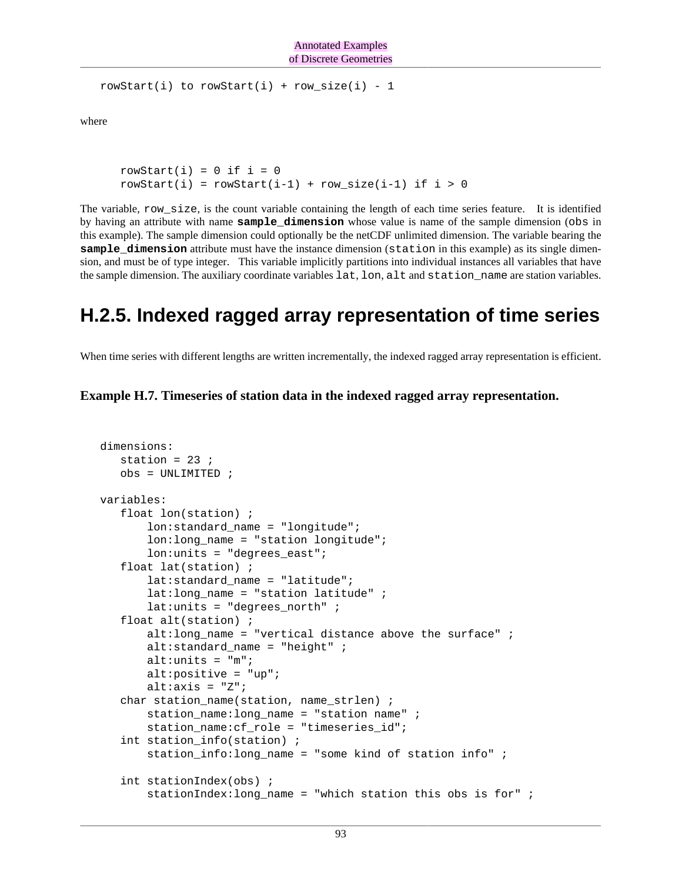```
rowStart(i) to rowStart(i) + row_size(i) - 1
```

where

```
rowStart(i) = 0 if i = 0
rowStart(i) = rowStart(i-1) + row_size(i-1) if i > 0
```

The variable, `row_size`, is the count variable containing the length of each time series feature. It is identified by having an attribute with name **`sample_dimension`** whose value is name of the sample dimension (`obs` in this example). The sample dimension could optionally be the netCDF unlimited dimension. The variable bearing the **`sample_dimension`** attribute must have the instance dimension (`station` in this example) as its single dimension, and must be of type integer. This variable implicitly partitions into individual instances all variables that have the sample dimension. The auxiliary coordinate variables `lat`, `lon`, `alt` and `station_name` are station variables.

## H.2.5. Indexed ragged array representation of time series

When time series with different lengths are written incrementally, the indexed ragged array representation is efficient.

### Example H.7. Timeseries of station data in the indexed ragged array representation.

```
dimensions:
   station = 23 ;
   obs = UNLIMITED ;

variables:
   float lon(station) ;
       lon:standard_name = "longitude";
       lon:long_name = "station longitude";
       lon:units = "degrees_east";
   float lat(station) ;
       lat:standard_name = "latitude";
       lat:long_name = "station latitude" ;
       lat:units = "degrees_north" ;
   float alt(station) ;
       alt:long_name = "vertical distance above the surface" ;
       alt:standard_name = "height" ;
       alt:units = "m";
       alt:positive = "up";
       alt:axis = "Z";
   char station_name(station, name_strlen) ;
       station_name:long_name = "station name" ;
       station_name:cf_role = "timeseries_id";
   int station_info(station) ;
       station_info:long_name = "some kind of station info" ;

   int stationIndex(obs) ;
       stationIndex:long_name = "which station this obs is for" ;
```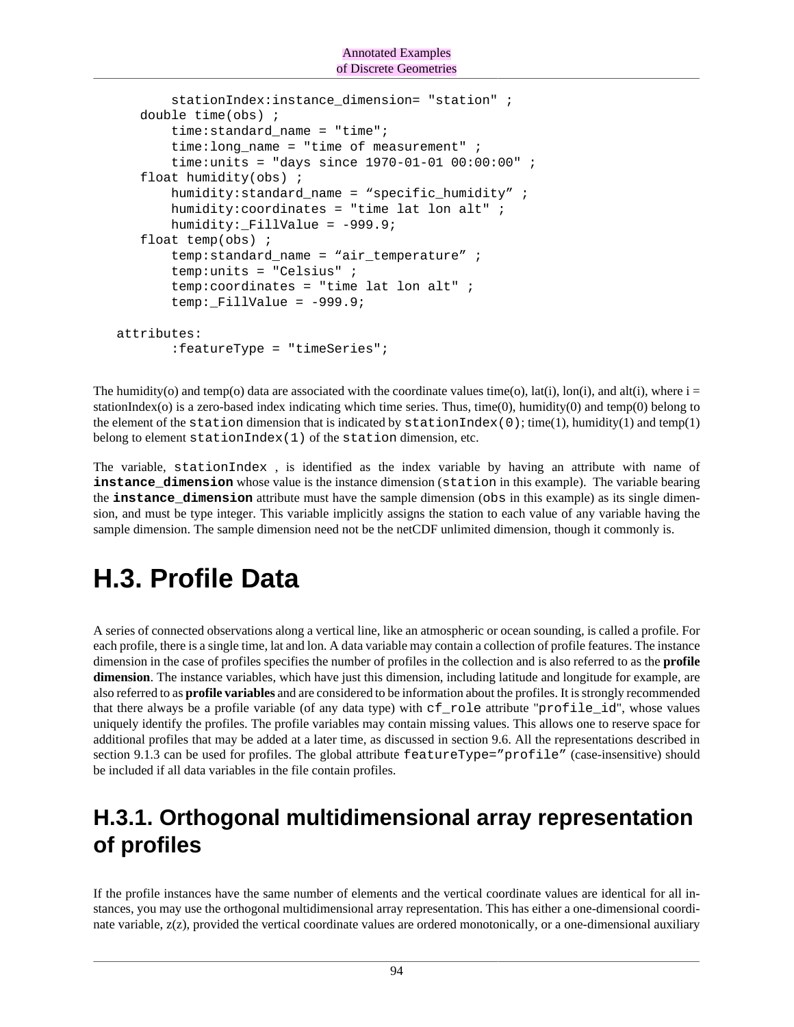```
        stationIndex:instance_dimension= "station" ;
    double time(obs) ;
        time:standard_name = "time";
        time:long_name = "time of measurement" ;
        time:units = "days since 1970-01-01 00:00:00" ;
    float humidity(obs) ;
        humidity:standard_name = “specific_humidity” ;
        humidity:coordinates = "time lat lon alt" ;
        humidity:_FillValue = -999.9;
    float temp(obs) ;
        temp:standard_name = “air_temperature” ;
        temp:units = "Celsius" ;
        temp:coordinates = "time lat lon alt" ;
        temp:_FillValue = -999.9;

  attributes:
        :featureType = "timeSeries";
```

The humidity(o) and temp(o) data are associated with the coordinate values time(o), lat(i), lon(i), and alt(i), where i = stationIndex(o) is a zero-based index indicating which time series. Thus, time(0), humidity(0) and temp(0) belong to the element of the `station` dimension that is indicated by `stationIndex(0)`; time(1), humidity(1) and temp(1) belong to element `stationIndex(1)` of the `station` dimension, etc.

The variable, `stationIndex` , is identified as the index variable by having an attribute with name of **`instance_dimension`** whose value is the instance dimension (`station` in this example). The variable bearing the **`instance_dimension`** attribute must have the sample dimension (`obs` in this example) as its single dimension, and must be type integer. This variable implicitly assigns the station to each value of any variable having the sample dimension. The sample dimension need not be the netCDF unlimited dimension, though it commonly is.

# H.3. Profile Data

A series of connected observations along a vertical line, like an atmospheric or ocean sounding, is called a profile. For each profile, there is a single time, lat and lon. A data variable may contain a collection of profile features. The instance dimension in the case of profiles specifies the number of profiles in the collection and is also referred to as the **profile dimension**. The instance variables, which have just this dimension, including latitude and longitude for example, are also referred to as **profile variables** and are considered to be information about the profiles. It is strongly recommended that there always be a profile variable (of any data type) with `cf_role` attribute "`profile_id`", whose values uniquely identify the profiles. The profile variables may contain missing values. This allows one to reserve space for additional profiles that may be added at a later time, as discussed in section 9.6. All the representations described in section 9.1.3 can be used for profiles. The global attribute `featureType=”profile”` (case-insensitive) should be included if all data variables in the file contain profiles.

## H.3.1. Orthogonal multidimensional array representation of profiles

If the profile instances have the same number of elements and the vertical coordinate values are identical for all instances, you may use the orthogonal multidimensional array representation. This has either a one-dimensional coordinate variable, z(z), provided the vertical coordinate values are ordered monotonically, or a one-dimensional auxiliary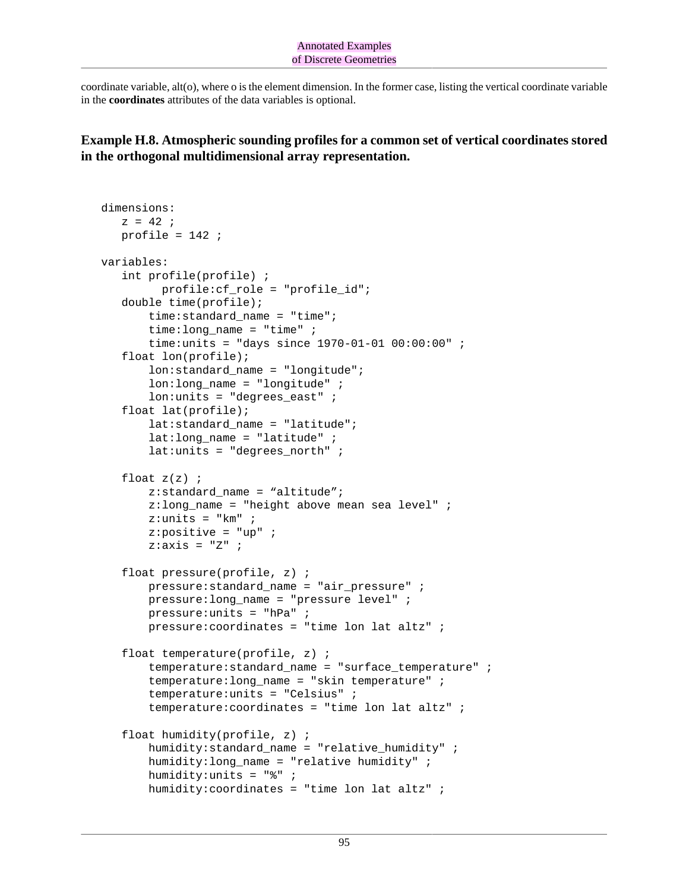coordinate variable, alt(o), where o is the element dimension. In the former case, listing the vertical coordinate variable in the **coordinates** attributes of the data variables is optional.

### Example H.8. Atmospheric sounding profiles for a common set of vertical coordinates stored in the orthogonal multidimensional array representation.

```
dimensions:
   z = 42 ;
   profile = 142 ;

variables:
   int profile(profile) ;
         profile:cf_role = "profile_id";
   double time(profile);
       time:standard_name = "time";
       time:long_name = "time" ;
       time:units = "days since 1970-01-01 00:00:00" ;
   float lon(profile);
       lon:standard_name = "longitude";
       lon:long_name = "longitude" ;
       lon:units = "degrees_east" ;
   float lat(profile);
       lat:standard_name = "latitude";
       lat:long_name = "latitude" ;
       lat:units = "degrees_north" ;

   float z(z) ;
       z:standard_name = “altitude”;
       z:long_name = "height above mean sea level" ;
       z:units = "km" ;
       z:positive = "up" ;
       z:axis = "Z" ;

   float pressure(profile, z) ;
       pressure:standard_name = "air_pressure" ;
       pressure:long_name = "pressure level" ;
       pressure:units = "hPa" ;
       pressure:coordinates = "time lon lat altz" ;

   float temperature(profile, z) ;
       temperature:standard_name = "surface_temperature" ;
       temperature:long_name = "skin temperature" ;
       temperature:units = "Celsius" ;
       temperature:coordinates = "time lon lat altz" ;

   float humidity(profile, z) ;
       humidity:standard_name = "relative_humidity" ;
       humidity:long_name = "relative humidity" ;
       humidity:units = "%" ;
       humidity:coordinates = "time lon lat altz" ;
```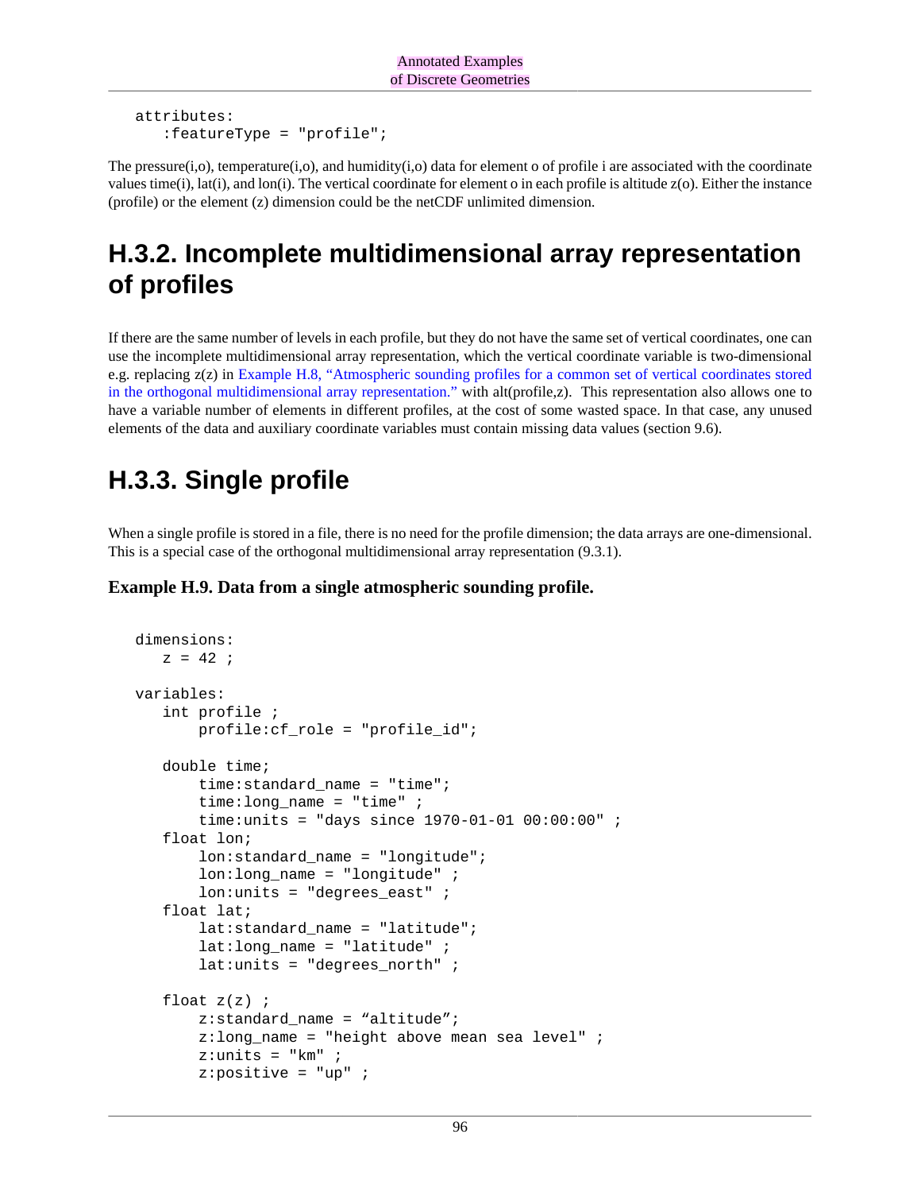```
attributes:
    :featureType = "profile";
```

The pressure(i,o), temperature(i,o), and humidity(i,o) data for element o of profile i are associated with the coordinate values time(i), lat(i), and lon(i). The vertical coordinate for element o in each profile is altitude z(o). Either the instance (profile) or the element (z) dimension could be the netCDF unlimited dimension.

## H.3.2. Incomplete multidimensional array representation of profiles

If there are the same number of levels in each profile, but they do not have the same set of vertical coordinates, one can use the incomplete multidimensional array representation, which the vertical coordinate variable is two-dimensional e.g. replacing z(z) in Example H.8, "Atmospheric sounding profiles for a common set of vertical coordinates stored in the orthogonal multidimensional array representation." with alt(profile,z). This representation also allows one to have a variable number of elements in different profiles, at the cost of some wasted space. In that case, any unused elements of the data and auxiliary coordinate variables must contain missing data values (section 9.6).

## H.3.3. Single profile

When a single profile is stored in a file, there is no need for the profile dimension; the data arrays are one-dimensional. This is a special case of the orthogonal multidimensional array representation (9.3.1).

**Example H.9. Data from a single atmospheric sounding profile.**

```
dimensions:
   z = 42 ;

variables:
   int profile ;
       profile:cf_role = "profile_id";

   double time;
       time:standard_name = "time";
       time:long_name = "time" ;
       time:units = "days since 1970-01-01 00:00:00" ;
   float lon;
       lon:standard_name = "longitude";
       lon:long_name = "longitude" ;
       lon:units = "degrees_east" ;
   float lat;
       lat:standard_name = "latitude";
       lat:long_name = "latitude" ;
       lat:units = "degrees_north" ;

   float z(z) ;
       z:standard_name = "altitude";
       z:long_name = "height above mean sea level" ;
       z:units = "km" ;
       z:positive = "up" ;
```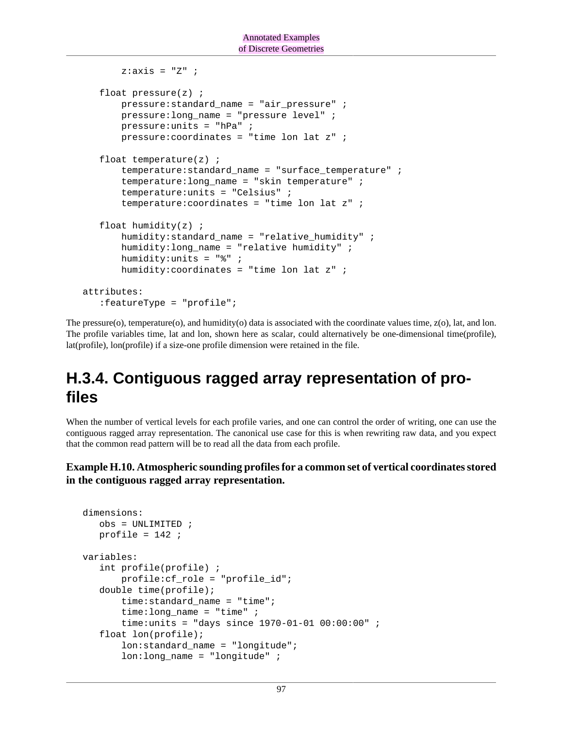```
        z:axis = "Z" ;

    float pressure(z) ;
        pressure:standard_name = "air_pressure" ;
        pressure:long_name = "pressure level" ;
        pressure:units = "hPa" ;
        pressure:coordinates = "time lon lat z" ;

    float temperature(z) ;
        temperature:standard_name = "surface_temperature" ;
        temperature:long_name = "skin temperature" ;
        temperature:units = "Celsius" ;
        temperature:coordinates = "time lon lat z" ;

    float humidity(z) ;
        humidity:standard_name = "relative_humidity" ;
        humidity:long_name = "relative humidity" ;
        humidity:units = "%" ;
        humidity:coordinates = "time lon lat z" ;

attributes:
    :featureType = "profile";
```

The pressure(o), temperature(o), and humidity(o) data is associated with the coordinate values time, z(o), lat, and lon. The profile variables time, lat and lon, shown here as scalar, could alternatively be one-dimensional time(profile), lat(profile), lon(profile) if a size-one profile dimension were retained in the file.

## H.3.4. Contiguous ragged array representation of profiles

When the number of vertical levels for each profile varies, and one can control the order of writing, one can use the contiguous ragged array representation. The canonical use case for this is when rewriting raw data, and you expect that the common read pattern will be to read all the data from each profile.

**Example H.10. Atmospheric sounding profiles for a common set of vertical coordinates stored in the contiguous ragged array representation.**

```
dimensions:
    obs = UNLIMITED ;
    profile = 142 ;

variables:
    int profile(profile) ;
        profile:cf_role = "profile_id";
    double time(profile);
        time:standard_name = "time";
        time:long_name = "time" ;
        time:units = "days since 1970-01-01 00:00:00" ;
    float lon(profile);
        lon:standard_name = "longitude";
        lon:long_name = "longitude" ;
```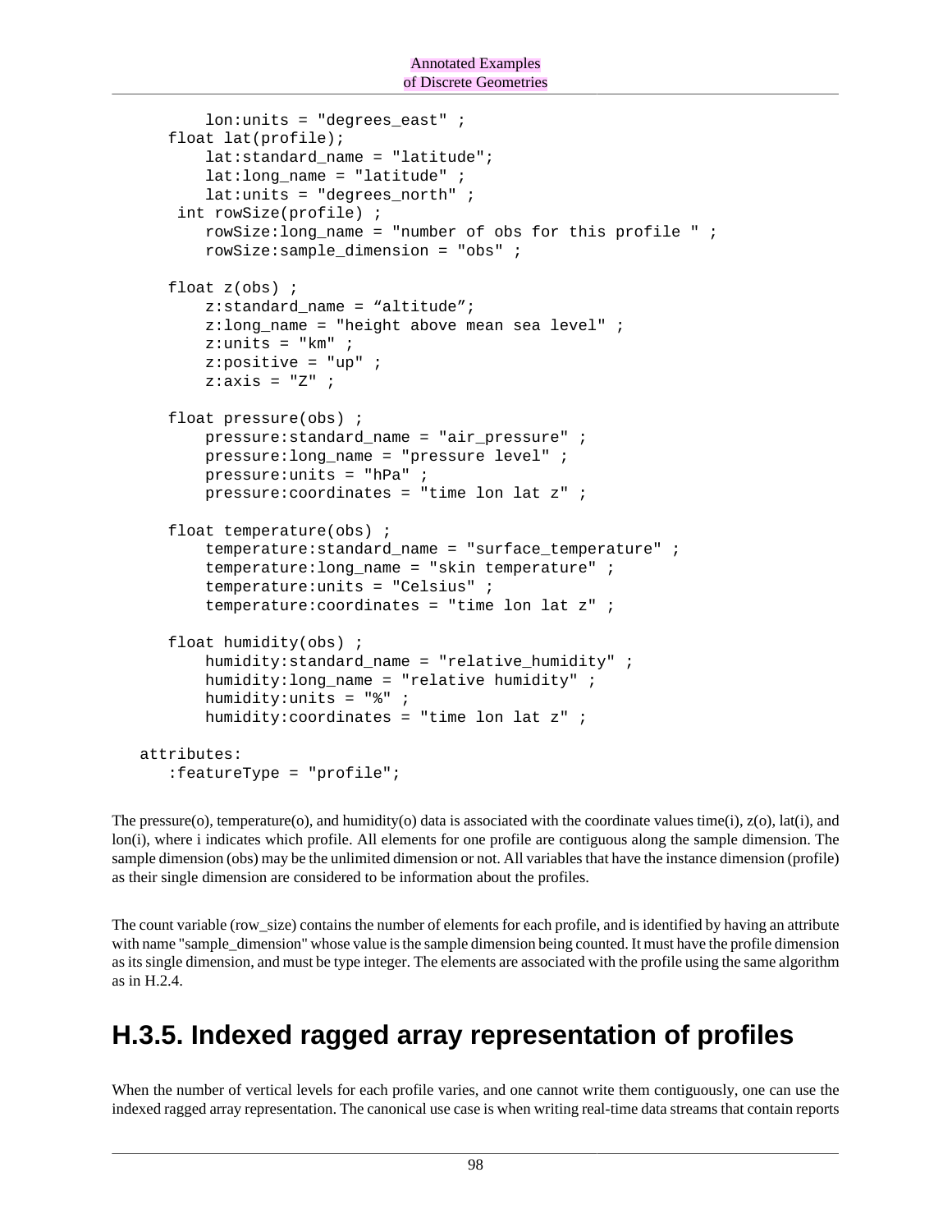```
        lon:units = "degrees_east" ;
    float lat(profile);
        lat:standard_name = "latitude";
        lat:long_name = "latitude" ;
        lat:units = "degrees_north" ;
     int rowSize(profile) ;
        rowSize:long_name = "number of obs for this profile " ;
        rowSize:sample_dimension = "obs" ;

    float z(obs) ;
        z:standard_name = “altitude”;
        z:long_name = "height above mean sea level" ;
        z:units = "km" ;
        z:positive = "up" ;
        z:axis = "Z" ;

    float pressure(obs) ;
        pressure:standard_name = "air_pressure" ;
        pressure:long_name = "pressure level" ;
        pressure:units = "hPa" ;
        pressure:coordinates = "time lon lat z" ;

    float temperature(obs) ;
        temperature:standard_name = "surface_temperature" ;
        temperature:long_name = "skin temperature" ;
        temperature:units = "Celsius" ;
        temperature:coordinates = "time lon lat z" ;

    float humidity(obs) ;
        humidity:standard_name = "relative_humidity" ;
        humidity:long_name = "relative humidity" ;
        humidity:units = "%" ;
        humidity:coordinates = "time lon lat z" ;

  attributes:
    :featureType = "profile";
```

The pressure(o), temperature(o), and humidity(o) data is associated with the coordinate values time(i), z(o), lat(i), and lon(i), where i indicates which profile. All elements for one profile are contiguous along the sample dimension. The sample dimension (obs) may be the unlimited dimension or not. All variables that have the instance dimension (profile) as their single dimension are considered to be information about the profiles.

The count variable (row_size) contains the number of elements for each profile, and is identified by having an attribute with name "sample_dimension" whose value is the sample dimension being counted. It must have the profile dimension as its single dimension, and must be type integer. The elements are associated with the profile using the same algorithm as in H.2.4.

## H.3.5. Indexed ragged array representation of profiles

When the number of vertical levels for each profile varies, and one cannot write them contiguously, one can use the indexed ragged array representation. The canonical use case is when writing real-time data streams that contain reports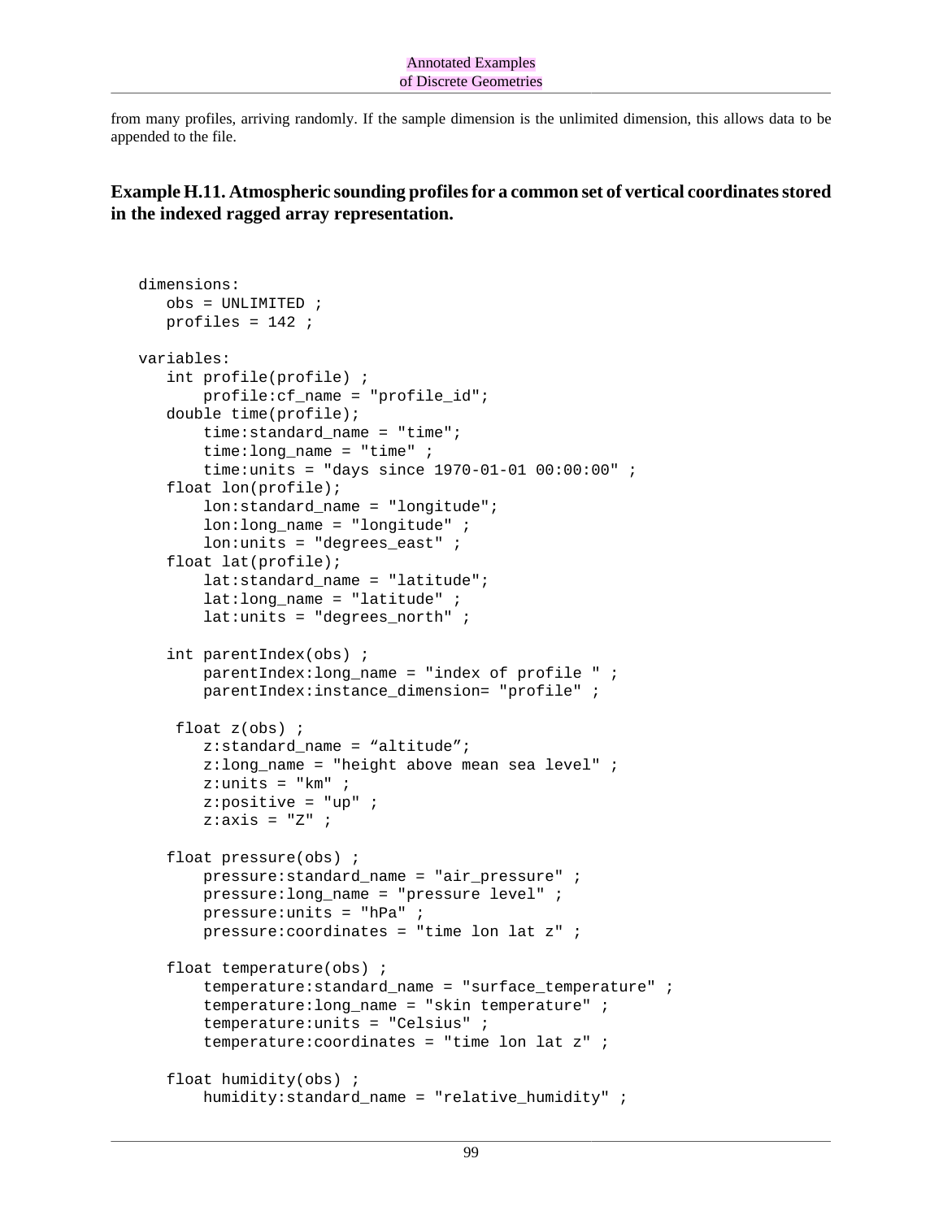from many profiles, arriving randomly. If the sample dimension is the unlimited dimension, this allows data to be appended to the file.

### Example H.11. Atmospheric sounding profiles for a common set of vertical coordinates stored in the indexed ragged array representation.

```
dimensions:
   obs = UNLIMITED ;
   profiles = 142 ;

variables:
   int profile(profile) ;
       profile:cf_name = "profile_id";
   double time(profile);
       time:standard_name = "time";
       time:long_name = "time" ;
       time:units = "days since 1970-01-01 00:00:00" ;
   float lon(profile);
       lon:standard_name = "longitude";
       lon:long_name = "longitude" ;
       lon:units = "degrees_east" ;
   float lat(profile);
       lat:standard_name = "latitude";
       lat:long_name = "latitude" ;
       lat:units = "degrees_north" ;

   int parentIndex(obs) ;
       parentIndex:long_name = "index of profile " ;
       parentIndex:instance_dimension= "profile" ;

    float z(obs) ;
       z:standard_name = “altitude”;
       z:long_name = "height above mean sea level" ;
       z:units = "km" ;
       z:positive = "up" ;
       z:axis = "Z" ;

   float pressure(obs) ;
       pressure:standard_name = "air_pressure" ;
       pressure:long_name = "pressure level" ;
       pressure:units = "hPa" ;
       pressure:coordinates = "time lon lat z" ;

   float temperature(obs) ;
       temperature:standard_name = "surface_temperature" ;
       temperature:long_name = "skin temperature" ;
       temperature:units = "Celsius" ;
       temperature:coordinates = "time lon lat z" ;

   float humidity(obs) ;
       humidity:standard_name = "relative_humidity" ;
```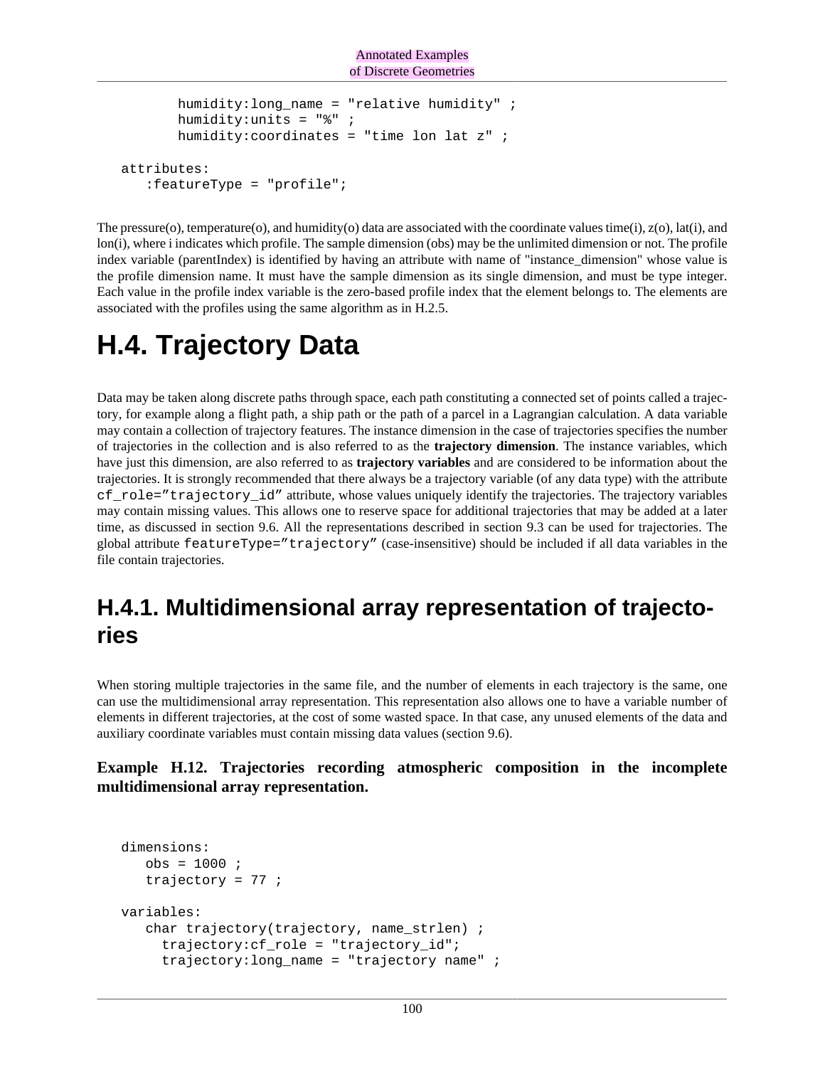```
        humidity:long_name = "relative humidity" ;
        humidity:units = "%" ;
        humidity:coordinates = "time lon lat z" ;

attributes:
   :featureType = "profile";
```

The pressure(o), temperature(o), and humidity(o) data are associated with the coordinate values time(i), z(o), lat(i), and lon(i), where i indicates which profile. The sample dimension (obs) may be the unlimited dimension or not. The profile index variable (parentIndex) is identified by having an attribute with name of "instance_dimension" whose value is the profile dimension name. It must have the sample dimension as its single dimension, and must be type integer. Each value in the profile index variable is the zero-based profile index that the element belongs to. The elements are associated with the profiles using the same algorithm as in H.2.5.

# H.4. Trajectory Data

Data may be taken along discrete paths through space, each path constituting a connected set of points called a trajectory, for example along a flight path, a ship path or the path of a parcel in a Lagrangian calculation. A data variable may contain a collection of trajectory features. The instance dimension in the case of trajectories specifies the number of trajectories in the collection and is also referred to as the **trajectory dimension**. The instance variables, which have just this dimension, are also referred to as **trajectory variables** and are considered to be information about the trajectories. It is strongly recommended that there always be a trajectory variable (of any data type) with the attribute `cf_role=”trajectory_id”` attribute, whose values uniquely identify the trajectories. The trajectory variables may contain missing values. This allows one to reserve space for additional trajectories that may be added at a later time, as discussed in section 9.6. All the representations described in section 9.3 can be used for trajectories. The global attribute `featureType=”trajectory”` (case-insensitive) should be included if all data variables in the file contain trajectories.

## H.4.1. Multidimensional array representation of trajectories

When storing multiple trajectories in the same file, and the number of elements in each trajectory is the same, one can use the multidimensional array representation. This representation also allows one to have a variable number of elements in different trajectories, at the cost of some wasted space. In that case, any unused elements of the data and auxiliary coordinate variables must contain missing data values (section 9.6).

### Example H.12. Trajectories recording atmospheric composition in the incomplete multidimensional array representation.

```
dimensions:
   obs = 1000 ;
   trajectory = 77 ;

variables:
   char trajectory(trajectory, name_strlen) ;
     trajectory:cf_role = "trajectory_id";
     trajectory:long_name = "trajectory name" ;
```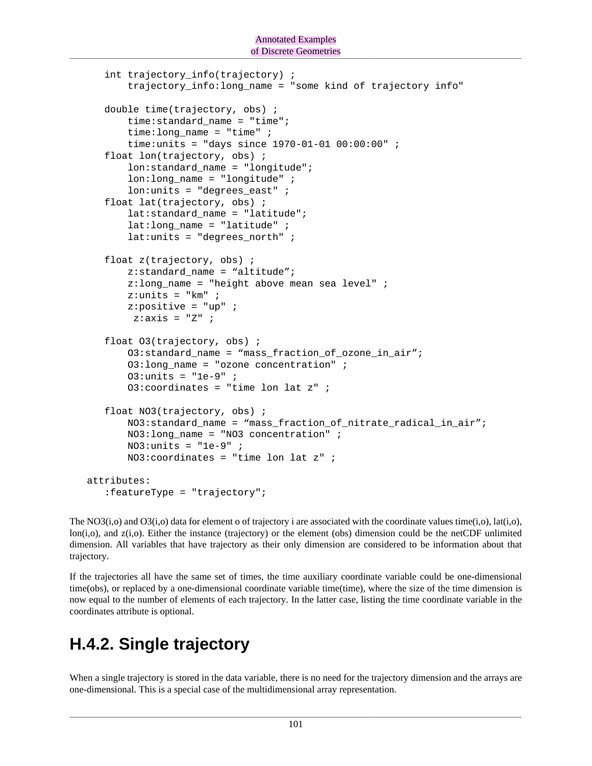```
      int trajectory_info(trajectory) ;
          trajectory_info:long_name = "some kind of trajectory info"

      double time(trajectory, obs) ;
          time:standard_name = "time";
          time:long_name = "time" ;
          time:units = "days since 1970-01-01 00:00:00" ;
      float lon(trajectory, obs) ;
          lon:standard_name = "longitude";
          lon:long_name = "longitude" ;
          lon:units = "degrees_east" ;
      float lat(trajectory, obs) ;
          lat:standard_name = "latitude";
          lat:long_name = "latitude" ;
          lat:units = "degrees_north" ;

      float z(trajectory, obs) ;
          z:standard_name = “altitude”;
          z:long_name = "height above mean sea level" ;
          z:units = "km" ;
          z:positive = "up" ;
           z:axis = "Z" ;

      float O3(trajectory, obs) ;
          O3:standard_name = “mass_fraction_of_ozone_in_air”;
          O3:long_name = "ozone concentration" ;
          O3:units = "1e-9" ;
          O3:coordinates = "time lon lat z" ;

      float NO3(trajectory, obs) ;
          NO3:standard_name = “mass_fraction_of_nitrate_radical_in_air”;
          NO3:long_name = "NO3 concentration" ;
          NO3:units = "1e-9" ;
          NO3:coordinates = "time lon lat z" ;

   attributes:
      :featureType = "trajectory";
```

The NO3(i,o) and O3(i,o) data for element o of trajectory i are associated with the coordinate values time(i,o), lat(i,o), lon(i,o), and z(i,o). Either the instance (trajectory) or the element (obs) dimension could be the netCDF unlimited dimension. All variables that have trajectory as their only dimension are considered to be information about that trajectory.

If the trajectories all have the same set of times, the time auxiliary coordinate variable could be one-dimensional time(obs), or replaced by a one-dimensional coordinate variable time(time), where the size of the time dimension is now equal to the number of elements of each trajectory. In the latter case, listing the time coordinate variable in the coordinates attribute is optional.

## H.4.2. Single trajectory

When a single trajectory is stored in the data variable, there is no need for the trajectory dimension and the arrays are one-dimensional. This is a special case of the multidimensional array representation.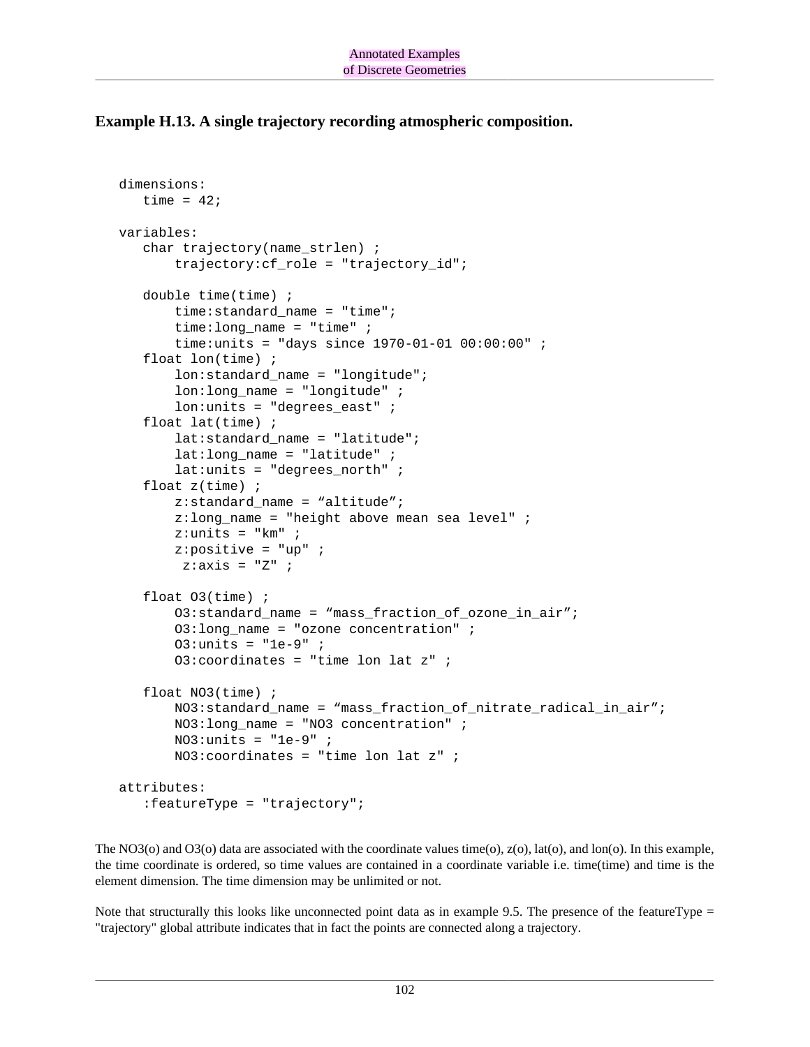### Example H.13. A single trajectory recording atmospheric composition.

```
dimensions:
   time = 42;

variables:
   char trajectory(name_strlen) ;
       trajectory:cf_role = "trajectory_id";

   double time(time) ;
       time:standard_name = "time";
       time:long_name = "time" ;
       time:units = "days since 1970-01-01 00:00:00" ;
   float lon(time) ;
       lon:standard_name = "longitude";
       lon:long_name = "longitude" ;
       lon:units = "degrees_east" ;
   float lat(time) ;
       lat:standard_name = "latitude";
       lat:long_name = "latitude" ;
       lat:units = "degrees_north" ;
   float z(time) ;
       z:standard_name = “altitude”;
       z:long_name = "height above mean sea level" ;
       z:units = "km" ;
       z:positive = "up" ;
        z:axis = "Z" ;

   float O3(time) ;
       O3:standard_name = “mass_fraction_of_ozone_in_air”;
       O3:long_name = "ozone concentration" ;
       O3:units = "1e-9" ;
       O3:coordinates = "time lon lat z" ;

   float NO3(time) ;
       NO3:standard_name = “mass_fraction_of_nitrate_radical_in_air”;
       NO3:long_name = "NO3 concentration" ;
       NO3:units = "1e-9" ;
       NO3:coordinates = "time lon lat z" ;

attributes:
   :featureType = "trajectory";
```

The NO3(o) and O3(o) data are associated with the coordinate values time(o), z(o), lat(o), and lon(o). In this example, the time coordinate is ordered, so time values are contained in a coordinate variable i.e. time(time) and time is the element dimension. The time dimension may be unlimited or not.

Note that structurally this looks like unconnected point data as in example 9.5. The presence of the featureType = "trajectory" global attribute indicates that in fact the points are connected along a trajectory.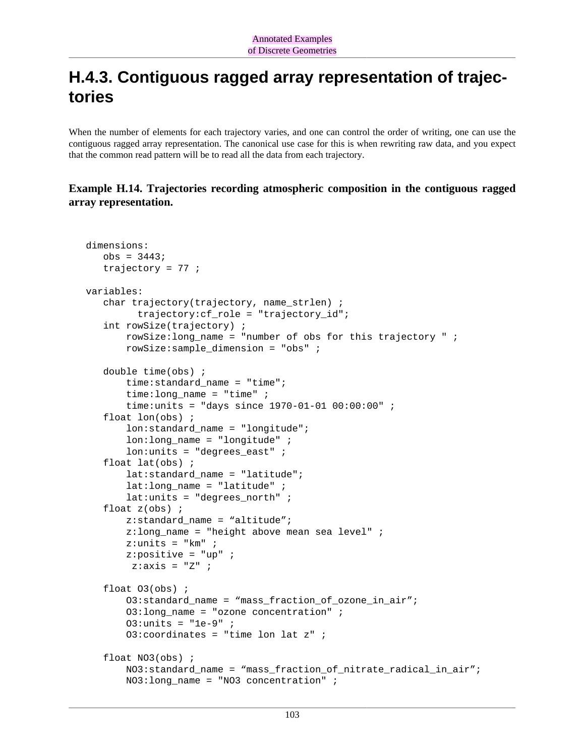## H.4.3. Contiguous ragged array representation of trajectories

When the number of elements for each trajectory varies, and one can control the order of writing, one can use the contiguous ragged array representation. The canonical use case for this is when rewriting raw data, and you expect that the common read pattern will be to read all the data from each trajectory.

**Example H.14. Trajectories recording atmospheric composition in the contiguous ragged array representation.**

```
dimensions:
   obs = 3443;
   trajectory = 77 ;

variables:
   char trajectory(trajectory, name_strlen) ;
         trajectory:cf_role = "trajectory_id";
   int rowSize(trajectory) ;
       rowSize:long_name = "number of obs for this trajectory " ;
       rowSize:sample_dimension = "obs" ;

   double time(obs) ;
       time:standard_name = "time";
       time:long_name = "time" ;
       time:units = "days since 1970-01-01 00:00:00" ;
   float lon(obs) ;
       lon:standard_name = "longitude";
       lon:long_name = "longitude" ;
       lon:units = "degrees_east" ;
   float lat(obs) ;
       lat:standard_name = "latitude";
       lat:long_name = "latitude" ;
       lat:units = "degrees_north" ;
   float z(obs) ;
       z:standard_name = “altitude”;
       z:long_name = "height above mean sea level" ;
       z:units = "km" ;
       z:positive = "up" ;
        z:axis = "Z" ;

   float O3(obs) ;
       O3:standard_name = “mass_fraction_of_ozone_in_air”;
       O3:long_name = "ozone concentration" ;
       O3:units = "1e-9" ;
       O3:coordinates = "time lon lat z" ;

   float NO3(obs) ;
       NO3:standard_name = “mass_fraction_of_nitrate_radical_in_air”;
       NO3:long_name = "NO3 concentration" ;
```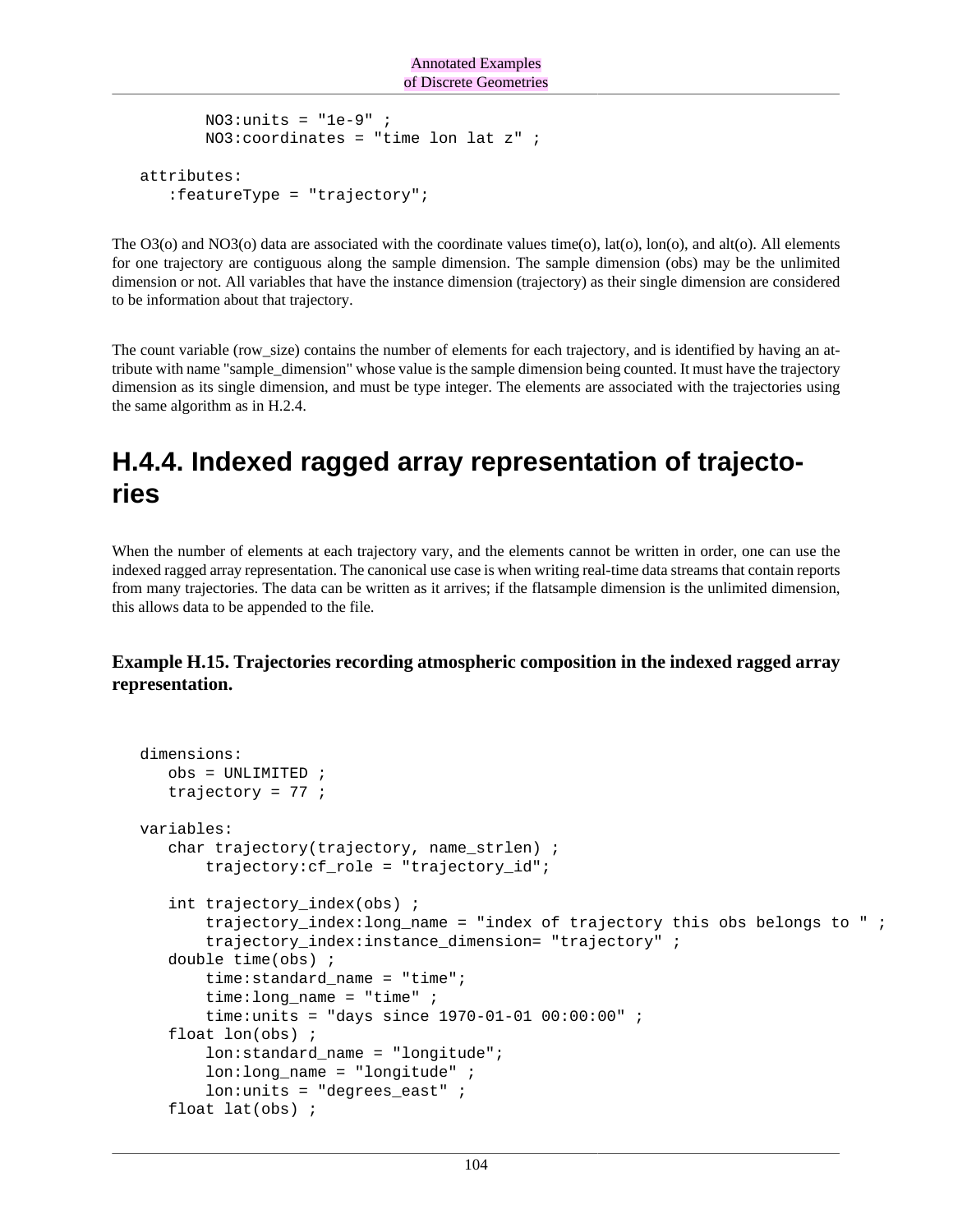```
        NO3:units = "1e-9" ;
        NO3:coordinates = "time lon lat z" ;

   attributes:
      :featureType = "trajectory";
```

The O3(o) and NO3(o) data are associated with the coordinate values time(o), lat(o), lon(o), and alt(o). All elements for one trajectory are contiguous along the sample dimension. The sample dimension (obs) may be the unlimited dimension or not. All variables that have the instance dimension (trajectory) as their single dimension are considered to be information about that trajectory.

The count variable (row_size) contains the number of elements for each trajectory, and is identified by having an attribute with name "sample_dimension" whose value is the sample dimension being counted. It must have the trajectory dimension as its single dimension, and must be type integer. The elements are associated with the trajectories using the same algorithm as in H.2.4.

## H.4.4. Indexed ragged array representation of trajectories

When the number of elements at each trajectory vary, and the elements cannot be written in order, one can use the indexed ragged array representation. The canonical use case is when writing real-time data streams that contain reports from many trajectories. The data can be written as it arrives; if the flatsample dimension is the unlimited dimension, this allows data to be appended to the file.

### Example H.15. Trajectories recording atmospheric composition in the indexed ragged array representation.

```
   dimensions:
      obs = UNLIMITED ;
      trajectory = 77 ;

   variables:
      char trajectory(trajectory, name_strlen) ;
          trajectory:cf_role = "trajectory_id";

      int trajectory_index(obs) ;
          trajectory_index:long_name = "index of trajectory this obs belongs to " ;
          trajectory_index:instance_dimension= "trajectory" ;
      double time(obs) ;
          time:standard_name = "time";
          time:long_name = "time" ;
          time:units = "days since 1970-01-01 00:00:00" ;
      float lon(obs) ;
          lon:standard_name = "longitude";
          lon:long_name = "longitude" ;
          lon:units = "degrees_east" ;
      float lat(obs) ;
```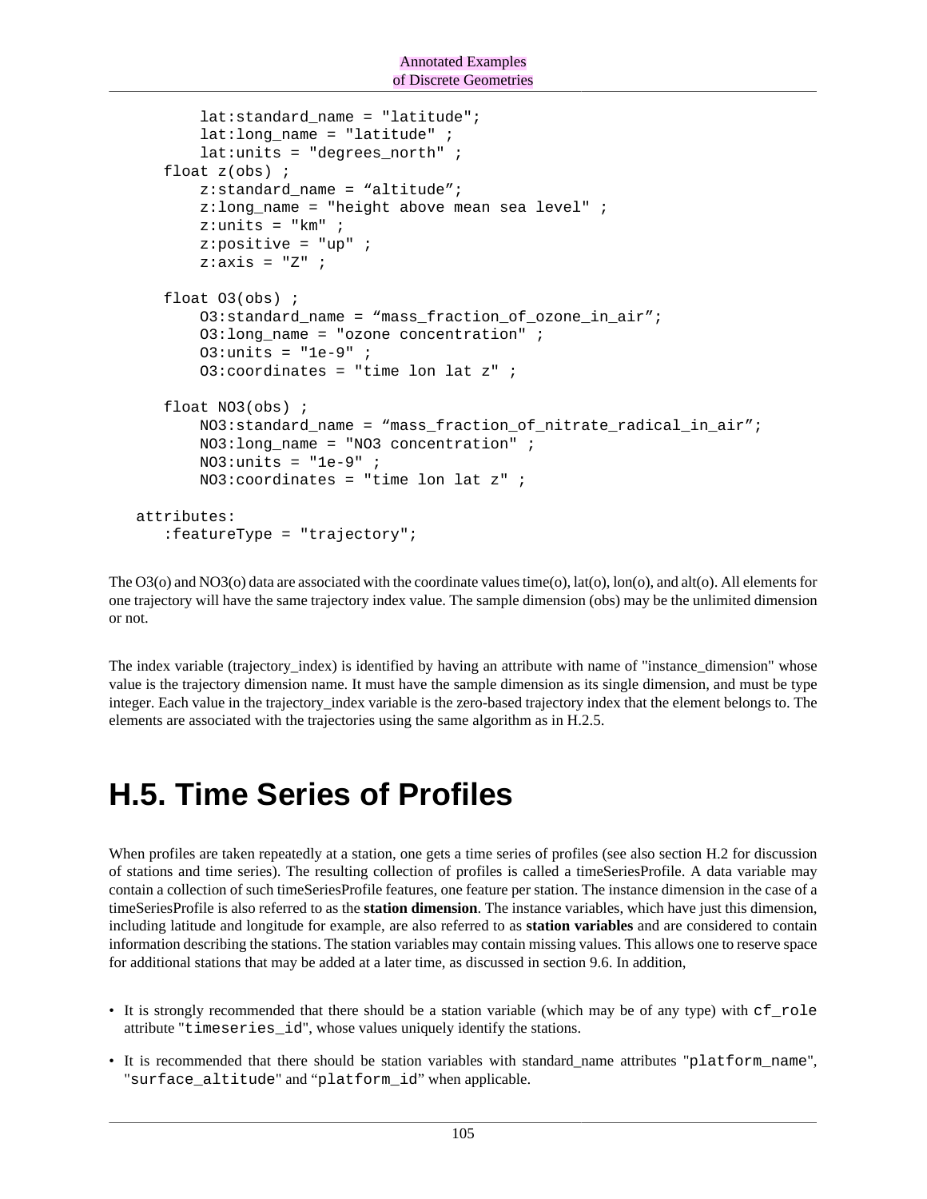```
        lat:standard_name = "latitude";
        lat:long_name = "latitude" ;
        lat:units = "degrees_north" ;
    float z(obs) ;
        z:standard_name = “altitude”;
        z:long_name = "height above mean sea level" ;
        z:units = "km" ;
        z:positive = "up" ;
        z:axis = "Z" ;

    float O3(obs) ;
        O3:standard_name = “mass_fraction_of_ozone_in_air”;
        O3:long_name = "ozone concentration" ;
        O3:units = "1e-9" ;
        O3:coordinates = "time lon lat z" ;

    float NO3(obs) ;
        NO3:standard_name = “mass_fraction_of_nitrate_radical_in_air”;
        NO3:long_name = "NO3 concentration" ;
        NO3:units = "1e-9" ;
        NO3:coordinates = "time lon lat z" ;

  attributes:
    :featureType = "trajectory";
```

The O3(o) and NO3(o) data are associated with the coordinate values time(o), lat(o), lon(o), and alt(o). All elements for one trajectory will have the same trajectory index value. The sample dimension (obs) may be the unlimited dimension or not.

The index variable (trajectory_index) is identified by having an attribute with name of "instance_dimension" whose value is the trajectory dimension name. It must have the sample dimension as its single dimension, and must be type integer. Each value in the trajectory_index variable is the zero-based trajectory index that the element belongs to. The elements are associated with the trajectories using the same algorithm as in H.2.5.

# H.5. Time Series of Profiles

When profiles are taken repeatedly at a station, one gets a time series of profiles (see also section H.2 for discussion of stations and time series). The resulting collection of profiles is called a timeSeriesProfile. A data variable may contain a collection of such timeSeriesProfile features, one feature per station. The instance dimension in the case of a timeSeriesProfile is also referred to as the **station dimension**. The instance variables, which have just this dimension, including latitude and longitude for example, are also referred to as **station variables** and are considered to contain information describing the stations. The station variables may contain missing values. This allows one to reserve space for additional stations that may be added at a later time, as discussed in section 9.6. In addition,

- It is strongly recommended that there should be a station variable (which may be of any type) with `cf_role` attribute "`timeseries_id`", whose values uniquely identify the stations.
- It is recommended that there should be station variables with standard_name attributes "`platform_name`", "`surface_altitude`" and “`platform_id`” when applicable.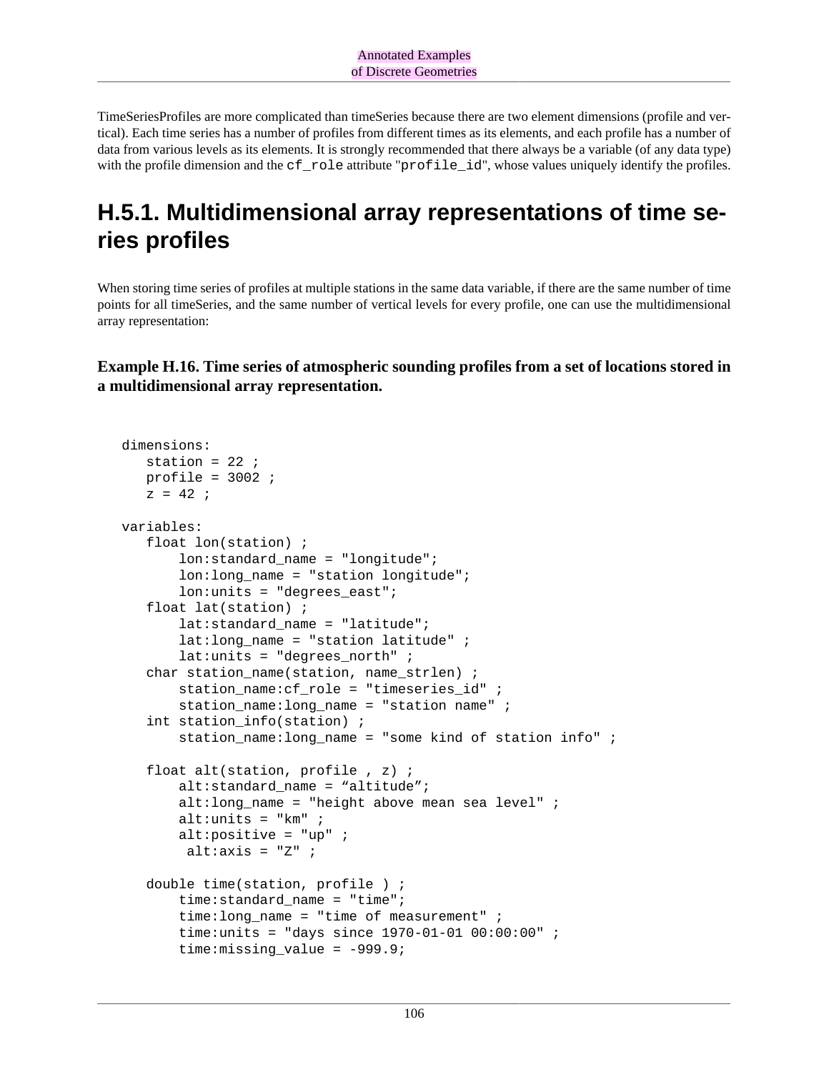TimeSeriesProfiles are more complicated than timeSeries because there are two element dimensions (profile and vertical). Each time series has a number of profiles from different times as its elements, and each profile has a number of data from various levels as its elements. It is strongly recommended that there always be a variable (of any data type) with the profile dimension and the `cf_role` attribute "`profile_id`", whose values uniquely identify the profiles.

## H.5.1. Multidimensional array representations of time series profiles

When storing time series of profiles at multiple stations in the same data variable, if there are the same number of time points for all timeSeries, and the same number of vertical levels for every profile, one can use the multidimensional array representation:

**Example H.16. Time series of atmospheric sounding profiles from a set of locations stored in a multidimensional array representation.**

```
dimensions:
   station = 22 ;
   profile = 3002 ;
   z = 42 ;

variables:
   float lon(station) ;
       lon:standard_name = "longitude";
       lon:long_name = "station longitude";
       lon:units = "degrees_east";
   float lat(station) ;
       lat:standard_name = "latitude";
       lat:long_name = "station latitude" ;
       lat:units = "degrees_north" ;
   char station_name(station, name_strlen) ;
       station_name:cf_role = "timeseries_id" ;
       station_name:long_name = "station name" ;
   int station_info(station) ;
       station_name:long_name = "some kind of station info" ;

   float alt(station, profile , z) ;
       alt:standard_name = “altitude”;
       alt:long_name = "height above mean sea level" ;
       alt:units = "km" ;
       alt:positive = "up" ;
        alt:axis = "Z" ;

   double time(station, profile ) ;
       time:standard_name = "time";
       time:long_name = "time of measurement" ;
       time:units = "days since 1970-01-01 00:00:00" ;
       time:missing_value = -999.9;
```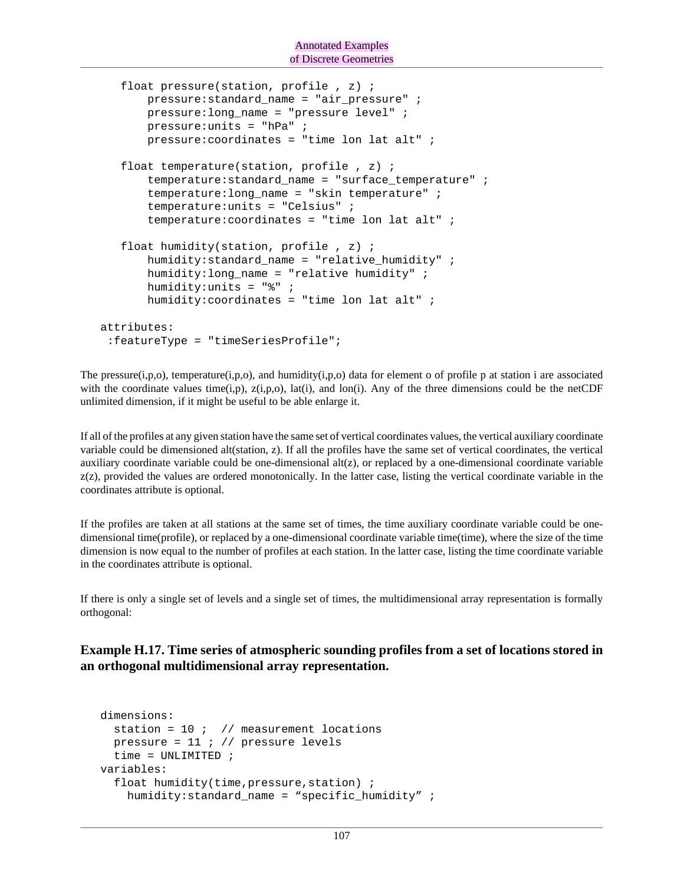```
      float pressure(station, profile , z) ;
          pressure:standard_name = "air_pressure" ;
          pressure:long_name = "pressure level" ;
          pressure:units = "hPa" ;
          pressure:coordinates = "time lon lat alt" ;

      float temperature(station, profile , z) ;
          temperature:standard_name = "surface_temperature" ;
          temperature:long_name = "skin temperature" ;
          temperature:units = "Celsius" ;
          temperature:coordinates = "time lon lat alt" ;

      float humidity(station, profile , z) ;
          humidity:standard_name = "relative_humidity" ;
          humidity:long_name = "relative humidity" ;
          humidity:units = "%" ;
          humidity:coordinates = "time lon lat alt" ;

   attributes:
    :featureType = "timeSeriesProfile";
```

The pressure(i,p,o), temperature(i,p,o), and humidity(i,p,o) data for element o of profile p at station i are associated with the coordinate values time(i,p), z(i,p,o), lat(i), and lon(i). Any of the three dimensions could be the netCDF unlimited dimension, if it might be useful to be able enlarge it.

If all of the profiles at any given station have the same set of vertical coordinates values, the vertical auxiliary coordinate variable could be dimensioned alt(station, z). If all the profiles have the same set of vertical coordinates, the vertical auxiliary coordinate variable could be one-dimensional alt(z), or replaced by a one-dimensional coordinate variable z(z), provided the values are ordered monotonically. In the latter case, listing the vertical coordinate variable in the coordinates attribute is optional.

If the profiles are taken at all stations at the same set of times, the time auxiliary coordinate variable could be one-dimensional time(profile), or replaced by a one-dimensional coordinate variable time(time), where the size of the time dimension is now equal to the number of profiles at each station. In the latter case, listing the time coordinate variable in the coordinates attribute is optional.

If there is only a single set of levels and a single set of times, the multidimensional array representation is formally orthogonal:

### Example H.17. Time series of atmospheric sounding profiles from a set of locations stored in an orthogonal multidimensional array representation.

```
   dimensions:
     station = 10 ;  // measurement locations
     pressure = 11 ; // pressure levels
     time = UNLIMITED ;
   variables:
     float humidity(time,pressure,station) ;
       humidity:standard_name = “specific_humidity” ;
```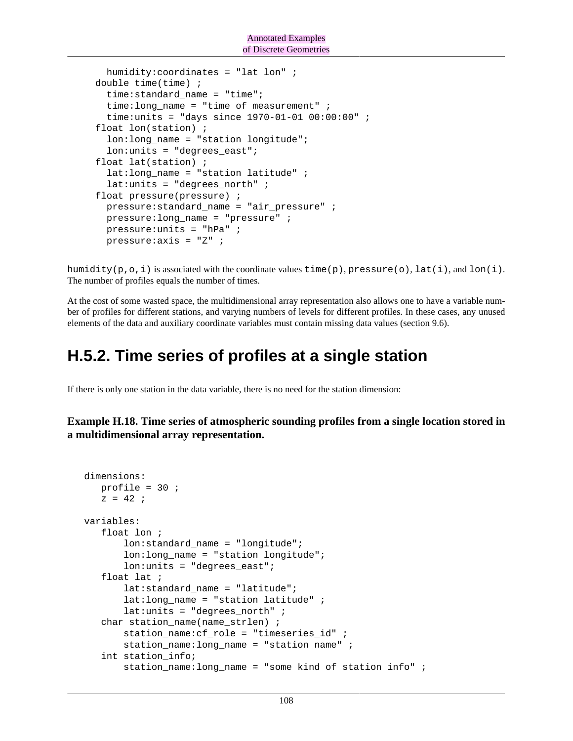```
      humidity:coordinates = "lat lon" ;
    double time(time) ;
      time:standard_name = "time";
      time:long_name = "time of measurement" ;
      time:units = "days since 1970-01-01 00:00:00" ;
    float lon(station) ;
      lon:long_name = "station longitude";
      lon:units = "degrees_east";
    float lat(station) ;
      lat:long_name = "station latitude" ;
      lat:units = "degrees_north" ;
    float pressure(pressure) ;
      pressure:standard_name = "air_pressure" ;
      pressure:long_name = "pressure" ;
      pressure:units = "hPa" ;
      pressure:axis = "Z" ;
```

`humidity(p,o,i)` is associated with the coordinate values `time(p)`, `pressure(o)`, `lat(i)`, and `lon(i)`. The number of profiles equals the number of times.

At the cost of some wasted space, the multidimensional array representation also allows one to have a variable number of profiles for different stations, and varying numbers of levels for different profiles. In these cases, any unused elements of the data and auxiliary coordinate variables must contain missing data values (section 9.6).

## H.5.2. Time series of profiles at a single station

If there is only one station in the data variable, there is no need for the station dimension:

### Example H.18. Time series of atmospheric sounding profiles from a single location stored in a multidimensional array representation.

```
dimensions:
   profile = 30 ;
   z = 42 ;

variables:
   float lon ;
       lon:standard_name = "longitude";
       lon:long_name = "station longitude";
       lon:units = "degrees_east";
   float lat ;
       lat:standard_name = "latitude";
       lat:long_name = "station latitude" ;
       lat:units = "degrees_north" ;
   char station_name(name_strlen) ;
       station_name:cf_role = "timeseries_id" ;
       station_name:long_name = "station name" ;
   int station_info;
       station_name:long_name = "some kind of station info" ;
```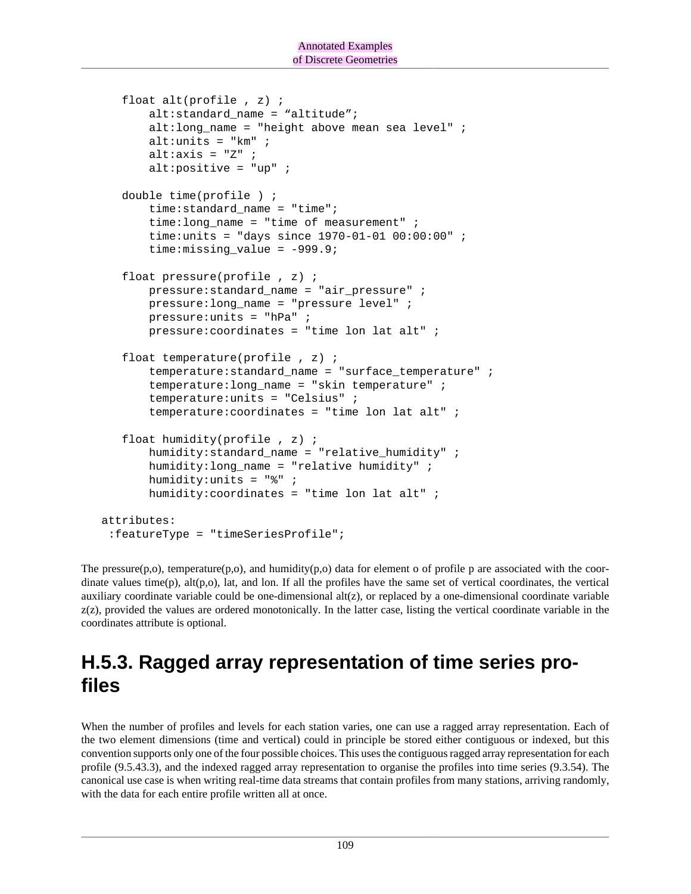```
      float alt(profile , z) ;
          alt:standard_name = “altitude”;
          alt:long_name = "height above mean sea level" ;
          alt:units = "km" ;
          alt:axis = "Z" ;
          alt:positive = "up" ;

      double time(profile ) ;
          time:standard_name = "time";
          time:long_name = "time of measurement" ;
          time:units = "days since 1970-01-01 00:00:00" ;
          time:missing_value = -999.9;

      float pressure(profile , z) ;
          pressure:standard_name = "air_pressure" ;
          pressure:long_name = "pressure level" ;
          pressure:units = "hPa" ;
          pressure:coordinates = "time lon lat alt" ;

      float temperature(profile , z) ;
          temperature:standard_name = "surface_temperature" ;
          temperature:long_name = "skin temperature" ;
          temperature:units = "Celsius" ;
          temperature:coordinates = "time lon lat alt" ;

      float humidity(profile , z) ;
          humidity:standard_name = "relative_humidity" ;
          humidity:long_name = "relative humidity" ;
          humidity:units = "%" ;
          humidity:coordinates = "time lon lat alt" ;

   attributes:
    :featureType = "timeSeriesProfile";
```

The pressure(p,o), temperature(p,o), and humidity(p,o) data for element o of profile p are associated with the coordinate values time(p), alt(p,o), lat, and lon. If all the profiles have the same set of vertical coordinates, the vertical auxiliary coordinate variable could be one-dimensional alt(z), or replaced by a one-dimensional coordinate variable z(z), provided the values are ordered monotonically. In the latter case, listing the vertical coordinate variable in the coordinates attribute is optional.

## H.5.3. Ragged array representation of time series profiles

When the number of profiles and levels for each station varies, one can use a ragged array representation. Each of the two element dimensions (time and vertical) could in principle be stored either contiguous or indexed, but this convention supports only one of the four possible choices. This uses the contiguous ragged array representation for each profile (9.5.43.3), and the indexed ragged array representation to organise the profiles into time series (9.3.54). The canonical use case is when writing real-time data streams that contain profiles from many stations, arriving randomly, with the data for each entire profile written all at once.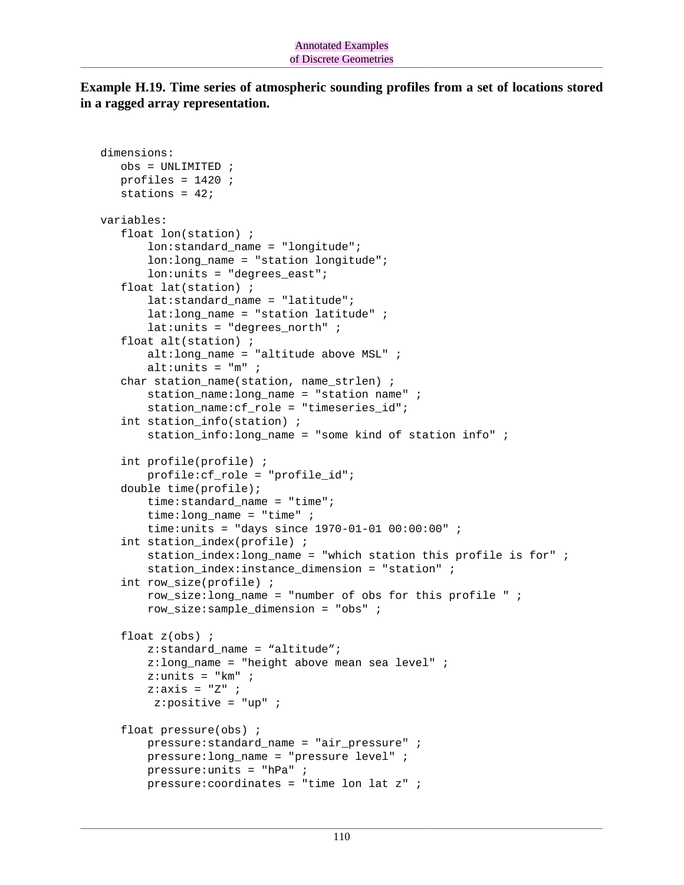**Example H.19. Time series of atmospheric sounding profiles from a set of locations stored in a ragged array representation.**

```
dimensions:
   obs = UNLIMITED ;
   profiles = 1420 ;
   stations = 42;

variables:
   float lon(station) ;
       lon:standard_name = "longitude";
       lon:long_name = "station longitude";
       lon:units = "degrees_east";
   float lat(station) ;
       lat:standard_name = "latitude";
       lat:long_name = "station latitude" ;
       lat:units = "degrees_north" ;
   float alt(station) ;
       alt:long_name = "altitude above MSL" ;
       alt:units = "m" ;
   char station_name(station, name_strlen) ;
       station_name:long_name = "station name" ;
       station_name:cf_role = "timeseries_id";
   int station_info(station) ;
       station_info:long_name = "some kind of station info" ;

   int profile(profile) ;
       profile:cf_role = "profile_id";
   double time(profile);
       time:standard_name = "time";
       time:long_name = "time" ;
       time:units = "days since 1970-01-01 00:00:00" ;
   int station_index(profile) ;
       station_index:long_name = "which station this profile is for" ;
       station_index:instance_dimension = "station" ;
   int row_size(profile) ;
       row_size:long_name = "number of obs for this profile " ;
       row_size:sample_dimension = "obs" ;

   float z(obs) ;
       z:standard_name = “altitude”;
       z:long_name = "height above mean sea level" ;
       z:units = "km" ;
       z:axis = "Z" ;
        z:positive = "up" ;

   float pressure(obs) ;
       pressure:standard_name = "air_pressure" ;
       pressure:long_name = "pressure level" ;
       pressure:units = "hPa" ;
       pressure:coordinates = "time lon lat z" ;
```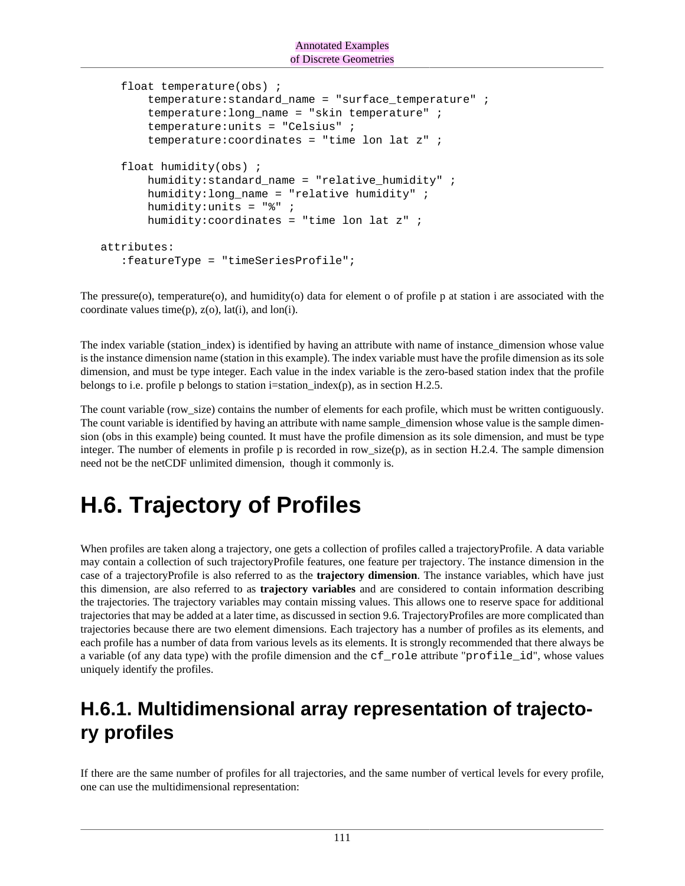```
      float temperature(obs) ;
          temperature:standard_name = "surface_temperature" ;
          temperature:long_name = "skin temperature" ;
          temperature:units = "Celsius" ;
          temperature:coordinates = "time lon lat z" ;

      float humidity(obs) ;
          humidity:standard_name = "relative_humidity" ;
          humidity:long_name = "relative humidity" ;
          humidity:units = "%" ;
          humidity:coordinates = "time lon lat z" ;

   attributes:
      :featureType = "timeSeriesProfile";
```

The pressure(o), temperature(o), and humidity(o) data for element o of profile p at station i are associated with the coordinate values time(p), z(o), lat(i), and lon(i).

The index variable (station_index) is identified by having an attribute with name of instance_dimension whose value is the instance dimension name (station in this example). The index variable must have the profile dimension as its sole dimension, and must be type integer. Each value in the index variable is the zero-based station index that the profile belongs to i.e. profile p belongs to station i=station_index(p), as in section H.2.5.

The count variable (row_size) contains the number of elements for each profile, which must be written contiguously. The count variable is identified by having an attribute with name sample_dimension whose value is the sample dimension (obs in this example) being counted. It must have the profile dimension as its sole dimension, and must be type integer. The number of elements in profile p is recorded in row_size(p), as in section H.2.4. The sample dimension need not be the netCDF unlimited dimension, though it commonly is.

# H.6. Trajectory of Profiles

When profiles are taken along a trajectory, one gets a collection of profiles called a trajectoryProfile. A data variable may contain a collection of such trajectoryProfile features, one feature per trajectory. The instance dimension in the case of a trajectoryProfile is also referred to as the **trajectory dimension**. The instance variables, which have just this dimension, are also referred to as **trajectory variables** and are considered to contain information describing the trajectories. The trajectory variables may contain missing values. This allows one to reserve space for additional trajectories that may be added at a later time, as discussed in section 9.6. TrajectoryProfiles are more complicated than trajectories because there are two element dimensions. Each trajectory has a number of profiles as its elements, and each profile has a number of data from various levels as its elements. It is strongly recommended that there always be a variable (of any data type) with the profile dimension and the `cf_role` attribute "`profile_id`", whose values uniquely identify the profiles.

## H.6.1. Multidimensional array representation of trajectory profiles

If there are the same number of profiles for all trajectories, and the same number of vertical levels for every profile, one can use the multidimensional representation: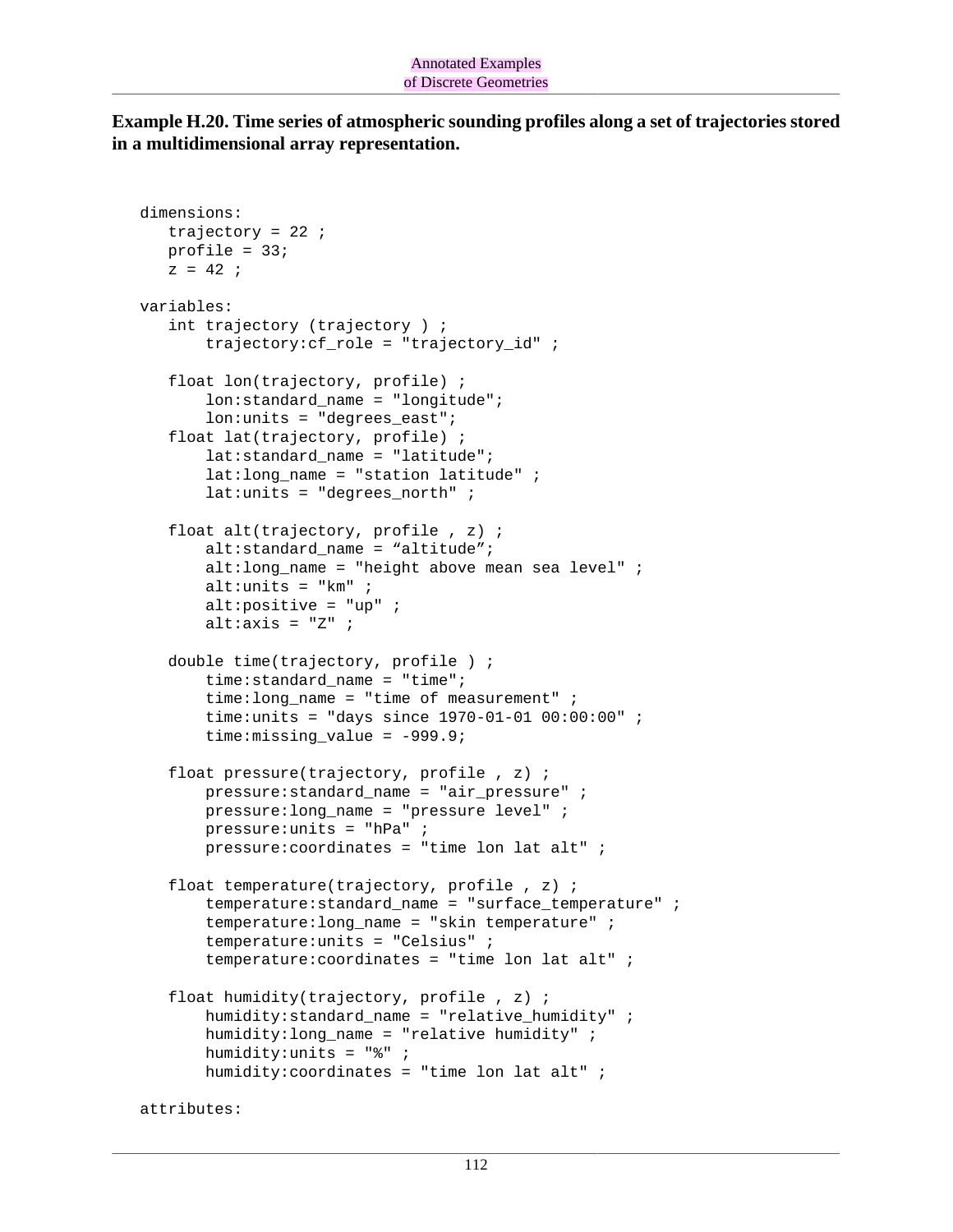**Example H.20. Time series of atmospheric sounding profiles along a set of trajectories stored in a multidimensional array representation.**

```
dimensions:
   trajectory = 22 ;
   profile = 33;
   z = 42 ;

variables:
   int trajectory (trajectory ) ;
       trajectory:cf_role = "trajectory_id" ;

   float lon(trajectory, profile) ;
       lon:standard_name = "longitude";
       lon:units = "degrees_east";
   float lat(trajectory, profile) ;
       lat:standard_name = "latitude";
       lat:long_name = "station latitude" ;
       lat:units = "degrees_north" ;

   float alt(trajectory, profile , z) ;
       alt:standard_name = “altitude”;
       alt:long_name = "height above mean sea level" ;
       alt:units = "km" ;
       alt:positive = "up" ;
       alt:axis = "Z" ;

   double time(trajectory, profile ) ;
       time:standard_name = "time";
       time:long_name = "time of measurement" ;
       time:units = "days since 1970-01-01 00:00:00" ;
       time:missing_value = -999.9;

   float pressure(trajectory, profile , z) ;
       pressure:standard_name = "air_pressure" ;
       pressure:long_name = "pressure level" ;
       pressure:units = "hPa" ;
       pressure:coordinates = "time lon lat alt" ;

   float temperature(trajectory, profile , z) ;
       temperature:standard_name = "surface_temperature" ;
       temperature:long_name = "skin temperature" ;
       temperature:units = "Celsius" ;
       temperature:coordinates = "time lon lat alt" ;

   float humidity(trajectory, profile , z) ;
       humidity:standard_name = "relative_humidity" ;
       humidity:long_name = "relative humidity" ;
       humidity:units = "%" ;
       humidity:coordinates = "time lon lat alt" ;

attributes:
```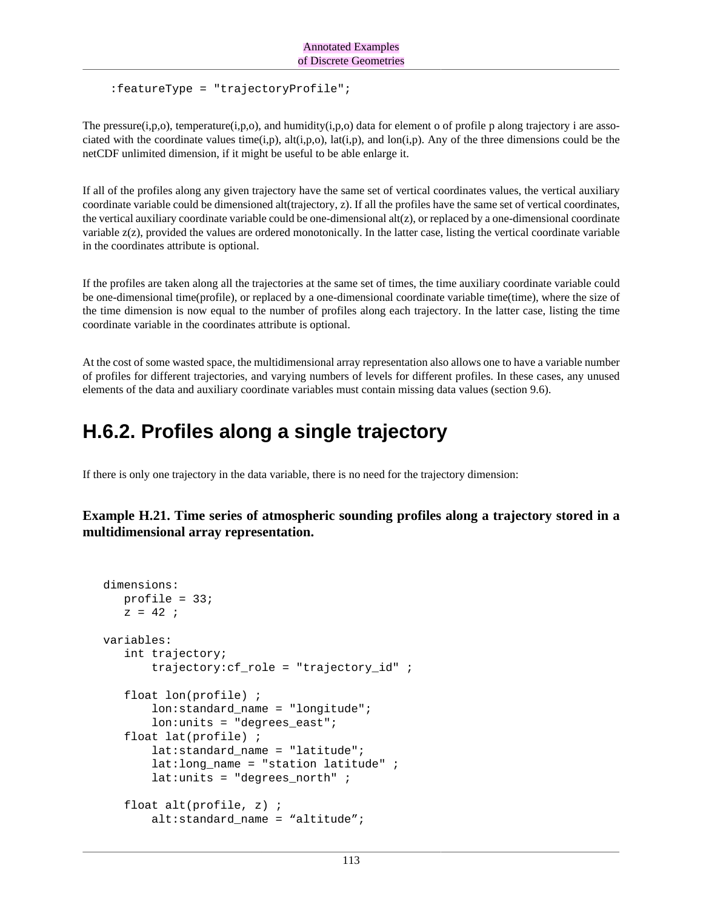```
    :featureType = "trajectoryProfile";
```

The pressure(i,p,o), temperature(i,p,o), and humidity(i,p,o) data for element o of profile p along trajectory i are associated with the coordinate values time(i,p), alt(i,p,o), lat(i,p), and lon(i,p). Any of the three dimensions could be the netCDF unlimited dimension, if it might be useful to be able enlarge it.

If all of the profiles along any given trajectory have the same set of vertical coordinates values, the vertical auxiliary coordinate variable could be dimensioned alt(trajectory, z). If all the profiles have the same set of vertical coordinates, the vertical auxiliary coordinate variable could be one-dimensional alt(z), or replaced by a one-dimensional coordinate variable z(z), provided the values are ordered monotonically. In the latter case, listing the vertical coordinate variable in the coordinates attribute is optional.

If the profiles are taken along all the trajectories at the same set of times, the time auxiliary coordinate variable could be one-dimensional time(profile), or replaced by a one-dimensional coordinate variable time(time), where the size of the time dimension is now equal to the number of profiles along each trajectory. In the latter case, listing the time coordinate variable in the coordinates attribute is optional.

At the cost of some wasted space, the multidimensional array representation also allows one to have a variable number of profiles for different trajectories, and varying numbers of levels for different profiles. In these cases, any unused elements of the data and auxiliary coordinate variables must contain missing data values (section 9.6).

## H.6.2. Profiles along a single trajectory

If there is only one trajectory in the data variable, there is no need for the trajectory dimension:

**Example H.21. Time series of atmospheric sounding profiles along a trajectory stored in a multidimensional array representation.**

```
dimensions:
   profile = 33;
   z = 42 ;

variables:
   int trajectory;
       trajectory:cf_role = "trajectory_id" ;

   float lon(profile) ;
       lon:standard_name = "longitude";
       lon:units = "degrees_east";
   float lat(profile) ;
       lat:standard_name = "latitude";
       lat:long_name = "station latitude" ;
       lat:units = "degrees_north" ;

   float alt(profile, z) ;
       alt:standard_name = “altitude”;
```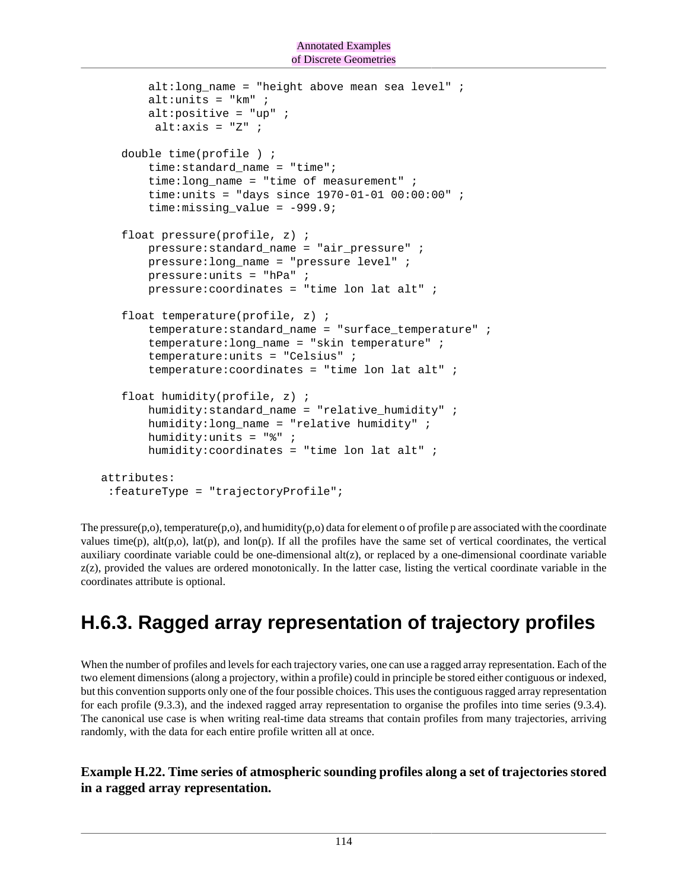```
        alt:long_name = "height above mean sea level" ;
        alt:units = "km" ;
        alt:positive = "up" ;
         alt:axis = "Z" ;

    double time(profile ) ;
        time:standard_name = "time";
        time:long_name = "time of measurement" ;
        time:units = "days since 1970-01-01 00:00:00" ;
        time:missing_value = -999.9;

    float pressure(profile, z) ;
        pressure:standard_name = "air_pressure" ;
        pressure:long_name = "pressure level" ;
        pressure:units = "hPa" ;
        pressure:coordinates = "time lon lat alt" ;

    float temperature(profile, z) ;
        temperature:standard_name = "surface_temperature" ;
        temperature:long_name = "skin temperature" ;
        temperature:units = "Celsius" ;
        temperature:coordinates = "time lon lat alt" ;

    float humidity(profile, z) ;
        humidity:standard_name = "relative_humidity" ;
        humidity:long_name = "relative humidity" ;
        humidity:units = "%" ;
        humidity:coordinates = "time lon lat alt" ;

  attributes:
   :featureType = "trajectoryProfile";
```

The pressure(p,o), temperature(p,o), and humidity(p,o) data for element o of profile p are associated with the coordinate values time(p), alt(p,o), lat(p), and lon(p). If all the profiles have the same set of vertical coordinates, the vertical auxiliary coordinate variable could be one-dimensional alt(z), or replaced by a one-dimensional coordinate variable z(z), provided the values are ordered monotonically. In the latter case, listing the vertical coordinate variable in the coordinates attribute is optional.

## H.6.3. Ragged array representation of trajectory profiles

When the number of profiles and levels for each trajectory varies, one can use a ragged array representation. Each of the two element dimensions (along a projectory, within a profile) could in principle be stored either contiguous or indexed, but this convention supports only one of the four possible choices. This uses the contiguous ragged array representation for each profile (9.3.3), and the indexed ragged array representation to organise the profiles into time series (9.3.4). The canonical use case is when writing real-time data streams that contain profiles from many trajectories, arriving randomly, with the data for each entire profile written all at once.

**Example H.22. Time series of atmospheric sounding profiles along a set of trajectories stored in a ragged array representation.**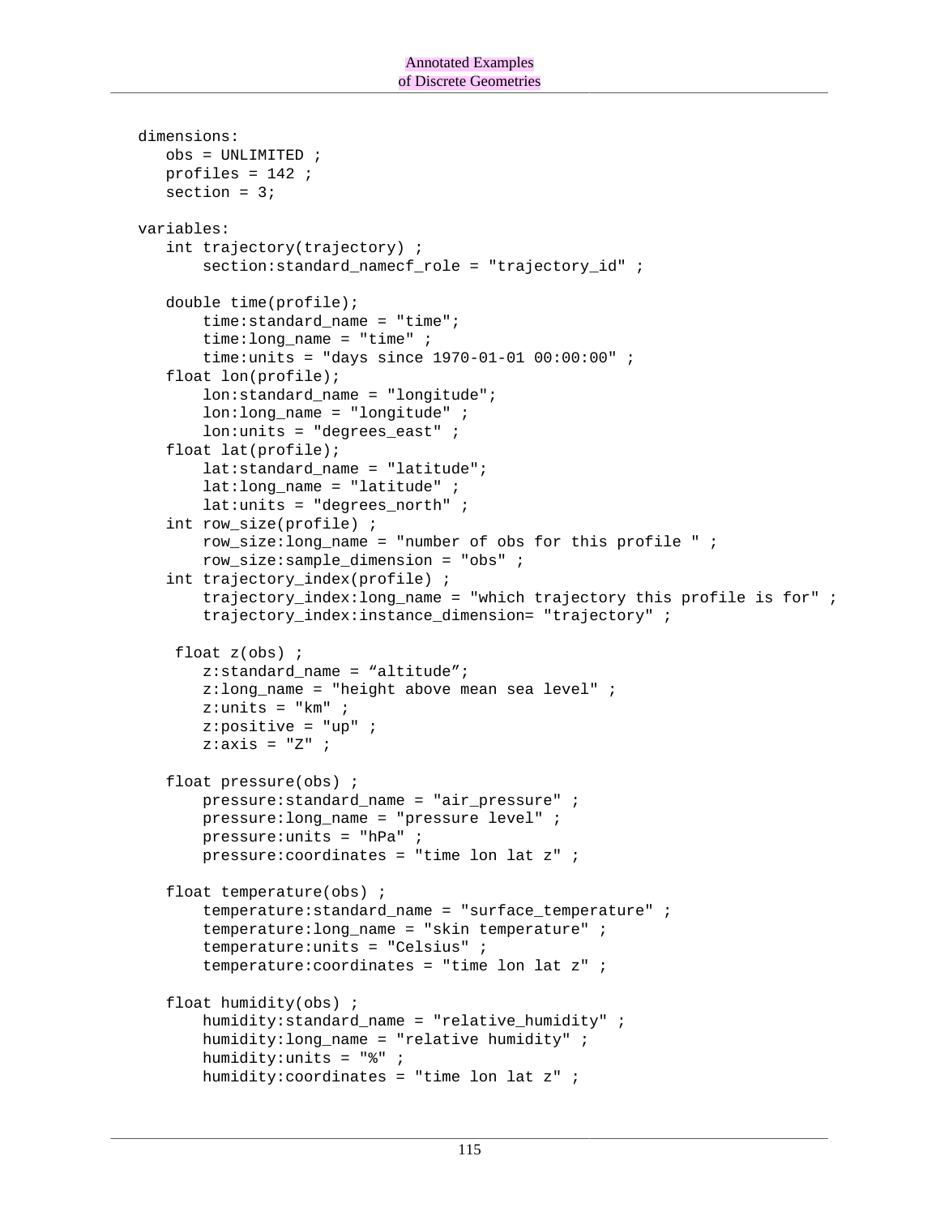```
dimensions:
   obs = UNLIMITED ;
   profiles = 142 ;
   section = 3;

variables:
   int trajectory(trajectory) ;
       section:standard_namecf_role = "trajectory_id" ;

   double time(profile);
       time:standard_name = "time";
       time:long_name = "time" ;
       time:units = "days since 1970-01-01 00:00:00" ;
   float lon(profile);
       lon:standard_name = "longitude";
       lon:long_name = "longitude" ;
       lon:units = "degrees_east" ;
   float lat(profile);
       lat:standard_name = "latitude";
       lat:long_name = "latitude" ;
       lat:units = "degrees_north" ;
   int row_size(profile) ;
       row_size:long_name = "number of obs for this profile " ;
       row_size:sample_dimension = "obs" ;
   int trajectory_index(profile) ;
       trajectory_index:long_name = "which trajectory this profile is for" ;
       trajectory_index:instance_dimension= "trajectory" ;

    float z(obs) ;
       z:standard_name = “altitude”;
       z:long_name = "height above mean sea level" ;
       z:units = "km" ;
       z:positive = "up" ;
       z:axis = "Z" ;

   float pressure(obs) ;
       pressure:standard_name = "air_pressure" ;
       pressure:long_name = "pressure level" ;
       pressure:units = "hPa" ;
       pressure:coordinates = "time lon lat z" ;

   float temperature(obs) ;
       temperature:standard_name = "surface_temperature" ;
       temperature:long_name = "skin temperature" ;
       temperature:units = "Celsius" ;
       temperature:coordinates = "time lon lat z" ;

   float humidity(obs) ;
       humidity:standard_name = "relative_humidity" ;
       humidity:long_name = "relative humidity" ;
       humidity:units = "%" ;
       humidity:coordinates = "time lon lat z" ;
```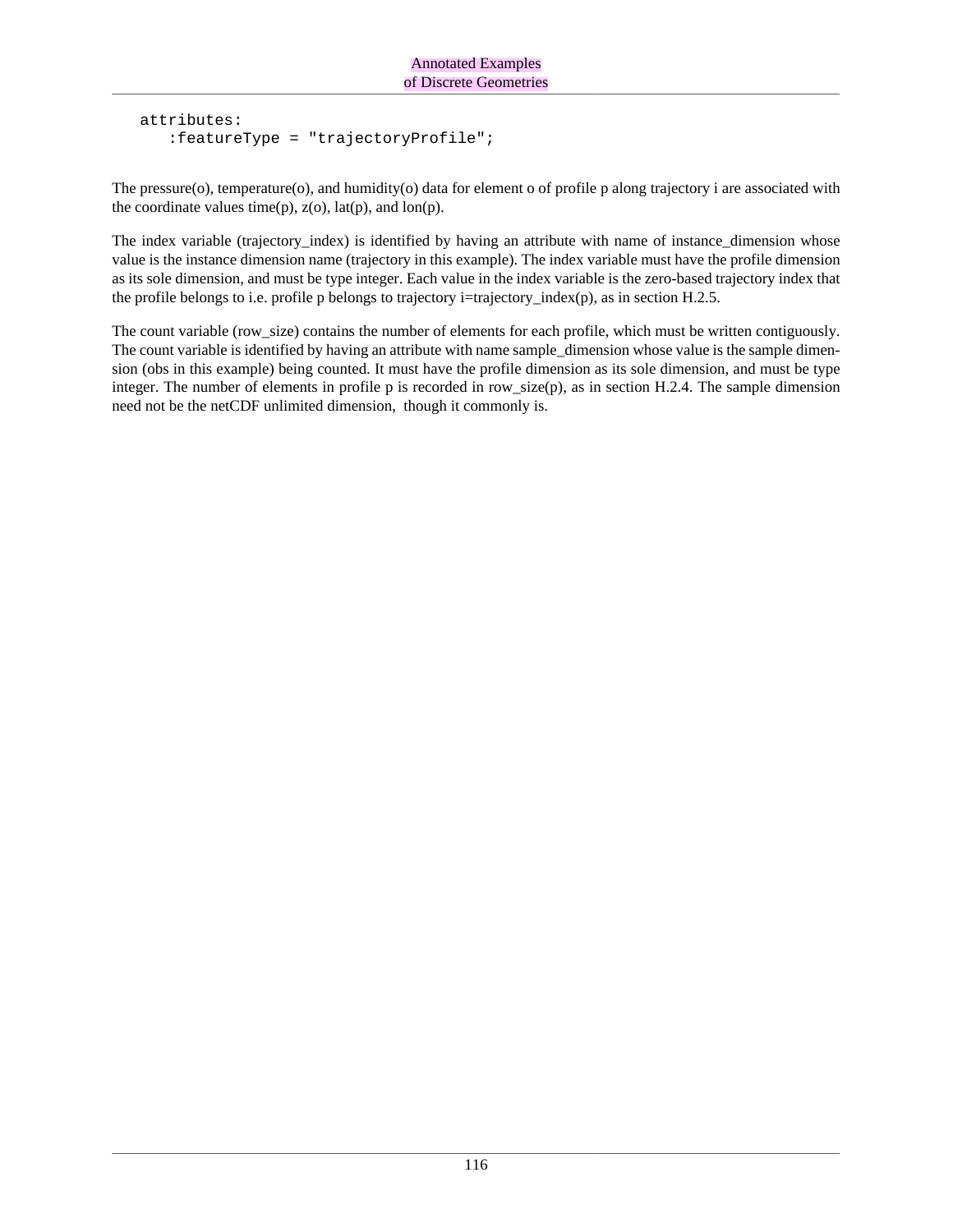```
attributes:
   :featureType = "trajectoryProfile";
```

The pressure(o), temperature(o), and humidity(o) data for element o of profile p along trajectory i are associated with the coordinate values time(p), z(o), lat(p), and lon(p).

The index variable (trajectory_index) is identified by having an attribute with name of instance_dimension whose value is the instance dimension name (trajectory in this example). The index variable must have the profile dimension as its sole dimension, and must be type integer. Each value in the index variable is the zero-based trajectory index that the profile belongs to i.e. profile p belongs to trajectory i=trajectory_index(p), as in section H.2.5.

The count variable (row_size) contains the number of elements for each profile, which must be written contiguously. The count variable is identified by having an attribute with name sample_dimension whose value is the sample dimension (obs in this example) being counted. It must have the profile dimension as its sole dimension, and must be type integer. The number of elements in profile p is recorded in row_size(p), as in section H.2.4. The sample dimension need not be the netCDF unlimited dimension, though it commonly is.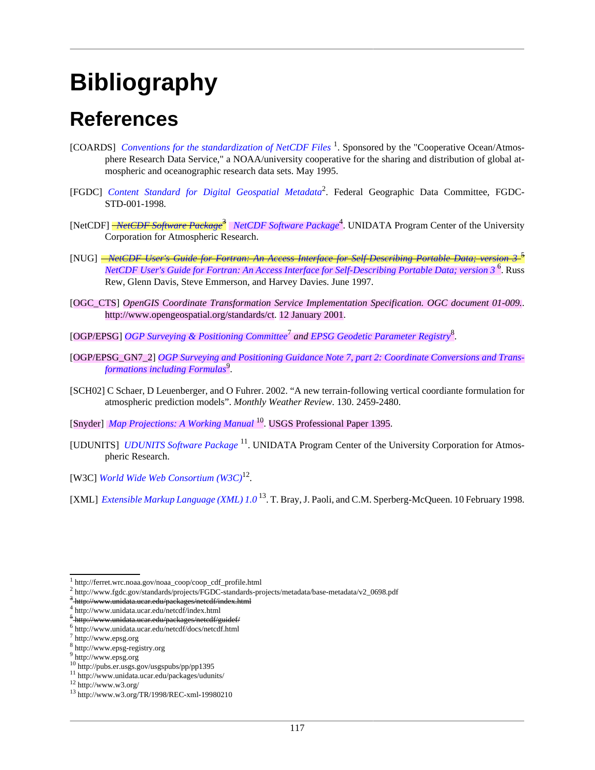# Bibliography

## References

[COARDS] *Conventions for the standardization of NetCDF Files* [1]. Sponsored by the "Cooperative Ocean/Atmosphere Research Data Service," a NOAA/university cooperative for the sharing and distribution of global atmospheric and oceanographic research data sets. May 1995.

[FGDC] *Content Standard for Digital Geospatial Metadata*[2]. Federal Geographic Data Committee, FGDC-STD-001-1998.

[NetCDF] ~~*NetCDF Software Package*~~[3] *NetCDF Software Package*[4]. UNIDATA Program Center of the University Corporation for Atmospheric Research.

[NUG] ~~*NetCDF User's Guide for Fortran: An Access Interface for Self-Describing Portable Data; version 3*~~ [5] *NetCDF User's Guide for Fortran: An Access Interface for Self-Describing Portable Data; version 3* [6]. Russ Rew, Glenn Davis, Steve Emmerson, and Harvey Davies. June 1997.

[OGC_CTS] *OpenGIS Coordinate Transformation Service Implementation Specification. OGC document 01-009.*. http://www.opengeospatial.org/standards/ct. 12 January 2001.

[OGP/EPSG] *OGP Surveying & Positioning Committee*[7] *and EPSG Geodetic Parameter Registry*[8].

[OGP/EPSG_GN7_2] *OGP Surveying and Positioning Guidance Note 7, part 2: Coordinate Conversions and Transformations including Formulas*[9].

[SCH02] C Schaer, D Leuenberger, and O Fuhrer. 2002. "A new terrain-following vertical coordiante formulation for atmospheric prediction models". *Monthly Weather Review*. 130. 2459-2480.

[Snyder] *Map Projections: A Working Manual* [10]. USGS Professional Paper 1395.

[UDUNITS] *UDUNITS Software Package* [11]. UNIDATA Program Center of the University Corporation for Atmospheric Research.

[W3C] *World Wide Web Consortium (W3C)*[12].

[XML] *Extensible Markup Language (XML) 1.0* [13]. T. Bray, J. Paoli, and C.M. Sperberg-McQueen. 10 February 1998.

---

[1] http://ferret.wrc.noaa.gov/noaa_coop/coop_cdf_profile.html
[2] http://www.fgdc.gov/standards/projects/FGDC-standards-projects/metadata/base-metadata/v2_0698.pdf
[3] ~~http://www.unidata.ucar.edu/packages/netcdf/index.html~~
[4] http://www.unidata.ucar.edu/netcdf/index.html
[5] ~~http://www.unidata.ucar.edu/packages/netcdf/guidef/~~
[6] http://www.unidata.ucar.edu/netcdf/docs/netcdf.html
[7] http://www.epsg.org
[8] http://www.epsg-registry.org
[9] http://www.epsg.org
[10] http://pubs.er.usgs.gov/usgspubs/pp/pp1395
[11] http://www.unidata.ucar.edu/packages/udunits/
[12] http://www.w3.org/
[13] http://www.w3.org/TR/1998/REC-xml-19980210